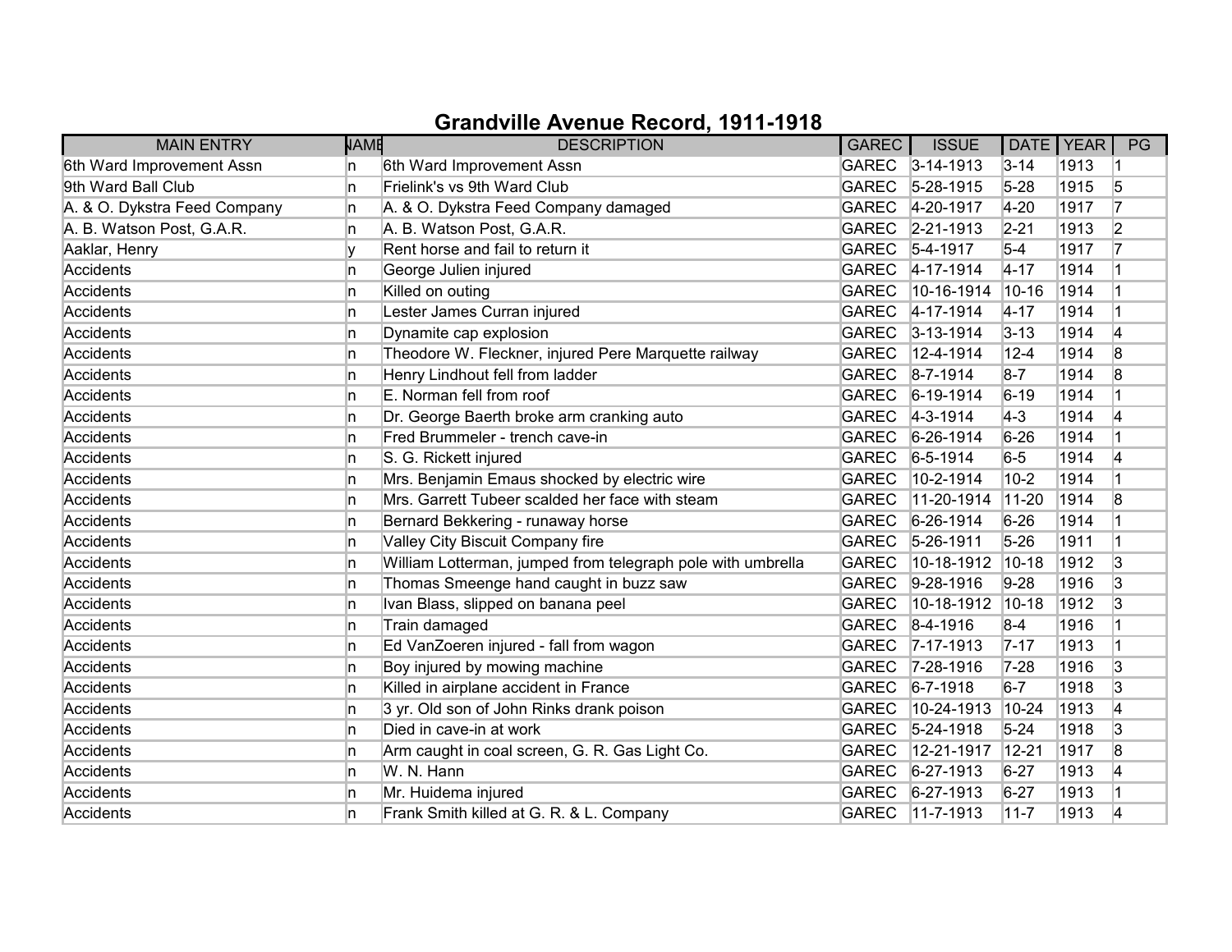# Grandville Avenue Record, 1911-1918

| MAIN ENTRY | NAME | DESCRIPTION | GAREC | ISSUE | DATE | YEAR | PG |
|---|---|---|---|---|---|---|---|
| 6th Ward Improvement Assn | n | 6th Ward Improvement Assn | GAREC | 3-14-1913 | 3-14 | 1913 | 1 |
| 9th Ward Ball Club | n | Frielink's vs 9th Ward Club | GAREC | 5-28-1915 | 5-28 | 1915 | 5 |
| A. & O. Dykstra Feed Company | n | A. & O. Dykstra Feed Company damaged | GAREC | 4-20-1917 | 4-20 | 1917 | 7 |
| A. B. Watson Post, G.A.R. | n | A. B. Watson Post, G.A.R. | GAREC | 2-21-1913 | 2-21 | 1913 | 2 |
| Aaklar, Henry | y | Rent horse and fail to return it | GAREC | 5-4-1917 | 5-4 | 1917 | 7 |
| Accidents | n | George Julien injured | GAREC | 4-17-1914 | 4-17 | 1914 | 1 |
| Accidents | n | Killed on outing | GAREC | 10-16-1914 | 10-16 | 1914 | 1 |
| Accidents | n | Lester James Curran injured | GAREC | 4-17-1914 | 4-17 | 1914 | 1 |
| Accidents | n | Dynamite cap explosion | GAREC | 3-13-1914 | 3-13 | 1914 | 4 |
| Accidents | n | Theodore W. Fleckner, injured Pere Marquette railway | GAREC | 12-4-1914 | 12-4 | 1914 | 8 |
| Accidents | n | Henry Lindhout fell from ladder | GAREC | 8-7-1914 | 8-7 | 1914 | 8 |
| Accidents | n | E. Norman fell from roof | GAREC | 6-19-1914 | 6-19 | 1914 | 1 |
| Accidents | n | Dr. George Baerth broke arm cranking auto | GAREC | 4-3-1914 | 4-3 | 1914 | 4 |
| Accidents | n | Fred Brummeler - trench cave-in | GAREC | 6-26-1914 | 6-26 | 1914 | 1 |
| Accidents | n | S. G. Rickett injured | GAREC | 6-5-1914 | 6-5 | 1914 | 4 |
| Accidents | n | Mrs. Benjamin Emaus shocked by electric wire | GAREC | 10-2-1914 | 10-2 | 1914 | 1 |
| Accidents | n | Mrs. Garrett Tubeer scalded her face with steam | GAREC | 11-20-1914 | 11-20 | 1914 | 8 |
| Accidents | n | Bernard Bekkering - runaway horse | GAREC | 6-26-1914 | 6-26 | 1914 | 1 |
| Accidents | n | Valley City Biscuit Company fire | GAREC | 5-26-1911 | 5-26 | 1911 | 1 |
| Accidents | n | William Lotterman, jumped from telegraph pole with umbrella | GAREC | 10-18-1912 | 10-18 | 1912 | 3 |
| Accidents | n | Thomas Smeenge hand caught in buzz saw | GAREC | 9-28-1916 | 9-28 | 1916 | 3 |
| Accidents | n | Ivan Blass, slipped on banana peel | GAREC | 10-18-1912 | 10-18 | 1912 | 3 |
| Accidents | n | Train damaged | GAREC | 8-4-1916 | 8-4 | 1916 | 1 |
| Accidents | n | Ed VanZoeren injured - fall from wagon | GAREC | 7-17-1913 | 7-17 | 1913 | 1 |
| Accidents | n | Boy injured by mowing machine | GAREC | 7-28-1916 | 7-28 | 1916 | 3 |
| Accidents | n | Killed in airplane accident in France | GAREC | 6-7-1918 | 6-7 | 1918 | 3 |
| Accidents | n | 3 yr. Old son of John Rinks drank poison | GAREC | 10-24-1913 | 10-24 | 1913 | 4 |
| Accidents | n | Died in cave-in at work | GAREC | 5-24-1918 | 5-24 | 1918 | 3 |
| Accidents | n | Arm caught in coal screen, G. R. Gas Light Co. | GAREC | 12-21-1917 | 12-21 | 1917 | 8 |
| Accidents | n | W. N. Hann | GAREC | 6-27-1913 | 6-27 | 1913 | 4 |
| Accidents | n | Mr. Huidema injured | GAREC | 6-27-1913 | 6-27 | 1913 | 1 |
| Accidents | n | Frank Smith killed at G. R. & L. Company | GAREC | 11-7-1913 | 11-7 | 1913 | 4 |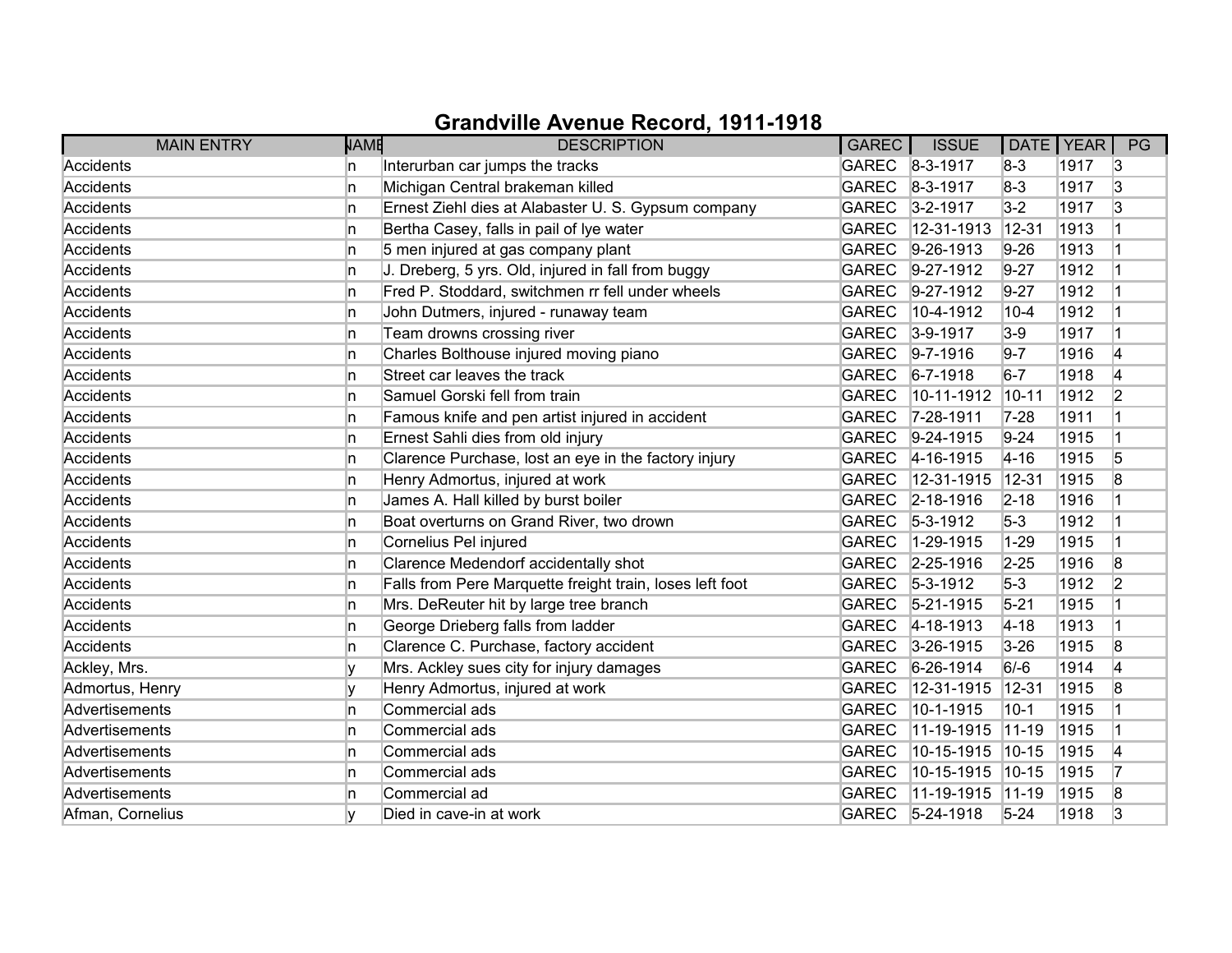# Grandville Avenue Record, 1911-1918

| MAIN ENTRY | NAME | DESCRIPTION | GAREC | ISSUE | DATE | YEAR | PG |
|---|---|---|---|---|---|---|---|
| Accidents | n | Interurban car jumps the tracks | GAREC | 8-3-1917 | 8-3 | 1917 | 3 |
| Accidents | n | Michigan Central brakeman killed | GAREC | 8-3-1917 | 8-3 | 1917 | 3 |
| Accidents | n | Ernest Ziehl dies at Alabaster U. S. Gypsum company | GAREC | 3-2-1917 | 3-2 | 1917 | 3 |
| Accidents | n | Bertha Casey, falls in pail of lye water | GAREC | 12-31-1913 | 12-31 | 1913 | 1 |
| Accidents | n | 5 men injured at gas company plant | GAREC | 9-26-1913 | 9-26 | 1913 | 1 |
| Accidents | n | J. Dreberg, 5 yrs. Old, injured in fall from buggy | GAREC | 9-27-1912 | 9-27 | 1912 | 1 |
| Accidents | n | Fred P. Stoddard, switchmen rr fell under wheels | GAREC | 9-27-1912 | 9-27 | 1912 | 1 |
| Accidents | n | John Dutmers, injured - runaway team | GAREC | 10-4-1912 | 10-4 | 1912 | 1 |
| Accidents | n | Team drowns crossing river | GAREC | 3-9-1917 | 3-9 | 1917 | 1 |
| Accidents | n | Charles Bolthouse injured moving piano | GAREC | 9-7-1916 | 9-7 | 1916 | 4 |
| Accidents | n | Street car leaves the track | GAREC | 6-7-1918 | 6-7 | 1918 | 4 |
| Accidents | n | Samuel Gorski fell from train | GAREC | 10-11-1912 | 10-11 | 1912 | 2 |
| Accidents | n | Famous knife and pen artist injured in accident | GAREC | 7-28-1911 | 7-28 | 1911 | 1 |
| Accidents | n | Ernest Sahli dies from old injury | GAREC | 9-24-1915 | 9-24 | 1915 | 1 |
| Accidents | n | Clarence Purchase, lost an eye in the factory injury | GAREC | 4-16-1915 | 4-16 | 1915 | 5 |
| Accidents | n | Henry Admortus, injured at work | GAREC | 12-31-1915 | 12-31 | 1915 | 8 |
| Accidents | n | James A. Hall killed by burst boiler | GAREC | 2-18-1916 | 2-18 | 1916 | 1 |
| Accidents | n | Boat overturns on Grand River, two drown | GAREC | 5-3-1912 | 5-3 | 1912 | 1 |
| Accidents | n | Cornelius Pel injured | GAREC | 1-29-1915 | 1-29 | 1915 | 1 |
| Accidents | n | Clarence Medendorf accidentally shot | GAREC | 2-25-1916 | 2-25 | 1916 | 8 |
| Accidents | n | Falls from Pere Marquette freight train, loses left foot | GAREC | 5-3-1912 | 5-3 | 1912 | 2 |
| Accidents | n | Mrs. DeReuter hit by large tree branch | GAREC | 5-21-1915 | 5-21 | 1915 | 1 |
| Accidents | n | George Drieberg falls from ladder | GAREC | 4-18-1913 | 4-18 | 1913 | 1 |
| Accidents | n | Clarence C. Purchase, factory accident | GAREC | 3-26-1915 | 3-26 | 1915 | 8 |
| Ackley, Mrs. | y | Mrs. Ackley sues city for injury damages | GAREC | 6-26-1914 | 6/-6 | 1914 | 4 |
| Admortus, Henry | y | Henry Admortus, injured at work | GAREC | 12-31-1915 | 12-31 | 1915 | 8 |
| Advertisements | n | Commercial ads | GAREC | 10-1-1915 | 10-1 | 1915 | 1 |
| Advertisements | n | Commercial ads | GAREC | 11-19-1915 | 11-19 | 1915 | 1 |
| Advertisements | n | Commercial ads | GAREC | 10-15-1915 | 10-15 | 1915 | 4 |
| Advertisements | n | Commercial ads | GAREC | 10-15-1915 | 10-15 | 1915 | 7 |
| Advertisements | n | Commercial ad | GAREC | 11-19-1915 | 11-19 | 1915 | 8 |
| Afman, Cornelius | y | Died in cave-in at work | GAREC | 5-24-1918 | 5-24 | 1918 | 3 |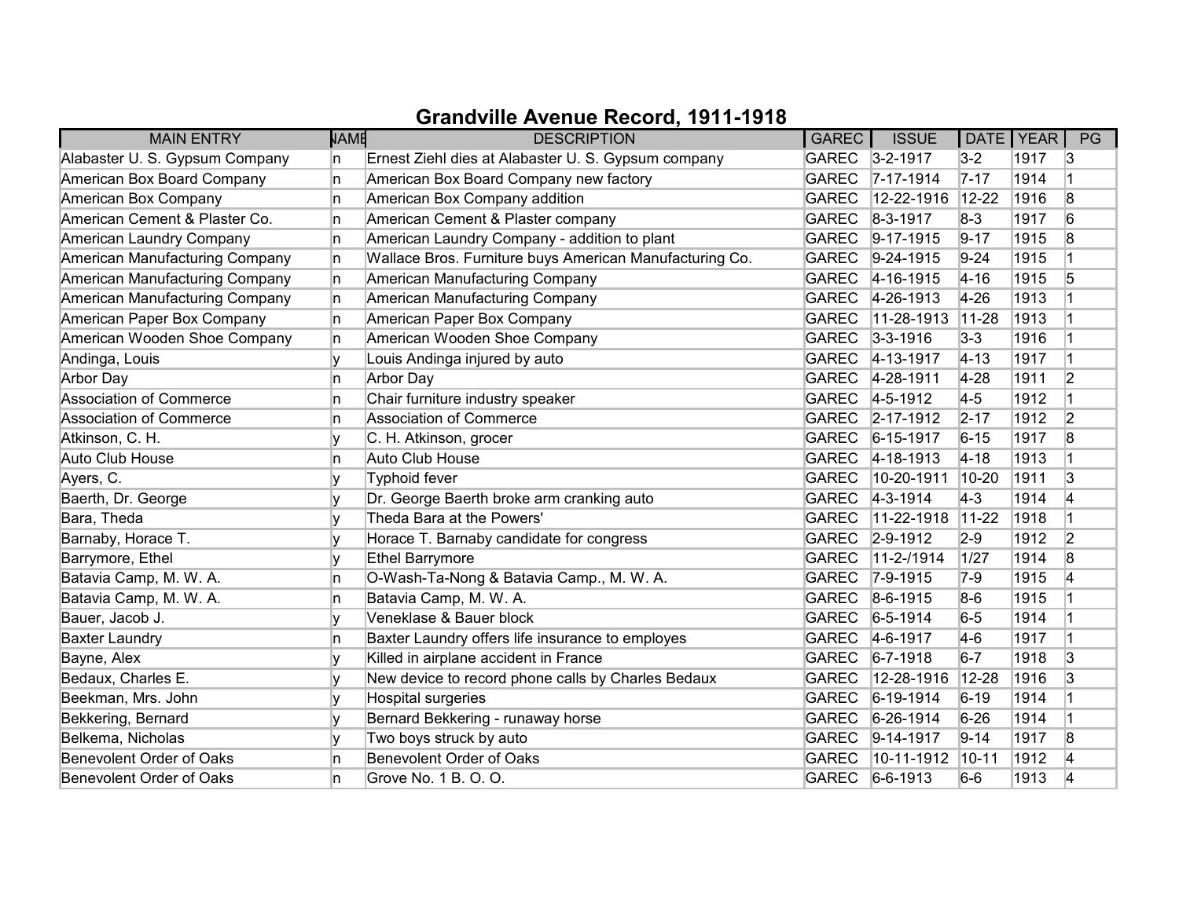# Grandville Avenue Record, 1911-1918

| MAIN ENTRY | NAME | DESCRIPTION | GAREC | ISSUE | DATE | YEAR | PG |
|---|---|---|---|---|---|---|---|
| Alabaster U. S. Gypsum Company | n | Ernest Ziehl dies at Alabaster U. S. Gypsum company | GAREC | 3-2-1917 | 3-2 | 1917 | 3 |
| American Box Board Company | n | American Box Board Company new factory | GAREC | 7-17-1914 | 7-17 | 1914 | 1 |
| American Box Company | n | American Box Company addition | GAREC | 12-22-1916 | 12-22 | 1916 | 8 |
| American Cement & Plaster Co. | n | American Cement & Plaster company | GAREC | 8-3-1917 | 8-3 | 1917 | 6 |
| American Laundry Company | n | American Laundry Company - addition to plant | GAREC | 9-17-1915 | 9-17 | 1915 | 8 |
| American Manufacturing Company | n | Wallace Bros. Furniture buys American Manufacturing Co. | GAREC | 9-24-1915 | 9-24 | 1915 | 1 |
| American Manufacturing Company | n | American Manufacturing Company | GAREC | 4-16-1915 | 4-16 | 1915 | 5 |
| American Manufacturing Company | n | American Manufacturing Company | GAREC | 4-26-1913 | 4-26 | 1913 | 1 |
| American Paper Box Company | n | American Paper Box Company | GAREC | 11-28-1913 | 11-28 | 1913 | 1 |
| American Wooden Shoe Company | n | American Wooden Shoe Company | GAREC | 3-3-1916 | 3-3 | 1916 | 1 |
| Andinga, Louis | y | Louis Andinga injured by auto | GAREC | 4-13-1917 | 4-13 | 1917 | 1 |
| Arbor Day | n | Arbor Day | GAREC | 4-28-1911 | 4-28 | 1911 | 2 |
| Association of Commerce | n | Chair furniture industry speaker | GAREC | 4-5-1912 | 4-5 | 1912 | 1 |
| Association of Commerce | n | Association of Commerce | GAREC | 2-17-1912 | 2-17 | 1912 | 2 |
| Atkinson, C. H. | y | C. H. Atkinson, grocer | GAREC | 6-15-1917 | 6-15 | 1917 | 8 |
| Auto Club House | n | Auto Club House | GAREC | 4-18-1913 | 4-18 | 1913 | 1 |
| Ayers, C. | y | Typhoid fever | GAREC | 10-20-1911 | 10-20 | 1911 | 3 |
| Baerth, Dr. George | y | Dr. George Baerth broke arm cranking auto | GAREC | 4-3-1914 | 4-3 | 1914 | 4 |
| Bara, Theda | y | Theda Bara at the Powers' | GAREC | 11-22-1918 | 11-22 | 1918 | 1 |
| Barnaby, Horace T. | y | Horace T. Barnaby candidate for congress | GAREC | 2-9-1912 | 2-9 | 1912 | 2 |
| Barrymore, Ethel | y | Ethel Barrymore | GAREC | 11-2-/1914 | 1/27 | 1914 | 8 |
| Batavia Camp, M. W. A. | n | O-Wash-Ta-Nong & Batavia Camp., M. W. A. | GAREC | 7-9-1915 | 7-9 | 1915 | 4 |
| Batavia Camp, M. W. A. | n | Batavia Camp, M. W. A. | GAREC | 8-6-1915 | 8-6 | 1915 | 1 |
| Bauer, Jacob J. | y | Veneklase & Bauer block | GAREC | 6-5-1914 | 6-5 | 1914 | 1 |
| Baxter Laundry | n | Baxter Laundry offers life insurance to employes | GAREC | 4-6-1917 | 4-6 | 1917 | 1 |
| Bayne, Alex | y | Killed in airplane accident in France | GAREC | 6-7-1918 | 6-7 | 1918 | 3 |
| Bedaux, Charles E. | y | New device to record phone calls by Charles Bedaux | GAREC | 12-28-1916 | 12-28 | 1916 | 3 |
| Beekman, Mrs. John | y | Hospital surgeries | GAREC | 6-19-1914 | 6-19 | 1914 | 1 |
| Bekkering, Bernard | y | Bernard Bekkering - runaway horse | GAREC | 6-26-1914 | 6-26 | 1914 | 1 |
| Belkema, Nicholas | y | Two boys struck by auto | GAREC | 9-14-1917 | 9-14 | 1917 | 8 |
| Benevolent Order of Oaks | n | Benevolent Order of Oaks | GAREC | 10-11-1912 | 10-11 | 1912 | 4 |
| Benevolent Order of Oaks | n | Grove No. 1 B. O. O. | GAREC | 6-6-1913 | 6-6 | 1913 | 4 |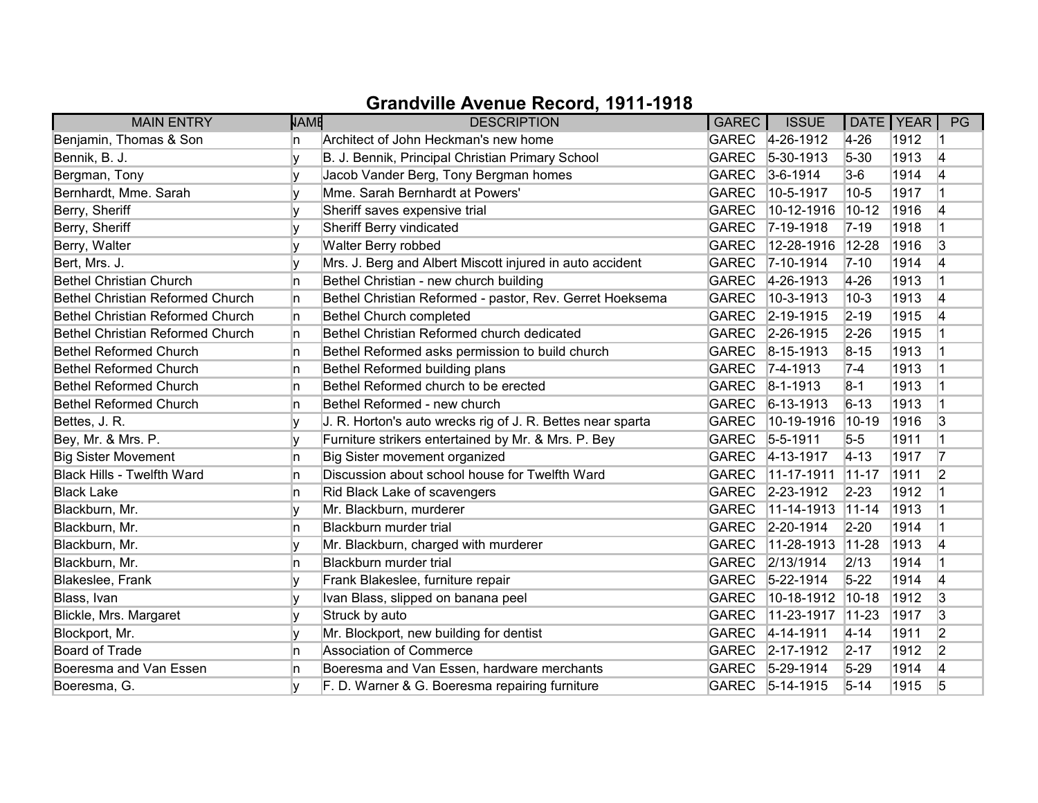# Grandville Avenue Record, 1911-1918

| MAIN ENTRY | NAME | DESCRIPTION | GAREC | ISSUE | DATE | YEAR | PG |
|---|---|---|---|---|---|---|---|
| Benjamin, Thomas & Son | n | Architect of John Heckman's new home | GAREC | 4-26-1912 | 4-26 | 1912 | 1 |
| Bennik, B. J. | y | B. J. Bennik, Principal Christian Primary School | GAREC | 5-30-1913 | 5-30 | 1913 | 4 |
| Bergman, Tony | y | Jacob Vander Berg, Tony Bergman homes | GAREC | 3-6-1914 | 3-6 | 1914 | 4 |
| Bernhardt, Mme. Sarah | y | Mme. Sarah Bernhardt at Powers' | GAREC | 10-5-1917 | 10-5 | 1917 | 1 |
| Berry, Sheriff | y | Sheriff saves expensive trial | GAREC | 10-12-1916 | 10-12 | 1916 | 4 |
| Berry, Sheriff | y | Sheriff Berry vindicated | GAREC | 7-19-1918 | 7-19 | 1918 | 1 |
| Berry, Walter | y | Walter Berry robbed | GAREC | 12-28-1916 | 12-28 | 1916 | 3 |
| Bert, Mrs. J. | y | Mrs. J. Berg and Albert Miscott injured in auto accident | GAREC | 7-10-1914 | 7-10 | 1914 | 4 |
| Bethel Christian Church | n | Bethel Christian - new church building | GAREC | 4-26-1913 | 4-26 | 1913 | 1 |
| Bethel Christian Reformed Church | n | Bethel Christian Reformed - pastor, Rev. Gerret Hoeksema | GAREC | 10-3-1913 | 10-3 | 1913 | 4 |
| Bethel Christian Reformed Church | n | Bethel Church completed | GAREC | 2-19-1915 | 2-19 | 1915 | 4 |
| Bethel Christian Reformed Church | n | Bethel Christian Reformed church dedicated | GAREC | 2-26-1915 | 2-26 | 1915 | 1 |
| Bethel Reformed Church | n | Bethel Reformed asks permission to build church | GAREC | 8-15-1913 | 8-15 | 1913 | 1 |
| Bethel Reformed Church | n | Bethel Reformed building plans | GAREC | 7-4-1913 | 7-4 | 1913 | 1 |
| Bethel Reformed Church | n | Bethel Reformed church to be erected | GAREC | 8-1-1913 | 8-1 | 1913 | 1 |
| Bethel Reformed Church | n | Bethel Reformed - new church | GAREC | 6-13-1913 | 6-13 | 1913 | 1 |
| Bettes, J. R. | y | J. R. Horton's auto wrecks rig of J. R. Bettes near sparta | GAREC | 10-19-1916 | 10-19 | 1916 | 3 |
| Bey, Mr. & Mrs. P. | y | Furniture strikers entertained by Mr. & Mrs. P. Bey | GAREC | 5-5-1911 | 5-5 | 1911 | 1 |
| Big Sister Movement | n | Big Sister movement organized | GAREC | 4-13-1917 | 4-13 | 1917 | 7 |
| Black Hills - Twelfth Ward | n | Discussion about school house for Twelfth Ward | GAREC | 11-17-1911 | 11-17 | 1911 | 2 |
| Black Lake | n | Rid Black Lake of scavengers | GAREC | 2-23-1912 | 2-23 | 1912 | 1 |
| Blackburn, Mr. | y | Mr. Blackburn, murderer | GAREC | 11-14-1913 | 11-14 | 1913 | 1 |
| Blackburn, Mr. | n | Blackburn murder trial | GAREC | 2-20-1914 | 2-20 | 1914 | 1 |
| Blackburn, Mr. | y | Mr. Blackburn, charged with murderer | GAREC | 11-28-1913 | 11-28 | 1913 | 4 |
| Blackburn, Mr. | n | Blackburn murder trial | GAREC | 2/13/1914 | 2/13 | 1914 | 1 |
| Blakeslee, Frank | y | Frank Blakeslee, furniture repair | GAREC | 5-22-1914 | 5-22 | 1914 | 4 |
| Blass, Ivan | y | Ivan Blass, slipped on banana peel | GAREC | 10-18-1912 | 10-18 | 1912 | 3 |
| Blickle, Mrs. Margaret | y | Struck by auto | GAREC | 11-23-1917 | 11-23 | 1917 | 3 |
| Blockport, Mr. | y | Mr. Blockport, new building for dentist | GAREC | 4-14-1911 | 4-14 | 1911 | 2 |
| Board of Trade | n | Association of Commerce | GAREC | 2-17-1912 | 2-17 | 1912 | 2 |
| Boeresma and Van Essen | n | Boeresma and Van Essen, hardware merchants | GAREC | 5-29-1914 | 5-29 | 1914 | 4 |
| Boeresma, G. | y | F. D. Warner & G. Boeresma repairing furniture | GAREC | 5-14-1915 | 5-14 | 1915 | 5 |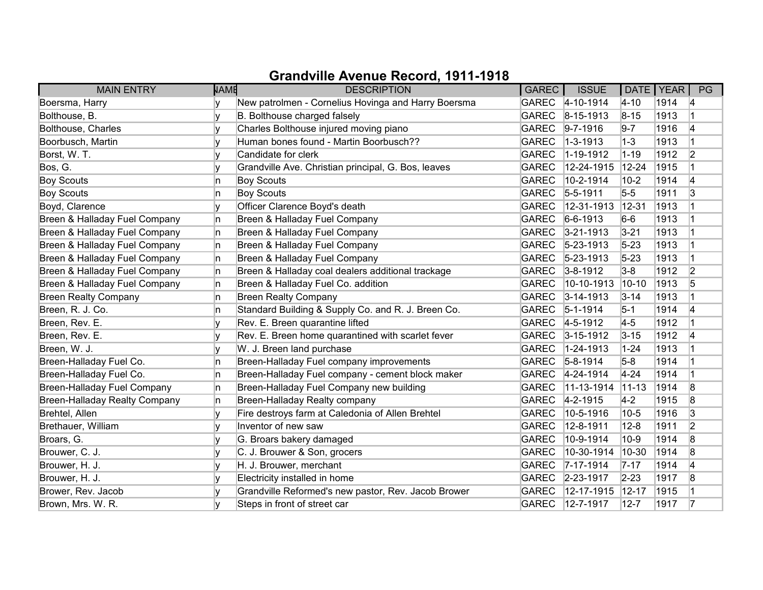# Grandville Avenue Record, 1911-1918

| MAIN ENTRY | NAME | DESCRIPTION | GAREC | ISSUE | DATE | YEAR | PG |
|---|---|---|---|---|---|---|---|
| Boersma, Harry | y | New patrolmen - Cornelius Hovinga and Harry Boersma | GAREC | 4-10-1914 | 4-10 | 1914 | 4 |
| Bolthouse, B. | y | B. Bolthouse charged falsely | GAREC | 8-15-1913 | 8-15 | 1913 | 1 |
| Bolthouse, Charles | y | Charles Bolthouse injured moving piano | GAREC | 9-7-1916 | 9-7 | 1916 | 4 |
| Boorbusch, Martin | y | Human bones found - Martin Boorbusch?? | GAREC | 1-3-1913 | 1-3 | 1913 | 1 |
| Borst, W. T. | y | Candidate for clerk | GAREC | 1-19-1912 | 1-19 | 1912 | 2 |
| Bos, G. | y | Grandville Ave. Christian principal, G. Bos, leaves | GAREC | 12-24-1915 | 12-24 | 1915 | 1 |
| Boy Scouts | n | Boy Scouts | GAREC | 10-2-1914 | 10-2 | 1914 | 4 |
| Boy Scouts | n | Boy Scouts | GAREC | 5-5-1911 | 5-5 | 1911 | 3 |
| Boyd, Clarence | y | Officer Clarence Boyd's death | GAREC | 12-31-1913 | 12-31 | 1913 | 1 |
| Breen & Halladay Fuel Company | n | Breen & Halladay Fuel Company | GAREC | 6-6-1913 | 6-6 | 1913 | 1 |
| Breen & Halladay Fuel Company | n | Breen & Halladay Fuel Company | GAREC | 3-21-1913 | 3-21 | 1913 | 1 |
| Breen & Halladay Fuel Company | n | Breen & Halladay Fuel Company | GAREC | 5-23-1913 | 5-23 | 1913 | 1 |
| Breen & Halladay Fuel Company | n | Breen & Halladay Fuel Company | GAREC | 5-23-1913 | 5-23 | 1913 | 1 |
| Breen & Halladay Fuel Company | n | Breen & Halladay coal dealers additional trackage | GAREC | 3-8-1912 | 3-8 | 1912 | 2 |
| Breen & Halladay Fuel Company | n | Breen & Halladay Fuel Co. addition | GAREC | 10-10-1913 | 10-10 | 1913 | 5 |
| Breen Realty Company | n | Breen Realty Company | GAREC | 3-14-1913 | 3-14 | 1913 | 1 |
| Breen, R. J. Co. | n | Standard Building & Supply Co. and R. J. Breen Co. | GAREC | 5-1-1914 | 5-1 | 1914 | 4 |
| Breen, Rev. E. | y | Rev. E. Breen quarantine lifted | GAREC | 4-5-1912 | 4-5 | 1912 | 1 |
| Breen, Rev. E. | y | Rev. E. Breen home quarantined with scarlet fever | GAREC | 3-15-1912 | 3-15 | 1912 | 4 |
| Breen, W. J. | y | W. J. Breen land purchase | GAREC | 1-24-1913 | 1-24 | 1913 | 1 |
| Breen-Halladay Fuel Co. | n | Breen-Halladay Fuel company improvements | GAREC | 5-8-1914 | 5-8 | 1914 | 1 |
| Breen-Halladay Fuel Co. | n | Breen-Halladay Fuel company - cement block maker | GAREC | 4-24-1914 | 4-24 | 1914 | 1 |
| Breen-Halladay Fuel Company | n | Breen-Halladay Fuel Company new building | GAREC | 11-13-1914 | 11-13 | 1914 | 8 |
| Breen-Halladay Realty Company | n | Breen-Halladay Realty company | GAREC | 4-2-1915 | 4-2 | 1915 | 8 |
| Brehtel, Allen | y | Fire destroys farm at Caledonia of Allen Brehtel | GAREC | 10-5-1916 | 10-5 | 1916 | 3 |
| Brethauer, William | y | Inventor of new saw | GAREC | 12-8-1911 | 12-8 | 1911 | 2 |
| Broars, G. | y | G. Broars bakery damaged | GAREC | 10-9-1914 | 10-9 | 1914 | 8 |
| Brouwer, C. J. | y | C. J. Brouwer & Son, grocers | GAREC | 10-30-1914 | 10-30 | 1914 | 8 |
| Brouwer, H. J. | y | H. J. Brouwer, merchant | GAREC | 7-17-1914 | 7-17 | 1914 | 4 |
| Brouwer, H. J. | y | Electricity installed in home | GAREC | 2-23-1917 | 2-23 | 1917 | 8 |
| Brower, Rev. Jacob | y | Grandville Reformed's new pastor, Rev. Jacob Brower | GAREC | 12-17-1915 | 12-17 | 1915 | 1 |
| Brown, Mrs. W. R. | y | Steps in front of street car | GAREC | 12-7-1917 | 12-7 | 1917 | 7 |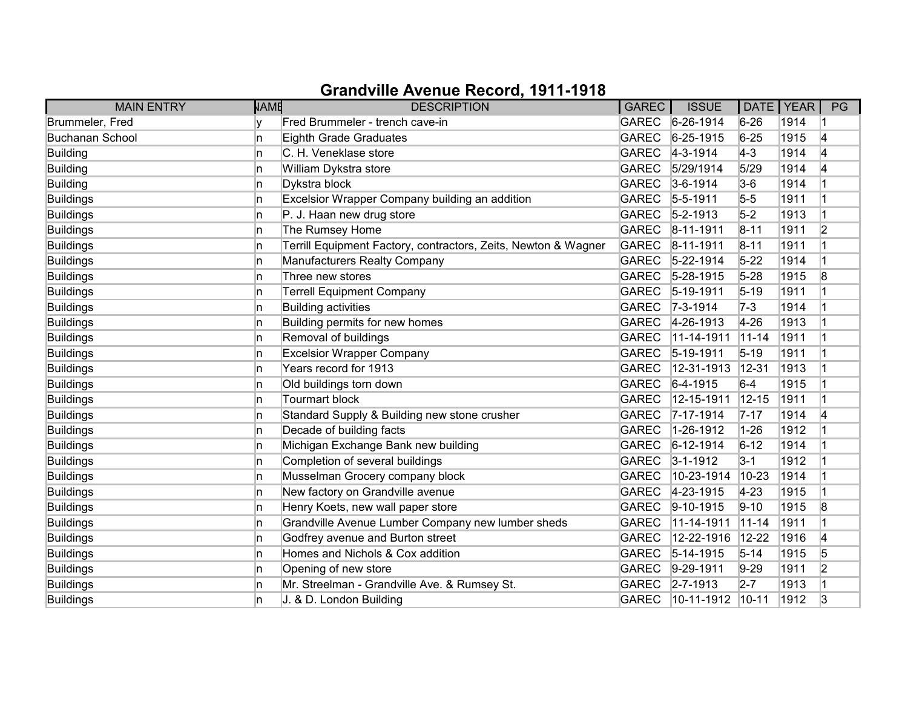# Grandville Avenue Record, 1911-1918

| MAIN ENTRY | NAME | DESCRIPTION | GAREC | ISSUE | DATE | YEAR | PG |
|---|---|---|---|---|---|---|---|
| Brummeler, Fred | y | Fred Brummeler - trench cave-in | GAREC | 6-26-1914 | 6-26 | 1914 | 1 |
| Buchanan School | n | Eighth Grade Graduates | GAREC | 6-25-1915 | 6-25 | 1915 | 4 |
| Building | n | C. H. Veneklase store | GAREC | 4-3-1914 | 4-3 | 1914 | 4 |
| Building | n | William Dykstra store | GAREC | 5/29/1914 | 5/29 | 1914 | 4 |
| Building | n | Dykstra block | GAREC | 3-6-1914 | 3-6 | 1914 | 1 |
| Buildings | n | Excelsior Wrapper Company building an addition | GAREC | 5-5-1911 | 5-5 | 1911 | 1 |
| Buildings | n | P. J. Haan new drug store | GAREC | 5-2-1913 | 5-2 | 1913 | 1 |
| Buildings | n | The Rumsey Home | GAREC | 8-11-1911 | 8-11 | 1911 | 2 |
| Buildings | n | Terrill Equipment Factory, contractors, Zeits, Newton & Wagner | GAREC | 8-11-1911 | 8-11 | 1911 | 1 |
| Buildings | n | Manufacturers Realty Company | GAREC | 5-22-1914 | 5-22 | 1914 | 1 |
| Buildings | n | Three new stores | GAREC | 5-28-1915 | 5-28 | 1915 | 8 |
| Buildings | n | Terrell Equipment Company | GAREC | 5-19-1911 | 5-19 | 1911 | 1 |
| Buildings | n | Building activities | GAREC | 7-3-1914 | 7-3 | 1914 | 1 |
| Buildings | n | Building permits for new homes | GAREC | 4-26-1913 | 4-26 | 1913 | 1 |
| Buildings | n | Removal of buildings | GAREC | 11-14-1911 | 11-14 | 1911 | 1 |
| Buildings | n | Excelsior Wrapper Company | GAREC | 5-19-1911 | 5-19 | 1911 | 1 |
| Buildings | n | Years record for 1913 | GAREC | 12-31-1913 | 12-31 | 1913 | 1 |
| Buildings | n | Old buildings torn down | GAREC | 6-4-1915 | 6-4 | 1915 | 1 |
| Buildings | n | Tourmart block | GAREC | 12-15-1911 | 12-15 | 1911 | 1 |
| Buildings | n | Standard Supply & Building new stone crusher | GAREC | 7-17-1914 | 7-17 | 1914 | 4 |
| Buildings | n | Decade of building facts | GAREC | 1-26-1912 | 1-26 | 1912 | 1 |
| Buildings | n | Michigan Exchange Bank new building | GAREC | 6-12-1914 | 6-12 | 1914 | 1 |
| Buildings | n | Completion of several buildings | GAREC | 3-1-1912 | 3-1 | 1912 | 1 |
| Buildings | n | Musselman Grocery company block | GAREC | 10-23-1914 | 10-23 | 1914 | 1 |
| Buildings | n | New factory on Grandville avenue | GAREC | 4-23-1915 | 4-23 | 1915 | 1 |
| Buildings | n | Henry Koets, new wall paper store | GAREC | 9-10-1915 | 9-10 | 1915 | 8 |
| Buildings | n | Grandville Avenue Lumber Company new lumber sheds | GAREC | 11-14-1911 | 11-14 | 1911 | 1 |
| Buildings | n | Godfrey avenue and Burton street | GAREC | 12-22-1916 | 12-22 | 1916 | 4 |
| Buildings | n | Homes and Nichols & Cox addition | GAREC | 5-14-1915 | 5-14 | 1915 | 5 |
| Buildings | n | Opening of new store | GAREC | 9-29-1911 | 9-29 | 1911 | 2 |
| Buildings | n | Mr. Streelman - Grandville Ave. & Rumsey St. | GAREC | 2-7-1913 | 2-7 | 1913 | 1 |
| Buildings | n | J. & D. London Building | GAREC | 10-11-1912 | 10-11 | 1912 | 3 |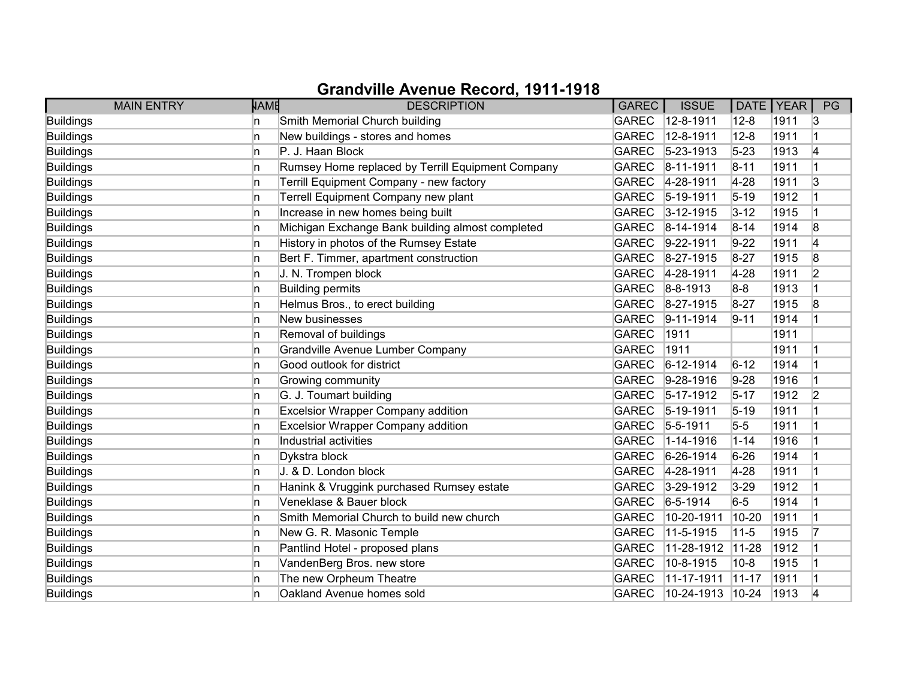# Grandville Avenue Record, 1911-1918

| MAIN ENTRY | NAME | DESCRIPTION | GAREC | ISSUE | DATE | YEAR | PG |
|---|---|---|---|---|---|---|---|
| Buildings | n | Smith Memorial Church building | GAREC | 12-8-1911 | 12-8 | 1911 | 3 |
| Buildings | n | New buildings - stores and homes | GAREC | 12-8-1911 | 12-8 | 1911 | 1 |
| Buildings | n | P. J. Haan Block | GAREC | 5-23-1913 | 5-23 | 1913 | 4 |
| Buildings | n | Rumsey Home replaced by Terrill Equipment Company | GAREC | 8-11-1911 | 8-11 | 1911 | 1 |
| Buildings | n | Terrill Equipment Company - new factory | GAREC | 4-28-1911 | 4-28 | 1911 | 3 |
| Buildings | n | Terrell Equipment Company new plant | GAREC | 5-19-1911 | 5-19 | 1912 | 1 |
| Buildings | n | Increase in new homes being built | GAREC | 3-12-1915 | 3-12 | 1915 | 1 |
| Buildings | n | Michigan Exchange Bank building almost completed | GAREC | 8-14-1914 | 8-14 | 1914 | 8 |
| Buildings | n | History in photos of the Rumsey Estate | GAREC | 9-22-1911 | 9-22 | 1911 | 4 |
| Buildings | n | Bert F. Timmer, apartment construction | GAREC | 8-27-1915 | 8-27 | 1915 | 8 |
| Buildings | n | J. N. Trompen block | GAREC | 4-28-1911 | 4-28 | 1911 | 2 |
| Buildings | n | Building permits | GAREC | 8-8-1913 | 8-8 | 1913 | 1 |
| Buildings | n | Helmus Bros., to erect building | GAREC | 8-27-1915 | 8-27 | 1915 | 8 |
| Buildings | n | New businesses | GAREC | 9-11-1914 | 9-11 | 1914 | 1 |
| Buildings | n | Removal of buildings | GAREC | 1911 | | 1911 | |
| Buildings | n | Grandville Avenue Lumber Company | GAREC | 1911 | | 1911 | 1 |
| Buildings | n | Good outlook for district | GAREC | 6-12-1914 | 6-12 | 1914 | 1 |
| Buildings | n | Growing community | GAREC | 9-28-1916 | 9-28 | 1916 | 1 |
| Buildings | n | G. J. Toumart building | GAREC | 5-17-1912 | 5-17 | 1912 | 2 |
| Buildings | n | Excelsior Wrapper Company addition | GAREC | 5-19-1911 | 5-19 | 1911 | 1 |
| Buildings | n | Excelsior Wrapper Company addition | GAREC | 5-5-1911 | 5-5 | 1911 | 1 |
| Buildings | n | Industrial activities | GAREC | 1-14-1916 | 1-14 | 1916 | 1 |
| Buildings | n | Dykstra block | GAREC | 6-26-1914 | 6-26 | 1914 | 1 |
| Buildings | n | J. & D. London block | GAREC | 4-28-1911 | 4-28 | 1911 | 1 |
| Buildings | n | Hanink & Vruggink purchased Rumsey estate | GAREC | 3-29-1912 | 3-29 | 1912 | 1 |
| Buildings | n | Veneklase & Bauer block | GAREC | 6-5-1914 | 6-5 | 1914 | 1 |
| Buildings | n | Smith Memorial Church to build new church | GAREC | 10-20-1911 | 10-20 | 1911 | 1 |
| Buildings | n | New G. R. Masonic Temple | GAREC | 11-5-1915 | 11-5 | 1915 | 7 |
| Buildings | n | Pantlind Hotel - proposed plans | GAREC | 11-28-1912 | 11-28 | 1912 | 1 |
| Buildings | n | VandenBerg Bros. new store | GAREC | 10-8-1915 | 10-8 | 1915 | 1 |
| Buildings | n | The new Orpheum Theatre | GAREC | 11-17-1911 | 11-17 | 1911 | 1 |
| Buildings | n | Oakland Avenue homes sold | GAREC | 10-24-1913 | 10-24 | 1913 | 4 |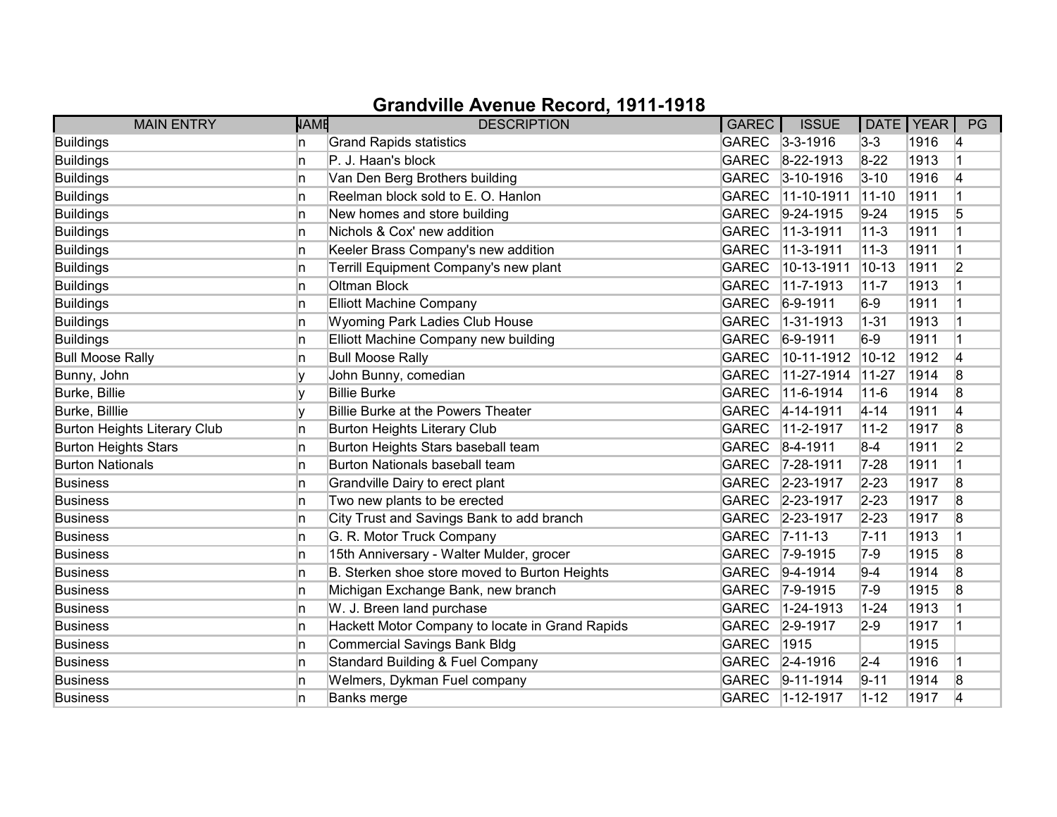## Grandville Avenue Record, 1911-1918

| MAIN ENTRY | NAME | DESCRIPTION | GAREC | ISSUE | DATE | YEAR | PG |
|---|---|---|---|---|---|---|---|
| Buildings | n | Grand Rapids statistics | GAREC | 3-3-1916 | 3-3 | 1916 | 4 |
| Buildings | n | P. J. Haan's block | GAREC | 8-22-1913 | 8-22 | 1913 | 1 |
| Buildings | n | Van Den Berg Brothers building | GAREC | 3-10-1916 | 3-10 | 1916 | 4 |
| Buildings | n | Reelman block sold to E. O. Hanlon | GAREC | 11-10-1911 | 11-10 | 1911 | 1 |
| Buildings | n | New homes and store building | GAREC | 9-24-1915 | 9-24 | 1915 | 5 |
| Buildings | n | Nichols & Cox' new addition | GAREC | 11-3-1911 | 11-3 | 1911 | 1 |
| Buildings | n | Keeler Brass Company's new addition | GAREC | 11-3-1911 | 11-3 | 1911 | 1 |
| Buildings | n | Terrill Equipment Company's new plant | GAREC | 10-13-1911 | 10-13 | 1911 | 2 |
| Buildings | n | Oltman Block | GAREC | 11-7-1913 | 11-7 | 1913 | 1 |
| Buildings | n | Elliott Machine Company | GAREC | 6-9-1911 | 6-9 | 1911 | 1 |
| Buildings | n | Wyoming Park Ladies Club House | GAREC | 1-31-1913 | 1-31 | 1913 | 1 |
| Buildings | n | Elliott Machine Company new building | GAREC | 6-9-1911 | 6-9 | 1911 | 1 |
| Bull Moose Rally | n | Bull Moose Rally | GAREC | 10-11-1912 | 10-12 | 1912 | 4 |
| Bunny, John | y | John Bunny, comedian | GAREC | 11-27-1914 | 11-27 | 1914 | 8 |
| Burke, Billie | y | Billie Burke | GAREC | 11-6-1914 | 11-6 | 1914 | 8 |
| Burke, Billlie | y | Billie Burke at the Powers Theater | GAREC | 4-14-1911 | 4-14 | 1911 | 4 |
| Burton Heights Literary Club | n | Burton Heights Literary Club | GAREC | 11-2-1917 | 11-2 | 1917 | 8 |
| Burton Heights Stars | n | Burton Heights Stars baseball team | GAREC | 8-4-1911 | 8-4 | 1911 | 2 |
| Burton Nationals | n | Burton Nationals baseball team | GAREC | 7-28-1911 | 7-28 | 1911 | 1 |
| Business | n | Grandville Dairy to erect plant | GAREC | 2-23-1917 | 2-23 | 1917 | 8 |
| Business | n | Two new plants to be erected | GAREC | 2-23-1917 | 2-23 | 1917 | 8 |
| Business | n | City Trust and Savings Bank to add branch | GAREC | 2-23-1917 | 2-23 | 1917 | 8 |
| Business | n | G. R. Motor Truck Company | GAREC | 7-11-13 | 7-11 | 1913 | 1 |
| Business | n | 15th Anniversary - Walter Mulder, grocer | GAREC | 7-9-1915 | 7-9 | 1915 | 8 |
| Business | n | B. Sterken shoe store moved to Burton Heights | GAREC | 9-4-1914 | 9-4 | 1914 | 8 |
| Business | n | Michigan Exchange Bank, new branch | GAREC | 7-9-1915 | 7-9 | 1915 | 8 |
| Business | n | W. J. Breen land purchase | GAREC | 1-24-1913 | 1-24 | 1913 | 1 |
| Business | n | Hackett Motor Company to locate in Grand Rapids | GAREC | 2-9-1917 | 2-9 | 1917 | 1 |
| Business | n | Commercial Savings Bank Bldg | GAREC | 1915 | | 1915 | |
| Business | n | Standard Building & Fuel Company | GAREC | 2-4-1916 | 2-4 | 1916 | 1 |
| Business | n | Welmers, Dykman Fuel company | GAREC | 9-11-1914 | 9-11 | 1914 | 8 |
| Business | n | Banks merge | GAREC | 1-12-1917 | 1-12 | 1917 | 4 |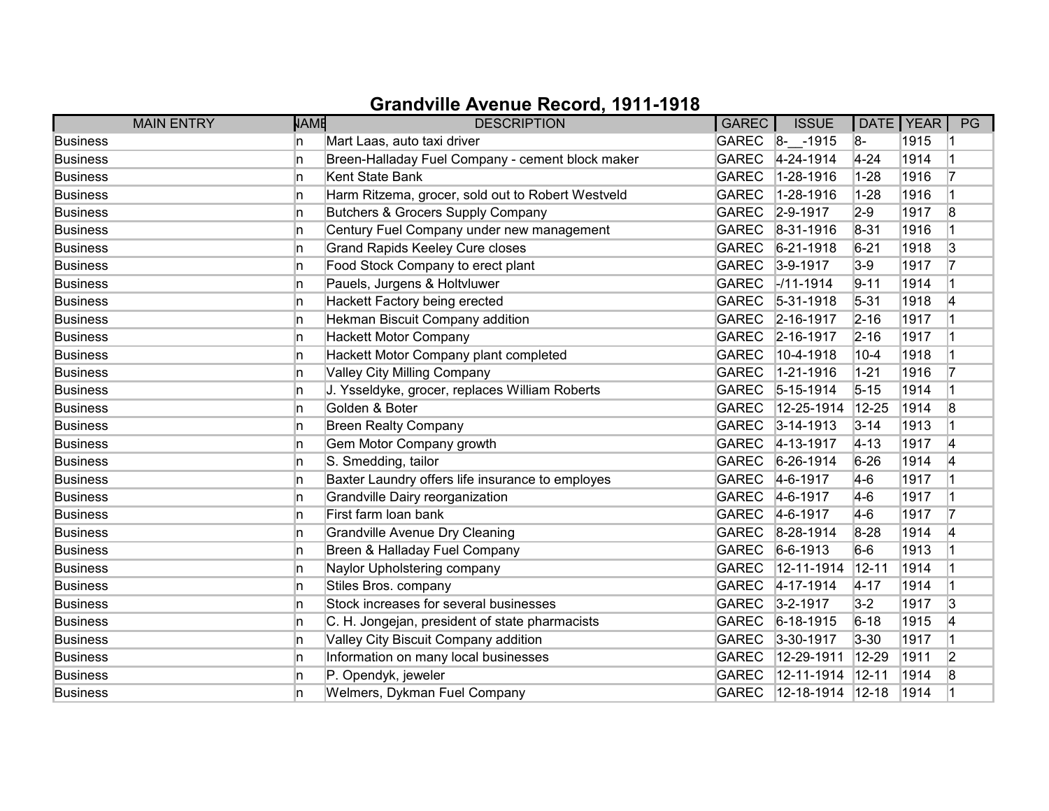# Grandville Avenue Record, 1911-1918

| MAIN ENTRY | NAME | DESCRIPTION | GAREC | ISSUE | DATE | YEAR | PG |
|---|---|---|---|---|---|---|---|
| Business | n | Mart Laas, auto taxi driver | GAREC | 8-__-1915 | 8- | 1915 | 1 |
| Business | n | Breen-Halladay Fuel Company - cement block maker | GAREC | 4-24-1914 | 4-24 | 1914 | 1 |
| Business | n | Kent State Bank | GAREC | 1-28-1916 | 1-28 | 1916 | 7 |
| Business | n | Harm Ritzema, grocer, sold out to Robert Westveld | GAREC | 1-28-1916 | 1-28 | 1916 | 1 |
| Business | n | Butchers & Grocers Supply Company | GAREC | 2-9-1917 | 2-9 | 1917 | 8 |
| Business | n | Century Fuel Company under new management | GAREC | 8-31-1916 | 8-31 | 1916 | 1 |
| Business | n | Grand Rapids Keeley Cure closes | GAREC | 6-21-1918 | 6-21 | 1918 | 3 |
| Business | n | Food Stock Company to erect plant | GAREC | 3-9-1917 | 3-9 | 1917 | 7 |
| Business | n | Pauels, Jurgens & Holtvluwer | GAREC | -/11-1914 | 9-11 | 1914 | 1 |
| Business | n | Hackett Factory being erected | GAREC | 5-31-1918 | 5-31 | 1918 | 4 |
| Business | n | Hekman Biscuit Company addition | GAREC | 2-16-1917 | 2-16 | 1917 | 1 |
| Business | n | Hackett Motor Company | GAREC | 2-16-1917 | 2-16 | 1917 | 1 |
| Business | n | Hackett Motor Company plant completed | GAREC | 10-4-1918 | 10-4 | 1918 | 1 |
| Business | n | Valley City Milling Company | GAREC | 1-21-1916 | 1-21 | 1916 | 7 |
| Business | n | J. Ysseldyke, grocer, replaces William Roberts | GAREC | 5-15-1914 | 5-15 | 1914 | 1 |
| Business | n | Golden & Boter | GAREC | 12-25-1914 | 12-25 | 1914 | 8 |
| Business | n | Breen Realty Company | GAREC | 3-14-1913 | 3-14 | 1913 | 1 |
| Business | n | Gem Motor Company growth | GAREC | 4-13-1917 | 4-13 | 1917 | 4 |
| Business | n | S. Smedding, tailor | GAREC | 6-26-1914 | 6-26 | 1914 | 4 |
| Business | n | Baxter Laundry offers life insurance to employes | GAREC | 4-6-1917 | 4-6 | 1917 | 1 |
| Business | n | Grandville Dairy reorganization | GAREC | 4-6-1917 | 4-6 | 1917 | 1 |
| Business | n | First farm loan bank | GAREC | 4-6-1917 | 4-6 | 1917 | 7 |
| Business | n | Grandville Avenue Dry Cleaning | GAREC | 8-28-1914 | 8-28 | 1914 | 4 |
| Business | n | Breen & Halladay Fuel Company | GAREC | 6-6-1913 | 6-6 | 1913 | 1 |
| Business | n | Naylor Upholstering company | GAREC | 12-11-1914 | 12-11 | 1914 | 1 |
| Business | n | Stiles Bros. company | GAREC | 4-17-1914 | 4-17 | 1914 | 1 |
| Business | n | Stock increases for several businesses | GAREC | 3-2-1917 | 3-2 | 1917 | 3 |
| Business | n | C. H. Jongejan, president of state pharmacists | GAREC | 6-18-1915 | 6-18 | 1915 | 4 |
| Business | n | Valley City Biscuit Company addition | GAREC | 3-30-1917 | 3-30 | 1917 | 1 |
| Business | n | Information on many local businesses | GAREC | 12-29-1911 | 12-29 | 1911 | 2 |
| Business | n | P. Opendyk, jeweler | GAREC | 12-11-1914 | 12-11 | 1914 | 8 |
| Business | n | Welmers, Dykman Fuel Company | GAREC | 12-18-1914 | 12-18 | 1914 | 1 |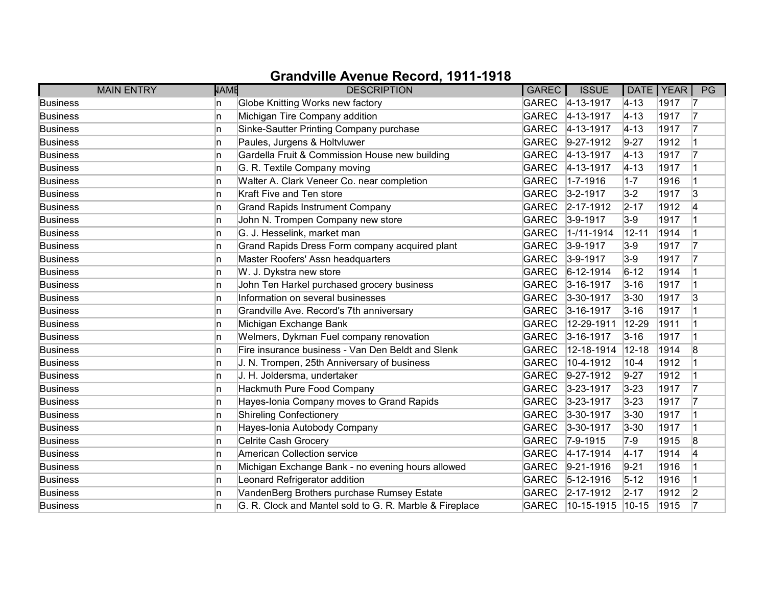# Grandville Avenue Record, 1911-1918

| MAIN ENTRY | NAME | DESCRIPTION | GAREC | ISSUE | DATE | YEAR | PG |
|---|---|---|---|---|---|---|---|
| Business | n | Globe Knitting Works new factory | GAREC | 4-13-1917 | 4-13 | 1917 | 7 |
| Business | n | Michigan Tire Company addition | GAREC | 4-13-1917 | 4-13 | 1917 | 7 |
| Business | n | Sinke-Sautter Printing Company purchase | GAREC | 4-13-1917 | 4-13 | 1917 | 7 |
| Business | n | Paules, Jurgens & Holtvluwer | GAREC | 9-27-1912 | 9-27 | 1912 | 1 |
| Business | n | Gardella Fruit & Commission House new building | GAREC | 4-13-1917 | 4-13 | 1917 | 7 |
| Business | n | G. R. Textile Company moving | GAREC | 4-13-1917 | 4-13 | 1917 | 1 |
| Business | n | Walter A. Clark Veneer Co. near completion | GAREC | 1-7-1916 | 1-7 | 1916 | 1 |
| Business | n | Kraft Five and Ten store | GAREC | 3-2-1917 | 3-2 | 1917 | 3 |
| Business | n | Grand Rapids Instrument Company | GAREC | 2-17-1912 | 2-17 | 1912 | 4 |
| Business | n | John N. Trompen Company new store | GAREC | 3-9-1917 | 3-9 | 1917 | 1 |
| Business | n | G. J. Hesselink, market man | GAREC | 1-/11-1914 | 12-11 | 1914 | 1 |
| Business | n | Grand Rapids Dress Form company acquired plant | GAREC | 3-9-1917 | 3-9 | 1917 | 7 |
| Business | n | Master Roofers' Assn headquarters | GAREC | 3-9-1917 | 3-9 | 1917 | 7 |
| Business | n | W. J. Dykstra new store | GAREC | 6-12-1914 | 6-12 | 1914 | 1 |
| Business | n | John Ten Harkel purchased grocery business | GAREC | 3-16-1917 | 3-16 | 1917 | 1 |
| Business | n | Information on several businesses | GAREC | 3-30-1917 | 3-30 | 1917 | 3 |
| Business | n | Grandville Ave. Record's 7th anniversary | GAREC | 3-16-1917 | 3-16 | 1917 | 1 |
| Business | n | Michigan Exchange Bank | GAREC | 12-29-1911 | 12-29 | 1911 | 1 |
| Business | n | Welmers, Dykman Fuel company renovation | GAREC | 3-16-1917 | 3-16 | 1917 | 1 |
| Business | n | Fire insurance business - Van Den Beldt and Slenk | GAREC | 12-18-1914 | 12-18 | 1914 | 8 |
| Business | n | J. N. Trompen, 25th Anniversary of business | GAREC | 10-4-1912 | 10-4 | 1912 | 1 |
| Business | n | J. H. Joldersma, undertaker | GAREC | 9-27-1912 | 9-27 | 1912 | 1 |
| Business | n | Hackmuth Pure Food Company | GAREC | 3-23-1917 | 3-23 | 1917 | 7 |
| Business | n | Hayes-Ionia Company moves to Grand Rapids | GAREC | 3-23-1917 | 3-23 | 1917 | 7 |
| Business | n | Shireling Confectionery | GAREC | 3-30-1917 | 3-30 | 1917 | 1 |
| Business | n | Hayes-Ionia Autobody Company | GAREC | 3-30-1917 | 3-30 | 1917 | 1 |
| Business | n | Celrite Cash Grocery | GAREC | 7-9-1915 | 7-9 | 1915 | 8 |
| Business | n | American Collection service | GAREC | 4-17-1914 | 4-17 | 1914 | 4 |
| Business | n | Michigan Exchange Bank - no evening hours allowed | GAREC | 9-21-1916 | 9-21 | 1916 | 1 |
| Business | n | Leonard Refrigerator addition | GAREC | 5-12-1916 | 5-12 | 1916 | 1 |
| Business | n | VandenBerg Brothers purchase Rumsey Estate | GAREC | 2-17-1912 | 2-17 | 1912 | 2 |
| Business | n | G. R. Clock and Mantel sold to G. R. Marble & Fireplace | GAREC | 10-15-1915 | 10-15 | 1915 | 7 |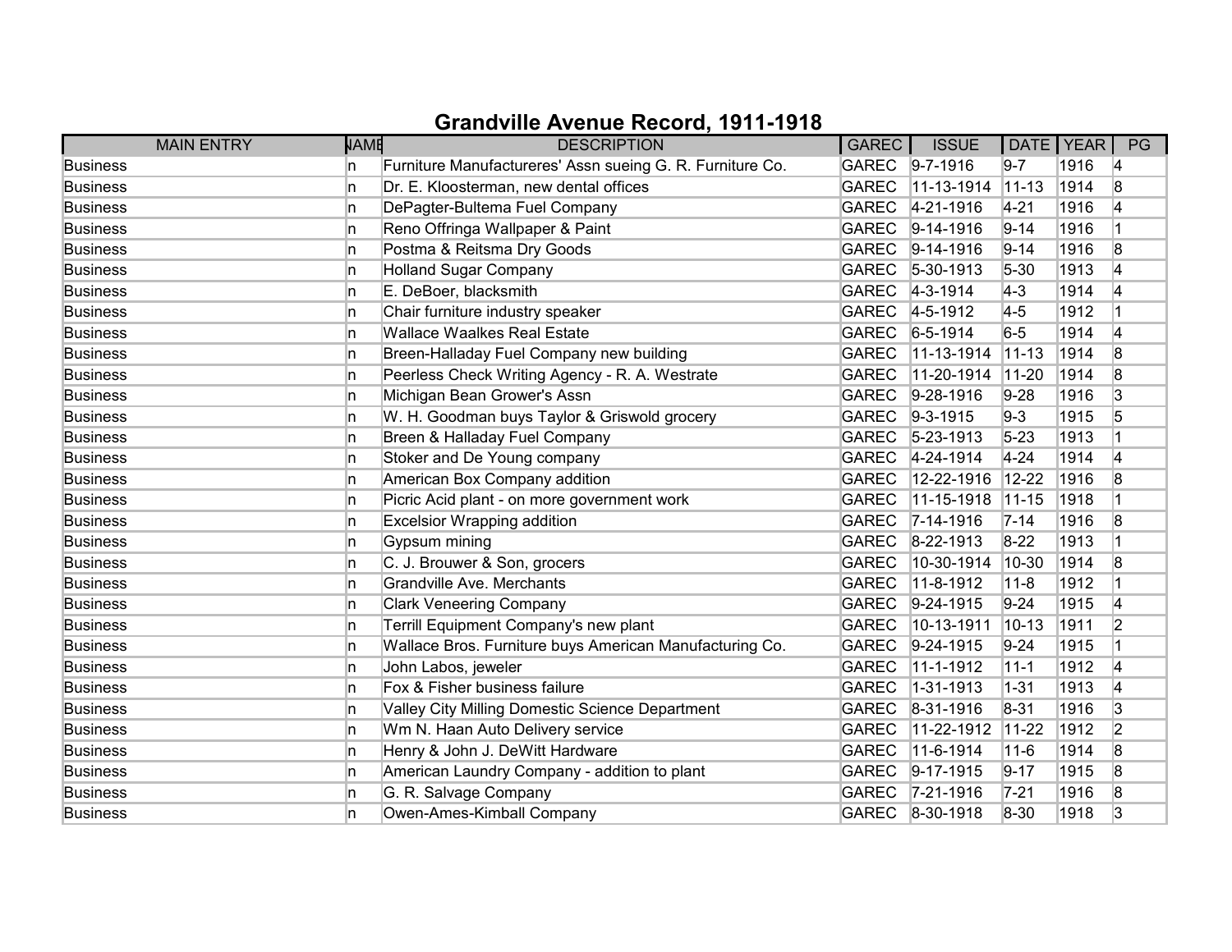# Grandville Avenue Record, 1911-1918

| MAIN ENTRY | NAME | DESCRIPTION | GAREC | ISSUE | DATE | YEAR | PG |
|---|---|---|---|---|---|---|---|
| Business | n | Furniture Manufactureres' Assn sueing G. R. Furniture Co. | GAREC | 9-7-1916 | 9-7 | 1916 | 4 |
| Business | n | Dr. E. Kloosterman, new dental offices | GAREC | 11-13-1914 | 11-13 | 1914 | 8 |
| Business | n | DePagter-Bultema Fuel Company | GAREC | 4-21-1916 | 4-21 | 1916 | 4 |
| Business | n | Reno Offringa Wallpaper & Paint | GAREC | 9-14-1916 | 9-14 | 1916 | 1 |
| Business | n | Postma & Reitsma Dry Goods | GAREC | 9-14-1916 | 9-14 | 1916 | 8 |
| Business | n | Holland Sugar Company | GAREC | 5-30-1913 | 5-30 | 1913 | 4 |
| Business | n | E. DeBoer, blacksmith | GAREC | 4-3-1914 | 4-3 | 1914 | 4 |
| Business | n | Chair furniture industry speaker | GAREC | 4-5-1912 | 4-5 | 1912 | 1 |
| Business | n | Wallace Waalkes Real Estate | GAREC | 6-5-1914 | 6-5 | 1914 | 4 |
| Business | n | Breen-Halladay Fuel Company new building | GAREC | 11-13-1914 | 11-13 | 1914 | 8 |
| Business | n | Peerless Check Writing Agency - R. A. Westrate | GAREC | 11-20-1914 | 11-20 | 1914 | 8 |
| Business | n | Michigan Bean Grower's Assn | GAREC | 9-28-1916 | 9-28 | 1916 | 3 |
| Business | n | W. H. Goodman buys Taylor & Griswold grocery | GAREC | 9-3-1915 | 9-3 | 1915 | 5 |
| Business | n | Breen & Halladay Fuel Company | GAREC | 5-23-1913 | 5-23 | 1913 | 1 |
| Business | n | Stoker and De Young company | GAREC | 4-24-1914 | 4-24 | 1914 | 4 |
| Business | n | American Box Company addition | GAREC | 12-22-1916 | 12-22 | 1916 | 8 |
| Business | n | Picric Acid plant - on more government work | GAREC | 11-15-1918 | 11-15 | 1918 | 1 |
| Business | n | Excelsior Wrapping addition | GAREC | 7-14-1916 | 7-14 | 1916 | 8 |
| Business | n | Gypsum mining | GAREC | 8-22-1913 | 8-22 | 1913 | 1 |
| Business | n | C. J. Brouwer & Son, grocers | GAREC | 10-30-1914 | 10-30 | 1914 | 8 |
| Business | n | Grandville Ave. Merchants | GAREC | 11-8-1912 | 11-8 | 1912 | 1 |
| Business | n | Clark Veneering Company | GAREC | 9-24-1915 | 9-24 | 1915 | 4 |
| Business | n | Terrill Equipment Company's new plant | GAREC | 10-13-1911 | 10-13 | 1911 | 2 |
| Business | n | Wallace Bros. Furniture buys American Manufacturing Co. | GAREC | 9-24-1915 | 9-24 | 1915 | 1 |
| Business | n | John Labos, jeweler | GAREC | 11-1-1912 | 11-1 | 1912 | 4 |
| Business | n | Fox & Fisher business failure | GAREC | 1-31-1913 | 1-31 | 1913 | 4 |
| Business | n | Valley City Milling Domestic Science Department | GAREC | 8-31-1916 | 8-31 | 1916 | 3 |
| Business | n | Wm N. Haan Auto Delivery service | GAREC | 11-22-1912 | 11-22 | 1912 | 2 |
| Business | n | Henry & John J. DeWitt Hardware | GAREC | 11-6-1914 | 11-6 | 1914 | 8 |
| Business | n | American Laundry Company - addition to plant | GAREC | 9-17-1915 | 9-17 | 1915 | 8 |
| Business | n | G. R. Salvage Company | GAREC | 7-21-1916 | 7-21 | 1916 | 8 |
| Business | n | Owen-Ames-Kimball Company | GAREC | 8-30-1918 | 8-30 | 1918 | 3 |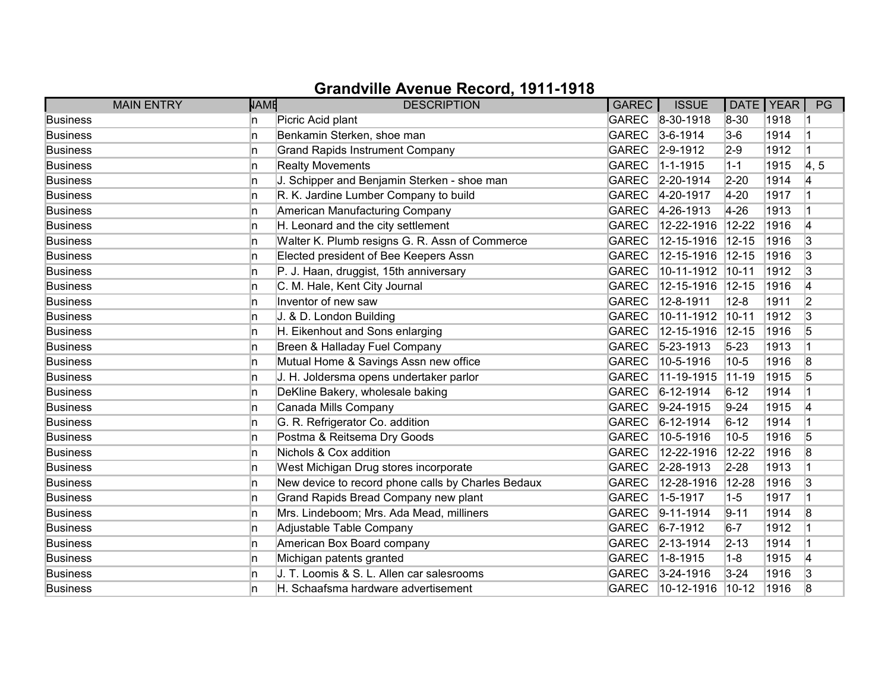# Grandville Avenue Record, 1911-1918

| MAIN ENTRY | NAME | DESCRIPTION | GAREC | ISSUE | DATE | YEAR | PG |
|---|---|---|---|---|---|---|---|
| Business | n | Picric Acid plant | GAREC | 8-30-1918 | 8-30 | 1918 | 1 |
| Business | n | Benkamin Sterken, shoe man | GAREC | 3-6-1914 | 3-6 | 1914 | 1 |
| Business | n | Grand Rapids Instrument Company | GAREC | 2-9-1912 | 2-9 | 1912 | 1 |
| Business | n | Realty Movements | GAREC | 1-1-1915 | 1-1 | 1915 | 4, 5 |
| Business | n | J. Schipper and Benjamin Sterken - shoe man | GAREC | 2-20-1914 | 2-20 | 1914 | 4 |
| Business | n | R. K. Jardine Lumber Company to build | GAREC | 4-20-1917 | 4-20 | 1917 | 1 |
| Business | n | American Manufacturing Company | GAREC | 4-26-1913 | 4-26 | 1913 | 1 |
| Business | n | H. Leonard and the city settlement | GAREC | 12-22-1916 | 12-22 | 1916 | 4 |
| Business | n | Walter K. Plumb resigns G. R. Assn of Commerce | GAREC | 12-15-1916 | 12-15 | 1916 | 3 |
| Business | n | Elected president of Bee Keepers Assn | GAREC | 12-15-1916 | 12-15 | 1916 | 3 |
| Business | n | P. J. Haan, druggist, 15th anniversary | GAREC | 10-11-1912 | 10-11 | 1912 | 3 |
| Business | n | C. M. Hale, Kent City Journal | GAREC | 12-15-1916 | 12-15 | 1916 | 4 |
| Business | n | Inventor of new saw | GAREC | 12-8-1911 | 12-8 | 1911 | 2 |
| Business | n | J. & D. London Building | GAREC | 10-11-1912 | 10-11 | 1912 | 3 |
| Business | n | H. Eikenhout and Sons enlarging | GAREC | 12-15-1916 | 12-15 | 1916 | 5 |
| Business | n | Breen & Halladay Fuel Company | GAREC | 5-23-1913 | 5-23 | 1913 | 1 |
| Business | n | Mutual Home & Savings Assn new office | GAREC | 10-5-1916 | 10-5 | 1916 | 8 |
| Business | n | J. H. Joldersma opens undertaker parlor | GAREC | 11-19-1915 | 11-19 | 1915 | 5 |
| Business | n | DeKline Bakery, wholesale baking | GAREC | 6-12-1914 | 6-12 | 1914 | 1 |
| Business | n | Canada Mills Company | GAREC | 9-24-1915 | 9-24 | 1915 | 4 |
| Business | n | G. R. Refrigerator Co. addition | GAREC | 6-12-1914 | 6-12 | 1914 | 1 |
| Business | n | Postma & Reitsema Dry Goods | GAREC | 10-5-1916 | 10-5 | 1916 | 5 |
| Business | n | Nichols & Cox addition | GAREC | 12-22-1916 | 12-22 | 1916 | 8 |
| Business | n | West Michigan Drug stores incorporate | GAREC | 2-28-1913 | 2-28 | 1913 | 1 |
| Business | n | New device to record phone calls by Charles Bedaux | GAREC | 12-28-1916 | 12-28 | 1916 | 3 |
| Business | n | Grand Rapids Bread Company new plant | GAREC | 1-5-1917 | 1-5 | 1917 | 1 |
| Business | n | Mrs. Lindeboom; Mrs. Ada Mead, milliners | GAREC | 9-11-1914 | 9-11 | 1914 | 8 |
| Business | n | Adjustable Table Company | GAREC | 6-7-1912 | 6-7 | 1912 | 1 |
| Business | n | American Box Board company | GAREC | 2-13-1914 | 2-13 | 1914 | 1 |
| Business | n | Michigan patents granted | GAREC | 1-8-1915 | 1-8 | 1915 | 4 |
| Business | n | J. T. Loomis & S. L. Allen car salesrooms | GAREC | 3-24-1916 | 3-24 | 1916 | 3 |
| Business | n | H. Schaafsma hardware advertisement | GAREC | 10-12-1916 | 10-12 | 1916 | 8 |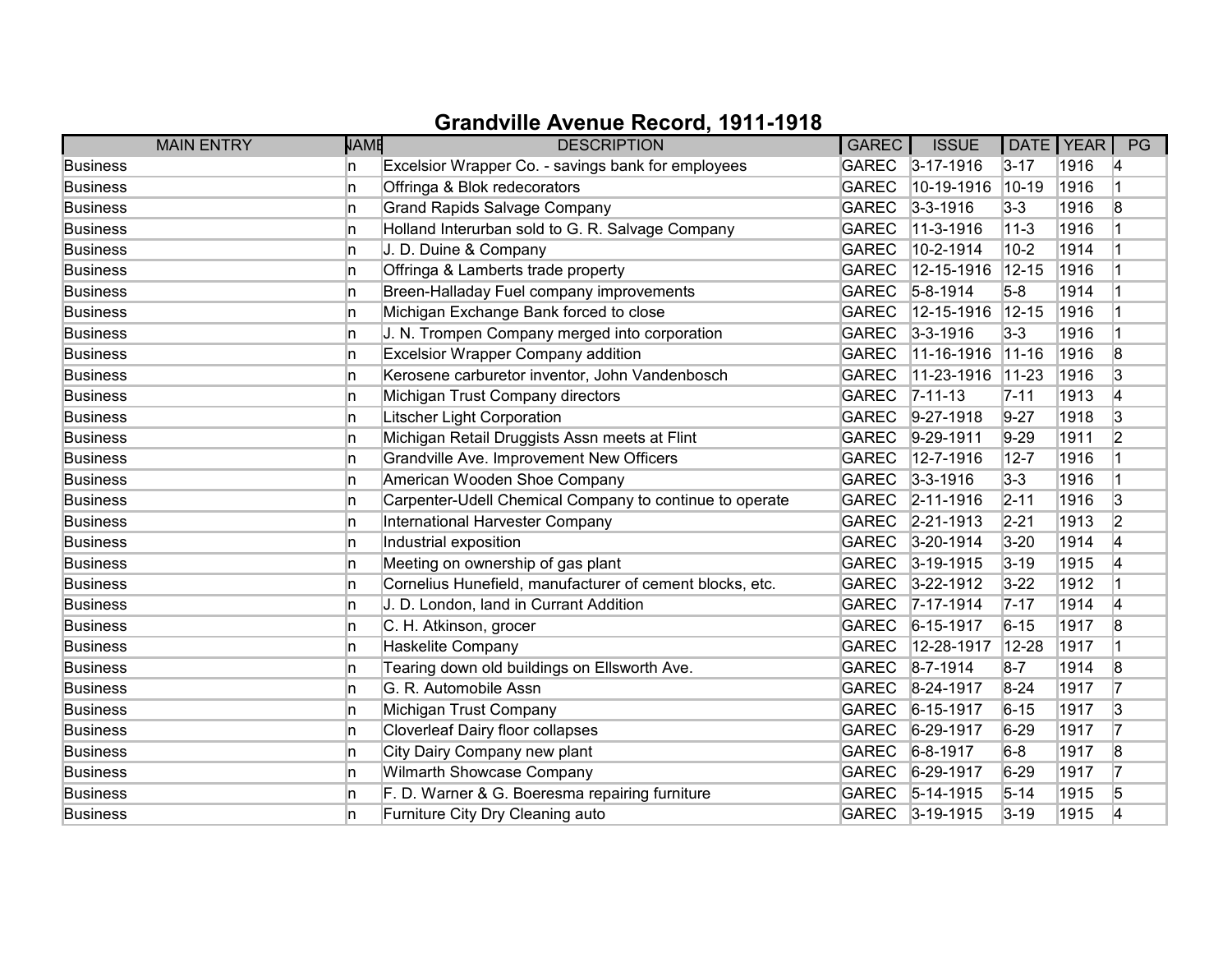# Grandville Avenue Record, 1911-1918

| MAIN ENTRY | NAME | DESCRIPTION | GAREC | ISSUE | DATE | YEAR | PG |
|---|---|---|---|---|---|---|---|
| Business | n | Excelsior Wrapper Co. - savings bank for employees | GAREC | 3-17-1916 | 3-17 | 1916 | 4 |
| Business | n | Offringa & Blok redecorators | GAREC | 10-19-1916 | 10-19 | 1916 | 1 |
| Business | n | Grand Rapids Salvage Company | GAREC | 3-3-1916 | 3-3 | 1916 | 8 |
| Business | n | Holland Interurban sold to G. R. Salvage Company | GAREC | 11-3-1916 | 11-3 | 1916 | 1 |
| Business | n | J. D. Duine & Company | GAREC | 10-2-1914 | 10-2 | 1914 | 1 |
| Business | n | Offringa & Lamberts trade property | GAREC | 12-15-1916 | 12-15 | 1916 | 1 |
| Business | n | Breen-Halladay Fuel company improvements | GAREC | 5-8-1914 | 5-8 | 1914 | 1 |
| Business | n | Michigan Exchange Bank forced to close | GAREC | 12-15-1916 | 12-15 | 1916 | 1 |
| Business | n | J. N. Trompen Company merged into corporation | GAREC | 3-3-1916 | 3-3 | 1916 | 1 |
| Business | n | Excelsior Wrapper Company addition | GAREC | 11-16-1916 | 11-16 | 1916 | 8 |
| Business | n | Kerosene carburetor inventor, John Vandenbosch | GAREC | 11-23-1916 | 11-23 | 1916 | 3 |
| Business | n | Michigan Trust Company directors | GAREC | 7-11-13 | 7-11 | 1913 | 4 |
| Business | n | Litscher Light Corporation | GAREC | 9-27-1918 | 9-27 | 1918 | 3 |
| Business | n | Michigan Retail Druggists Assn meets at Flint | GAREC | 9-29-1911 | 9-29 | 1911 | 2 |
| Business | n | Grandville Ave. Improvement New Officers | GAREC | 12-7-1916 | 12-7 | 1916 | 1 |
| Business | n | American Wooden Shoe Company | GAREC | 3-3-1916 | 3-3 | 1916 | 1 |
| Business | n | Carpenter-Udell Chemical Company to continue to operate | GAREC | 2-11-1916 | 2-11 | 1916 | 3 |
| Business | n | International Harvester Company | GAREC | 2-21-1913 | 2-21 | 1913 | 2 |
| Business | n | Industrial exposition | GAREC | 3-20-1914 | 3-20 | 1914 | 4 |
| Business | n | Meeting on ownership of gas plant | GAREC | 3-19-1915 | 3-19 | 1915 | 4 |
| Business | n | Cornelius Hunefield, manufacturer of cement blocks, etc. | GAREC | 3-22-1912 | 3-22 | 1912 | 1 |
| Business | n | J. D. London, land in Currant Addition | GAREC | 7-17-1914 | 7-17 | 1914 | 4 |
| Business | n | C. H. Atkinson, grocer | GAREC | 6-15-1917 | 6-15 | 1917 | 8 |
| Business | n | Haskelite Company | GAREC | 12-28-1917 | 12-28 | 1917 | 1 |
| Business | n | Tearing down old buildings on Ellsworth Ave. | GAREC | 8-7-1914 | 8-7 | 1914 | 8 |
| Business | n | G. R. Automobile Assn | GAREC | 8-24-1917 | 8-24 | 1917 | 7 |
| Business | n | Michigan Trust Company | GAREC | 6-15-1917 | 6-15 | 1917 | 3 |
| Business | n | Cloverleaf Dairy floor collapses | GAREC | 6-29-1917 | 6-29 | 1917 | 7 |
| Business | n | City Dairy Company new plant | GAREC | 6-8-1917 | 6-8 | 1917 | 8 |
| Business | n | Wilmarth Showcase Company | GAREC | 6-29-1917 | 6-29 | 1917 | 7 |
| Business | n | F. D. Warner & G. Boeresma repairing furniture | GAREC | 5-14-1915 | 5-14 | 1915 | 5 |
| Business | n | Furniture City Dry Cleaning auto | GAREC | 3-19-1915 | 3-19 | 1915 | 4 |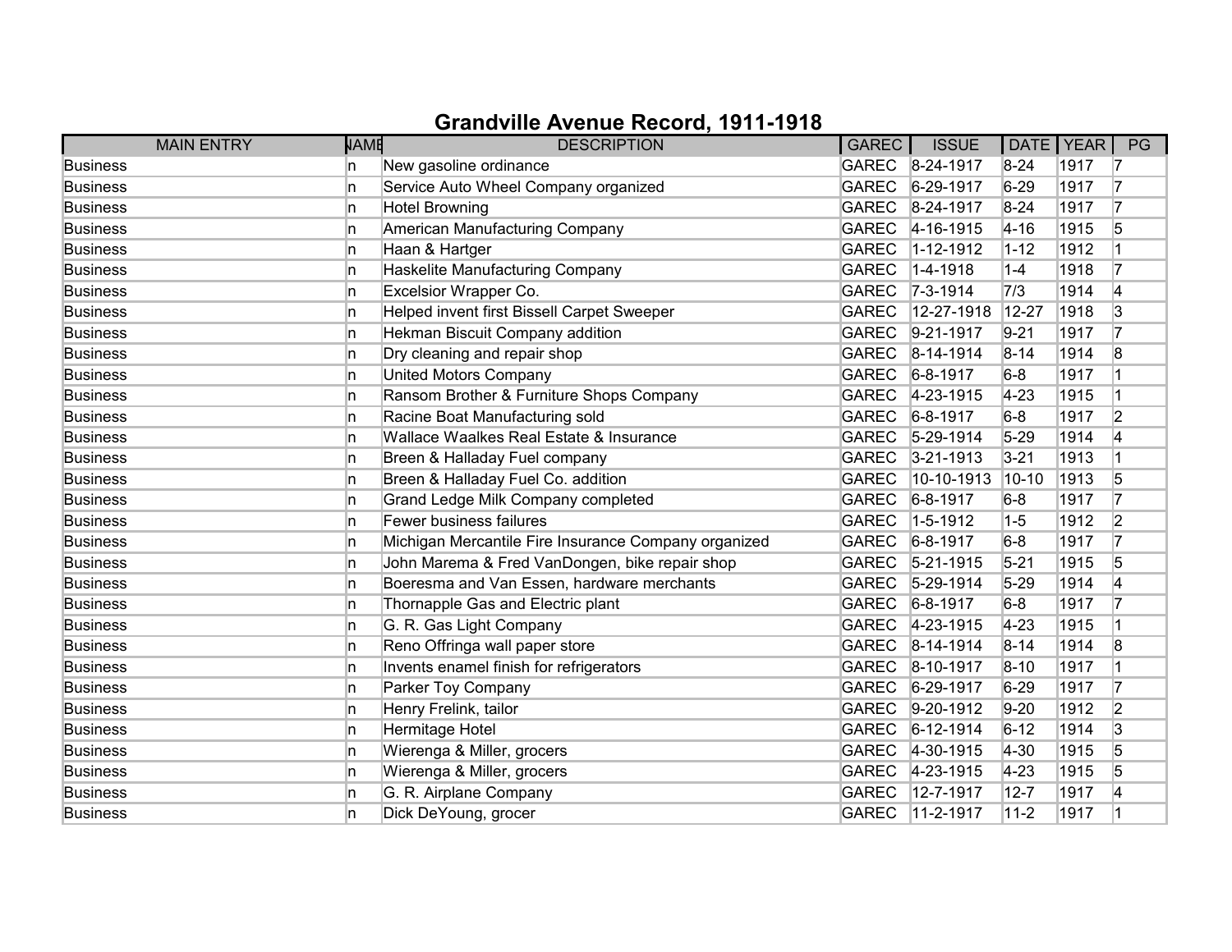# Grandville Avenue Record, 1911-1918

| MAIN ENTRY | NAME | DESCRIPTION | GAREC | ISSUE | DATE | YEAR | PG |
|---|---|---|---|---|---|---|---|
| Business | n | New gasoline ordinance | GAREC | 8-24-1917 | 8-24 | 1917 | 7 |
| Business | n | Service Auto Wheel Company organized | GAREC | 6-29-1917 | 6-29 | 1917 | 7 |
| Business | n | Hotel Browning | GAREC | 8-24-1917 | 8-24 | 1917 | 7 |
| Business | n | American Manufacturing Company | GAREC | 4-16-1915 | 4-16 | 1915 | 5 |
| Business | n | Haan & Hartger | GAREC | 1-12-1912 | 1-12 | 1912 | 1 |
| Business | n | Haskelite Manufacturing Company | GAREC | 1-4-1918 | 1-4 | 1918 | 7 |
| Business | n | Excelsior Wrapper Co. | GAREC | 7-3-1914 | 7/3 | 1914 | 4 |
| Business | n | Helped invent first Bissell Carpet Sweeper | GAREC | 12-27-1918 | 12-27 | 1918 | 3 |
| Business | n | Hekman Biscuit Company addition | GAREC | 9-21-1917 | 9-21 | 1917 | 7 |
| Business | n | Dry cleaning and repair shop | GAREC | 8-14-1914 | 8-14 | 1914 | 8 |
| Business | n | United Motors Company | GAREC | 6-8-1917 | 6-8 | 1917 | 1 |
| Business | n | Ransom Brother & Furniture Shops Company | GAREC | 4-23-1915 | 4-23 | 1915 | 1 |
| Business | n | Racine Boat Manufacturing sold | GAREC | 6-8-1917 | 6-8 | 1917 | 2 |
| Business | n | Wallace Waalkes Real Estate & Insurance | GAREC | 5-29-1914 | 5-29 | 1914 | 4 |
| Business | n | Breen & Halladay Fuel company | GAREC | 3-21-1913 | 3-21 | 1913 | 1 |
| Business | n | Breen & Halladay Fuel Co. addition | GAREC | 10-10-1913 | 10-10 | 1913 | 5 |
| Business | n | Grand Ledge Milk Company completed | GAREC | 6-8-1917 | 6-8 | 1917 | 7 |
| Business | n | Fewer business failures | GAREC | 1-5-1912 | 1-5 | 1912 | 2 |
| Business | n | Michigan Mercantile Fire Insurance Company organized | GAREC | 6-8-1917 | 6-8 | 1917 | 7 |
| Business | n | John Marema & Fred VanDongen, bike repair shop | GAREC | 5-21-1915 | 5-21 | 1915 | 5 |
| Business | n | Boeresma and Van Essen, hardware merchants | GAREC | 5-29-1914 | 5-29 | 1914 | 4 |
| Business | n | Thornapple Gas and Electric plant | GAREC | 6-8-1917 | 6-8 | 1917 | 7 |
| Business | n | G. R. Gas Light Company | GAREC | 4-23-1915 | 4-23 | 1915 | 1 |
| Business | n | Reno Offringa wall paper store | GAREC | 8-14-1914 | 8-14 | 1914 | 8 |
| Business | n | Invents enamel finish for refrigerators | GAREC | 8-10-1917 | 8-10 | 1917 | 1 |
| Business | n | Parker Toy Company | GAREC | 6-29-1917 | 6-29 | 1917 | 7 |
| Business | n | Henry Frelink, tailor | GAREC | 9-20-1912 | 9-20 | 1912 | 2 |
| Business | n | Hermitage Hotel | GAREC | 6-12-1914 | 6-12 | 1914 | 3 |
| Business | n | Wierenga & Miller, grocers | GAREC | 4-30-1915 | 4-30 | 1915 | 5 |
| Business | n | Wierenga & Miller, grocers | GAREC | 4-23-1915 | 4-23 | 1915 | 5 |
| Business | n | G. R. Airplane Company | GAREC | 12-7-1917 | 12-7 | 1917 | 4 |
| Business | n | Dick DeYoung, grocer | GAREC | 11-2-1917 | 11-2 | 1917 | 1 |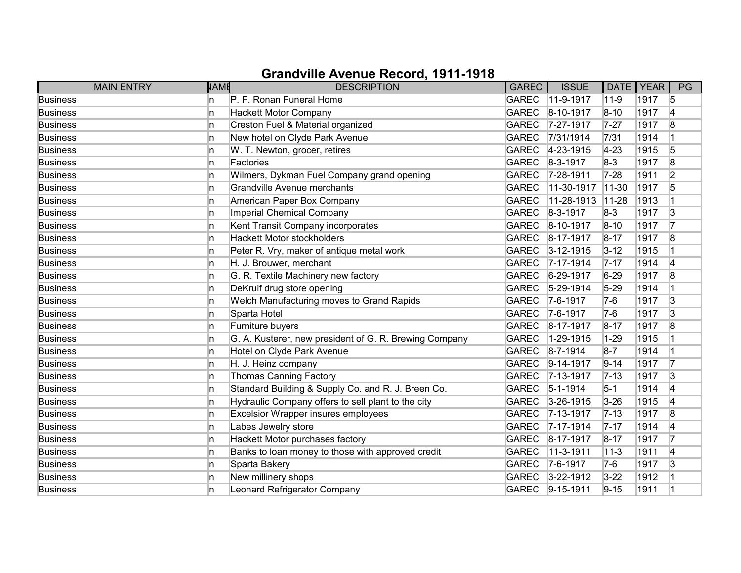# Grandville Avenue Record, 1911-1918

| MAIN ENTRY | NAME | DESCRIPTION | GAREC | ISSUE | DATE | YEAR | PG |
|---|---|---|---|---|---|---|---|
| Business | n | P. F. Ronan Funeral Home | GAREC | 11-9-1917 | 11-9 | 1917 | 5 |
| Business | n | Hackett Motor Company | GAREC | 8-10-1917 | 8-10 | 1917 | 4 |
| Business | n | Creston Fuel & Material organized | GAREC | 7-27-1917 | 7-27 | 1917 | 8 |
| Business | n | New hotel on Clyde Park Avenue | GAREC | 7/31/1914 | 7/31 | 1914 | 1 |
| Business | n | W. T. Newton, grocer, retires | GAREC | 4-23-1915 | 4-23 | 1915 | 5 |
| Business | n | Factories | GAREC | 8-3-1917 | 8-3 | 1917 | 8 |
| Business | n | Wilmers, Dykman Fuel Company grand opening | GAREC | 7-28-1911 | 7-28 | 1911 | 2 |
| Business | n | Grandville Avenue merchants | GAREC | 11-30-1917 | 11-30 | 1917 | 5 |
| Business | n | American Paper Box Company | GAREC | 11-28-1913 | 11-28 | 1913 | 1 |
| Business | n | Imperial Chemical Company | GAREC | 8-3-1917 | 8-3 | 1917 | 3 |
| Business | n | Kent Transit Company incorporates | GAREC | 8-10-1917 | 8-10 | 1917 | 7 |
| Business | n | Hackett Motor stockholders | GAREC | 8-17-1917 | 8-17 | 1917 | 8 |
| Business | n | Peter R. Vry, maker of antique metal work | GAREC | 3-12-1915 | 3-12 | 1915 | 1 |
| Business | n | H. J. Brouwer, merchant | GAREC | 7-17-1914 | 7-17 | 1914 | 4 |
| Business | n | G. R. Textile Machinery new factory | GAREC | 6-29-1917 | 6-29 | 1917 | 8 |
| Business | n | DeKruif drug store opening | GAREC | 5-29-1914 | 5-29 | 1914 | 1 |
| Business | n | Welch Manufacturing moves to Grand Rapids | GAREC | 7-6-1917 | 7-6 | 1917 | 3 |
| Business | n | Sparta Hotel | GAREC | 7-6-1917 | 7-6 | 1917 | 3 |
| Business | n | Furniture buyers | GAREC | 8-17-1917 | 8-17 | 1917 | 8 |
| Business | n | G. A. Kusterer, new president of G. R. Brewing Company | GAREC | 1-29-1915 | 1-29 | 1915 | 1 |
| Business | n | Hotel on Clyde Park Avenue | GAREC | 8-7-1914 | 8-7 | 1914 | 1 |
| Business | n | H. J. Heinz company | GAREC | 9-14-1917 | 9-14 | 1917 | 7 |
| Business | n | Thomas Canning Factory | GAREC | 7-13-1917 | 7-13 | 1917 | 3 |
| Business | n | Standard Building & Supply Co. and R. J. Breen Co. | GAREC | 5-1-1914 | 5-1 | 1914 | 4 |
| Business | n | Hydraulic Company offers to sell plant to the city | GAREC | 3-26-1915 | 3-26 | 1915 | 4 |
| Business | n | Excelsior Wrapper insures employees | GAREC | 7-13-1917 | 7-13 | 1917 | 8 |
| Business | n | Labes Jewelry store | GAREC | 7-17-1914 | 7-17 | 1914 | 4 |
| Business | n | Hackett Motor purchases factory | GAREC | 8-17-1917 | 8-17 | 1917 | 7 |
| Business | n | Banks to loan money to those with approved credit | GAREC | 11-3-1911 | 11-3 | 1911 | 4 |
| Business | n | Sparta Bakery | GAREC | 7-6-1917 | 7-6 | 1917 | 3 |
| Business | n | New millinery shops | GAREC | 3-22-1912 | 3-22 | 1912 | 1 |
| Business | n | Leonard Refrigerator Company | GAREC | 9-15-1911 | 9-15 | 1911 | 1 |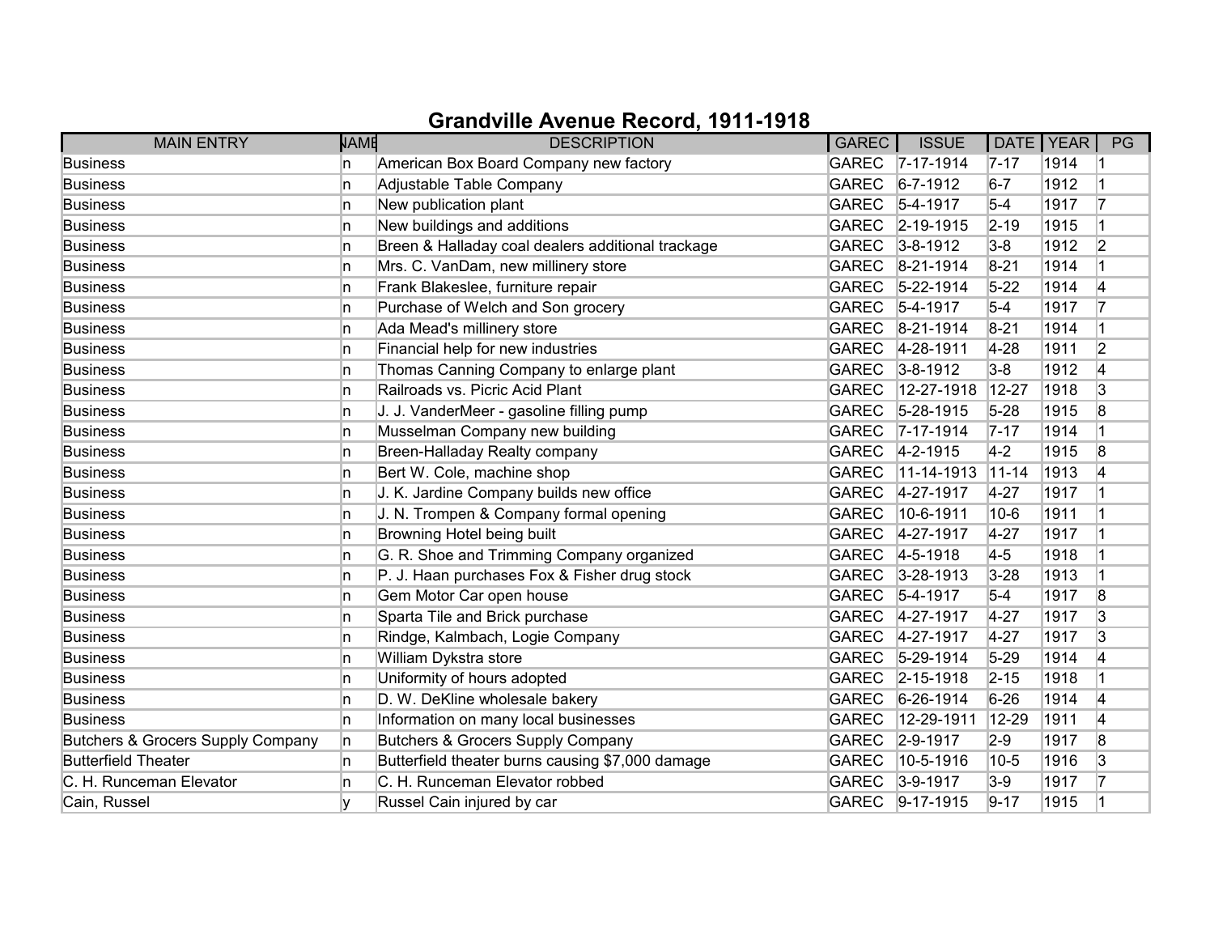# Grandville Avenue Record, 1911-1918

| MAIN ENTRY | NAME | DESCRIPTION | GAREC | ISSUE | DATE | YEAR | PG |
|---|---|---|---|---|---|---|---|
| Business | n | American Box Board Company new factory | GAREC | 7-17-1914 | 7-17 | 1914 | 1 |
| Business | n | Adjustable Table Company | GAREC | 6-7-1912 | 6-7 | 1912 | 1 |
| Business | n | New publication plant | GAREC | 5-4-1917 | 5-4 | 1917 | 7 |
| Business | n | New buildings and additions | GAREC | 2-19-1915 | 2-19 | 1915 | 1 |
| Business | n | Breen & Halladay coal dealers additional trackage | GAREC | 3-8-1912 | 3-8 | 1912 | 2 |
| Business | n | Mrs. C. VanDam, new millinery store | GAREC | 8-21-1914 | 8-21 | 1914 | 1 |
| Business | n | Frank Blakeslee, furniture repair | GAREC | 5-22-1914 | 5-22 | 1914 | 4 |
| Business | n | Purchase of Welch and Son grocery | GAREC | 5-4-1917 | 5-4 | 1917 | 7 |
| Business | n | Ada Mead's millinery store | GAREC | 8-21-1914 | 8-21 | 1914 | 1 |
| Business | n | Financial help for new industries | GAREC | 4-28-1911 | 4-28 | 1911 | 2 |
| Business | n | Thomas Canning Company to enlarge plant | GAREC | 3-8-1912 | 3-8 | 1912 | 4 |
| Business | n | Railroads vs. Picric Acid Plant | GAREC | 12-27-1918 | 12-27 | 1918 | 3 |
| Business | n | J. J. VanderMeer - gasoline filling pump | GAREC | 5-28-1915 | 5-28 | 1915 | 8 |
| Business | n | Musselman Company new building | GAREC | 7-17-1914 | 7-17 | 1914 | 1 |
| Business | n | Breen-Halladay Realty company | GAREC | 4-2-1915 | 4-2 | 1915 | 8 |
| Business | n | Bert W. Cole, machine shop | GAREC | 11-14-1913 | 11-14 | 1913 | 4 |
| Business | n | J. K. Jardine Company builds new office | GAREC | 4-27-1917 | 4-27 | 1917 | 1 |
| Business | n | J. N. Trompen & Company formal opening | GAREC | 10-6-1911 | 10-6 | 1911 | 1 |
| Business | n | Browning Hotel being built | GAREC | 4-27-1917 | 4-27 | 1917 | 1 |
| Business | n | G. R. Shoe and Trimming Company organized | GAREC | 4-5-1918 | 4-5 | 1918 | 1 |
| Business | n | P. J. Haan purchases Fox & Fisher drug stock | GAREC | 3-28-1913 | 3-28 | 1913 | 1 |
| Business | n | Gem Motor Car open house | GAREC | 5-4-1917 | 5-4 | 1917 | 8 |
| Business | n | Sparta Tile and Brick purchase | GAREC | 4-27-1917 | 4-27 | 1917 | 3 |
| Business | n | Rindge, Kalmbach, Logie Company | GAREC | 4-27-1917 | 4-27 | 1917 | 3 |
| Business | n | William Dykstra store | GAREC | 5-29-1914 | 5-29 | 1914 | 4 |
| Business | n | Uniformity of hours adopted | GAREC | 2-15-1918 | 2-15 | 1918 | 1 |
| Business | n | D. W. DeKline wholesale bakery | GAREC | 6-26-1914 | 6-26 | 1914 | 4 |
| Business | n | Information on many local businesses | GAREC | 12-29-1911 | 12-29 | 1911 | 4 |
| Butchers & Grocers Supply Company | n | Butchers & Grocers Supply Company | GAREC | 2-9-1917 | 2-9 | 1917 | 8 |
| Butterfield Theater | n | Butterfield theater burns causing $7,000 damage | GAREC | 10-5-1916 | 10-5 | 1916 | 3 |
| C. H. Runceman Elevator | n | C. H. Runceman Elevator robbed | GAREC | 3-9-1917 | 3-9 | 1917 | 7 |
| Cain, Russel | y | Russel Cain injured by car | GAREC | 9-17-1915 | 9-17 | 1915 | 1 |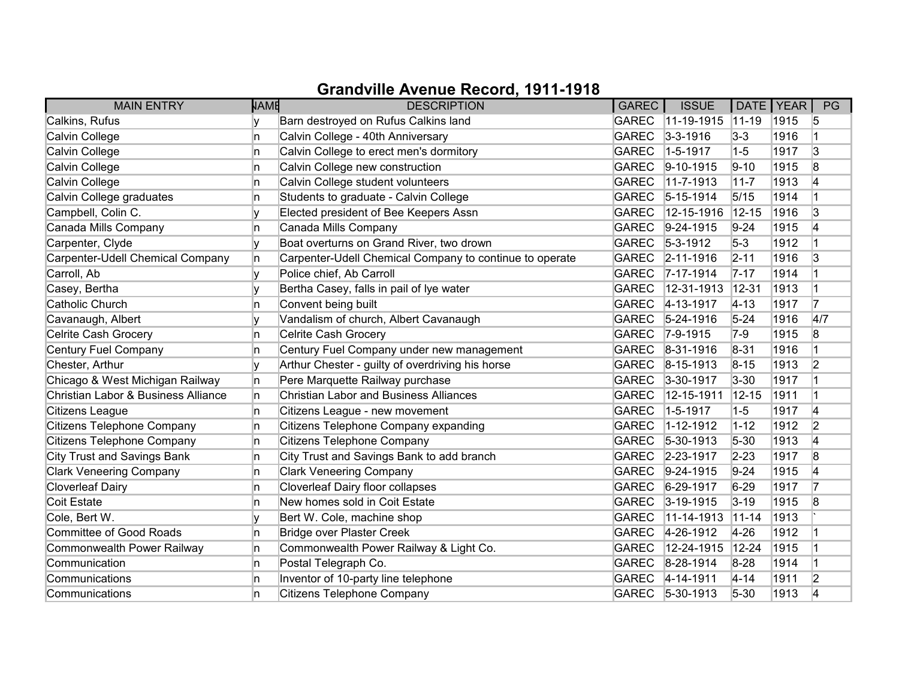# Grandville Avenue Record, 1911-1918

| MAIN ENTRY | NAME | DESCRIPTION | GAREC | ISSUE | DATE | YEAR | PG |
|---|---|---|---|---|---|---|---|
| Calkins, Rufus | y | Barn destroyed on Rufus Calkins land | GAREC | 11-19-1915 | 11-19 | 1915 | 5 |
| Calvin College | n | Calvin College - 40th Anniversary | GAREC | 3-3-1916 | 3-3 | 1916 | 1 |
| Calvin College | n | Calvin College to erect men's dormitory | GAREC | 1-5-1917 | 1-5 | 1917 | 3 |
| Calvin College | n | Calvin College new construction | GAREC | 9-10-1915 | 9-10 | 1915 | 8 |
| Calvin College | n | Calvin College student volunteers | GAREC | 11-7-1913 | 11-7 | 1913 | 4 |
| Calvin College graduates | n | Students to graduate - Calvin College | GAREC | 5-15-1914 | 5/15 | 1914 | 1 |
| Campbell, Colin C. | y | Elected president of Bee Keepers Assn | GAREC | 12-15-1916 | 12-15 | 1916 | 3 |
| Canada Mills Company | n | Canada Mills Company | GAREC | 9-24-1915 | 9-24 | 1915 | 4 |
| Carpenter, Clyde | y | Boat overturns on Grand River, two drown | GAREC | 5-3-1912 | 5-3 | 1912 | 1 |
| Carpenter-Udell Chemical Company | n | Carpenter-Udell Chemical Company to continue to operate | GAREC | 2-11-1916 | 2-11 | 1916 | 3 |
| Carroll, Ab | y | Police chief, Ab Carroll | GAREC | 7-17-1914 | 7-17 | 1914 | 1 |
| Casey, Bertha | y | Bertha Casey, falls in pail of lye water | GAREC | 12-31-1913 | 12-31 | 1913 | 1 |
| Catholic Church | n | Convent being built | GAREC | 4-13-1917 | 4-13 | 1917 | 7 |
| Cavanaugh, Albert | y | Vandalism of church, Albert Cavanaugh | GAREC | 5-24-1916 | 5-24 | 1916 | 4/7 |
| Celrite Cash Grocery | n | Celrite Cash Grocery | GAREC | 7-9-1915 | 7-9 | 1915 | 8 |
| Century Fuel Company | n | Century Fuel Company under new management | GAREC | 8-31-1916 | 8-31 | 1916 | 1 |
| Chester, Arthur | y | Arthur Chester - guilty of overdriving his horse | GAREC | 8-15-1913 | 8-15 | 1913 | 2 |
| Chicago & West Michigan Railway | n | Pere Marquette Railway purchase | GAREC | 3-30-1917 | 3-30 | 1917 | 1 |
| Christian Labor & Business Alliance | n | Christian Labor and Business Alliances | GAREC | 12-15-1911 | 12-15 | 1911 | 1 |
| Citizens League | n | Citizens League - new movement | GAREC | 1-5-1917 | 1-5 | 1917 | 4 |
| Citizens Telephone Company | n | Citizens Telephone Company expanding | GAREC | 1-12-1912 | 1-12 | 1912 | 2 |
| Citizens Telephone Company | n | Citizens Telephone Company | GAREC | 5-30-1913 | 5-30 | 1913 | 4 |
| City Trust and Savings Bank | n | City Trust and Savings Bank to add branch | GAREC | 2-23-1917 | 2-23 | 1917 | 8 |
| Clark Veneering Company | n | Clark Veneering Company | GAREC | 9-24-1915 | 9-24 | 1915 | 4 |
| Cloverleaf Dairy | n | Cloverleaf Dairy floor collapses | GAREC | 6-29-1917 | 6-29 | 1917 | 7 |
| Coit Estate | n | New homes sold in Coit Estate | GAREC | 3-19-1915 | 3-19 | 1915 | 8 |
| Cole, Bert W. | y | Bert W. Cole, machine shop | GAREC | 11-14-1913 | 11-14 | 1913 | ` |
| Committee of Good Roads | n | Bridge over Plaster Creek | GAREC | 4-26-1912 | 4-26 | 1912 | 1 |
| Commonwealth Power Railway | n | Commonwealth Power Railway & Light Co. | GAREC | 12-24-1915 | 12-24 | 1915 | 1 |
| Communication | n | Postal Telegraph Co. | GAREC | 8-28-1914 | 8-28 | 1914 | 1 |
| Communications | n | Inventor of 10-party line telephone | GAREC | 4-14-1911 | 4-14 | 1911 | 2 |
| Communications | n | Citizens Telephone Company | GAREC | 5-30-1913 | 5-30 | 1913 | 4 |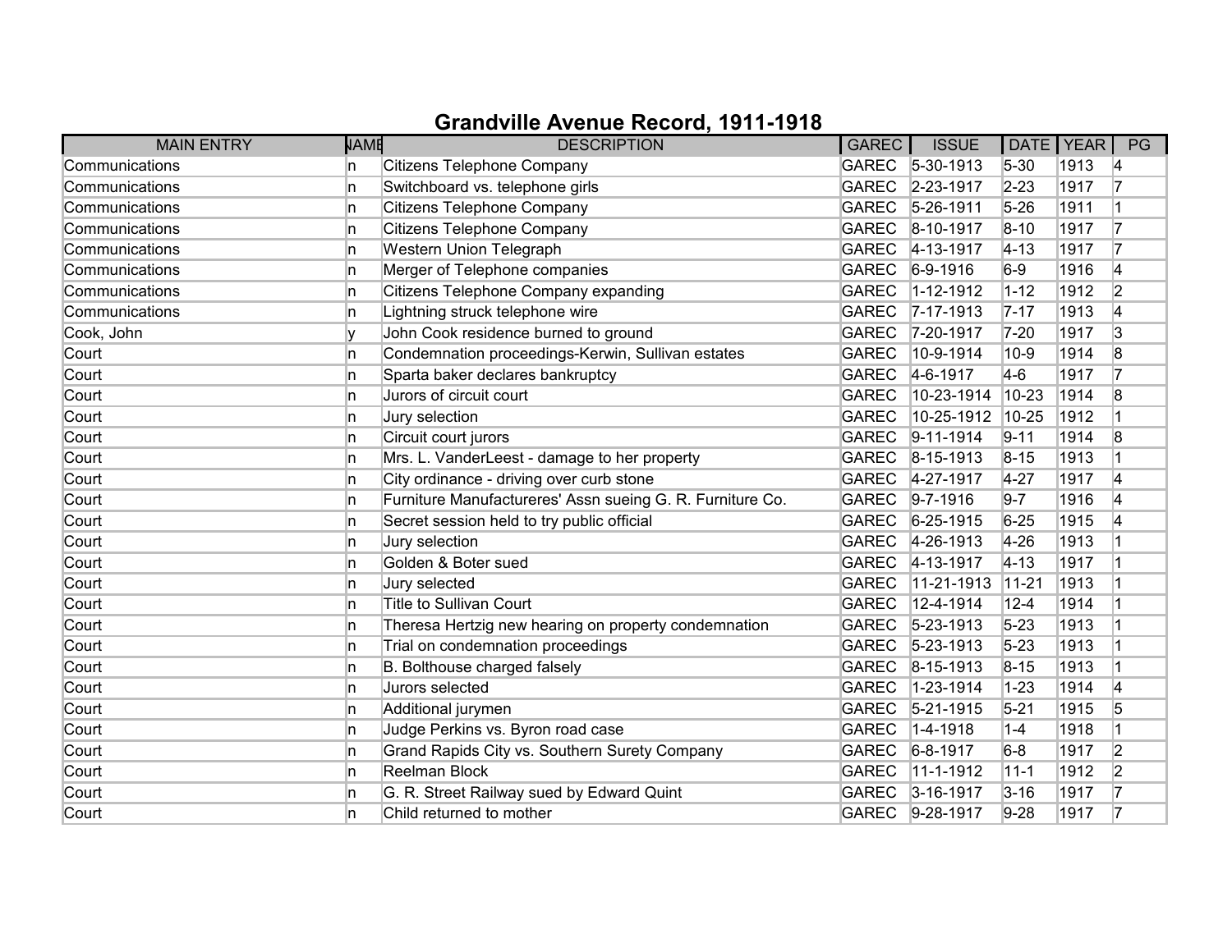# Grandville Avenue Record, 1911-1918

| MAIN ENTRY | NAME | DESCRIPTION | GAREC | ISSUE | DATE | YEAR | PG |
|---|---|---|---|---|---|---|---|
| Communications | n | Citizens Telephone Company | GAREC | 5-30-1913 | 5-30 | 1913 | 4 |
| Communications | n | Switchboard vs. telephone girls | GAREC | 2-23-1917 | 2-23 | 1917 | 7 |
| Communications | n | Citizens Telephone Company | GAREC | 5-26-1911 | 5-26 | 1911 | 1 |
| Communications | n | Citizens Telephone Company | GAREC | 8-10-1917 | 8-10 | 1917 | 7 |
| Communications | n | Western Union Telegraph | GAREC | 4-13-1917 | 4-13 | 1917 | 7 |
| Communications | n | Merger of Telephone companies | GAREC | 6-9-1916 | 6-9 | 1916 | 4 |
| Communications | n | Citizens Telephone Company expanding | GAREC | 1-12-1912 | 1-12 | 1912 | 2 |
| Communications | n | Lightning struck telephone wire | GAREC | 7-17-1913 | 7-17 | 1913 | 4 |
| Cook, John | y | John Cook residence burned to ground | GAREC | 7-20-1917 | 7-20 | 1917 | 3 |
| Court | n | Condemnation proceedings-Kerwin, Sullivan estates | GAREC | 10-9-1914 | 10-9 | 1914 | 8 |
| Court | n | Sparta baker declares bankruptcy | GAREC | 4-6-1917 | 4-6 | 1917 | 7 |
| Court | n | Jurors of circuit court | GAREC | 10-23-1914 | 10-23 | 1914 | 8 |
| Court | n | Jury selection | GAREC | 10-25-1912 | 10-25 | 1912 | 1 |
| Court | n | Circuit court jurors | GAREC | 9-11-1914 | 9-11 | 1914 | 8 |
| Court | n | Mrs. L. VanderLeest - damage to her property | GAREC | 8-15-1913 | 8-15 | 1913 | 1 |
| Court | n | City ordinance - driving over curb stone | GAREC | 4-27-1917 | 4-27 | 1917 | 4 |
| Court | n | Furniture Manufactureres' Assn sueing G. R. Furniture Co. | GAREC | 9-7-1916 | 9-7 | 1916 | 4 |
| Court | n | Secret session held to try public official | GAREC | 6-25-1915 | 6-25 | 1915 | 4 |
| Court | n | Jury selection | GAREC | 4-26-1913 | 4-26 | 1913 | 1 |
| Court | n | Golden & Boter sued | GAREC | 4-13-1917 | 4-13 | 1917 | 1 |
| Court | n | Jury selected | GAREC | 11-21-1913 | 11-21 | 1913 | 1 |
| Court | n | Title to Sullivan Court | GAREC | 12-4-1914 | 12-4 | 1914 | 1 |
| Court | n | Theresa Hertzig new hearing on property condemnation | GAREC | 5-23-1913 | 5-23 | 1913 | 1 |
| Court | n | Trial on condemnation proceedings | GAREC | 5-23-1913 | 5-23 | 1913 | 1 |
| Court | n | B. Bolthouse charged falsely | GAREC | 8-15-1913 | 8-15 | 1913 | 1 |
| Court | n | Jurors selected | GAREC | 1-23-1914 | 1-23 | 1914 | 4 |
| Court | n | Additional jurymen | GAREC | 5-21-1915 | 5-21 | 1915 | 5 |
| Court | n | Judge Perkins vs. Byron road case | GAREC | 1-4-1918 | 1-4 | 1918 | 1 |
| Court | n | Grand Rapids City vs. Southern Surety Company | GAREC | 6-8-1917 | 6-8 | 1917 | 2 |
| Court | n | Reelman Block | GAREC | 11-1-1912 | 11-1 | 1912 | 2 |
| Court | n | G. R. Street Railway sued by Edward Quint | GAREC | 3-16-1917 | 3-16 | 1917 | 7 |
| Court | n | Child returned to mother | GAREC | 9-28-1917 | 9-28 | 1917 | 7 |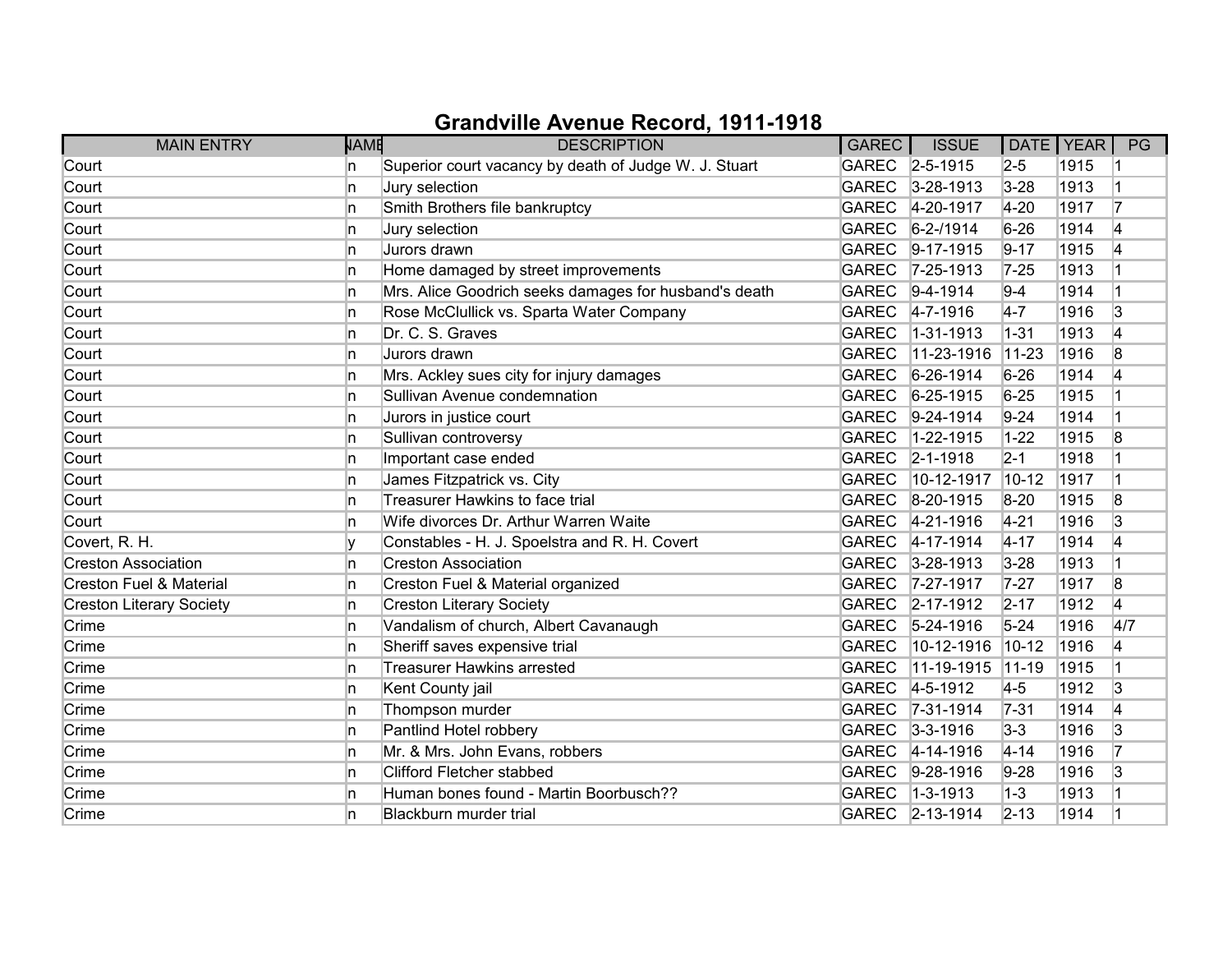# Grandville Avenue Record, 1911-1918

| MAIN ENTRY | NAME | DESCRIPTION | GAREC | ISSUE | DATE | YEAR | PG |
|---|---|---|---|---|---|---|---|
| Court | n | Superior court vacancy by death of Judge W. J. Stuart | GAREC | 2-5-1915 | 2-5 | 1915 | 1 |
| Court | n | Jury selection | GAREC | 3-28-1913 | 3-28 | 1913 | 1 |
| Court | n | Smith Brothers file bankruptcy | GAREC | 4-20-1917 | 4-20 | 1917 | 7 |
| Court | n | Jury selection | GAREC | 6-2-/1914 | 6-26 | 1914 | 4 |
| Court | n | Jurors drawn | GAREC | 9-17-1915 | 9-17 | 1915 | 4 |
| Court | n | Home damaged by street improvements | GAREC | 7-25-1913 | 7-25 | 1913 | 1 |
| Court | n | Mrs. Alice Goodrich seeks damages for husband's death | GAREC | 9-4-1914 | 9-4 | 1914 | 1 |
| Court | n | Rose McClullick vs. Sparta Water Company | GAREC | 4-7-1916 | 4-7 | 1916 | 3 |
| Court | n | Dr. C. S. Graves | GAREC | 1-31-1913 | 1-31 | 1913 | 4 |
| Court | n | Jurors drawn | GAREC | 11-23-1916 | 11-23 | 1916 | 8 |
| Court | n | Mrs. Ackley sues city for injury damages | GAREC | 6-26-1914 | 6-26 | 1914 | 4 |
| Court | n | Sullivan Avenue condemnation | GAREC | 6-25-1915 | 6-25 | 1915 | 1 |
| Court | n | Jurors in justice court | GAREC | 9-24-1914 | 9-24 | 1914 | 1 |
| Court | n | Sullivan controversy | GAREC | 1-22-1915 | 1-22 | 1915 | 8 |
| Court | n | Important case ended | GAREC | 2-1-1918 | 2-1 | 1918 | 1 |
| Court | n | James Fitzpatrick vs. City | GAREC | 10-12-1917 | 10-12 | 1917 | 1 |
| Court | n | Treasurer Hawkins to face trial | GAREC | 8-20-1915 | 8-20 | 1915 | 8 |
| Court | n | Wife divorces Dr. Arthur Warren Waite | GAREC | 4-21-1916 | 4-21 | 1916 | 3 |
| Covert, R. H. | y | Constables - H. J. Spoelstra and R. H. Covert | GAREC | 4-17-1914 | 4-17 | 1914 | 4 |
| Creston Association | n | Creston Association | GAREC | 3-28-1913 | 3-28 | 1913 | 1 |
| Creston Fuel & Material | n | Creston Fuel & Material organized | GAREC | 7-27-1917 | 7-27 | 1917 | 8 |
| Creston Literary Society | n | Creston Literary Society | GAREC | 2-17-1912 | 2-17 | 1912 | 4 |
| Crime | n | Vandalism of church, Albert Cavanaugh | GAREC | 5-24-1916 | 5-24 | 1916 | 4/7 |
| Crime | n | Sheriff saves expensive trial | GAREC | 10-12-1916 | 10-12 | 1916 | 4 |
| Crime | n | Treasurer Hawkins arrested | GAREC | 11-19-1915 | 11-19 | 1915 | 1 |
| Crime | n | Kent County jail | GAREC | 4-5-1912 | 4-5 | 1912 | 3 |
| Crime | n | Thompson murder | GAREC | 7-31-1914 | 7-31 | 1914 | 4 |
| Crime | n | Pantlind Hotel robbery | GAREC | 3-3-1916 | 3-3 | 1916 | 3 |
| Crime | n | Mr. & Mrs. John Evans, robbers | GAREC | 4-14-1916 | 4-14 | 1916 | 7 |
| Crime | n | Clifford Fletcher stabbed | GAREC | 9-28-1916 | 9-28 | 1916 | 3 |
| Crime | n | Human bones found - Martin Boorbusch?? | GAREC | 1-3-1913 | 1-3 | 1913 | 1 |
| Crime | n | Blackburn murder trial | GAREC | 2-13-1914 | 2-13 | 1914 | 1 |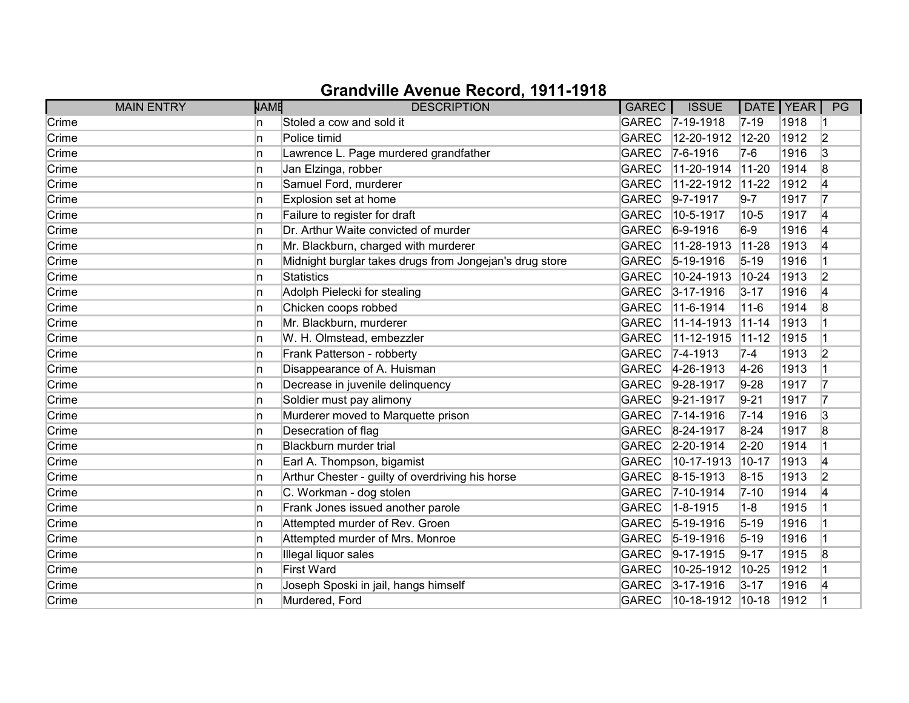# Grandville Avenue Record, 1911-1918

| MAIN ENTRY | NAME | DESCRIPTION | GAREC | ISSUE | DATE | YEAR | PG |
|---|---|---|---|---|---|---|---|
| Crime | n | Stoled a cow and sold it | GAREC | 7-19-1918 | 7-19 | 1918 | 1 |
| Crime | n | Police timid | GAREC | 12-20-1912 | 12-20 | 1912 | 2 |
| Crime | n | Lawrence L. Page murdered grandfather | GAREC | 7-6-1916 | 7-6 | 1916 | 3 |
| Crime | n | Jan Elzinga, robber | GAREC | 11-20-1914 | 11-20 | 1914 | 8 |
| Crime | n | Samuel Ford, murderer | GAREC | 11-22-1912 | 11-22 | 1912 | 4 |
| Crime | n | Explosion set at home | GAREC | 9-7-1917 | 9-7 | 1917 | 7 |
| Crime | n | Failure to register for draft | GAREC | 10-5-1917 | 10-5 | 1917 | 4 |
| Crime | n | Dr. Arthur Waite convicted of murder | GAREC | 6-9-1916 | 6-9 | 1916 | 4 |
| Crime | n | Mr. Blackburn, charged with murderer | GAREC | 11-28-1913 | 11-28 | 1913 | 4 |
| Crime | n | Midnight burglar takes drugs from Jongejan's drug store | GAREC | 5-19-1916 | 5-19 | 1916 | 1 |
| Crime | n | Statistics | GAREC | 10-24-1913 | 10-24 | 1913 | 2 |
| Crime | n | Adolph Pielecki for stealing | GAREC | 3-17-1916 | 3-17 | 1916 | 4 |
| Crime | n | Chicken coops robbed | GAREC | 11-6-1914 | 11-6 | 1914 | 8 |
| Crime | n | Mr. Blackburn, murderer | GAREC | 11-14-1913 | 11-14 | 1913 | 1 |
| Crime | n | W. H. Olmstead, embezzler | GAREC | 11-12-1915 | 11-12 | 1915 | 1 |
| Crime | n | Frank Patterson - robberty | GAREC | 7-4-1913 | 7-4 | 1913 | 2 |
| Crime | n | Disappearance of A. Huisman | GAREC | 4-26-1913 | 4-26 | 1913 | 1 |
| Crime | n | Decrease in juvenile delinquency | GAREC | 9-28-1917 | 9-28 | 1917 | 7 |
| Crime | n | Soldier must pay alimony | GAREC | 9-21-1917 | 9-21 | 1917 | 7 |
| Crime | n | Murderer moved to Marquette prison | GAREC | 7-14-1916 | 7-14 | 1916 | 3 |
| Crime | n | Desecration of flag | GAREC | 8-24-1917 | 8-24 | 1917 | 8 |
| Crime | n | Blackburn murder trial | GAREC | 2-20-1914 | 2-20 | 1914 | 1 |
| Crime | n | Earl A. Thompson, bigamist | GAREC | 10-17-1913 | 10-17 | 1913 | 4 |
| Crime | n | Arthur Chester - guilty of overdriving his horse | GAREC | 8-15-1913 | 8-15 | 1913 | 2 |
| Crime | n | C. Workman - dog stolen | GAREC | 7-10-1914 | 7-10 | 1914 | 4 |
| Crime | n | Frank Jones issued another parole | GAREC | 1-8-1915 | 1-8 | 1915 | 1 |
| Crime | n | Attempted murder of Rev. Groen | GAREC | 5-19-1916 | 5-19 | 1916 | 1 |
| Crime | n | Attempted murder of Mrs. Monroe | GAREC | 5-19-1916 | 5-19 | 1916 | 1 |
| Crime | n | Illegal liquor sales | GAREC | 9-17-1915 | 9-17 | 1915 | 8 |
| Crime | n | First Ward | GAREC | 10-25-1912 | 10-25 | 1912 | 1 |
| Crime | n | Joseph Sposki in jail, hangs himself | GAREC | 3-17-1916 | 3-17 | 1916 | 4 |
| Crime | n | Murdered, Ford | GAREC | 10-18-1912 | 10-18 | 1912 | 1 |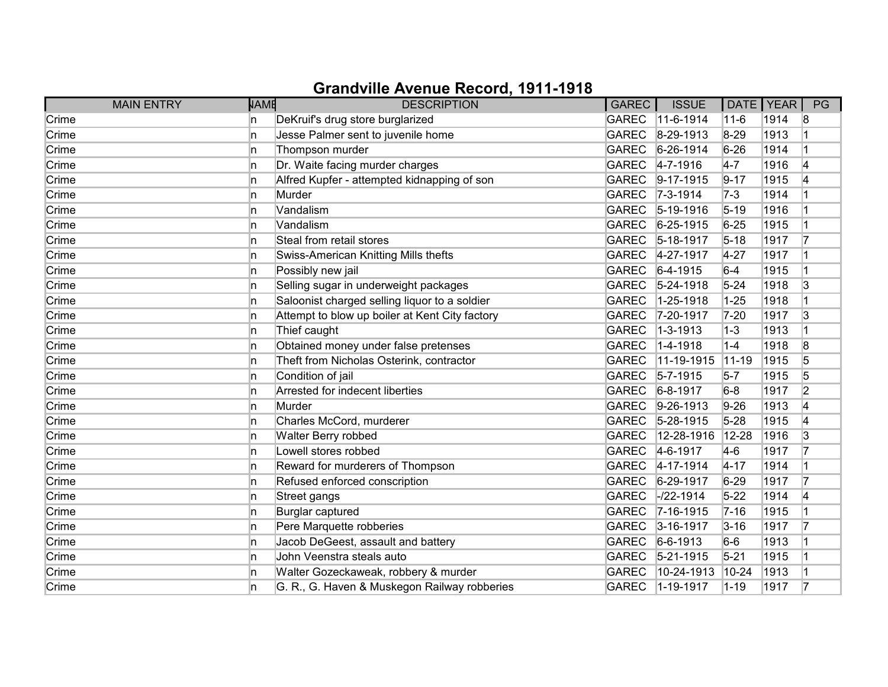# Grandville Avenue Record, 1911-1918

| MAIN ENTRY | NAME | DESCRIPTION | GAREC | ISSUE | DATE | YEAR | PG |
|---|---|---|---|---|---|---|---|
| Crime | n | DeKruif's drug store burglarized | GAREC | 11-6-1914 | 11-6 | 1914 | 8 |
| Crime | n | Jesse Palmer sent to juvenile home | GAREC | 8-29-1913 | 8-29 | 1913 | 1 |
| Crime | n | Thompson murder | GAREC | 6-26-1914 | 6-26 | 1914 | 1 |
| Crime | n | Dr. Waite facing murder charges | GAREC | 4-7-1916 | 4-7 | 1916 | 4 |
| Crime | n | Alfred Kupfer - attempted kidnapping of son | GAREC | 9-17-1915 | 9-17 | 1915 | 4 |
| Crime | n | Murder | GAREC | 7-3-1914 | 7-3 | 1914 | 1 |
| Crime | n | Vandalism | GAREC | 5-19-1916 | 5-19 | 1916 | 1 |
| Crime | n | Vandalism | GAREC | 6-25-1915 | 6-25 | 1915 | 1 |
| Crime | n | Steal from retail stores | GAREC | 5-18-1917 | 5-18 | 1917 | 7 |
| Crime | n | Swiss-American Knitting Mills thefts | GAREC | 4-27-1917 | 4-27 | 1917 | 1 |
| Crime | n | Possibly new jail | GAREC | 6-4-1915 | 6-4 | 1915 | 1 |
| Crime | n | Selling sugar in underweight packages | GAREC | 5-24-1918 | 5-24 | 1918 | 3 |
| Crime | n | Saloonist charged selling liquor to a soldier | GAREC | 1-25-1918 | 1-25 | 1918 | 1 |
| Crime | n | Attempt to blow up boiler at Kent City factory | GAREC | 7-20-1917 | 7-20 | 1917 | 3 |
| Crime | n | Thief caught | GAREC | 1-3-1913 | 1-3 | 1913 | 1 |
| Crime | n | Obtained money under false pretenses | GAREC | 1-4-1918 | 1-4 | 1918 | 8 |
| Crime | n | Theft from Nicholas Osterink, contractor | GAREC | 11-19-1915 | 11-19 | 1915 | 5 |
| Crime | n | Condition of jail | GAREC | 5-7-1915 | 5-7 | 1915 | 5 |
| Crime | n | Arrested for indecent liberties | GAREC | 6-8-1917 | 6-8 | 1917 | 2 |
| Crime | n | Murder | GAREC | 9-26-1913 | 9-26 | 1913 | 4 |
| Crime | n | Charles McCord, murderer | GAREC | 5-28-1915 | 5-28 | 1915 | 4 |
| Crime | n | Walter Berry robbed | GAREC | 12-28-1916 | 12-28 | 1916 | 3 |
| Crime | n | Lowell stores robbed | GAREC | 4-6-1917 | 4-6 | 1917 | 7 |
| Crime | n | Reward for murderers of Thompson | GAREC | 4-17-1914 | 4-17 | 1914 | 1 |
| Crime | n | Refused enforced conscription | GAREC | 6-29-1917 | 6-29 | 1917 | 7 |
| Crime | n | Street gangs | GAREC | -/22-1914 | 5-22 | 1914 | 4 |
| Crime | n | Burglar captured | GAREC | 7-16-1915 | 7-16 | 1915 | 1 |
| Crime | n | Pere Marquette robberies | GAREC | 3-16-1917 | 3-16 | 1917 | 7 |
| Crime | n | Jacob DeGeest, assault and battery | GAREC | 6-6-1913 | 6-6 | 1913 | 1 |
| Crime | n | John Veenstra steals auto | GAREC | 5-21-1915 | 5-21 | 1915 | 1 |
| Crime | n | Walter Gozeckaweak, robbery & murder | GAREC | 10-24-1913 | 10-24 | 1913 | 1 |
| Crime | n | G. R., G. Haven & Muskegon Railway robberies | GAREC | 1-19-1917 | 1-19 | 1917 | 7 |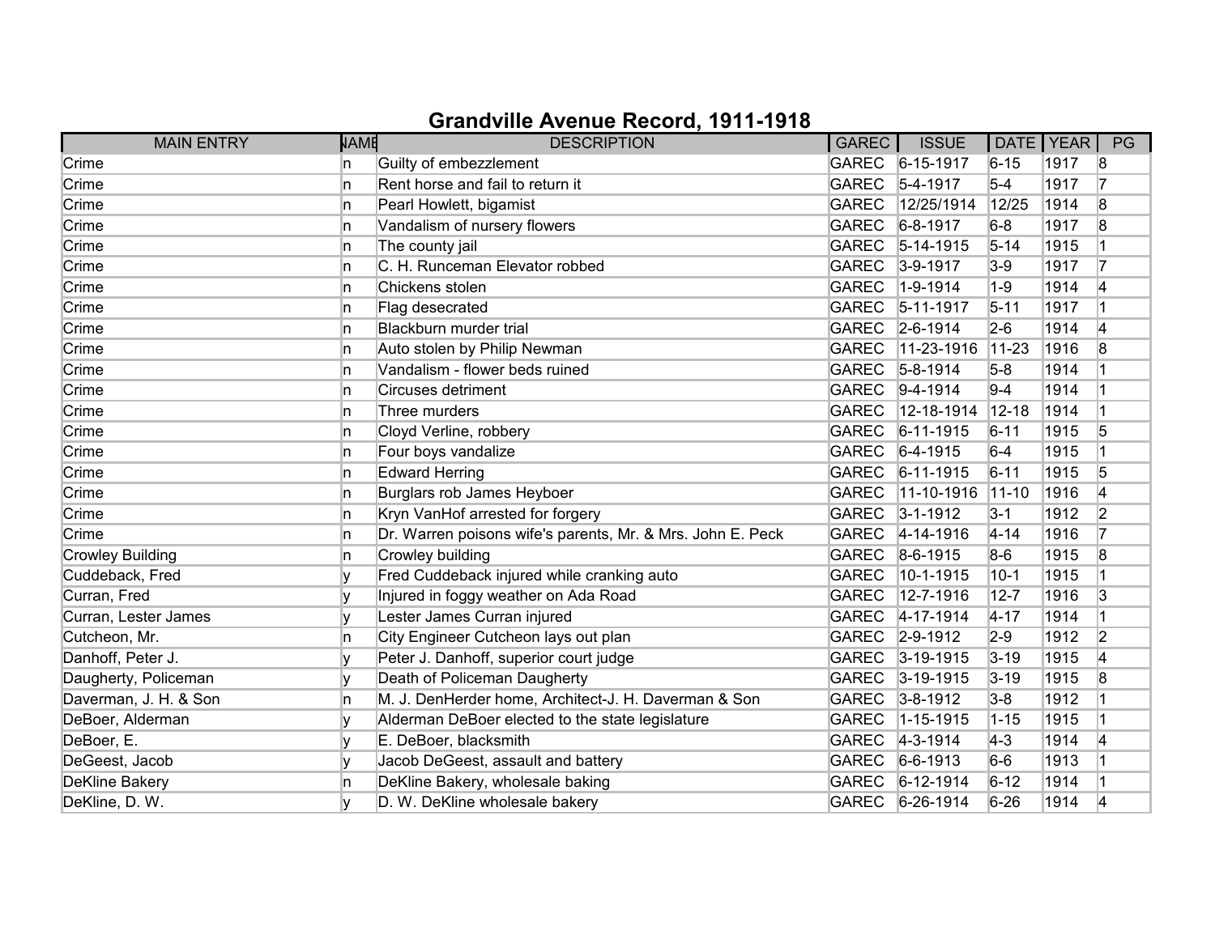# Grandville Avenue Record, 1911-1918

| MAIN ENTRY | NAME | DESCRIPTION | GAREC | ISSUE | DATE | YEAR | PG |
|---|---|---|---|---|---|---|---|
| Crime | n | Guilty of embezzlement | GAREC | 6-15-1917 | 6-15 | 1917 | 8 |
| Crime | n | Rent horse and fail to return it | GAREC | 5-4-1917 | 5-4 | 1917 | 7 |
| Crime | n | Pearl Howlett, bigamist | GAREC | 12/25/1914 | 12/25 | 1914 | 8 |
| Crime | n | Vandalism of nursery flowers | GAREC | 6-8-1917 | 6-8 | 1917 | 8 |
| Crime | n | The county jail | GAREC | 5-14-1915 | 5-14 | 1915 | 1 |
| Crime | n | C. H. Runceman Elevator robbed | GAREC | 3-9-1917 | 3-9 | 1917 | 7 |
| Crime | n | Chickens stolen | GAREC | 1-9-1914 | 1-9 | 1914 | 4 |
| Crime | n | Flag desecrated | GAREC | 5-11-1917 | 5-11 | 1917 | 1 |
| Crime | n | Blackburn murder trial | GAREC | 2-6-1914 | 2-6 | 1914 | 4 |
| Crime | n | Auto stolen by Philip Newman | GAREC | 11-23-1916 | 11-23 | 1916 | 8 |
| Crime | n | Vandalism - flower beds ruined | GAREC | 5-8-1914 | 5-8 | 1914 | 1 |
| Crime | n | Circuses detriment | GAREC | 9-4-1914 | 9-4 | 1914 | 1 |
| Crime | n | Three murders | GAREC | 12-18-1914 | 12-18 | 1914 | 1 |
| Crime | n | Cloyd Verline, robbery | GAREC | 6-11-1915 | 6-11 | 1915 | 5 |
| Crime | n | Four boys vandalize | GAREC | 6-4-1915 | 6-4 | 1915 | 1 |
| Crime | n | Edward Herring | GAREC | 6-11-1915 | 6-11 | 1915 | 5 |
| Crime | n | Burglars rob James Heyboer | GAREC | 11-10-1916 | 11-10 | 1916 | 4 |
| Crime | n | Kryn VanHof arrested for forgery | GAREC | 3-1-1912 | 3-1 | 1912 | 2 |
| Crime | n | Dr. Warren poisons wife's parents, Mr. & Mrs. John E. Peck | GAREC | 4-14-1916 | 4-14 | 1916 | 7 |
| Crowley Building | n | Crowley building | GAREC | 8-6-1915 | 8-6 | 1915 | 8 |
| Cuddeback, Fred | y | Fred Cuddeback injured while cranking auto | GAREC | 10-1-1915 | 10-1 | 1915 | 1 |
| Curran, Fred | y | Injured in foggy weather on Ada Road | GAREC | 12-7-1916 | 12-7 | 1916 | 3 |
| Curran, Lester James | y | Lester James Curran injured | GAREC | 4-17-1914 | 4-17 | 1914 | 1 |
| Cutcheon, Mr. | n | City Engineer Cutcheon lays out plan | GAREC | 2-9-1912 | 2-9 | 1912 | 2 |
| Danhoff, Peter J. | y | Peter J. Danhoff, superior court judge | GAREC | 3-19-1915 | 3-19 | 1915 | 4 |
| Daugherty, Policeman | y | Death of Policeman Daugherty | GAREC | 3-19-1915 | 3-19 | 1915 | 8 |
| Daverman, J. H. & Son | n | M. J. DenHerder home, Architect-J. H. Daverman & Son | GAREC | 3-8-1912 | 3-8 | 1912 | 1 |
| DeBoer, Alderman | y | Alderman DeBoer elected to the state legislature | GAREC | 1-15-1915 | 1-15 | 1915 | 1 |
| DeBoer, E. | y | E. DeBoer, blacksmith | GAREC | 4-3-1914 | 4-3 | 1914 | 4 |
| DeGeest, Jacob | y | Jacob DeGeest, assault and battery | GAREC | 6-6-1913 | 6-6 | 1913 | 1 |
| DeKline Bakery | n | DeKline Bakery, wholesale baking | GAREC | 6-12-1914 | 6-12 | 1914 | 1 |
| DeKline, D. W. | y | D. W. DeKline wholesale bakery | GAREC | 6-26-1914 | 6-26 | 1914 | 4 |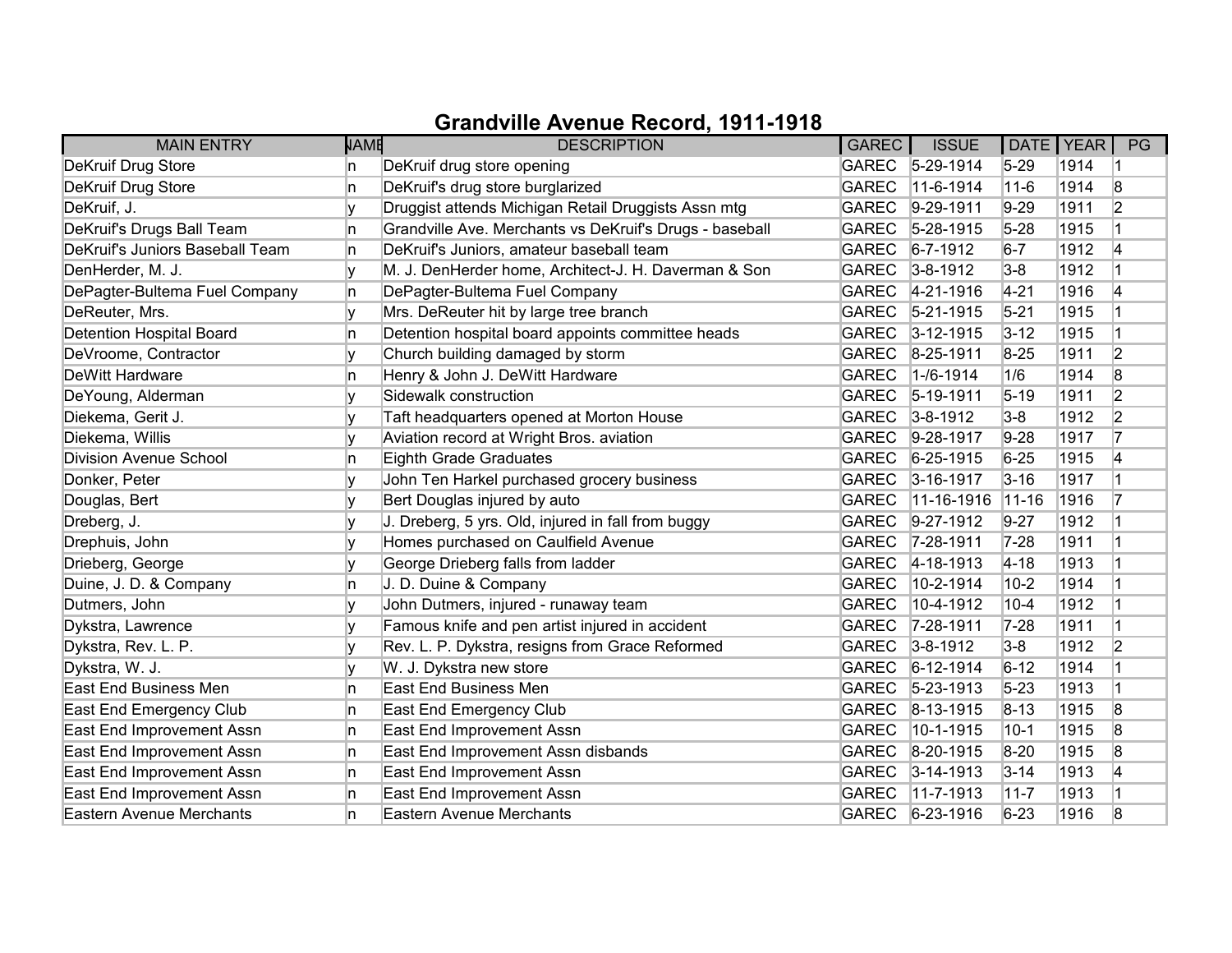# Grandville Avenue Record, 1911-1918

| MAIN ENTRY | NAME | DESCRIPTION | GAREC | ISSUE | DATE | YEAR | PG |
|---|---|---|---|---|---|---|---|
| DeKruif Drug Store | n | DeKruif drug store opening | GAREC | 5-29-1914 | 5-29 | 1914 | 1 |
| DeKruif Drug Store | n | DeKruif's drug store burglarized | GAREC | 11-6-1914 | 11-6 | 1914 | 8 |
| DeKruif, J. | y | Druggist attends Michigan Retail Druggists Assn mtg | GAREC | 9-29-1911 | 9-29 | 1911 | 2 |
| DeKruif's Drugs Ball Team | n | Grandville Ave. Merchants vs DeKruif's Drugs - baseball | GAREC | 5-28-1915 | 5-28 | 1915 | 1 |
| DeKruif's Juniors Baseball Team | n | DeKruif's Juniors, amateur baseball team | GAREC | 6-7-1912 | 6-7 | 1912 | 4 |
| DenHerder, M. J. | y | M. J. DenHerder home, Architect-J. H. Daverman & Son | GAREC | 3-8-1912 | 3-8 | 1912 | 1 |
| DePagter-Bultema Fuel Company | n | DePagter-Bultema Fuel Company | GAREC | 4-21-1916 | 4-21 | 1916 | 4 |
| DeReuter, Mrs. | y | Mrs. DeReuter hit by large tree branch | GAREC | 5-21-1915 | 5-21 | 1915 | 1 |
| Detention Hospital Board | n | Detention hospital board appoints committee heads | GAREC | 3-12-1915 | 3-12 | 1915 | 1 |
| DeVroome, Contractor | y | Church building damaged by storm | GAREC | 8-25-1911 | 8-25 | 1911 | 2 |
| DeWitt Hardware | n | Henry & John J. DeWitt Hardware | GAREC | 1-/6-1914 | 1/6 | 1914 | 8 |
| DeYoung, Alderman | y | Sidewalk construction | GAREC | 5-19-1911 | 5-19 | 1911 | 2 |
| Diekema, Gerit J. | y | Taft headquarters opened at Morton House | GAREC | 3-8-1912 | 3-8 | 1912 | 2 |
| Diekema, Willis | y | Aviation record at Wright Bros. aviation | GAREC | 9-28-1917 | 9-28 | 1917 | 7 |
| Division Avenue School | n | Eighth Grade Graduates | GAREC | 6-25-1915 | 6-25 | 1915 | 4 |
| Donker, Peter | y | John Ten Harkel purchased grocery business | GAREC | 3-16-1917 | 3-16 | 1917 | 1 |
| Douglas, Bert | y | Bert Douglas injured by auto | GAREC | 11-16-1916 | 11-16 | 1916 | 7 |
| Dreberg, J. | y | J. Dreberg, 5 yrs. Old, injured in fall from buggy | GAREC | 9-27-1912 | 9-27 | 1912 | 1 |
| Drephuis, John | y | Homes purchased on Caulfield Avenue | GAREC | 7-28-1911 | 7-28 | 1911 | 1 |
| Drieberg, George | y | George Drieberg falls from ladder | GAREC | 4-18-1913 | 4-18 | 1913 | 1 |
| Duine, J. D. & Company | n | J. D. Duine & Company | GAREC | 10-2-1914 | 10-2 | 1914 | 1 |
| Dutmers, John | y | John Dutmers, injured - runaway team | GAREC | 10-4-1912 | 10-4 | 1912 | 1 |
| Dykstra, Lawrence | y | Famous knife and pen artist injured in accident | GAREC | 7-28-1911 | 7-28 | 1911 | 1 |
| Dykstra, Rev. L. P. | y | Rev. L. P. Dykstra, resigns from Grace Reformed | GAREC | 3-8-1912 | 3-8 | 1912 | 2 |
| Dykstra, W. J. | y | W. J. Dykstra new store | GAREC | 6-12-1914 | 6-12 | 1914 | 1 |
| East End Business Men | n | East End Business Men | GAREC | 5-23-1913 | 5-23 | 1913 | 1 |
| East End Emergency Club | n | East End Emergency Club | GAREC | 8-13-1915 | 8-13 | 1915 | 8 |
| East End Improvement Assn | n | East End Improvement Assn | GAREC | 10-1-1915 | 10-1 | 1915 | 8 |
| East End Improvement Assn | n | East End Improvement Assn disbands | GAREC | 8-20-1915 | 8-20 | 1915 | 8 |
| East End Improvement Assn | n | East End Improvement Assn | GAREC | 3-14-1913 | 3-14 | 1913 | 4 |
| East End Improvement Assn | n | East End Improvement Assn | GAREC | 11-7-1913 | 11-7 | 1913 | 1 |
| Eastern Avenue Merchants | n | Eastern Avenue Merchants | GAREC | 6-23-1916 | 6-23 | 1916 | 8 |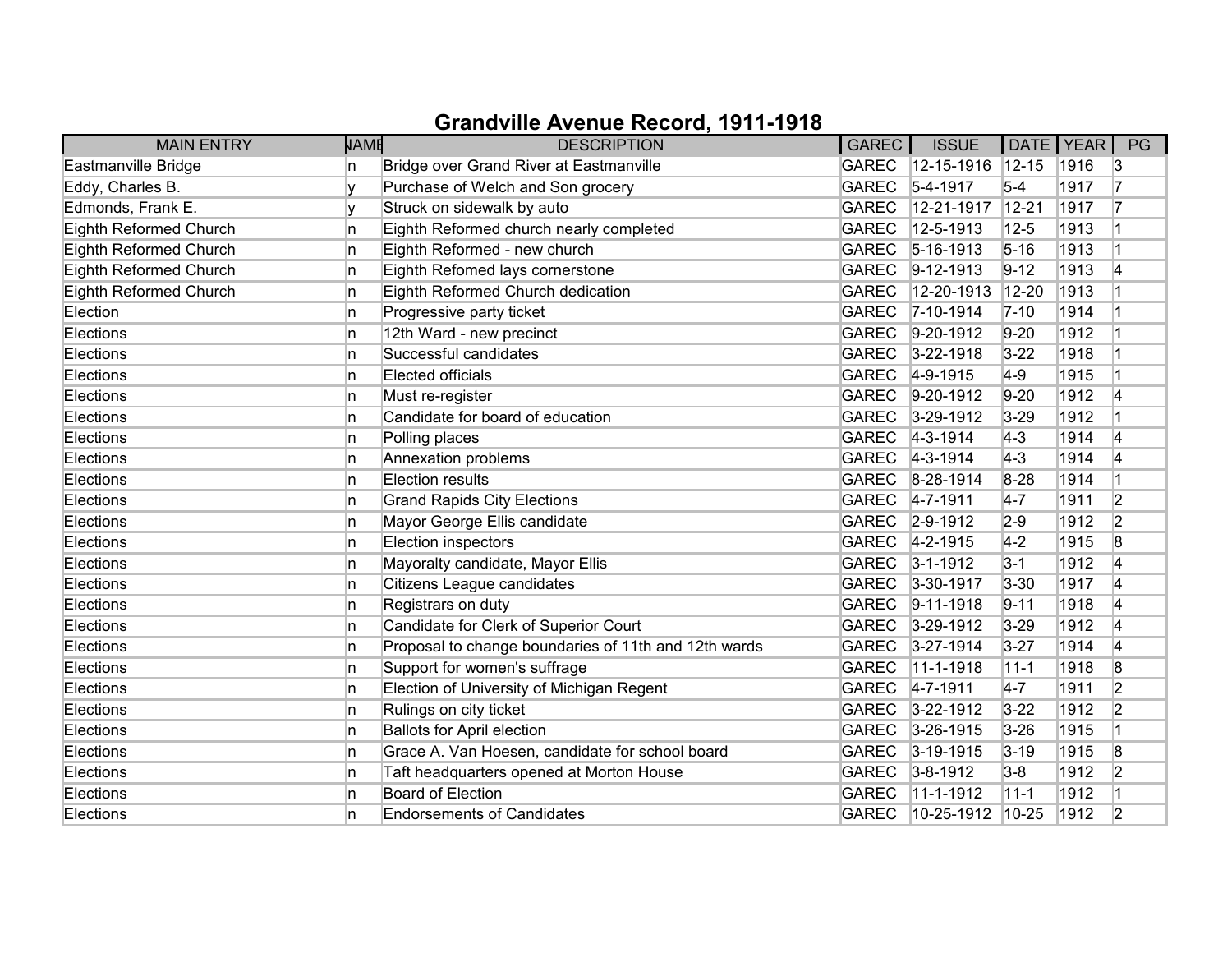# Grandville Avenue Record, 1911-1918

| MAIN ENTRY | NAME | DESCRIPTION | GAREC | ISSUE | DATE | YEAR | PG |
|---|---|---|---|---|---|---|---|
| Eastmanville Bridge | n | Bridge over Grand River at Eastmanville | GAREC | 12-15-1916 | 12-15 | 1916 | 3 |
| Eddy, Charles B. | y | Purchase of Welch and Son grocery | GAREC | 5-4-1917 | 5-4 | 1917 | 7 |
| Edmonds, Frank E. | y | Struck on sidewalk by auto | GAREC | 12-21-1917 | 12-21 | 1917 | 7 |
| Eighth Reformed Church | n | Eighth Reformed church nearly completed | GAREC | 12-5-1913 | 12-5 | 1913 | 1 |
| Eighth Reformed Church | n | Eighth Reformed - new church | GAREC | 5-16-1913 | 5-16 | 1913 | 1 |
| Eighth Reformed Church | n | Eighth Refomed lays cornerstone | GAREC | 9-12-1913 | 9-12 | 1913 | 4 |
| Eighth Reformed Church | n | Eighth Reformed Church dedication | GAREC | 12-20-1913 | 12-20 | 1913 | 1 |
| Election | n | Progressive party ticket | GAREC | 7-10-1914 | 7-10 | 1914 | 1 |
| Elections | n | 12th Ward - new precinct | GAREC | 9-20-1912 | 9-20 | 1912 | 1 |
| Elections | n | Successful candidates | GAREC | 3-22-1918 | 3-22 | 1918 | 1 |
| Elections | n | Elected officials | GAREC | 4-9-1915 | 4-9 | 1915 | 1 |
| Elections | n | Must re-register | GAREC | 9-20-1912 | 9-20 | 1912 | 4 |
| Elections | n | Candidate for board of education | GAREC | 3-29-1912 | 3-29 | 1912 | 1 |
| Elections | n | Polling places | GAREC | 4-3-1914 | 4-3 | 1914 | 4 |
| Elections | n | Annexation problems | GAREC | 4-3-1914 | 4-3 | 1914 | 4 |
| Elections | n | Election results | GAREC | 8-28-1914 | 8-28 | 1914 | 1 |
| Elections | n | Grand Rapids City Elections | GAREC | 4-7-1911 | 4-7 | 1911 | 2 |
| Elections | n | Mayor George Ellis candidate | GAREC | 2-9-1912 | 2-9 | 1912 | 2 |
| Elections | n | Election inspectors | GAREC | 4-2-1915 | 4-2 | 1915 | 8 |
| Elections | n | Mayoralty candidate, Mayor Ellis | GAREC | 3-1-1912 | 3-1 | 1912 | 4 |
| Elections | n | Citizens League candidates | GAREC | 3-30-1917 | 3-30 | 1917 | 4 |
| Elections | n | Registrars on duty | GAREC | 9-11-1918 | 9-11 | 1918 | 4 |
| Elections | n | Candidate for Clerk of Superior Court | GAREC | 3-29-1912 | 3-29 | 1912 | 4 |
| Elections | n | Proposal to change boundaries of 11th and 12th wards | GAREC | 3-27-1914 | 3-27 | 1914 | 4 |
| Elections | n | Support for women's suffrage | GAREC | 11-1-1918 | 11-1 | 1918 | 8 |
| Elections | n | Election of University of Michigan Regent | GAREC | 4-7-1911 | 4-7 | 1911 | 2 |
| Elections | n | Rulings on city ticket | GAREC | 3-22-1912 | 3-22 | 1912 | 2 |
| Elections | n | Ballots for April election | GAREC | 3-26-1915 | 3-26 | 1915 | 1 |
| Elections | n | Grace A. Van Hoesen, candidate for school board | GAREC | 3-19-1915 | 3-19 | 1915 | 8 |
| Elections | n | Taft headquarters opened at Morton House | GAREC | 3-8-1912 | 3-8 | 1912 | 2 |
| Elections | n | Board of Election | GAREC | 11-1-1912 | 11-1 | 1912 | 1 |
| Elections | n | Endorsements of Candidates | GAREC | 10-25-1912 | 10-25 | 1912 | 2 |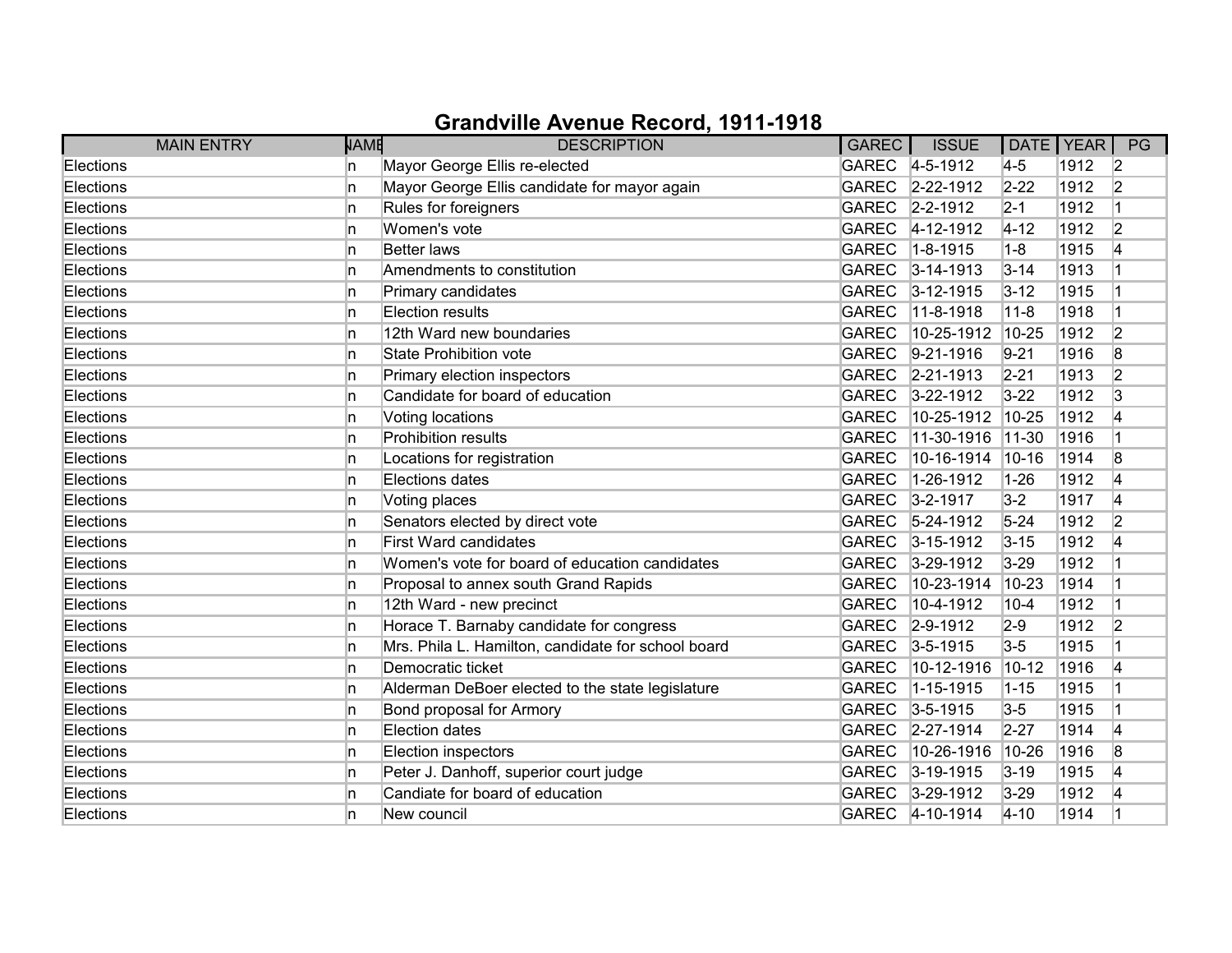# Grandville Avenue Record, 1911-1918

| MAIN ENTRY | NAME | DESCRIPTION | GAREC | ISSUE | DATE | YEAR | PG |
|---|---|---|---|---|---|---|---|
| Elections | n | Mayor George Ellis re-elected | GAREC | 4-5-1912 | 4-5 | 1912 | 2 |
| Elections | n | Mayor George Ellis candidate for mayor again | GAREC | 2-22-1912 | 2-22 | 1912 | 2 |
| Elections | n | Rules for foreigners | GAREC | 2-2-1912 | 2-1 | 1912 | 1 |
| Elections | n | Women's vote | GAREC | 4-12-1912 | 4-12 | 1912 | 2 |
| Elections | n | Better laws | GAREC | 1-8-1915 | 1-8 | 1915 | 4 |
| Elections | n | Amendments to constitution | GAREC | 3-14-1913 | 3-14 | 1913 | 1 |
| Elections | n | Primary candidates | GAREC | 3-12-1915 | 3-12 | 1915 | 1 |
| Elections | n | Election results | GAREC | 11-8-1918 | 11-8 | 1918 | 1 |
| Elections | n | 12th Ward new boundaries | GAREC | 10-25-1912 | 10-25 | 1912 | 2 |
| Elections | n | State Prohibition vote | GAREC | 9-21-1916 | 9-21 | 1916 | 8 |
| Elections | n | Primary election inspectors | GAREC | 2-21-1913 | 2-21 | 1913 | 2 |
| Elections | n | Candidate for board of education | GAREC | 3-22-1912 | 3-22 | 1912 | 3 |
| Elections | n | Voting locations | GAREC | 10-25-1912 | 10-25 | 1912 | 4 |
| Elections | n | Prohibition results | GAREC | 11-30-1916 | 11-30 | 1916 | 1 |
| Elections | n | Locations for registration | GAREC | 10-16-1914 | 10-16 | 1914 | 8 |
| Elections | n | Elections dates | GAREC | 1-26-1912 | 1-26 | 1912 | 4 |
| Elections | n | Voting places | GAREC | 3-2-1917 | 3-2 | 1917 | 4 |
| Elections | n | Senators elected by direct vote | GAREC | 5-24-1912 | 5-24 | 1912 | 2 |
| Elections | n | First Ward candidates | GAREC | 3-15-1912 | 3-15 | 1912 | 4 |
| Elections | n | Women's vote for board of education candidates | GAREC | 3-29-1912 | 3-29 | 1912 | 1 |
| Elections | n | Proposal to annex south Grand Rapids | GAREC | 10-23-1914 | 10-23 | 1914 | 1 |
| Elections | n | 12th Ward - new precinct | GAREC | 10-4-1912 | 10-4 | 1912 | 1 |
| Elections | n | Horace T. Barnaby candidate for congress | GAREC | 2-9-1912 | 2-9 | 1912 | 2 |
| Elections | n | Mrs. Phila L. Hamilton, candidate for school board | GAREC | 3-5-1915 | 3-5 | 1915 | 1 |
| Elections | n | Democratic ticket | GAREC | 10-12-1916 | 10-12 | 1916 | 4 |
| Elections | n | Alderman DeBoer elected to the state legislature | GAREC | 1-15-1915 | 1-15 | 1915 | 1 |
| Elections | n | Bond proposal for Armory | GAREC | 3-5-1915 | 3-5 | 1915 | 1 |
| Elections | n | Election dates | GAREC | 2-27-1914 | 2-27 | 1914 | 4 |
| Elections | n | Election inspectors | GAREC | 10-26-1916 | 10-26 | 1916 | 8 |
| Elections | n | Peter J. Danhoff, superior court judge | GAREC | 3-19-1915 | 3-19 | 1915 | 4 |
| Elections | n | Candiate for board of education | GAREC | 3-29-1912 | 3-29 | 1912 | 4 |
| Elections | n | New council | GAREC | 4-10-1914 | 4-10 | 1914 | 1 |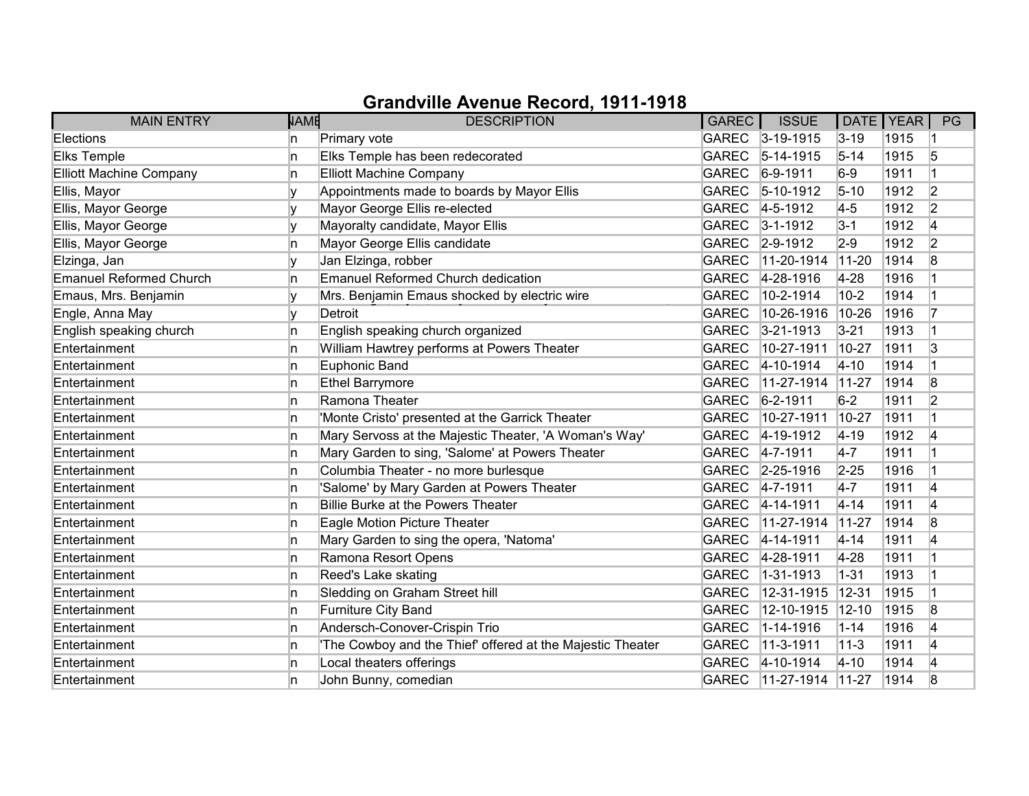# Grandville Avenue Record, 1911-1918

| MAIN ENTRY | NAME | DESCRIPTION | GAREC | ISSUE | DATE | YEAR | PG |
|---|---|---|---|---|---|---|---|
| Elections | n | Primary vote | GAREC | 3-19-1915 | 3-19 | 1915 | 1 |
| Elks Temple | n | Elks Temple has been redecorated | GAREC | 5-14-1915 | 5-14 | 1915 | 5 |
| Elliott Machine Company | n | Elliott Machine Company | GAREC | 6-9-1911 | 6-9 | 1911 | 1 |
| Ellis, Mayor | y | Appointments made to boards by Mayor Ellis | GAREC | 5-10-1912 | 5-10 | 1912 | 2 |
| Ellis, Mayor George | y | Mayor George Ellis re-elected | GAREC | 4-5-1912 | 4-5 | 1912 | 2 |
| Ellis, Mayor George | y | Mayoralty candidate, Mayor Ellis | GAREC | 3-1-1912 | 3-1 | 1912 | 4 |
| Ellis, Mayor George | n | Mayor George Ellis candidate | GAREC | 2-9-1912 | 2-9 | 1912 | 2 |
| Elzinga, Jan | y | Jan Elzinga, robber | GAREC | 11-20-1914 | 11-20 | 1914 | 8 |
| Emanuel Reformed Church | n | Emanuel Reformed Church dedication | GAREC | 4-28-1916 | 4-28 | 1916 | 1 |
| Emaus, Mrs. Benjamin | y | Mrs. Benjamin Emaus shocked by electric wire | GAREC | 10-2-1914 | 10-2 | 1914 | 1 |
| Engle, Anna May | y | Detroit | GAREC | 10-26-1916 | 10-26 | 1916 | 7 |
| English speaking church | n | English speaking church organized | GAREC | 3-21-1913 | 3-21 | 1913 | 1 |
| Entertainment | n | William Hawtrey performs at Powers Theater | GAREC | 10-27-1911 | 10-27 | 1911 | 3 |
| Entertainment | n | Euphonic Band | GAREC | 4-10-1914 | 4-10 | 1914 | 1 |
| Entertainment | n | Ethel Barrymore | GAREC | 11-27-1914 | 11-27 | 1914 | 8 |
| Entertainment | n | Ramona Theater | GAREC | 6-2-1911 | 6-2 | 1911 | 2 |
| Entertainment | n | 'Monte Cristo' presented at the Garrick Theater | GAREC | 10-27-1911 | 10-27 | 1911 | 1 |
| Entertainment | n | Mary Servoss at the Majestic Theater, 'A Woman's Way' | GAREC | 4-19-1912 | 4-19 | 1912 | 4 |
| Entertainment | n | Mary Garden to sing, 'Salome' at Powers Theater | GAREC | 4-7-1911 | 4-7 | 1911 | 1 |
| Entertainment | n | Columbia Theater - no more burlesque | GAREC | 2-25-1916 | 2-25 | 1916 | 1 |
| Entertainment | n | 'Salome' by Mary Garden at Powers Theater | GAREC | 4-7-1911 | 4-7 | 1911 | 4 |
| Entertainment | n | Billie Burke at the Powers Theater | GAREC | 4-14-1911 | 4-14 | 1911 | 4 |
| Entertainment | n | Eagle Motion Picture Theater | GAREC | 11-27-1914 | 11-27 | 1914 | 8 |
| Entertainment | n | Mary Garden to sing the opera, 'Natoma' | GAREC | 4-14-1911 | 4-14 | 1911 | 4 |
| Entertainment | n | Ramona Resort Opens | GAREC | 4-28-1911 | 4-28 | 1911 | 1 |
| Entertainment | n | Reed's Lake skating | GAREC | 1-31-1913 | 1-31 | 1913 | 1 |
| Entertainment | n | Sledding on Graham Street hill | GAREC | 12-31-1915 | 12-31 | 1915 | 1 |
| Entertainment | n | Furniture City Band | GAREC | 12-10-1915 | 12-10 | 1915 | 8 |
| Entertainment | n | Andersch-Conover-Crispin Trio | GAREC | 1-14-1916 | 1-14 | 1916 | 4 |
| Entertainment | n | 'The Cowboy and the Thief' offered at the Majestic Theater | GAREC | 11-3-1911 | 11-3 | 1911 | 4 |
| Entertainment | n | Local theaters offerings | GAREC | 4-10-1914 | 4-10 | 1914 | 4 |
| Entertainment | n | John Bunny, comedian | GAREC | 11-27-1914 | 11-27 | 1914 | 8 |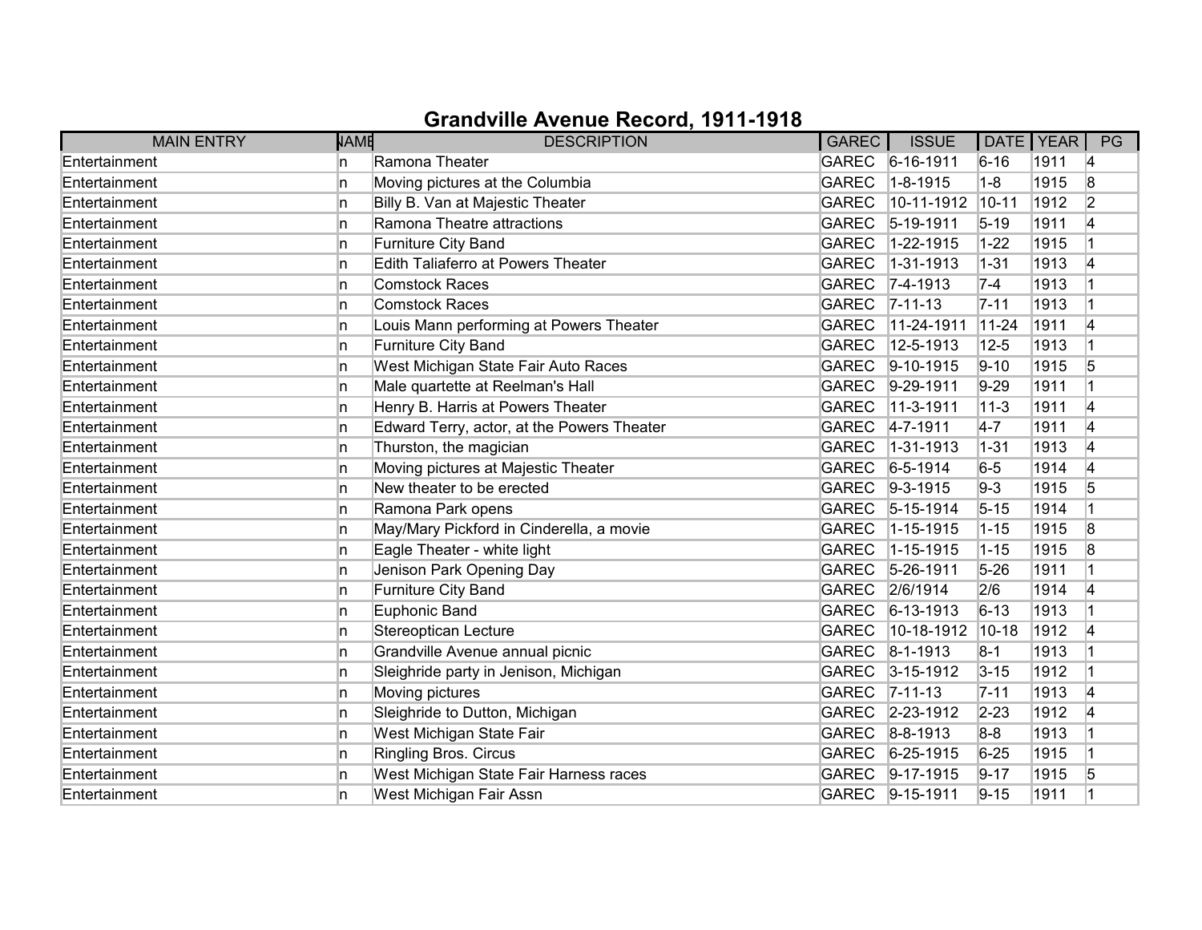# Grandville Avenue Record, 1911-1918

| MAIN ENTRY | NAME | DESCRIPTION | GAREC | ISSUE | DATE | YEAR | PG |
|---|---|---|---|---|---|---|---|
| Entertainment | n | Ramona Theater | GAREC | 6-16-1911 | 6-16 | 1911 | 4 |
| Entertainment | n | Moving pictures at the Columbia | GAREC | 1-8-1915 | 1-8 | 1915 | 8 |
| Entertainment | n | Billy B. Van at Majestic Theater | GAREC | 10-11-1912 | 10-11 | 1912 | 2 |
| Entertainment | n | Ramona Theatre attractions | GAREC | 5-19-1911 | 5-19 | 1911 | 4 |
| Entertainment | n | Furniture City Band | GAREC | 1-22-1915 | 1-22 | 1915 | 1 |
| Entertainment | n | Edith Taliaferro at Powers Theater | GAREC | 1-31-1913 | 1-31 | 1913 | 4 |
| Entertainment | n | Comstock Races | GAREC | 7-4-1913 | 7-4 | 1913 | 1 |
| Entertainment | n | Comstock Races | GAREC | 7-11-13 | 7-11 | 1913 | 1 |
| Entertainment | n | Louis Mann performing at Powers Theater | GAREC | 11-24-1911 | 11-24 | 1911 | 4 |
| Entertainment | n | Furniture City Band | GAREC | 12-5-1913 | 12-5 | 1913 | 1 |
| Entertainment | n | West Michigan State Fair Auto Races | GAREC | 9-10-1915 | 9-10 | 1915 | 5 |
| Entertainment | n | Male quartette at Reelman's Hall | GAREC | 9-29-1911 | 9-29 | 1911 | 1 |
| Entertainment | n | Henry B. Harris at Powers Theater | GAREC | 11-3-1911 | 11-3 | 1911 | 4 |
| Entertainment | n | Edward Terry, actor, at the Powers Theater | GAREC | 4-7-1911 | 4-7 | 1911 | 4 |
| Entertainment | n | Thurston, the magician | GAREC | 1-31-1913 | 1-31 | 1913 | 4 |
| Entertainment | n | Moving pictures at Majestic Theater | GAREC | 6-5-1914 | 6-5 | 1914 | 4 |
| Entertainment | n | New theater to be erected | GAREC | 9-3-1915 | 9-3 | 1915 | 5 |
| Entertainment | n | Ramona Park opens | GAREC | 5-15-1914 | 5-15 | 1914 | 1 |
| Entertainment | n | May/Mary Pickford in Cinderella, a movie | GAREC | 1-15-1915 | 1-15 | 1915 | 8 |
| Entertainment | n | Eagle Theater - white light | GAREC | 1-15-1915 | 1-15 | 1915 | 8 |
| Entertainment | n | Jenison Park Opening Day | GAREC | 5-26-1911 | 5-26 | 1911 | 1 |
| Entertainment | n | Furniture City Band | GAREC | 2/6/1914 | 2/6 | 1914 | 4 |
| Entertainment | n | Euphonic Band | GAREC | 6-13-1913 | 6-13 | 1913 | 1 |
| Entertainment | n | Stereoptican Lecture | GAREC | 10-18-1912 | 10-18 | 1912 | 4 |
| Entertainment | n | Grandville Avenue annual picnic | GAREC | 8-1-1913 | 8-1 | 1913 | 1 |
| Entertainment | n | Sleighride party in Jenison, Michigan | GAREC | 3-15-1912 | 3-15 | 1912 | 1 |
| Entertainment | n | Moving pictures | GAREC | 7-11-13 | 7-11 | 1913 | 4 |
| Entertainment | n | Sleighride to Dutton, Michigan | GAREC | 2-23-1912 | 2-23 | 1912 | 4 |
| Entertainment | n | West Michigan State Fair | GAREC | 8-8-1913 | 8-8 | 1913 | 1 |
| Entertainment | n | Ringling Bros. Circus | GAREC | 6-25-1915 | 6-25 | 1915 | 1 |
| Entertainment | n | West Michigan State Fair Harness races | GAREC | 9-17-1915 | 9-17 | 1915 | 5 |
| Entertainment | n | West Michigan Fair Assn | GAREC | 9-15-1911 | 9-15 | 1911 | 1 |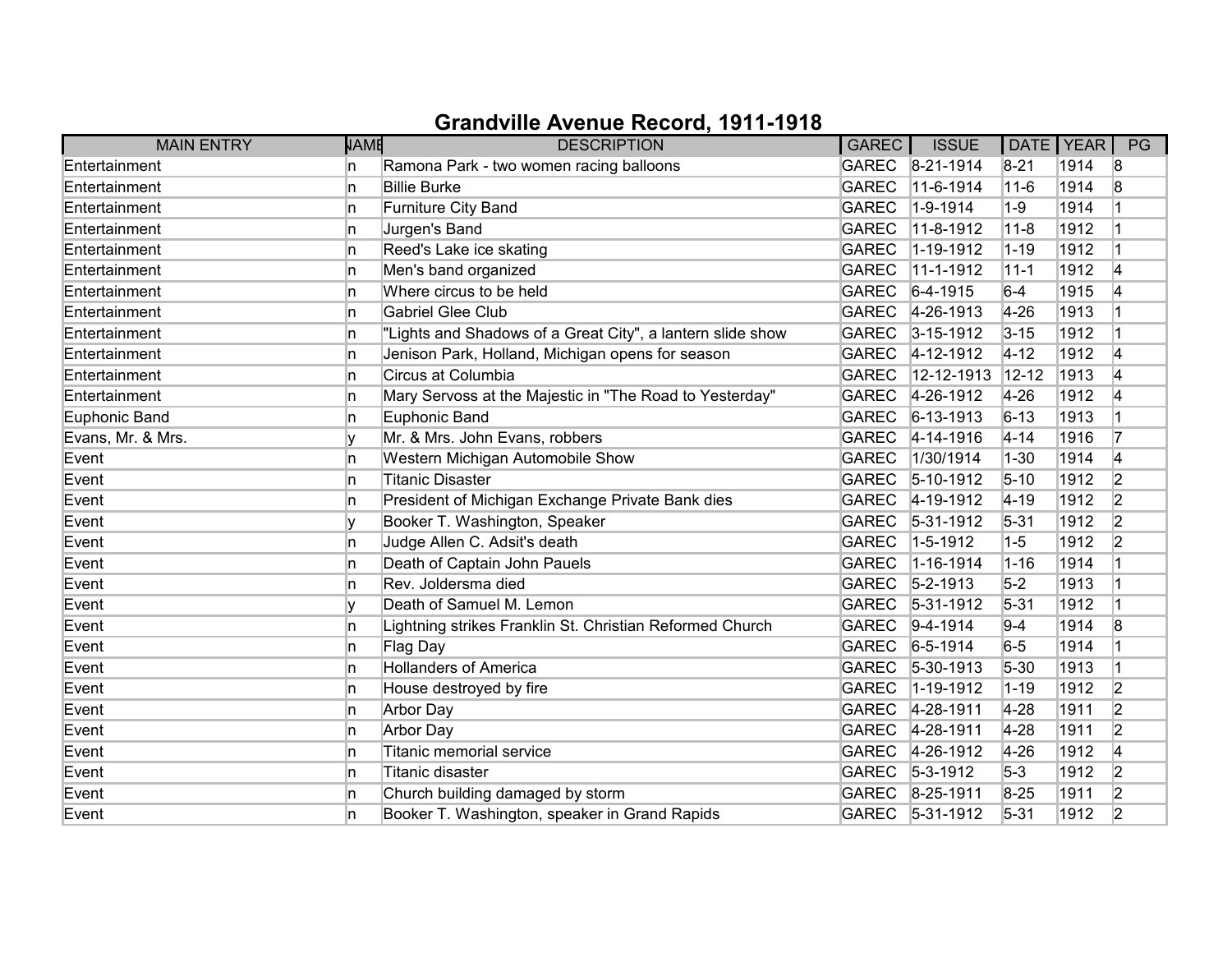# Grandville Avenue Record, 1911-1918

| MAIN ENTRY | NAME | DESCRIPTION | GAREC | ISSUE | DATE | YEAR | PG |
|---|---|---|---|---|---|---|---|
| Entertainment | n | Ramona Park - two women racing balloons | GAREC | 8-21-1914 | 8-21 | 1914 | 8 |
| Entertainment | n | Billie Burke | GAREC | 11-6-1914 | 11-6 | 1914 | 8 |
| Entertainment | n | Furniture City Band | GAREC | 1-9-1914 | 1-9 | 1914 | 1 |
| Entertainment | n | Jurgen's Band | GAREC | 11-8-1912 | 11-8 | 1912 | 1 |
| Entertainment | n | Reed's Lake ice skating | GAREC | 1-19-1912 | 1-19 | 1912 | 1 |
| Entertainment | n | Men's band organized | GAREC | 11-1-1912 | 11-1 | 1912 | 4 |
| Entertainment | n | Where circus to be held | GAREC | 6-4-1915 | 6-4 | 1915 | 4 |
| Entertainment | n | Gabriel Glee Club | GAREC | 4-26-1913 | 4-26 | 1913 | 1 |
| Entertainment | n | "Lights and Shadows of a Great City", a lantern slide show | GAREC | 3-15-1912 | 3-15 | 1912 | 1 |
| Entertainment | n | Jenison Park, Holland, Michigan opens for season | GAREC | 4-12-1912 | 4-12 | 1912 | 4 |
| Entertainment | n | Circus at Columbia | GAREC | 12-12-1913 | 12-12 | 1913 | 4 |
| Entertainment | n | Mary Servoss at the Majestic in "The Road to Yesterday" | GAREC | 4-26-1912 | 4-26 | 1912 | 4 |
| Euphonic Band | n | Euphonic Band | GAREC | 6-13-1913 | 6-13 | 1913 | 1 |
| Evans, Mr. & Mrs. | y | Mr. & Mrs. John Evans, robbers | GAREC | 4-14-1916 | 4-14 | 1916 | 7 |
| Event | n | Western Michigan Automobile Show | GAREC | 1/30/1914 | 1-30 | 1914 | 4 |
| Event | n | Titanic Disaster | GAREC | 5-10-1912 | 5-10 | 1912 | 2 |
| Event | n | President of Michigan Exchange Private Bank dies | GAREC | 4-19-1912 | 4-19 | 1912 | 2 |
| Event | y | Booker T. Washington, Speaker | GAREC | 5-31-1912 | 5-31 | 1912 | 2 |
| Event | n | Judge Allen C. Adsit's death | GAREC | 1-5-1912 | 1-5 | 1912 | 2 |
| Event | n | Death of Captain John Pauels | GAREC | 1-16-1914 | 1-16 | 1914 | 1 |
| Event | n | Rev. Joldersma died | GAREC | 5-2-1913 | 5-2 | 1913 | 1 |
| Event | y | Death of Samuel M. Lemon | GAREC | 5-31-1912 | 5-31 | 1912 | 1 |
| Event | n | Lightning strikes Franklin St. Christian Reformed Church | GAREC | 9-4-1914 | 9-4 | 1914 | 8 |
| Event | n | Flag Day | GAREC | 6-5-1914 | 6-5 | 1914 | 1 |
| Event | n | Hollanders of America | GAREC | 5-30-1913 | 5-30 | 1913 | 1 |
| Event | n | House destroyed by fire | GAREC | 1-19-1912 | 1-19 | 1912 | 2 |
| Event | n | Arbor Day | GAREC | 4-28-1911 | 4-28 | 1911 | 2 |
| Event | n | Arbor Day | GAREC | 4-28-1911 | 4-28 | 1911 | 2 |
| Event | n | Titanic memorial service | GAREC | 4-26-1912 | 4-26 | 1912 | 4 |
| Event | n | Titanic disaster | GAREC | 5-3-1912 | 5-3 | 1912 | 2 |
| Event | n | Church building damaged by storm | GAREC | 8-25-1911 | 8-25 | 1911 | 2 |
| Event | n | Booker T. Washington, speaker in Grand Rapids | GAREC | 5-31-1912 | 5-31 | 1912 | 2 |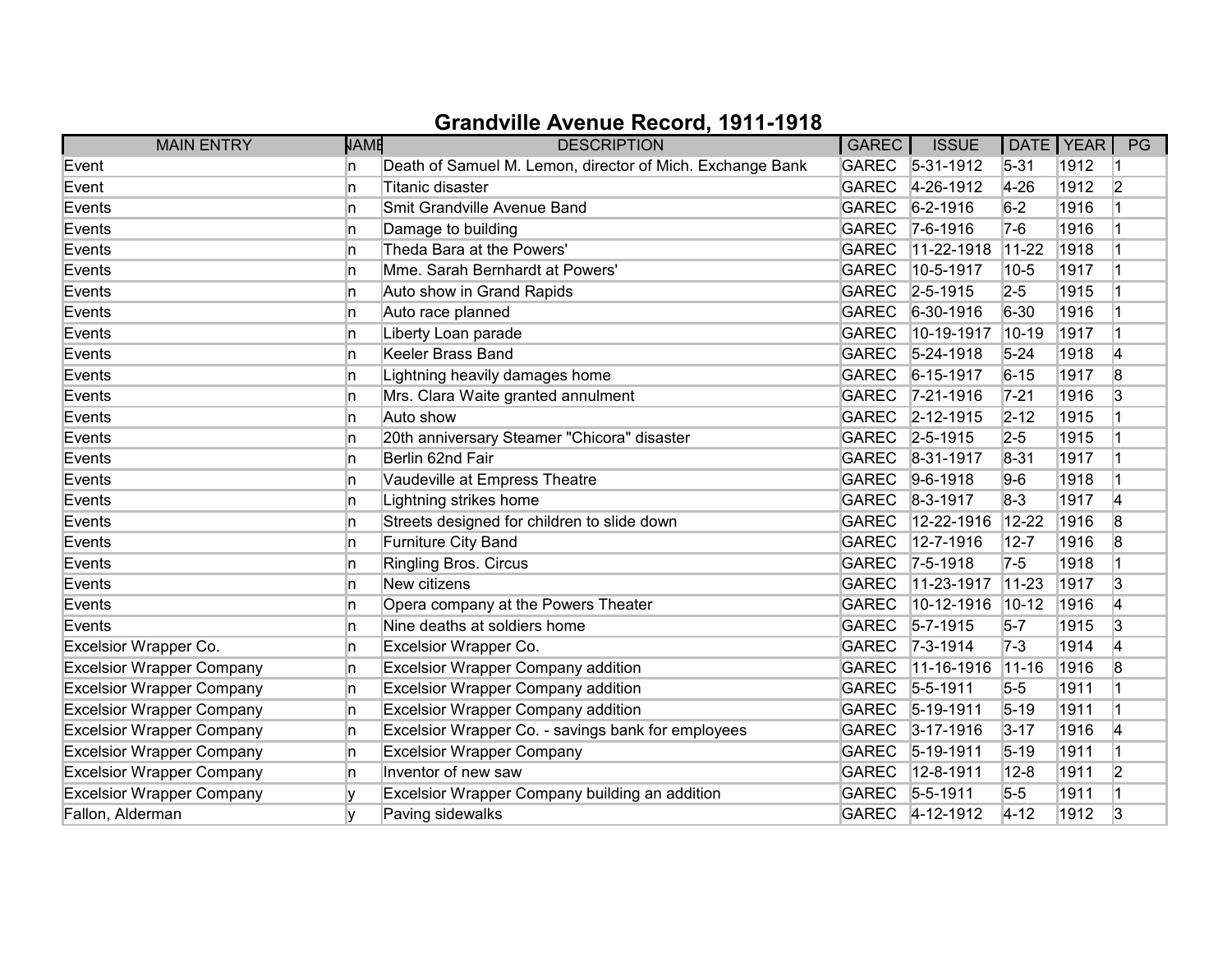# Grandville Avenue Record, 1911-1918

| MAIN ENTRY | NAME | DESCRIPTION | GAREC | ISSUE | DATE | YEAR | PG |
|---|---|---|---|---|---|---|---|
| Event | n | Death of Samuel M. Lemon, director of Mich. Exchange Bank | GAREC | 5-31-1912 | 5-31 | 1912 | 1 |
| Event | n | Titanic disaster | GAREC | 4-26-1912 | 4-26 | 1912 | 2 |
| Events | n | Smit Grandville Avenue Band | GAREC | 6-2-1916 | 6-2 | 1916 | 1 |
| Events | n | Damage to building | GAREC | 7-6-1916 | 7-6 | 1916 | 1 |
| Events | n | Theda Bara at the Powers' | GAREC | 11-22-1918 | 11-22 | 1918 | 1 |
| Events | n | Mme. Sarah Bernhardt at Powers' | GAREC | 10-5-1917 | 10-5 | 1917 | 1 |
| Events | n | Auto show in Grand Rapids | GAREC | 2-5-1915 | 2-5 | 1915 | 1 |
| Events | n | Auto race planned | GAREC | 6-30-1916 | 6-30 | 1916 | 1 |
| Events | n | Liberty Loan parade | GAREC | 10-19-1917 | 10-19 | 1917 | 1 |
| Events | n | Keeler Brass Band | GAREC | 5-24-1918 | 5-24 | 1918 | 4 |
| Events | n | Lightning heavily damages home | GAREC | 6-15-1917 | 6-15 | 1917 | 8 |
| Events | n | Mrs. Clara Waite granted annulment | GAREC | 7-21-1916 | 7-21 | 1916 | 3 |
| Events | n | Auto show | GAREC | 2-12-1915 | 2-12 | 1915 | 1 |
| Events | n | 20th anniversary Steamer "Chicora" disaster | GAREC | 2-5-1915 | 2-5 | 1915 | 1 |
| Events | n | Berlin 62nd Fair | GAREC | 8-31-1917 | 8-31 | 1917 | 1 |
| Events | n | Vaudeville at Empress Theatre | GAREC | 9-6-1918 | 9-6 | 1918 | 1 |
| Events | n | Lightning strikes home | GAREC | 8-3-1917 | 8-3 | 1917 | 4 |
| Events | n | Streets designed for children to slide down | GAREC | 12-22-1916 | 12-22 | 1916 | 8 |
| Events | n | Furniture City Band | GAREC | 12-7-1916 | 12-7 | 1916 | 8 |
| Events | n | Ringling Bros. Circus | GAREC | 7-5-1918 | 7-5 | 1918 | 1 |
| Events | n | New citizens | GAREC | 11-23-1917 | 11-23 | 1917 | 3 |
| Events | n | Opera company at the Powers Theater | GAREC | 10-12-1916 | 10-12 | 1916 | 4 |
| Events | n | Nine deaths at soldiers home | GAREC | 5-7-1915 | 5-7 | 1915 | 3 |
| Excelsior Wrapper Co. | n | Excelsior Wrapper Co. | GAREC | 7-3-1914 | 7-3 | 1914 | 4 |
| Excelsior Wrapper Company | n | Excelsior Wrapper Company addition | GAREC | 11-16-1916 | 11-16 | 1916 | 8 |
| Excelsior Wrapper Company | n | Excelsior Wrapper Company addition | GAREC | 5-5-1911 | 5-5 | 1911 | 1 |
| Excelsior Wrapper Company | n | Excelsior Wrapper Company addition | GAREC | 5-19-1911 | 5-19 | 1911 | 1 |
| Excelsior Wrapper Company | n | Excelsior Wrapper Co. - savings bank for employees | GAREC | 3-17-1916 | 3-17 | 1916 | 4 |
| Excelsior Wrapper Company | n | Excelsior Wrapper Company | GAREC | 5-19-1911 | 5-19 | 1911 | 1 |
| Excelsior Wrapper Company | n | Inventor of new saw | GAREC | 12-8-1911 | 12-8 | 1911 | 2 |
| Excelsior Wrapper Company | y | Excelsior Wrapper Company building an addition | GAREC | 5-5-1911 | 5-5 | 1911 | 1 |
| Fallon, Alderman | y | Paving sidewalks | GAREC | 4-12-1912 | 4-12 | 1912 | 3 |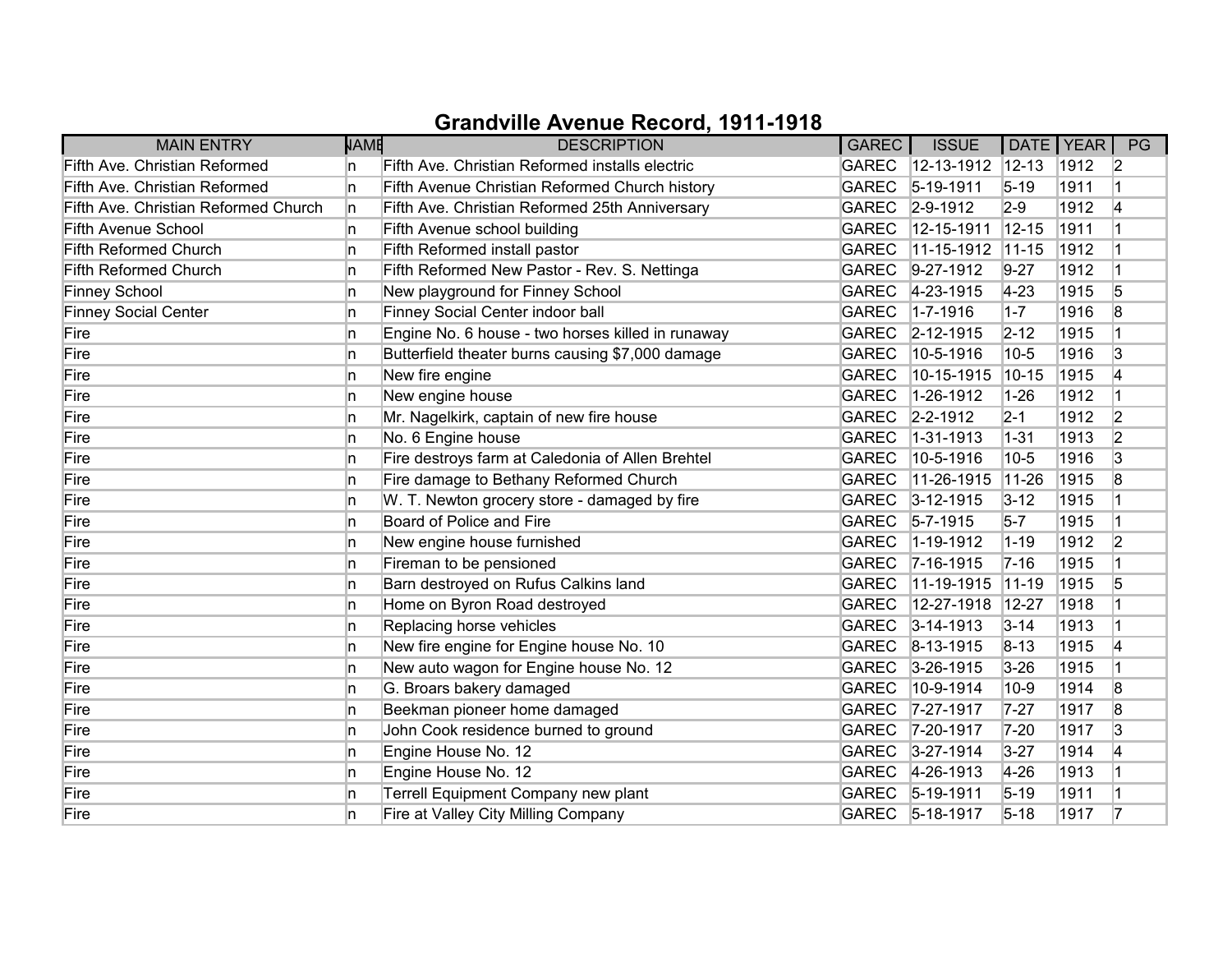# Grandville Avenue Record, 1911-1918

| MAIN ENTRY | NAME | DESCRIPTION | GAREC | ISSUE | DATE | YEAR | PG |
|---|---|---|---|---|---|---|---|
| Fifth Ave. Christian Reformed | n | Fifth Ave. Christian Reformed installs electric | GAREC | 12-13-1912 | 12-13 | 1912 | 2 |
| Fifth Ave. Christian Reformed | n | Fifth Avenue Christian Reformed Church history | GAREC | 5-19-1911 | 5-19 | 1911 | 1 |
| Fifth Ave. Christian Reformed Church | n | Fifth Ave. Christian Reformed 25th Anniversary | GAREC | 2-9-1912 | 2-9 | 1912 | 4 |
| Fifth Avenue School | n | Fifth Avenue school building | GAREC | 12-15-1911 | 12-15 | 1911 | 1 |
| Fifth Reformed Church | n | Fifth Reformed install pastor | GAREC | 11-15-1912 | 11-15 | 1912 | 1 |
| Fifth Reformed Church | n | Fifth Reformed New Pastor - Rev. S. Nettinga | GAREC | 9-27-1912 | 9-27 | 1912 | 1 |
| Finney School | n | New playground for Finney School | GAREC | 4-23-1915 | 4-23 | 1915 | 5 |
| Finney Social Center | n | Finney Social Center indoor ball | GAREC | 1-7-1916 | 1-7 | 1916 | 8 |
| Fire | n | Engine No. 6 house - two horses killed in runaway | GAREC | 2-12-1915 | 2-12 | 1915 | 1 |
| Fire | n | Butterfield theater burns causing $7,000 damage | GAREC | 10-5-1916 | 10-5 | 1916 | 3 |
| Fire | n | New fire engine | GAREC | 10-15-1915 | 10-15 | 1915 | 4 |
| Fire | n | New engine house | GAREC | 1-26-1912 | 1-26 | 1912 | 1 |
| Fire | n | Mr. Nagelkirk, captain of new fire house | GAREC | 2-2-1912 | 2-1 | 1912 | 2 |
| Fire | n | No. 6 Engine house | GAREC | 1-31-1913 | 1-31 | 1913 | 2 |
| Fire | n | Fire destroys farm at Caledonia of Allen Brehtel | GAREC | 10-5-1916 | 10-5 | 1916 | 3 |
| Fire | n | Fire damage to Bethany Reformed Church | GAREC | 11-26-1915 | 11-26 | 1915 | 8 |
| Fire | n | W. T. Newton grocery store - damaged by fire | GAREC | 3-12-1915 | 3-12 | 1915 | 1 |
| Fire | n | Board of Police and Fire | GAREC | 5-7-1915 | 5-7 | 1915 | 1 |
| Fire | n | New engine house furnished | GAREC | 1-19-1912 | 1-19 | 1912 | 2 |
| Fire | n | Fireman to be pensioned | GAREC | 7-16-1915 | 7-16 | 1915 | 1 |
| Fire | n | Barn destroyed on Rufus Calkins land | GAREC | 11-19-1915 | 11-19 | 1915 | 5 |
| Fire | n | Home on Byron Road destroyed | GAREC | 12-27-1918 | 12-27 | 1918 | 1 |
| Fire | n | Replacing horse vehicles | GAREC | 3-14-1913 | 3-14 | 1913 | 1 |
| Fire | n | New fire engine for Engine house No. 10 | GAREC | 8-13-1915 | 8-13 | 1915 | 4 |
| Fire | n | New auto wagon for Engine house No. 12 | GAREC | 3-26-1915 | 3-26 | 1915 | 1 |
| Fire | n | G. Broars bakery damaged | GAREC | 10-9-1914 | 10-9 | 1914 | 8 |
| Fire | n | Beekman pioneer home damaged | GAREC | 7-27-1917 | 7-27 | 1917 | 8 |
| Fire | n | John Cook residence burned to ground | GAREC | 7-20-1917 | 7-20 | 1917 | 3 |
| Fire | n | Engine House No. 12 | GAREC | 3-27-1914 | 3-27 | 1914 | 4 |
| Fire | n | Engine House No. 12 | GAREC | 4-26-1913 | 4-26 | 1913 | 1 |
| Fire | n | Terrell Equipment Company new plant | GAREC | 5-19-1911 | 5-19 | 1911 | 1 |
| Fire | n | Fire at Valley City Milling Company | GAREC | 5-18-1917 | 5-18 | 1917 | 7 |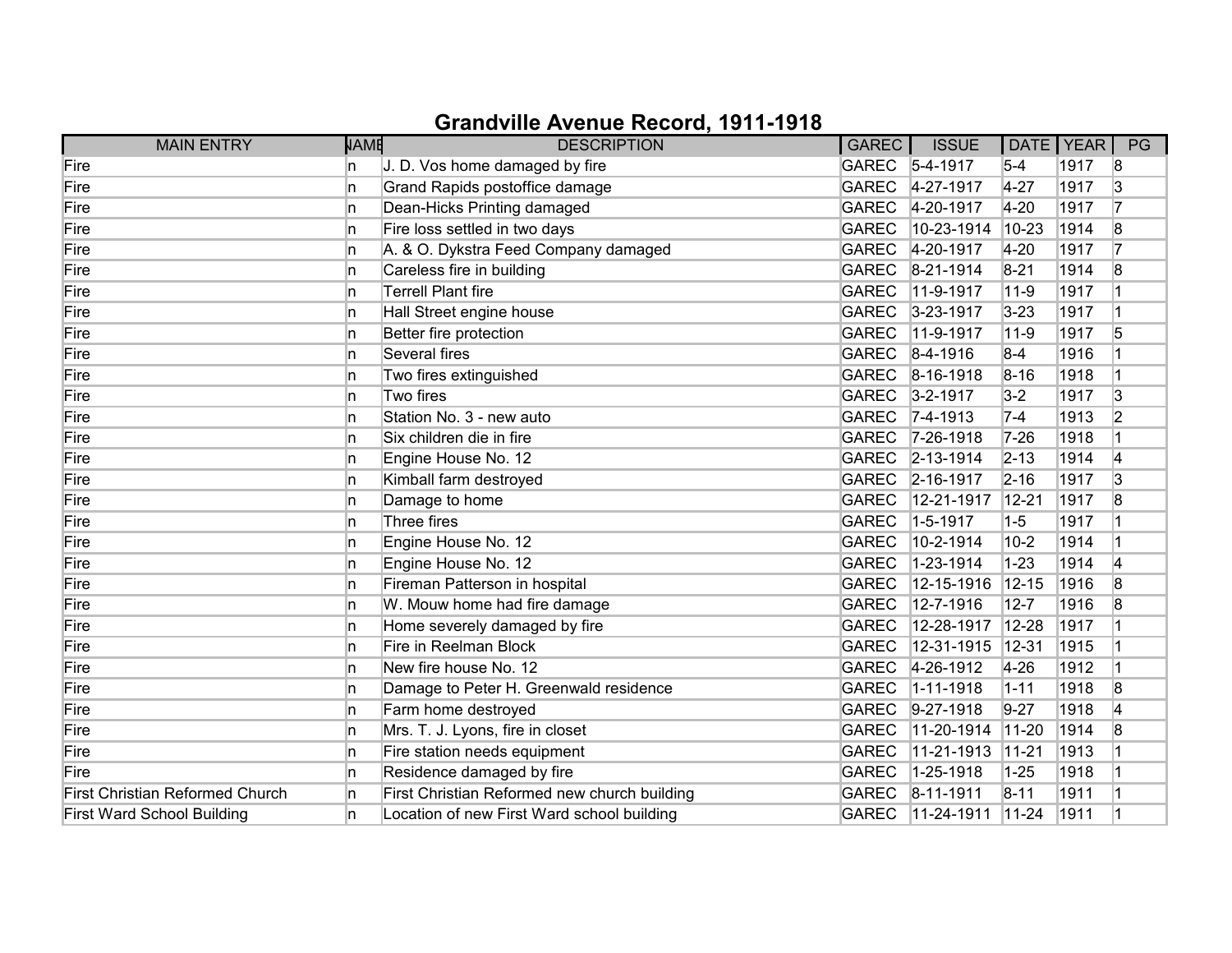# Grandville Avenue Record, 1911-1918

| MAIN ENTRY | NAME | DESCRIPTION | GAREC | ISSUE | DATE | YEAR | PG |
|---|---|---|---|---|---|---|---|
| Fire | n | J. D. Vos home damaged by fire | GAREC | 5-4-1917 | 5-4 | 1917 | 8 |
| Fire | n | Grand Rapids postoffice damage | GAREC | 4-27-1917 | 4-27 | 1917 | 3 |
| Fire | n | Dean-Hicks Printing damaged | GAREC | 4-20-1917 | 4-20 | 1917 | 7 |
| Fire | n | Fire loss settled in two days | GAREC | 10-23-1914 | 10-23 | 1914 | 8 |
| Fire | n | A. & O. Dykstra Feed Company damaged | GAREC | 4-20-1917 | 4-20 | 1917 | 7 |
| Fire | n | Careless fire in building | GAREC | 8-21-1914 | 8-21 | 1914 | 8 |
| Fire | n | Terrell Plant fire | GAREC | 11-9-1917 | 11-9 | 1917 | 1 |
| Fire | n | Hall Street engine house | GAREC | 3-23-1917 | 3-23 | 1917 | 1 |
| Fire | n | Better fire protection | GAREC | 11-9-1917 | 11-9 | 1917 | 5 |
| Fire | n | Several fires | GAREC | 8-4-1916 | 8-4 | 1916 | 1 |
| Fire | n | Two fires extinguished | GAREC | 8-16-1918 | 8-16 | 1918 | 1 |
| Fire | n | Two fires | GAREC | 3-2-1917 | 3-2 | 1917 | 3 |
| Fire | n | Station No. 3 - new auto | GAREC | 7-4-1913 | 7-4 | 1913 | 2 |
| Fire | n | Six children die in fire | GAREC | 7-26-1918 | 7-26 | 1918 | 1 |
| Fire | n | Engine House No. 12 | GAREC | 2-13-1914 | 2-13 | 1914 | 4 |
| Fire | n | Kimball farm destroyed | GAREC | 2-16-1917 | 2-16 | 1917 | 3 |
| Fire | n | Damage to home | GAREC | 12-21-1917 | 12-21 | 1917 | 8 |
| Fire | n | Three fires | GAREC | 1-5-1917 | 1-5 | 1917 | 1 |
| Fire | n | Engine House No. 12 | GAREC | 10-2-1914 | 10-2 | 1914 | 1 |
| Fire | n | Engine House No. 12 | GAREC | 1-23-1914 | 1-23 | 1914 | 4 |
| Fire | n | Fireman Patterson in hospital | GAREC | 12-15-1916 | 12-15 | 1916 | 8 |
| Fire | n | W. Mouw home had fire damage | GAREC | 12-7-1916 | 12-7 | 1916 | 8 |
| Fire | n | Home severely damaged by fire | GAREC | 12-28-1917 | 12-28 | 1917 | 1 |
| Fire | n | Fire in Reelman Block | GAREC | 12-31-1915 | 12-31 | 1915 | 1 |
| Fire | n | New fire house No. 12 | GAREC | 4-26-1912 | 4-26 | 1912 | 1 |
| Fire | n | Damage to Peter H. Greenwald residence | GAREC | 1-11-1918 | 1-11 | 1918 | 8 |
| Fire | n | Farm home destroyed | GAREC | 9-27-1918 | 9-27 | 1918 | 4 |
| Fire | n | Mrs. T. J. Lyons, fire in closet | GAREC | 11-20-1914 | 11-20 | 1914 | 8 |
| Fire | n | Fire station needs equipment | GAREC | 11-21-1913 | 11-21 | 1913 | 1 |
| Fire | n | Residence damaged by fire | GAREC | 1-25-1918 | 1-25 | 1918 | 1 |
| First Christian Reformed Church | n | First Christian Reformed new church building | GAREC | 8-11-1911 | 8-11 | 1911 | 1 |
| First Ward School Building | n | Location of new First Ward school building | GAREC | 11-24-1911 | 11-24 | 1911 | 1 |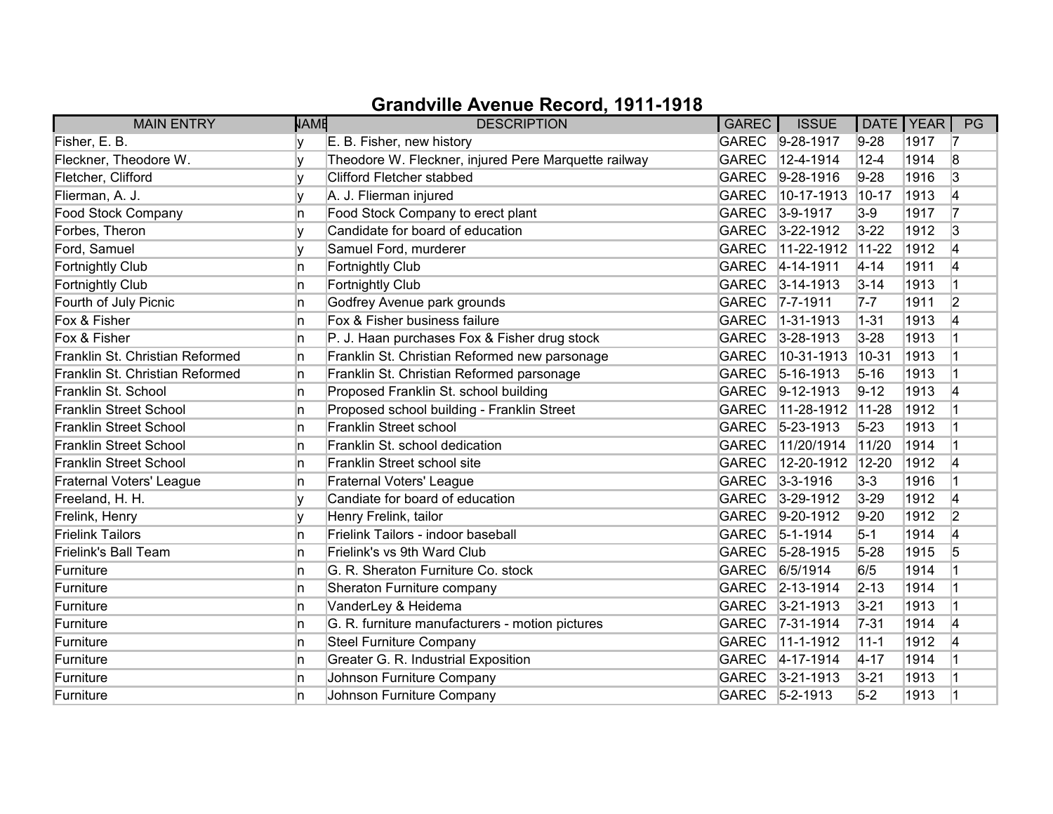# Grandville Avenue Record, 1911-1918

| MAIN ENTRY | NAME | DESCRIPTION | GAREC | ISSUE | DATE | YEAR | PG |
|---|---|---|---|---|---|---|---|
| Fisher, E. B. | y | E. B. Fisher, new history | GAREC | 9-28-1917 | 9-28 | 1917 | 7 |
| Fleckner, Theodore W. | y | Theodore W. Fleckner, injured Pere Marquette railway | GAREC | 12-4-1914 | 12-4 | 1914 | 8 |
| Fletcher, Clifford | y | Clifford Fletcher stabbed | GAREC | 9-28-1916 | 9-28 | 1916 | 3 |
| Flierman, A. J. | y | A. J. Flierman injured | GAREC | 10-17-1913 | 10-17 | 1913 | 4 |
| Food Stock Company | n | Food Stock Company to erect plant | GAREC | 3-9-1917 | 3-9 | 1917 | 7 |
| Forbes, Theron | y | Candidate for board of education | GAREC | 3-22-1912 | 3-22 | 1912 | 3 |
| Ford, Samuel | y | Samuel Ford, murderer | GAREC | 11-22-1912 | 11-22 | 1912 | 4 |
| Fortnightly Club | n | Fortnightly Club | GAREC | 4-14-1911 | 4-14 | 1911 | 4 |
| Fortnightly Club | n | Fortnightly Club | GAREC | 3-14-1913 | 3-14 | 1913 | 1 |
| Fourth of July Picnic | n | Godfrey Avenue park grounds | GAREC | 7-7-1911 | 7-7 | 1911 | 2 |
| Fox & Fisher | n | Fox & Fisher business failure | GAREC | 1-31-1913 | 1-31 | 1913 | 4 |
| Fox & Fisher | n | P. J. Haan purchases Fox & Fisher drug stock | GAREC | 3-28-1913 | 3-28 | 1913 | 1 |
| Franklin St. Christian Reformed | n | Franklin St. Christian Reformed new parsonage | GAREC | 10-31-1913 | 10-31 | 1913 | 1 |
| Franklin St. Christian Reformed | n | Franklin St. Christian Reformed parsonage | GAREC | 5-16-1913 | 5-16 | 1913 | 1 |
| Franklin St. School | n | Proposed Franklin St. school building | GAREC | 9-12-1913 | 9-12 | 1913 | 4 |
| Franklin Street School | n | Proposed school building - Franklin Street | GAREC | 11-28-1912 | 11-28 | 1912 | 1 |
| Franklin Street School | n | Franklin Street school | GAREC | 5-23-1913 | 5-23 | 1913 | 1 |
| Franklin Street School | n | Franklin St. school dedication | GAREC | 11/20/1914 | 11/20 | 1914 | 1 |
| Franklin Street School | n | Franklin Street school site | GAREC | 12-20-1912 | 12-20 | 1912 | 4 |
| Fraternal Voters' League | n | Fraternal Voters' League | GAREC | 3-3-1916 | 3-3 | 1916 | 1 |
| Freeland, H. H. | y | Candiate for board of education | GAREC | 3-29-1912 | 3-29 | 1912 | 4 |
| Frelink, Henry | y | Henry Frelink, tailor | GAREC | 9-20-1912 | 9-20 | 1912 | 2 |
| Frielink Tailors | n | Frielink Tailors - indoor baseball | GAREC | 5-1-1914 | 5-1 | 1914 | 4 |
| Frielink's Ball Team | n | Frielink's vs 9th Ward Club | GAREC | 5-28-1915 | 5-28 | 1915 | 5 |
| Furniture | n | G. R. Sheraton Furniture Co. stock | GAREC | 6/5/1914 | 6/5 | 1914 | 1 |
| Furniture | n | Sheraton Furniture company | GAREC | 2-13-1914 | 2-13 | 1914 | 1 |
| Furniture | n | VanderLey & Heidema | GAREC | 3-21-1913 | 3-21 | 1913 | 1 |
| Furniture | n | G. R. furniture manufacturers - motion pictures | GAREC | 7-31-1914 | 7-31 | 1914 | 4 |
| Furniture | n | Steel Furniture Company | GAREC | 11-1-1912 | 11-1 | 1912 | 4 |
| Furniture | n | Greater G. R. Industrial Exposition | GAREC | 4-17-1914 | 4-17 | 1914 | 1 |
| Furniture | n | Johnson Furniture Company | GAREC | 3-21-1913 | 3-21 | 1913 | 1 |
| Furniture | n | Johnson Furniture Company | GAREC | 5-2-1913 | 5-2 | 1913 | 1 |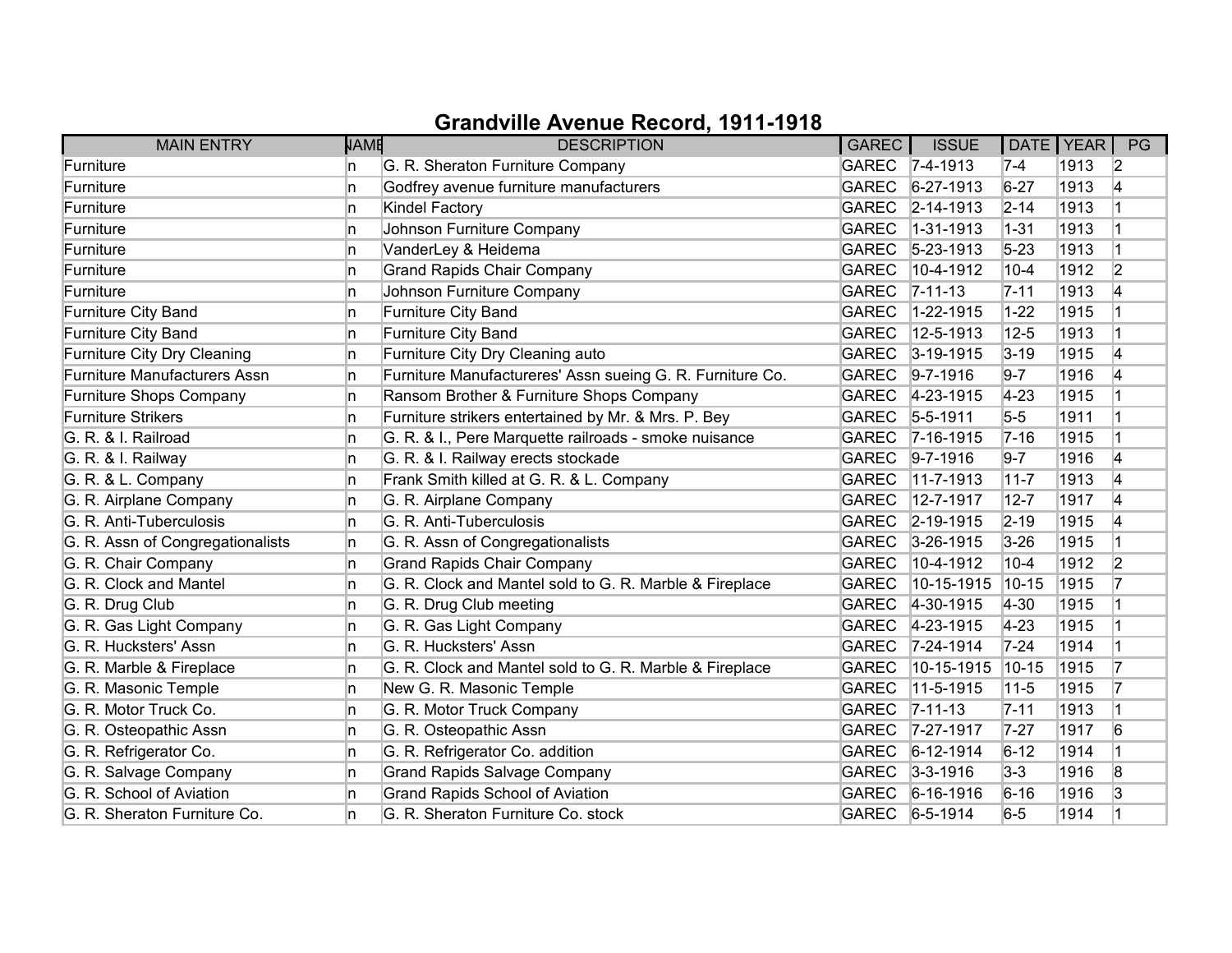# Grandville Avenue Record, 1911-1918

| MAIN ENTRY | NAME | DESCRIPTION | GAREC | ISSUE | DATE | YEAR | PG |
|---|---|---|---|---|---|---|---|
| Furniture | n | G. R. Sheraton Furniture Company | GAREC | 7-4-1913 | 7-4 | 1913 | 2 |
| Furniture | n | Godfrey avenue furniture manufacturers | GAREC | 6-27-1913 | 6-27 | 1913 | 4 |
| Furniture | n | Kindel Factory | GAREC | 2-14-1913 | 2-14 | 1913 | 1 |
| Furniture | n | Johnson Furniture Company | GAREC | 1-31-1913 | 1-31 | 1913 | 1 |
| Furniture | n | VanderLey & Heidema | GAREC | 5-23-1913 | 5-23 | 1913 | 1 |
| Furniture | n | Grand Rapids Chair Company | GAREC | 10-4-1912 | 10-4 | 1912 | 2 |
| Furniture | n | Johnson Furniture Company | GAREC | 7-11-13 | 7-11 | 1913 | 4 |
| Furniture City Band | n | Furniture City Band | GAREC | 1-22-1915 | 1-22 | 1915 | 1 |
| Furniture City Band | n | Furniture City Band | GAREC | 12-5-1913 | 12-5 | 1913 | 1 |
| Furniture City Dry Cleaning | n | Furniture City Dry Cleaning auto | GAREC | 3-19-1915 | 3-19 | 1915 | 4 |
| Furniture Manufacturers Assn | n | Furniture Manufactureres' Assn sueing G. R. Furniture Co. | GAREC | 9-7-1916 | 9-7 | 1916 | 4 |
| Furniture Shops Company | n | Ransom Brother & Furniture Shops Company | GAREC | 4-23-1915 | 4-23 | 1915 | 1 |
| Furniture Strikers | n | Furniture strikers entertained by Mr. & Mrs. P. Bey | GAREC | 5-5-1911 | 5-5 | 1911 | 1 |
| G. R. & I. Railroad | n | G. R. & I., Pere Marquette railroads - smoke nuisance | GAREC | 7-16-1915 | 7-16 | 1915 | 1 |
| G. R. & I. Railway | n | G. R. & I. Railway erects stockade | GAREC | 9-7-1916 | 9-7 | 1916 | 4 |
| G. R. & L. Company | n | Frank Smith killed at G. R. & L. Company | GAREC | 11-7-1913 | 11-7 | 1913 | 4 |
| G. R. Airplane Company | n | G. R. Airplane Company | GAREC | 12-7-1917 | 12-7 | 1917 | 4 |
| G. R. Anti-Tuberculosis | n | G. R. Anti-Tuberculosis | GAREC | 2-19-1915 | 2-19 | 1915 | 4 |
| G. R. Assn of Congregationalists | n | G. R. Assn of Congregationalists | GAREC | 3-26-1915 | 3-26 | 1915 | 1 |
| G. R. Chair Company | n | Grand Rapids Chair Company | GAREC | 10-4-1912 | 10-4 | 1912 | 2 |
| G. R. Clock and Mantel | n | G. R. Clock and Mantel sold to G. R. Marble & Fireplace | GAREC | 10-15-1915 | 10-15 | 1915 | 7 |
| G. R. Drug Club | n | G. R. Drug Club meeting | GAREC | 4-30-1915 | 4-30 | 1915 | 1 |
| G. R. Gas Light Company | n | G. R. Gas Light Company | GAREC | 4-23-1915 | 4-23 | 1915 | 1 |
| G. R. Hucksters' Assn | n | G. R. Hucksters' Assn | GAREC | 7-24-1914 | 7-24 | 1914 | 1 |
| G. R. Marble & Fireplace | n | G. R. Clock and Mantel sold to G. R. Marble & Fireplace | GAREC | 10-15-1915 | 10-15 | 1915 | 7 |
| G. R. Masonic Temple | n | New G. R. Masonic Temple | GAREC | 11-5-1915 | 11-5 | 1915 | 7 |
| G. R. Motor Truck Co. | n | G. R. Motor Truck Company | GAREC | 7-11-13 | 7-11 | 1913 | 1 |
| G. R. Osteopathic Assn | n | G. R. Osteopathic Assn | GAREC | 7-27-1917 | 7-27 | 1917 | 6 |
| G. R. Refrigerator Co. | n | G. R. Refrigerator Co. addition | GAREC | 6-12-1914 | 6-12 | 1914 | 1 |
| G. R. Salvage Company | n | Grand Rapids Salvage Company | GAREC | 3-3-1916 | 3-3 | 1916 | 8 |
| G. R. School of Aviation | n | Grand Rapids School of Aviation | GAREC | 6-16-1916 | 6-16 | 1916 | 3 |
| G. R. Sheraton Furniture Co. | n | G. R. Sheraton Furniture Co. stock | GAREC | 6-5-1914 | 6-5 | 1914 | 1 |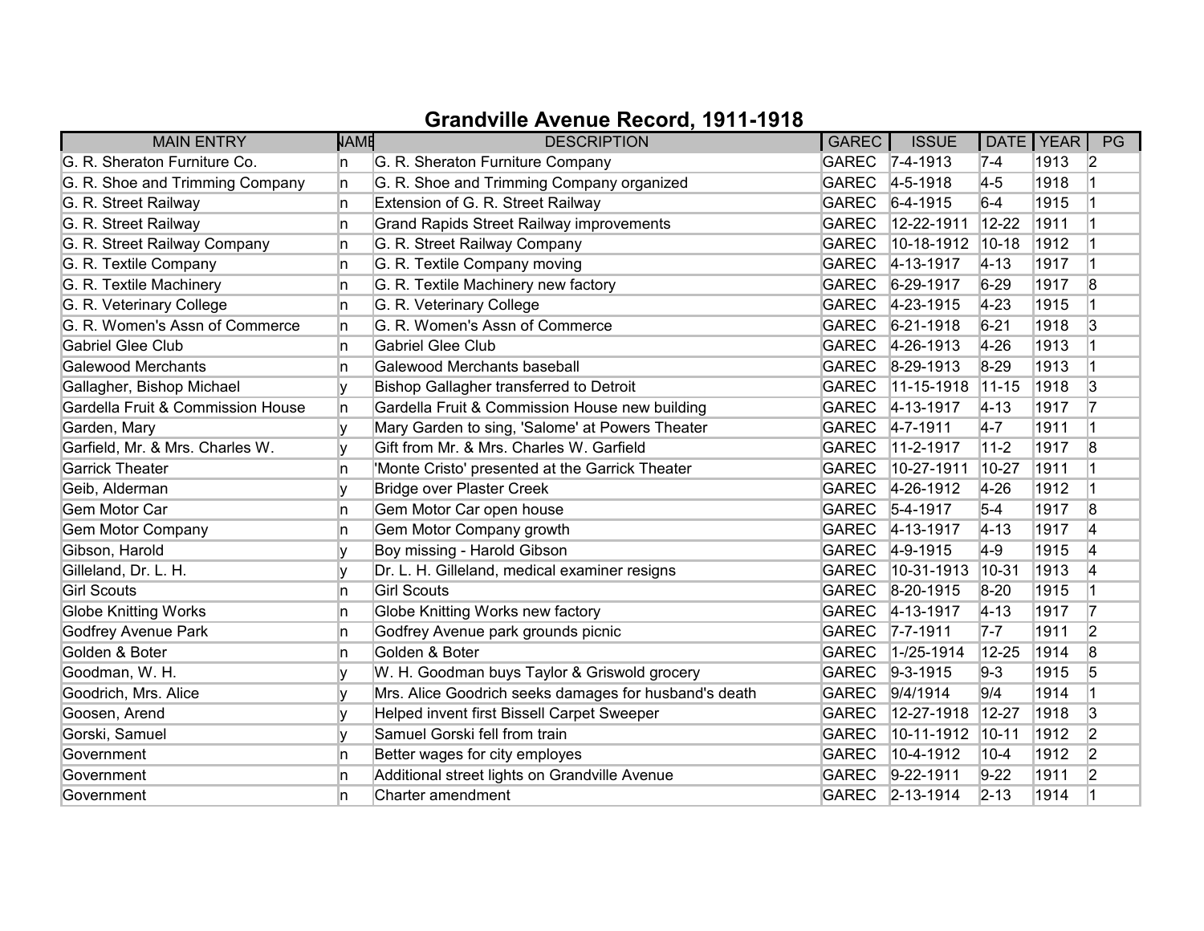# Grandville Avenue Record, 1911-1918

| MAIN ENTRY | NAME | DESCRIPTION | GAREC | ISSUE | DATE | YEAR | PG |
|---|---|---|---|---|---|---|---|
| G. R. Sheraton Furniture Co. | n | G. R. Sheraton Furniture Company | GAREC | 7-4-1913 | 7-4 | 1913 | 2 |
| G. R. Shoe and Trimming Company | n | G. R. Shoe and Trimming Company organized | GAREC | 4-5-1918 | 4-5 | 1918 | 1 |
| G. R. Street Railway | n | Extension of G. R. Street Railway | GAREC | 6-4-1915 | 6-4 | 1915 | 1 |
| G. R. Street Railway | n | Grand Rapids Street Railway improvements | GAREC | 12-22-1911 | 12-22 | 1911 | 1 |
| G. R. Street Railway Company | n | G. R. Street Railway Company | GAREC | 10-18-1912 | 10-18 | 1912 | 1 |
| G. R. Textile Company | n | G. R. Textile Company moving | GAREC | 4-13-1917 | 4-13 | 1917 | 1 |
| G. R. Textile Machinery | n | G. R. Textile Machinery new factory | GAREC | 6-29-1917 | 6-29 | 1917 | 8 |
| G. R. Veterinary College | n | G. R. Veterinary College | GAREC | 4-23-1915 | 4-23 | 1915 | 1 |
| G. R. Women's Assn of Commerce | n | G. R. Women's Assn of Commerce | GAREC | 6-21-1918 | 6-21 | 1918 | 3 |
| Gabriel Glee Club | n | Gabriel Glee Club | GAREC | 4-26-1913 | 4-26 | 1913 | 1 |
| Galewood Merchants | n | Galewood Merchants baseball | GAREC | 8-29-1913 | 8-29 | 1913 | 1 |
| Gallagher, Bishop Michael | y | Bishop Gallagher transferred to Detroit | GAREC | 11-15-1918 | 11-15 | 1918 | 3 |
| Gardella Fruit & Commission House | n | Gardella Fruit & Commission House new building | GAREC | 4-13-1917 | 4-13 | 1917 | 7 |
| Garden, Mary | y | Mary Garden to sing, 'Salome' at Powers Theater | GAREC | 4-7-1911 | 4-7 | 1911 | 1 |
| Garfield, Mr. & Mrs. Charles W. | y | Gift from Mr. & Mrs. Charles W. Garfield | GAREC | 11-2-1917 | 11-2 | 1917 | 8 |
| Garrick Theater | n | 'Monte Cristo' presented at the Garrick Theater | GAREC | 10-27-1911 | 10-27 | 1911 | 1 |
| Geib, Alderman | y | Bridge over Plaster Creek | GAREC | 4-26-1912 | 4-26 | 1912 | 1 |
| Gem Motor Car | n | Gem Motor Car open house | GAREC | 5-4-1917 | 5-4 | 1917 | 8 |
| Gem Motor Company | n | Gem Motor Company growth | GAREC | 4-13-1917 | 4-13 | 1917 | 4 |
| Gibson, Harold | y | Boy missing - Harold Gibson | GAREC | 4-9-1915 | 4-9 | 1915 | 4 |
| Gilleland, Dr. L. H. | y | Dr. L. H. Gilleland, medical examiner resigns | GAREC | 10-31-1913 | 10-31 | 1913 | 4 |
| Girl Scouts | n | Girl Scouts | GAREC | 8-20-1915 | 8-20 | 1915 | 1 |
| Globe Knitting Works | n | Globe Knitting Works new factory | GAREC | 4-13-1917 | 4-13 | 1917 | 7 |
| Godfrey Avenue Park | n | Godfrey Avenue park grounds picnic | GAREC | 7-7-1911 | 7-7 | 1911 | 2 |
| Golden & Boter | n | Golden & Boter | GAREC | 1-/25-1914 | 12-25 | 1914 | 8 |
| Goodman, W. H. | y | W. H. Goodman buys Taylor & Griswold grocery | GAREC | 9-3-1915 | 9-3 | 1915 | 5 |
| Goodrich, Mrs. Alice | y | Mrs. Alice Goodrich seeks damages for husband's death | GAREC | 9/4/1914 | 9/4 | 1914 | 1 |
| Goosen, Arend | y | Helped invent first Bissell Carpet Sweeper | GAREC | 12-27-1918 | 12-27 | 1918 | 3 |
| Gorski, Samuel | y | Samuel Gorski fell from train | GAREC | 10-11-1912 | 10-11 | 1912 | 2 |
| Government | n | Better wages for city employes | GAREC | 10-4-1912 | 10-4 | 1912 | 2 |
| Government | n | Additional street lights on Grandville Avenue | GAREC | 9-22-1911 | 9-22 | 1911 | 2 |
| Government | n | Charter amendment | GAREC | 2-13-1914 | 2-13 | 1914 | 1 |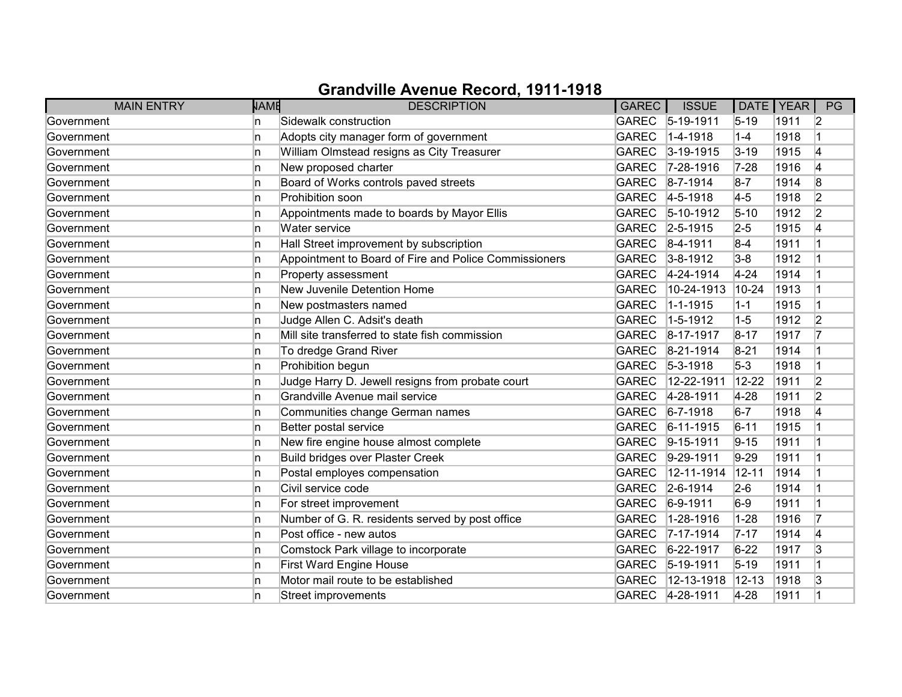# Grandville Avenue Record, 1911-1918

| MAIN ENTRY | NAME | DESCRIPTION | GAREC | ISSUE | DATE | YEAR | PG |
|---|---|---|---|---|---|---|---|
| Government | n | Sidewalk construction | GAREC | 5-19-1911 | 5-19 | 1911 | 2 |
| Government | n | Adopts city manager form of government | GAREC | 1-4-1918 | 1-4 | 1918 | 1 |
| Government | n | William Olmstead resigns as City Treasurer | GAREC | 3-19-1915 | 3-19 | 1915 | 4 |
| Government | n | New proposed charter | GAREC | 7-28-1916 | 7-28 | 1916 | 4 |
| Government | n | Board of Works controls paved streets | GAREC | 8-7-1914 | 8-7 | 1914 | 8 |
| Government | n | Prohibition soon | GAREC | 4-5-1918 | 4-5 | 1918 | 2 |
| Government | n | Appointments made to boards by Mayor Ellis | GAREC | 5-10-1912 | 5-10 | 1912 | 2 |
| Government | n | Water service | GAREC | 2-5-1915 | 2-5 | 1915 | 4 |
| Government | n | Hall Street improvement by subscription | GAREC | 8-4-1911 | 8-4 | 1911 | 1 |
| Government | n | Appointment to Board of Fire and Police Commissioners | GAREC | 3-8-1912 | 3-8 | 1912 | 1 |
| Government | n | Property assessment | GAREC | 4-24-1914 | 4-24 | 1914 | 1 |
| Government | n | New Juvenile Detention Home | GAREC | 10-24-1913 | 10-24 | 1913 | 1 |
| Government | n | New postmasters named | GAREC | 1-1-1915 | 1-1 | 1915 | 1 |
| Government | n | Judge Allen C. Adsit's death | GAREC | 1-5-1912 | 1-5 | 1912 | 2 |
| Government | n | Mill site transferred to state fish commission | GAREC | 8-17-1917 | 8-17 | 1917 | 7 |
| Government | n | To dredge Grand River | GAREC | 8-21-1914 | 8-21 | 1914 | 1 |
| Government | n | Prohibition begun | GAREC | 5-3-1918 | 5-3 | 1918 | 1 |
| Government | n | Judge Harry D. Jewell resigns from probate court | GAREC | 12-22-1911 | 12-22 | 1911 | 2 |
| Government | n | Grandville Avenue mail service | GAREC | 4-28-1911 | 4-28 | 1911 | 2 |
| Government | n | Communities change German names | GAREC | 6-7-1918 | 6-7 | 1918 | 4 |
| Government | n | Better postal service | GAREC | 6-11-1915 | 6-11 | 1915 | 1 |
| Government | n | New fire engine house almost complete | GAREC | 9-15-1911 | 9-15 | 1911 | 1 |
| Government | n | Build bridges over Plaster Creek | GAREC | 9-29-1911 | 9-29 | 1911 | 1 |
| Government | n | Postal employes compensation | GAREC | 12-11-1914 | 12-11 | 1914 | 1 |
| Government | n | Civil service code | GAREC | 2-6-1914 | 2-6 | 1914 | 1 |
| Government | n | For street improvement | GAREC | 6-9-1911 | 6-9 | 1911 | 1 |
| Government | n | Number of G. R. residents served by post office | GAREC | 1-28-1916 | 1-28 | 1916 | 7 |
| Government | n | Post office - new autos | GAREC | 7-17-1914 | 7-17 | 1914 | 4 |
| Government | n | Comstock Park village to incorporate | GAREC | 6-22-1917 | 6-22 | 1917 | 3 |
| Government | n | First Ward Engine House | GAREC | 5-19-1911 | 5-19 | 1911 | 1 |
| Government | n | Motor mail route to be established | GAREC | 12-13-1918 | 12-13 | 1918 | 3 |
| Government | n | Street improvements | GAREC | 4-28-1911 | 4-28 | 1911 | 1 |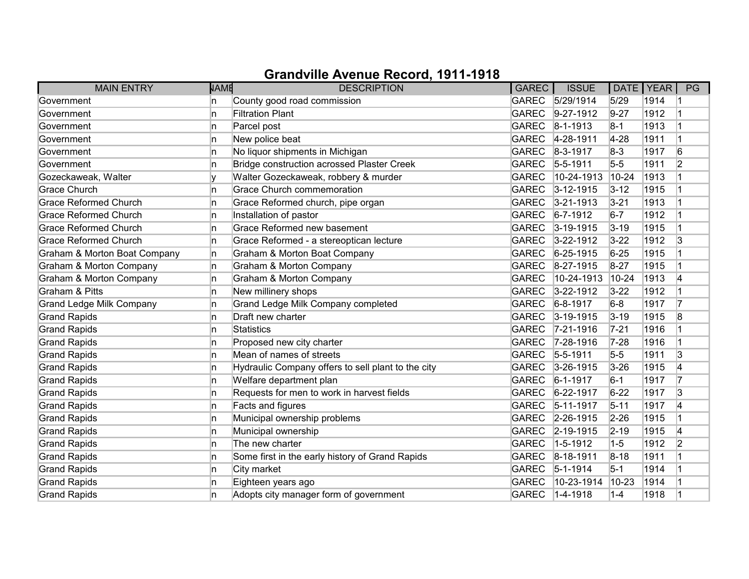# Grandville Avenue Record, 1911-1918

| MAIN ENTRY | NAME | DESCRIPTION | GAREC | ISSUE | DATE | YEAR | PG |
|---|---|---|---|---|---|---|---|
| Government | n | County good road commission | GAREC | 5/29/1914 | 5/29 | 1914 | 1 |
| Government | n | Filtration Plant | GAREC | 9-27-1912 | 9-27 | 1912 | 1 |
| Government | n | Parcel post | GAREC | 8-1-1913 | 8-1 | 1913 | 1 |
| Government | n | New police beat | GAREC | 4-28-1911 | 4-28 | 1911 | 1 |
| Government | n | No liquor shipments in Michigan | GAREC | 8-3-1917 | 8-3 | 1917 | 6 |
| Government | n | Bridge construction acrossed Plaster Creek | GAREC | 5-5-1911 | 5-5 | 1911 | 2 |
| Gozeckaweak, Walter | y | Walter Gozeckaweak, robbery & murder | GAREC | 10-24-1913 | 10-24 | 1913 | 1 |
| Grace Church | n | Grace Church commemoration | GAREC | 3-12-1915 | 3-12 | 1915 | 1 |
| Grace Reformed Church | n | Grace Reformed church, pipe organ | GAREC | 3-21-1913 | 3-21 | 1913 | 1 |
| Grace Reformed Church | n | Installation of pastor | GAREC | 6-7-1912 | 6-7 | 1912 | 1 |
| Grace Reformed Church | n | Grace Reformed new basement | GAREC | 3-19-1915 | 3-19 | 1915 | 1 |
| Grace Reformed Church | n | Grace Reformed - a stereoptican lecture | GAREC | 3-22-1912 | 3-22 | 1912 | 3 |
| Graham & Morton Boat Company | n | Graham & Morton Boat Company | GAREC | 6-25-1915 | 6-25 | 1915 | 1 |
| Graham & Morton Company | n | Graham & Morton Company | GAREC | 8-27-1915 | 8-27 | 1915 | 1 |
| Graham & Morton Company | n | Graham & Morton Company | GAREC | 10-24-1913 | 10-24 | 1913 | 4 |
| Graham & Pitts | n | New millinery shops | GAREC | 3-22-1912 | 3-22 | 1912 | 1 |
| Grand Ledge Milk Company | n | Grand Ledge Milk Company completed | GAREC | 6-8-1917 | 6-8 | 1917 | 7 |
| Grand Rapids | n | Draft new charter | GAREC | 3-19-1915 | 3-19 | 1915 | 8 |
| Grand Rapids | n | Statistics | GAREC | 7-21-1916 | 7-21 | 1916 | 1 |
| Grand Rapids | n | Proposed new city charter | GAREC | 7-28-1916 | 7-28 | 1916 | 1 |
| Grand Rapids | n | Mean of names of streets | GAREC | 5-5-1911 | 5-5 | 1911 | 3 |
| Grand Rapids | n | Hydraulic Company offers to sell plant to the city | GAREC | 3-26-1915 | 3-26 | 1915 | 4 |
| Grand Rapids | n | Welfare department plan | GAREC | 6-1-1917 | 6-1 | 1917 | 7 |
| Grand Rapids | n | Requests for men to work in harvest fields | GAREC | 6-22-1917 | 6-22 | 1917 | 3 |
| Grand Rapids | n | Facts and figures | GAREC | 5-11-1917 | 5-11 | 1917 | 4 |
| Grand Rapids | n | Municipal ownership problems | GAREC | 2-26-1915 | 2-26 | 1915 | 1 |
| Grand Rapids | n | Municipal ownership | GAREC | 2-19-1915 | 2-19 | 1915 | 4 |
| Grand Rapids | n | The new charter | GAREC | 1-5-1912 | 1-5 | 1912 | 2 |
| Grand Rapids | n | Some first in the early history of Grand Rapids | GAREC | 8-18-1911 | 8-18 | 1911 | 1 |
| Grand Rapids | n | City market | GAREC | 5-1-1914 | 5-1 | 1914 | 1 |
| Grand Rapids | n | Eighteen years ago | GAREC | 10-23-1914 | 10-23 | 1914 | 1 |
| Grand Rapids | n | Adopts city manager form of government | GAREC | 1-4-1918 | 1-4 | 1918 | 1 |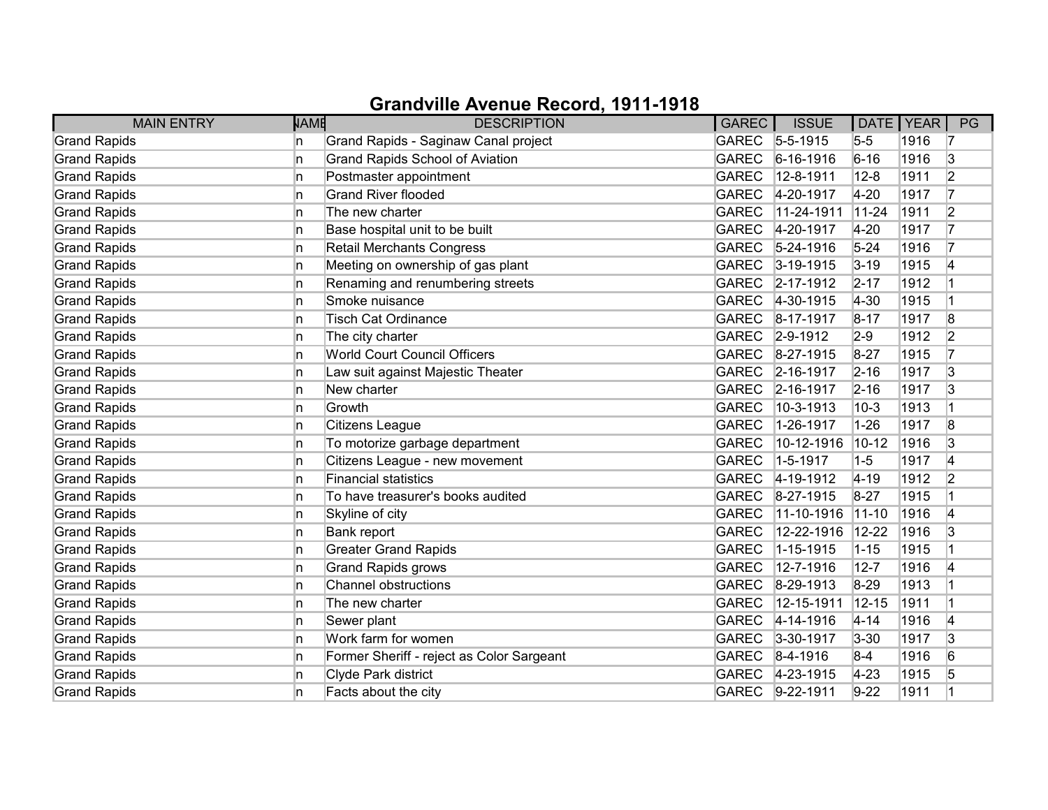# Grandville Avenue Record, 1911-1918

| MAIN ENTRY | NAME | DESCRIPTION | GAREC | ISSUE | DATE | YEAR | PG |
|---|---|---|---|---|---|---|---|
| Grand Rapids | n | Grand Rapids - Saginaw Canal project | GAREC | 5-5-1915 | 5-5 | 1916 | 7 |
| Grand Rapids | n | Grand Rapids School of Aviation | GAREC | 6-16-1916 | 6-16 | 1916 | 3 |
| Grand Rapids | n | Postmaster appointment | GAREC | 12-8-1911 | 12-8 | 1911 | 2 |
| Grand Rapids | n | Grand River flooded | GAREC | 4-20-1917 | 4-20 | 1917 | 7 |
| Grand Rapids | n | The new charter | GAREC | 11-24-1911 | 11-24 | 1911 | 2 |
| Grand Rapids | n | Base hospital unit to be built | GAREC | 4-20-1917 | 4-20 | 1917 | 7 |
| Grand Rapids | n | Retail Merchants Congress | GAREC | 5-24-1916 | 5-24 | 1916 | 7 |
| Grand Rapids | n | Meeting on ownership of gas plant | GAREC | 3-19-1915 | 3-19 | 1915 | 4 |
| Grand Rapids | n | Renaming and renumbering streets | GAREC | 2-17-1912 | 2-17 | 1912 | 1 |
| Grand Rapids | n | Smoke nuisance | GAREC | 4-30-1915 | 4-30 | 1915 | 1 |
| Grand Rapids | n | Tisch Cat Ordinance | GAREC | 8-17-1917 | 8-17 | 1917 | 8 |
| Grand Rapids | n | The city charter | GAREC | 2-9-1912 | 2-9 | 1912 | 2 |
| Grand Rapids | n | World Court Council Officers | GAREC | 8-27-1915 | 8-27 | 1915 | 7 |
| Grand Rapids | n | Law suit against Majestic Theater | GAREC | 2-16-1917 | 2-16 | 1917 | 3 |
| Grand Rapids | n | New charter | GAREC | 2-16-1917 | 2-16 | 1917 | 3 |
| Grand Rapids | n | Growth | GAREC | 10-3-1913 | 10-3 | 1913 | 1 |
| Grand Rapids | n | Citizens League | GAREC | 1-26-1917 | 1-26 | 1917 | 8 |
| Grand Rapids | n | To motorize garbage department | GAREC | 10-12-1916 | 10-12 | 1916 | 3 |
| Grand Rapids | n | Citizens League - new movement | GAREC | 1-5-1917 | 1-5 | 1917 | 4 |
| Grand Rapids | n | Financial statistics | GAREC | 4-19-1912 | 4-19 | 1912 | 2 |
| Grand Rapids | n | To have treasurer's books audited | GAREC | 8-27-1915 | 8-27 | 1915 | 1 |
| Grand Rapids | n | Skyline of city | GAREC | 11-10-1916 | 11-10 | 1916 | 4 |
| Grand Rapids | n | Bank report | GAREC | 12-22-1916 | 12-22 | 1916 | 3 |
| Grand Rapids | n | Greater Grand Rapids | GAREC | 1-15-1915 | 1-15 | 1915 | 1 |
| Grand Rapids | n | Grand Rapids grows | GAREC | 12-7-1916 | 12-7 | 1916 | 4 |
| Grand Rapids | n | Channel obstructions | GAREC | 8-29-1913 | 8-29 | 1913 | 1 |
| Grand Rapids | n | The new charter | GAREC | 12-15-1911 | 12-15 | 1911 | 1 |
| Grand Rapids | n | Sewer plant | GAREC | 4-14-1916 | 4-14 | 1916 | 4 |
| Grand Rapids | n | Work farm for women | GAREC | 3-30-1917 | 3-30 | 1917 | 3 |
| Grand Rapids | n | Former Sheriff - reject as Color Sargeant | GAREC | 8-4-1916 | 8-4 | 1916 | 6 |
| Grand Rapids | n | Clyde Park district | GAREC | 4-23-1915 | 4-23 | 1915 | 5 |
| Grand Rapids | n | Facts about the city | GAREC | 9-22-1911 | 9-22 | 1911 | 1 |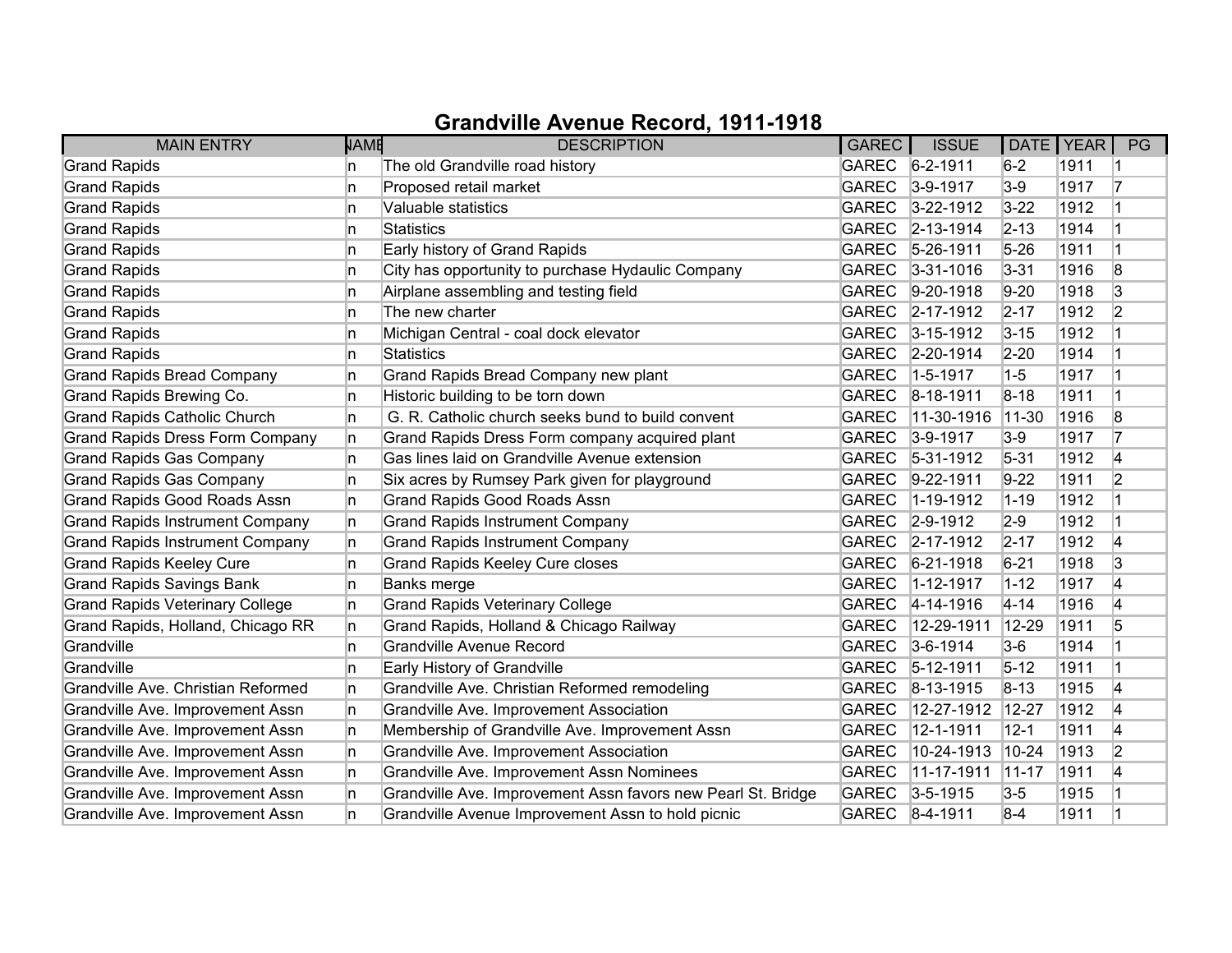# Grandville Avenue Record, 1911-1918

| MAIN ENTRY | NAME | DESCRIPTION | GAREC | ISSUE | DATE | YEAR | PG |
|---|---|---|---|---|---|---|---|
| Grand Rapids | n | The old Grandville road history | GAREC | 6-2-1911 | 6-2 | 1911 | 1 |
| Grand Rapids | n | Proposed retail market | GAREC | 3-9-1917 | 3-9 | 1917 | 7 |
| Grand Rapids | n | Valuable statistics | GAREC | 3-22-1912 | 3-22 | 1912 | 1 |
| Grand Rapids | n | Statistics | GAREC | 2-13-1914 | 2-13 | 1914 | 1 |
| Grand Rapids | n | Early history of Grand Rapids | GAREC | 5-26-1911 | 5-26 | 1911 | 1 |
| Grand Rapids | n | City has opportunity to purchase Hydaulic Company | GAREC | 3-31-1016 | 3-31 | 1916 | 8 |
| Grand Rapids | n | Airplane assembling and testing field | GAREC | 9-20-1918 | 9-20 | 1918 | 3 |
| Grand Rapids | n | The new charter | GAREC | 2-17-1912 | 2-17 | 1912 | 2 |
| Grand Rapids | n | Michigan Central - coal dock elevator | GAREC | 3-15-1912 | 3-15 | 1912 | 1 |
| Grand Rapids | n | Statistics | GAREC | 2-20-1914 | 2-20 | 1914 | 1 |
| Grand Rapids Bread Company | n | Grand Rapids Bread Company new plant | GAREC | 1-5-1917 | 1-5 | 1917 | 1 |
| Grand Rapids Brewing Co. | n | Historic building to be torn down | GAREC | 8-18-1911 | 8-18 | 1911 | 1 |
| Grand Rapids Catholic Church | n | G. R. Catholic church seeks bund to build convent | GAREC | 11-30-1916 | 11-30 | 1916 | 8 |
| Grand Rapids Dress Form Company | n | Grand Rapids Dress Form company acquired plant | GAREC | 3-9-1917 | 3-9 | 1917 | 7 |
| Grand Rapids Gas Company | n | Gas lines laid on Grandville Avenue extension | GAREC | 5-31-1912 | 5-31 | 1912 | 4 |
| Grand Rapids Gas Company | n | Six acres by Rumsey Park given for playground | GAREC | 9-22-1911 | 9-22 | 1911 | 2 |
| Grand Rapids Good Roads Assn | n | Grand Rapids Good Roads Assn | GAREC | 1-19-1912 | 1-19 | 1912 | 1 |
| Grand Rapids Instrument Company | n | Grand Rapids Instrument Company | GAREC | 2-9-1912 | 2-9 | 1912 | 1 |
| Grand Rapids Instrument Company | n | Grand Rapids Instrument Company | GAREC | 2-17-1912 | 2-17 | 1912 | 4 |
| Grand Rapids Keeley Cure | n | Grand Rapids Keeley Cure closes | GAREC | 6-21-1918 | 6-21 | 1918 | 3 |
| Grand Rapids Savings Bank | n | Banks merge | GAREC | 1-12-1917 | 1-12 | 1917 | 4 |
| Grand Rapids Veterinary College | n | Grand Rapids Veterinary College | GAREC | 4-14-1916 | 4-14 | 1916 | 4 |
| Grand Rapids, Holland, Chicago RR | n | Grand Rapids, Holland & Chicago Railway | GAREC | 12-29-1911 | 12-29 | 1911 | 5 |
| Grandville | n | Grandville Avenue Record | GAREC | 3-6-1914 | 3-6 | 1914 | 1 |
| Grandville | n | Early History of Grandville | GAREC | 5-12-1911 | 5-12 | 1911 | 1 |
| Grandville Ave. Christian Reformed | n | Grandville Ave. Christian Reformed remodeling | GAREC | 8-13-1915 | 8-13 | 1915 | 4 |
| Grandville Ave. Improvement Assn | n | Grandville Ave. Improvement Association | GAREC | 12-27-1912 | 12-27 | 1912 | 4 |
| Grandville Ave. Improvement Assn | n | Membership of Grandville Ave. Improvement Assn | GAREC | 12-1-1911 | 12-1 | 1911 | 4 |
| Grandville Ave. Improvement Assn | n | Grandville Ave. Improvement Association | GAREC | 10-24-1913 | 10-24 | 1913 | 2 |
| Grandville Ave. Improvement Assn | n | Grandville Ave. Improvement Assn Nominees | GAREC | 11-17-1911 | 11-17 | 1911 | 4 |
| Grandville Ave. Improvement Assn | n | Grandville Ave. Improvement Assn favors new Pearl St. Bridge | GAREC | 3-5-1915 | 3-5 | 1915 | 1 |
| Grandville Ave. Improvement Assn | n | Grandville Avenue Improvement Assn to hold picnic | GAREC | 8-4-1911 | 8-4 | 1911 | 1 |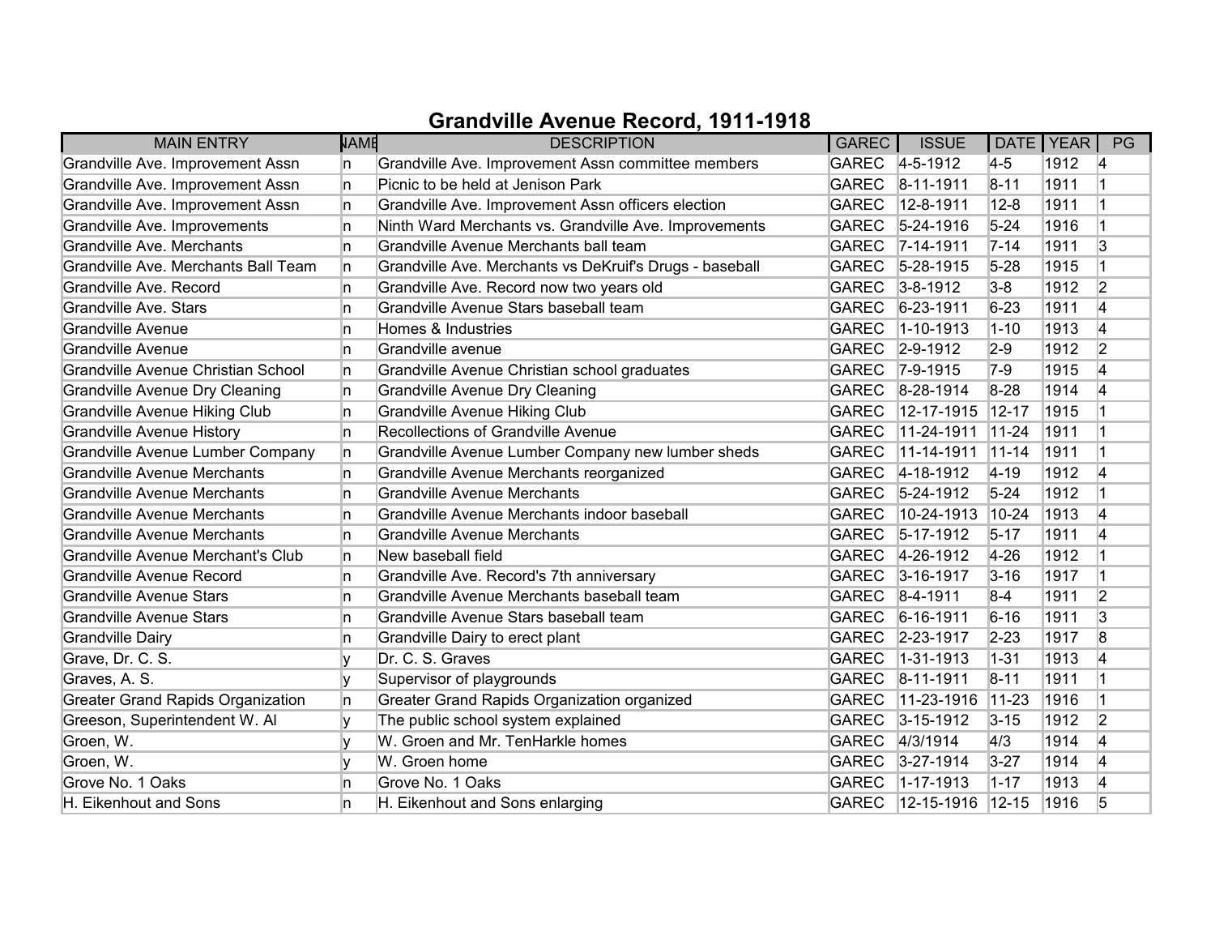# Grandville Avenue Record, 1911-1918

| MAIN ENTRY | NAME | DESCRIPTION | GAREC | ISSUE | DATE | YEAR | PG |
|---|---|---|---|---|---|---|---|
| Grandville Ave. Improvement Assn | n | Grandville Ave. Improvement Assn committee members | GAREC | 4-5-1912 | 4-5 | 1912 | 4 |
| Grandville Ave. Improvement Assn | n | Picnic to be held at Jenison Park | GAREC | 8-11-1911 | 8-11 | 1911 | 1 |
| Grandville Ave. Improvement Assn | n | Grandville Ave. Improvement Assn officers election | GAREC | 12-8-1911 | 12-8 | 1911 | 1 |
| Grandville Ave. Improvements | n | Ninth Ward Merchants vs. Grandville Ave. Improvements | GAREC | 5-24-1916 | 5-24 | 1916 | 1 |
| Grandville Ave. Merchants | n | Grandville Avenue Merchants ball team | GAREC | 7-14-1911 | 7-14 | 1911 | 3 |
| Grandville Ave. Merchants Ball Team | n | Grandville Ave. Merchants vs DeKruif's Drugs - baseball | GAREC | 5-28-1915 | 5-28 | 1915 | 1 |
| Grandville Ave. Record | n | Grandville Ave. Record now two years old | GAREC | 3-8-1912 | 3-8 | 1912 | 2 |
| Grandville Ave. Stars | n | Grandville Avenue Stars baseball team | GAREC | 6-23-1911 | 6-23 | 1911 | 4 |
| Grandville Avenue | n | Homes & Industries | GAREC | 1-10-1913 | 1-10 | 1913 | 4 |
| Grandville Avenue | n | Grandville avenue | GAREC | 2-9-1912 | 2-9 | 1912 | 2 |
| Grandville Avenue Christian School | n | Grandville Avenue Christian school graduates | GAREC | 7-9-1915 | 7-9 | 1915 | 4 |
| Grandville Avenue Dry Cleaning | n | Grandville Avenue Dry Cleaning | GAREC | 8-28-1914 | 8-28 | 1914 | 4 |
| Grandville Avenue Hiking Club | n | Grandville Avenue Hiking Club | GAREC | 12-17-1915 | 12-17 | 1915 | 1 |
| Grandville Avenue History | n | Recollections of Grandville Avenue | GAREC | 11-24-1911 | 11-24 | 1911 | 1 |
| Grandville Avenue Lumber Company | n | Grandville Avenue Lumber Company new lumber sheds | GAREC | 11-14-1911 | 11-14 | 1911 | 1 |
| Grandville Avenue Merchants | n | Grandville Avenue Merchants reorganized | GAREC | 4-18-1912 | 4-19 | 1912 | 4 |
| Grandville Avenue Merchants | n | Grandville Avenue Merchants | GAREC | 5-24-1912 | 5-24 | 1912 | 1 |
| Grandville Avenue Merchants | n | Grandville Avenue Merchants indoor baseball | GAREC | 10-24-1913 | 10-24 | 1913 | 4 |
| Grandville Avenue Merchants | n | Grandville Avenue Merchants | GAREC | 5-17-1912 | 5-17 | 1911 | 4 |
| Grandville Avenue Merchant's Club | n | New baseball field | GAREC | 4-26-1912 | 4-26 | 1912 | 1 |
| Grandville Avenue Record | n | Grandville Ave. Record's 7th anniversary | GAREC | 3-16-1917 | 3-16 | 1917 | 1 |
| Grandville Avenue Stars | n | Grandville Avenue Merchants baseball team | GAREC | 8-4-1911 | 8-4 | 1911 | 2 |
| Grandville Avenue Stars | n | Grandville Avenue Stars baseball team | GAREC | 6-16-1911 | 6-16 | 1911 | 3 |
| Grandville Dairy | n | Grandville Dairy to erect plant | GAREC | 2-23-1917 | 2-23 | 1917 | 8 |
| Grave, Dr. C. S. | y | Dr. C. S. Graves | GAREC | 1-31-1913 | 1-31 | 1913 | 4 |
| Graves, A. S. | y | Supervisor of playgrounds | GAREC | 8-11-1911 | 8-11 | 1911 | 1 |
| Greater Grand Rapids Organization | n | Greater Grand Rapids Organization organized | GAREC | 11-23-1916 | 11-23 | 1916 | 1 |
| Greeson, Superintendent W. Al | y | The public school system explained | GAREC | 3-15-1912 | 3-15 | 1912 | 2 |
| Groen, W. | y | W. Groen and Mr. TenHarkle homes | GAREC | 4/3/1914 | 4/3 | 1914 | 4 |
| Groen, W. | y | W. Groen home | GAREC | 3-27-1914 | 3-27 | 1914 | 4 |
| Grove No. 1 Oaks | n | Grove No. 1 Oaks | GAREC | 1-17-1913 | 1-17 | 1913 | 4 |
| H. Eikenhout and Sons | n | H. Eikenhout and Sons enlarging | GAREC | 12-15-1916 | 12-15 | 1916 | 5 |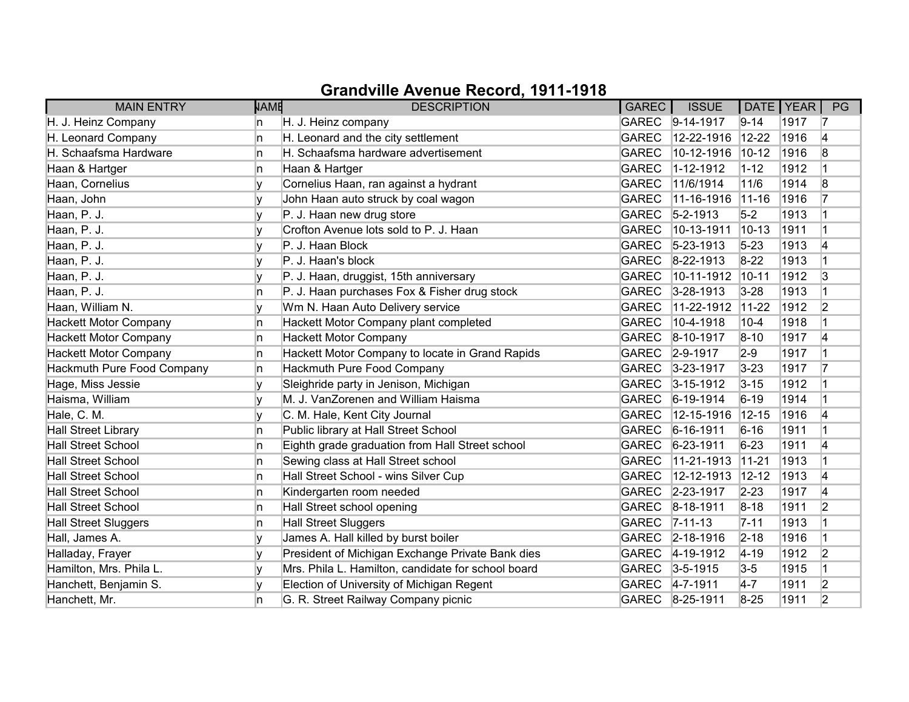# Grandville Avenue Record, 1911-1918

| MAIN ENTRY | NAME | DESCRIPTION | GAREC | ISSUE | DATE | YEAR | PG |
|---|---|---|---|---|---|---|---|
| H. J. Heinz Company | n | H. J. Heinz company | GAREC | 9-14-1917 | 9-14 | 1917 | 7 |
| H. Leonard Company | n | H. Leonard and the city settlement | GAREC | 12-22-1916 | 12-22 | 1916 | 4 |
| H. Schaafsma Hardware | n | H. Schaafsma hardware advertisement | GAREC | 10-12-1916 | 10-12 | 1916 | 8 |
| Haan & Hartger | n | Haan & Hartger | GAREC | 1-12-1912 | 1-12 | 1912 | 1 |
| Haan, Cornelius | y | Cornelius Haan, ran against a hydrant | GAREC | 11/6/1914 | 11/6 | 1914 | 8 |
| Haan, John | y | John Haan auto struck by coal wagon | GAREC | 11-16-1916 | 11-16 | 1916 | 7 |
| Haan, P. J. | y | P. J. Haan new drug store | GAREC | 5-2-1913 | 5-2 | 1913 | 1 |
| Haan, P. J. | y | Crofton Avenue lots sold to P. J. Haan | GAREC | 10-13-1911 | 10-13 | 1911 | 1 |
| Haan, P. J. | y | P. J. Haan Block | GAREC | 5-23-1913 | 5-23 | 1913 | 4 |
| Haan, P. J. | y | P. J. Haan's block | GAREC | 8-22-1913 | 8-22 | 1913 | 1 |
| Haan, P. J. | y | P. J. Haan, druggist, 15th anniversary | GAREC | 10-11-1912 | 10-11 | 1912 | 3 |
| Haan, P. J. | n | P. J. Haan purchases Fox & Fisher drug stock | GAREC | 3-28-1913 | 3-28 | 1913 | 1 |
| Haan, William N. | y | Wm N. Haan Auto Delivery service | GAREC | 11-22-1912 | 11-22 | 1912 | 2 |
| Hackett Motor Company | n | Hackett Motor Company plant completed | GAREC | 10-4-1918 | 10-4 | 1918 | 1 |
| Hackett Motor Company | n | Hackett Motor Company | GAREC | 8-10-1917 | 8-10 | 1917 | 4 |
| Hackett Motor Company | n | Hackett Motor Company to locate in Grand Rapids | GAREC | 2-9-1917 | 2-9 | 1917 | 1 |
| Hackmuth Pure Food Company | n | Hackmuth Pure Food Company | GAREC | 3-23-1917 | 3-23 | 1917 | 7 |
| Hage, Miss Jessie | y | Sleighride party in Jenison, Michigan | GAREC | 3-15-1912 | 3-15 | 1912 | 1 |
| Haisma, William | y | M. J. VanZorenen and William Haisma | GAREC | 6-19-1914 | 6-19 | 1914 | 1 |
| Hale, C. M. | y | C. M. Hale, Kent City Journal | GAREC | 12-15-1916 | 12-15 | 1916 | 4 |
| Hall Street Library | n | Public library at Hall Street School | GAREC | 6-16-1911 | 6-16 | 1911 | 1 |
| Hall Street School | n | Eighth grade graduation from Hall Street school | GAREC | 6-23-1911 | 6-23 | 1911 | 4 |
| Hall Street School | n | Sewing class at Hall Street school | GAREC | 11-21-1913 | 11-21 | 1913 | 1 |
| Hall Street School | n | Hall Street School - wins Silver Cup | GAREC | 12-12-1913 | 12-12 | 1913 | 4 |
| Hall Street School | n | Kindergarten room needed | GAREC | 2-23-1917 | 2-23 | 1917 | 4 |
| Hall Street School | n | Hall Street school opening | GAREC | 8-18-1911 | 8-18 | 1911 | 2 |
| Hall Street Sluggers | n | Hall Street Sluggers | GAREC | 7-11-13 | 7-11 | 1913 | 1 |
| Hall, James A. | y | James A. Hall killed by burst boiler | GAREC | 2-18-1916 | 2-18 | 1916 | 1 |
| Halladay, Frayer | y | President of Michigan Exchange Private Bank dies | GAREC | 4-19-1912 | 4-19 | 1912 | 2 |
| Hamilton, Mrs. Phila L. | y | Mrs. Phila L. Hamilton, candidate for school board | GAREC | 3-5-1915 | 3-5 | 1915 | 1 |
| Hanchett, Benjamin S. | y | Election of University of Michigan Regent | GAREC | 4-7-1911 | 4-7 | 1911 | 2 |
| Hanchett, Mr. | n | G. R. Street Railway Company picnic | GAREC | 8-25-1911 | 8-25 | 1911 | 2 |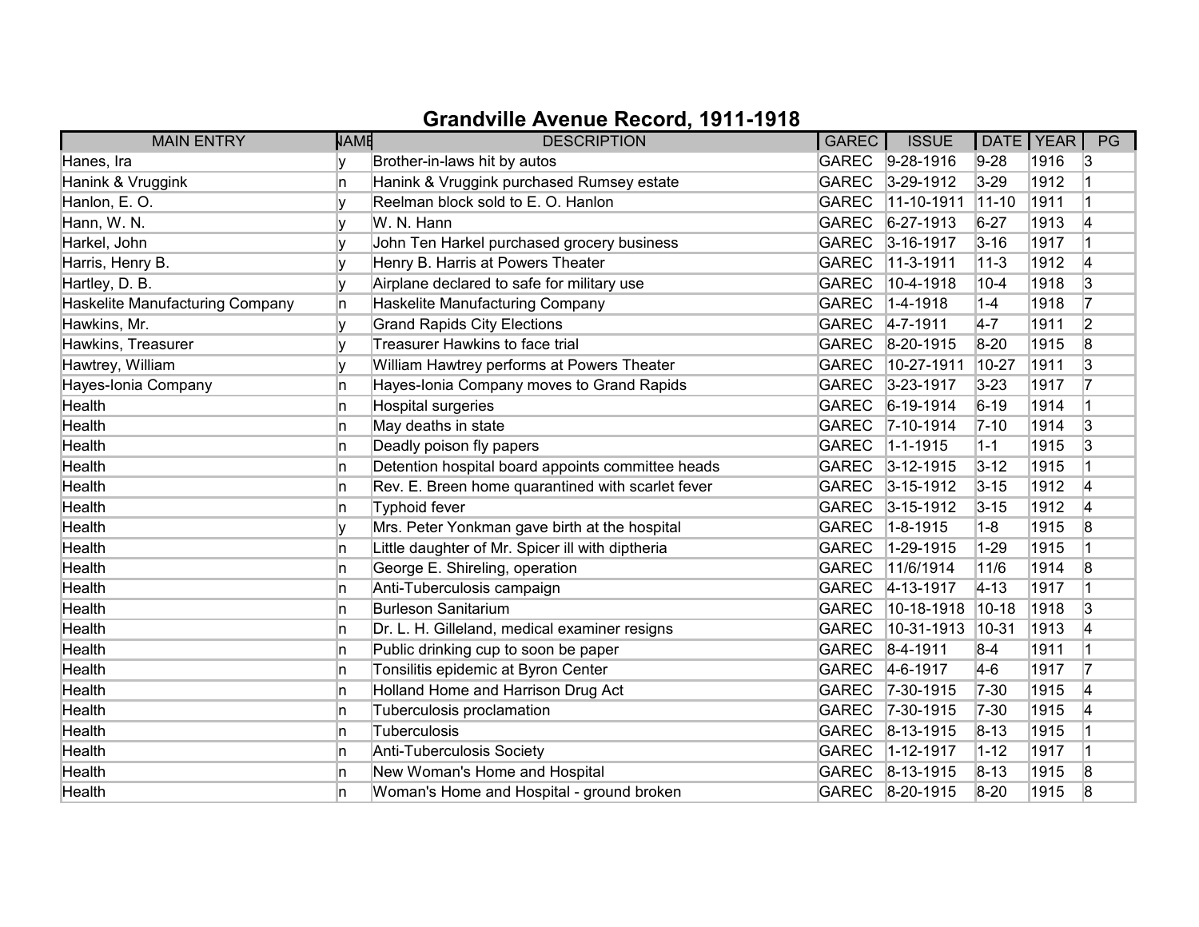# Grandville Avenue Record, 1911-1918

| MAIN ENTRY | NAME | DESCRIPTION | GAREC | ISSUE | DATE | YEAR | PG |
|---|---|---|---|---|---|---|---|
| Hanes, Ira | y | Brother-in-laws hit by autos | GAREC | 9-28-1916 | 9-28 | 1916 | 3 |
| Hanink & Vruggink | n | Hanink & Vruggink purchased Rumsey estate | GAREC | 3-29-1912 | 3-29 | 1912 | 1 |
| Hanlon, E. O. | y | Reelman block sold to E. O. Hanlon | GAREC | 11-10-1911 | 11-10 | 1911 | 1 |
| Hann, W. N. | y | W. N. Hann | GAREC | 6-27-1913 | 6-27 | 1913 | 4 |
| Harkel, John | y | John Ten Harkel purchased grocery business | GAREC | 3-16-1917 | 3-16 | 1917 | 1 |
| Harris, Henry B. | y | Henry B. Harris at Powers Theater | GAREC | 11-3-1911 | 11-3 | 1912 | 4 |
| Hartley, D. B. | y | Airplane declared to safe for military use | GAREC | 10-4-1918 | 10-4 | 1918 | 3 |
| Haskelite Manufacturing Company | n | Haskelite Manufacturing Company | GAREC | 1-4-1918 | 1-4 | 1918 | 7 |
| Hawkins, Mr. | y | Grand Rapids City Elections | GAREC | 4-7-1911 | 4-7 | 1911 | 2 |
| Hawkins, Treasurer | y | Treasurer Hawkins to face trial | GAREC | 8-20-1915 | 8-20 | 1915 | 8 |
| Hawtrey, William | y | William Hawtrey performs at Powers Theater | GAREC | 10-27-1911 | 10-27 | 1911 | 3 |
| Hayes-Ionia Company | n | Hayes-Ionia Company moves to Grand Rapids | GAREC | 3-23-1917 | 3-23 | 1917 | 7 |
| Health | n | Hospital surgeries | GAREC | 6-19-1914 | 6-19 | 1914 | 1 |
| Health | n | May deaths in state | GAREC | 7-10-1914 | 7-10 | 1914 | 3 |
| Health | n | Deadly poison fly papers | GAREC | 1-1-1915 | 1-1 | 1915 | 3 |
| Health | n | Detention hospital board appoints committee heads | GAREC | 3-12-1915 | 3-12 | 1915 | 1 |
| Health | n | Rev. E. Breen home quarantined with scarlet fever | GAREC | 3-15-1912 | 3-15 | 1912 | 4 |
| Health | n | Typhoid fever | GAREC | 3-15-1912 | 3-15 | 1912 | 4 |
| Health | y | Mrs. Peter Yonkman gave birth at the hospital | GAREC | 1-8-1915 | 1-8 | 1915 | 8 |
| Health | n | Little daughter of Mr. Spicer ill with diptheria | GAREC | 1-29-1915 | 1-29 | 1915 | 1 |
| Health | n | George E. Shireling, operation | GAREC | 11/6/1914 | 11/6 | 1914 | 8 |
| Health | n | Anti-Tuberculosis campaign | GAREC | 4-13-1917 | 4-13 | 1917 | 1 |
| Health | n | Burleson Sanitarium | GAREC | 10-18-1918 | 10-18 | 1918 | 3 |
| Health | n | Dr. L. H. Gilleland, medical examiner resigns | GAREC | 10-31-1913 | 10-31 | 1913 | 4 |
| Health | n | Public drinking cup to soon be paper | GAREC | 8-4-1911 | 8-4 | 1911 | 1 |
| Health | n | Tonsilitis epidemic at Byron Center | GAREC | 4-6-1917 | 4-6 | 1917 | 7 |
| Health | n | Holland Home and Harrison Drug Act | GAREC | 7-30-1915 | 7-30 | 1915 | 4 |
| Health | n | Tuberculosis proclamation | GAREC | 7-30-1915 | 7-30 | 1915 | 4 |
| Health | n | Tuberculosis | GAREC | 8-13-1915 | 8-13 | 1915 | 1 |
| Health | n | Anti-Tuberculosis Society | GAREC | 1-12-1917 | 1-12 | 1917 | 1 |
| Health | n | New Woman's Home and Hospital | GAREC | 8-13-1915 | 8-13 | 1915 | 8 |
| Health | n | Woman's Home and Hospital - ground broken | GAREC | 8-20-1915 | 8-20 | 1915 | 8 |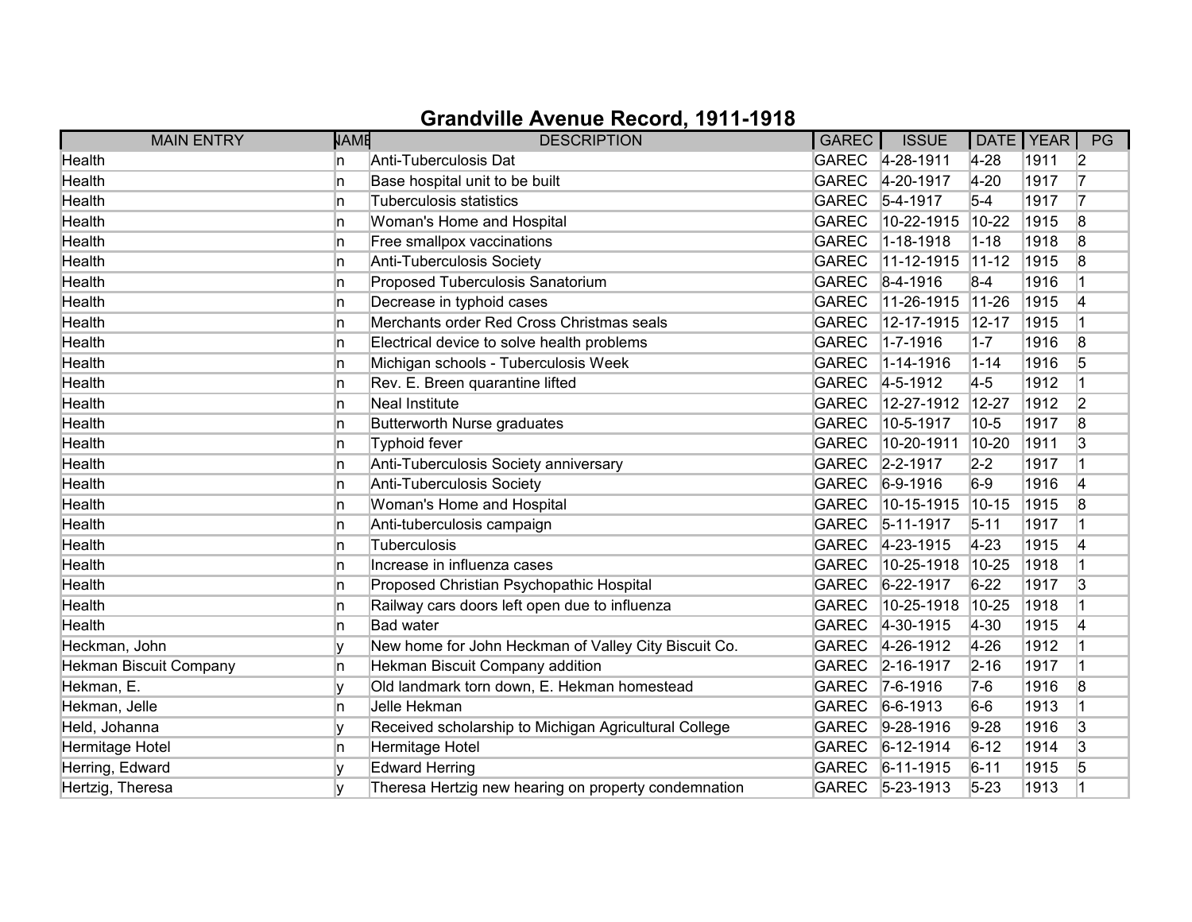# Grandville Avenue Record, 1911-1918

| MAIN ENTRY | NAME | DESCRIPTION | GAREC | ISSUE | DATE | YEAR | PG |
|---|---|---|---|---|---|---|---|
| Health | n | Anti-Tuberculosis Dat | GAREC | 4-28-1911 | 4-28 | 1911 | 2 |
| Health | n | Base hospital unit to be built | GAREC | 4-20-1917 | 4-20 | 1917 | 7 |
| Health | n | Tuberculosis statistics | GAREC | 5-4-1917 | 5-4 | 1917 | 7 |
| Health | n | Woman's Home and Hospital | GAREC | 10-22-1915 | 10-22 | 1915 | 8 |
| Health | n | Free smallpox vaccinations | GAREC | 1-18-1918 | 1-18 | 1918 | 8 |
| Health | n | Anti-Tuberculosis Society | GAREC | 11-12-1915 | 11-12 | 1915 | 8 |
| Health | n | Proposed Tuberculosis Sanatorium | GAREC | 8-4-1916 | 8-4 | 1916 | 1 |
| Health | n | Decrease in typhoid cases | GAREC | 11-26-1915 | 11-26 | 1915 | 4 |
| Health | n | Merchants order Red Cross Christmas seals | GAREC | 12-17-1915 | 12-17 | 1915 | 1 |
| Health | n | Electrical device to solve health problems | GAREC | 1-7-1916 | 1-7 | 1916 | 8 |
| Health | n | Michigan schools - Tuberculosis Week | GAREC | 1-14-1916 | 1-14 | 1916 | 5 |
| Health | n | Rev. E. Breen quarantine lifted | GAREC | 4-5-1912 | 4-5 | 1912 | 1 |
| Health | n | Neal Institute | GAREC | 12-27-1912 | 12-27 | 1912 | 2 |
| Health | n | Butterworth Nurse graduates | GAREC | 10-5-1917 | 10-5 | 1917 | 8 |
| Health | n | Typhoid fever | GAREC | 10-20-1911 | 10-20 | 1911 | 3 |
| Health | n | Anti-Tuberculosis Society anniversary | GAREC | 2-2-1917 | 2-2 | 1917 | 1 |
| Health | n | Anti-Tuberculosis Society | GAREC | 6-9-1916 | 6-9 | 1916 | 4 |
| Health | n | Woman's Home and Hospital | GAREC | 10-15-1915 | 10-15 | 1915 | 8 |
| Health | n | Anti-tuberculosis campaign | GAREC | 5-11-1917 | 5-11 | 1917 | 1 |
| Health | n | Tuberculosis | GAREC | 4-23-1915 | 4-23 | 1915 | 4 |
| Health | n | Increase in influenza cases | GAREC | 10-25-1918 | 10-25 | 1918 | 1 |
| Health | n | Proposed Christian Psychopathic Hospital | GAREC | 6-22-1917 | 6-22 | 1917 | 3 |
| Health | n | Railway cars doors left open due to influenza | GAREC | 10-25-1918 | 10-25 | 1918 | 1 |
| Health | n | Bad water | GAREC | 4-30-1915 | 4-30 | 1915 | 4 |
| Heckman, John | y | New home for John Heckman of Valley City Biscuit Co. | GAREC | 4-26-1912 | 4-26 | 1912 | 1 |
| Hekman Biscuit Company | n | Hekman Biscuit Company addition | GAREC | 2-16-1917 | 2-16 | 1917 | 1 |
| Hekman, E. | y | Old landmark torn down, E. Hekman homestead | GAREC | 7-6-1916 | 7-6 | 1916 | 8 |
| Hekman, Jelle | n | Jelle Hekman | GAREC | 6-6-1913 | 6-6 | 1913 | 1 |
| Held, Johanna | y | Received scholarship to Michigan Agricultural College | GAREC | 9-28-1916 | 9-28 | 1916 | 3 |
| Hermitage Hotel | n | Hermitage Hotel | GAREC | 6-12-1914 | 6-12 | 1914 | 3 |
| Herring, Edward | y | Edward Herring | GAREC | 6-11-1915 | 6-11 | 1915 | 5 |
| Hertzig, Theresa | y | Theresa Hertzig new hearing on property condemnation | GAREC | 5-23-1913 | 5-23 | 1913 | 1 |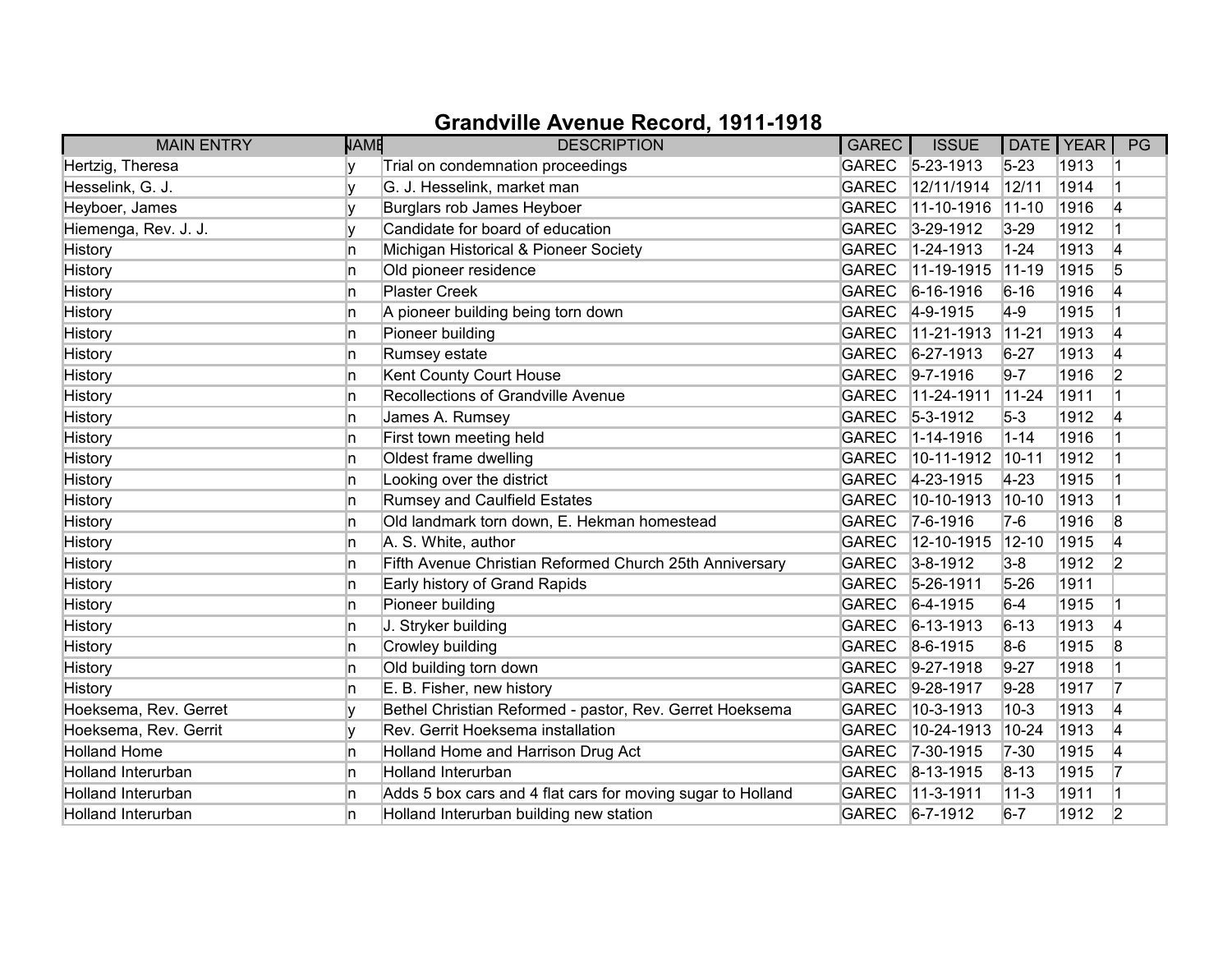# Grandville Avenue Record, 1911-1918

| MAIN ENTRY | NAME | DESCRIPTION | GAREC | ISSUE | DATE | YEAR | PG |
|---|---|---|---|---|---|---|---|
| Hertzig, Theresa | y | Trial on condemnation proceedings | GAREC | 5-23-1913 | 5-23 | 1913 | 1 |
| Hesselink, G. J. | y | G. J. Hesselink, market man | GAREC | 12/11/1914 | 12/11 | 1914 | 1 |
| Heyboer, James | y | Burglars rob James Heyboer | GAREC | 11-10-1916 | 11-10 | 1916 | 4 |
| Hiemenga, Rev. J. J. | y | Candidate for board of education | GAREC | 3-29-1912 | 3-29 | 1912 | 1 |
| History | n | Michigan Historical & Pioneer Society | GAREC | 1-24-1913 | 1-24 | 1913 | 4 |
| History | n | Old pioneer residence | GAREC | 11-19-1915 | 11-19 | 1915 | 5 |
| History | n | Plaster Creek | GAREC | 6-16-1916 | 6-16 | 1916 | 4 |
| History | n | A pioneer building being torn down | GAREC | 4-9-1915 | 4-9 | 1915 | 1 |
| History | n | Pioneer building | GAREC | 11-21-1913 | 11-21 | 1913 | 4 |
| History | n | Rumsey estate | GAREC | 6-27-1913 | 6-27 | 1913 | 4 |
| History | n | Kent County Court House | GAREC | 9-7-1916 | 9-7 | 1916 | 2 |
| History | n | Recollections of Grandville Avenue | GAREC | 11-24-1911 | 11-24 | 1911 | 1 |
| History | n | James A. Rumsey | GAREC | 5-3-1912 | 5-3 | 1912 | 4 |
| History | n | First town meeting held | GAREC | 1-14-1916 | 1-14 | 1916 | 1 |
| History | n | Oldest frame dwelling | GAREC | 10-11-1912 | 10-11 | 1912 | 1 |
| History | n | Looking over the district | GAREC | 4-23-1915 | 4-23 | 1915 | 1 |
| History | n | Rumsey and Caulfield Estates | GAREC | 10-10-1913 | 10-10 | 1913 | 1 |
| History | n | Old landmark torn down, E. Hekman homestead | GAREC | 7-6-1916 | 7-6 | 1916 | 8 |
| History | n | A. S. White, author | GAREC | 12-10-1915 | 12-10 | 1915 | 4 |
| History | n | Fifth Avenue Christian Reformed Church 25th Anniversary | GAREC | 3-8-1912 | 3-8 | 1912 | 2 |
| History | n | Early history of Grand Rapids | GAREC | 5-26-1911 | 5-26 | 1911 | |
| History | n | Pioneer building | GAREC | 6-4-1915 | 6-4 | 1915 | 1 |
| History | n | J. Stryker building | GAREC | 6-13-1913 | 6-13 | 1913 | 4 |
| History | n | Crowley building | GAREC | 8-6-1915 | 8-6 | 1915 | 8 |
| History | n | Old building torn down | GAREC | 9-27-1918 | 9-27 | 1918 | 1 |
| History | n | E. B. Fisher, new history | GAREC | 9-28-1917 | 9-28 | 1917 | 7 |
| Hoeksema, Rev. Gerret | y | Bethel Christian Reformed - pastor, Rev. Gerret Hoeksema | GAREC | 10-3-1913 | 10-3 | 1913 | 4 |
| Hoeksema, Rev. Gerrit | y | Rev. Gerrit Hoeksema installation | GAREC | 10-24-1913 | 10-24 | 1913 | 4 |
| Holland Home | n | Holland Home and Harrison Drug Act | GAREC | 7-30-1915 | 7-30 | 1915 | 4 |
| Holland Interurban | n | Holland Interurban | GAREC | 8-13-1915 | 8-13 | 1915 | 7 |
| Holland Interurban | n | Adds 5 box cars and 4 flat cars for moving sugar to Holland | GAREC | 11-3-1911 | 11-3 | 1911 | 1 |
| Holland Interurban | n | Holland Interurban building new station | GAREC | 6-7-1912 | 6-7 | 1912 | 2 |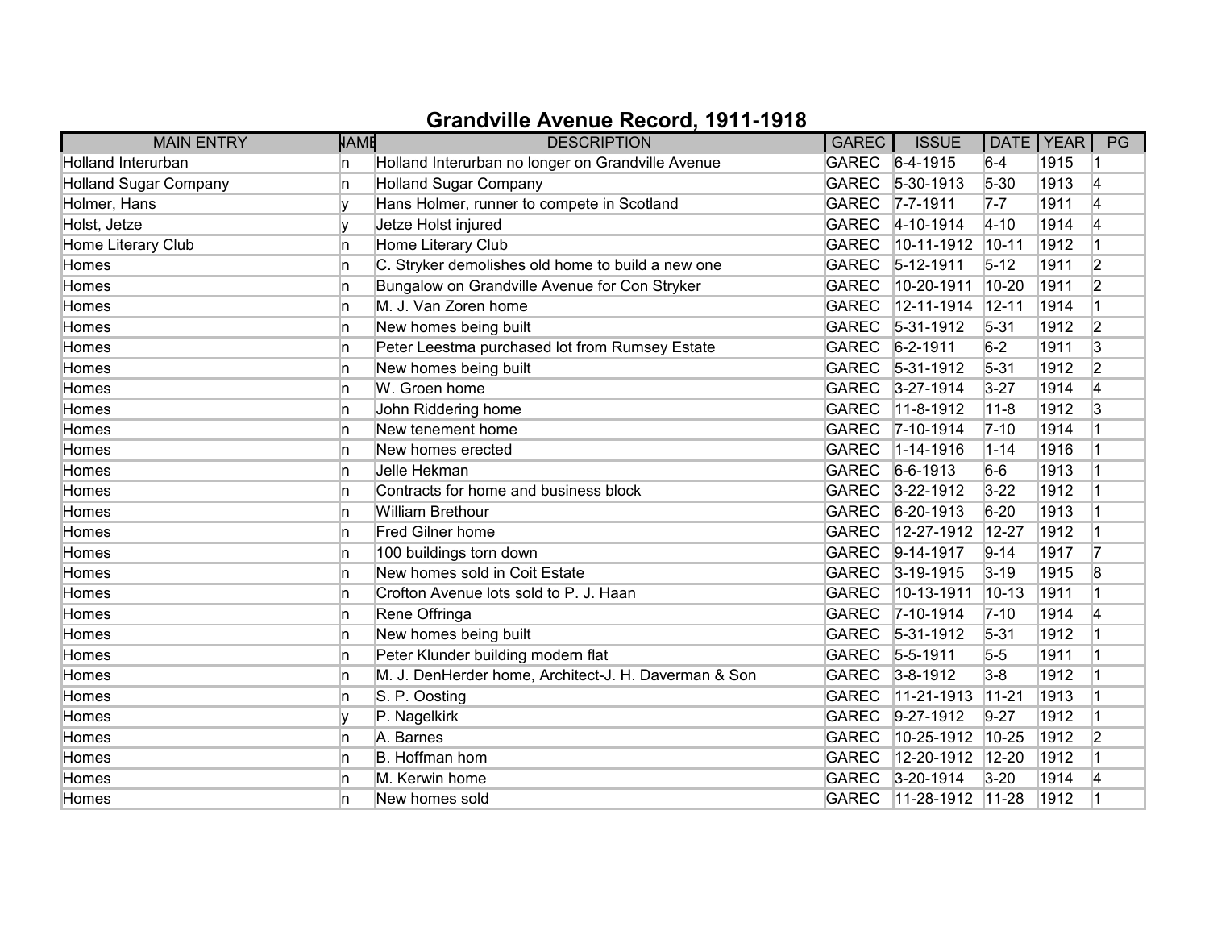# Grandville Avenue Record, 1911-1918

| MAIN ENTRY | NAME | DESCRIPTION | GAREC | ISSUE | DATE | YEAR | PG |
|---|---|---|---|---|---|---|---|
| Holland Interurban | n | Holland Interurban no longer on Grandville Avenue | GAREC | 6-4-1915 | 6-4 | 1915 | 1 |
| Holland Sugar Company | n | Holland Sugar Company | GAREC | 5-30-1913 | 5-30 | 1913 | 4 |
| Holmer, Hans | y | Hans Holmer, runner to compete in Scotland | GAREC | 7-7-1911 | 7-7 | 1911 | 4 |
| Holst, Jetze | y | Jetze Holst injured | GAREC | 4-10-1914 | 4-10 | 1914 | 4 |
| Home Literary Club | n | Home Literary Club | GAREC | 10-11-1912 | 10-11 | 1912 | 1 |
| Homes | n | C. Stryker demolishes old home to build a new one | GAREC | 5-12-1911 | 5-12 | 1911 | 2 |
| Homes | n | Bungalow on Grandville Avenue for Con Stryker | GAREC | 10-20-1911 | 10-20 | 1911 | 2 |
| Homes | n | M. J. Van Zoren home | GAREC | 12-11-1914 | 12-11 | 1914 | 1 |
| Homes | n | New homes being built | GAREC | 5-31-1912 | 5-31 | 1912 | 2 |
| Homes | n | Peter Leestma purchased lot from Rumsey Estate | GAREC | 6-2-1911 | 6-2 | 1911 | 3 |
| Homes | n | New homes being built | GAREC | 5-31-1912 | 5-31 | 1912 | 2 |
| Homes | n | W. Groen home | GAREC | 3-27-1914 | 3-27 | 1914 | 4 |
| Homes | n | John Riddering home | GAREC | 11-8-1912 | 11-8 | 1912 | 3 |
| Homes | n | New tenement home | GAREC | 7-10-1914 | 7-10 | 1914 | 1 |
| Homes | n | New homes erected | GAREC | 1-14-1916 | 1-14 | 1916 | 1 |
| Homes | n | Jelle Hekman | GAREC | 6-6-1913 | 6-6 | 1913 | 1 |
| Homes | n | Contracts for home and business block | GAREC | 3-22-1912 | 3-22 | 1912 | 1 |
| Homes | n | William Brethour | GAREC | 6-20-1913 | 6-20 | 1913 | 1 |
| Homes | n | Fred Gilner home | GAREC | 12-27-1912 | 12-27 | 1912 | 1 |
| Homes | n | 100 buildings torn down | GAREC | 9-14-1917 | 9-14 | 1917 | 7 |
| Homes | n | New homes sold in Coit Estate | GAREC | 3-19-1915 | 3-19 | 1915 | 8 |
| Homes | n | Crofton Avenue lots sold to P. J. Haan | GAREC | 10-13-1911 | 10-13 | 1911 | 1 |
| Homes | n | Rene Offringa | GAREC | 7-10-1914 | 7-10 | 1914 | 4 |
| Homes | n | New homes being built | GAREC | 5-31-1912 | 5-31 | 1912 | 1 |
| Homes | n | Peter Klunder building modern flat | GAREC | 5-5-1911 | 5-5 | 1911 | 1 |
| Homes | n | M. J. DenHerder home, Architect-J. H. Daverman & Son | GAREC | 3-8-1912 | 3-8 | 1912 | 1 |
| Homes | n | S. P. Oosting | GAREC | 11-21-1913 | 11-21 | 1913 | 1 |
| Homes | y | P. Nagelkirk | GAREC | 9-27-1912 | 9-27 | 1912 | 1 |
| Homes | n | A. Barnes | GAREC | 10-25-1912 | 10-25 | 1912 | 2 |
| Homes | n | B. Hoffman hom | GAREC | 12-20-1912 | 12-20 | 1912 | 1 |
| Homes | n | M. Kerwin home | GAREC | 3-20-1914 | 3-20 | 1914 | 4 |
| Homes | n | New homes sold | GAREC | 11-28-1912 | 11-28 | 1912 | 1 |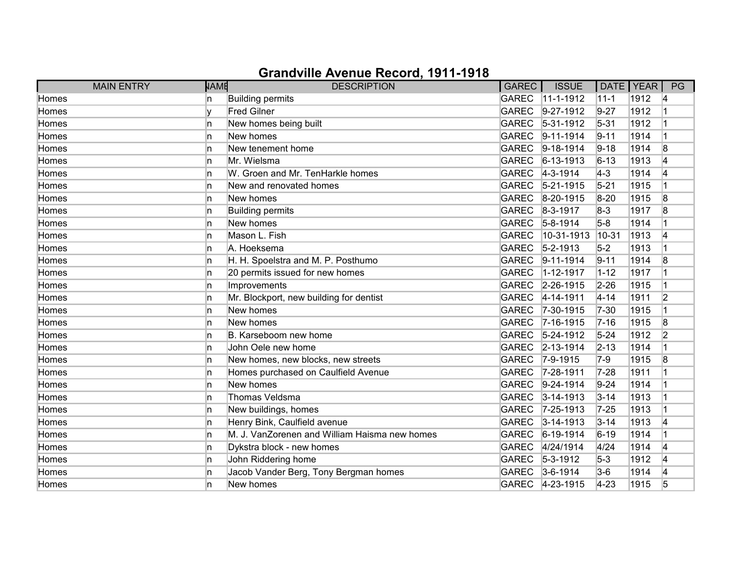# Grandville Avenue Record, 1911-1918

| MAIN ENTRY | NAME | DESCRIPTION | GAREC | ISSUE | DATE | YEAR | PG |
|---|---|---|---|---|---|---|---|
| Homes | n | Building permits | GAREC | 11-1-1912 | 11-1 | 1912 | 4 |
| Homes | y | Fred Gilner | GAREC | 9-27-1912 | 9-27 | 1912 | 1 |
| Homes | n | New homes being built | GAREC | 5-31-1912 | 5-31 | 1912 | 1 |
| Homes | n | New homes | GAREC | 9-11-1914 | 9-11 | 1914 | 1 |
| Homes | n | New tenement home | GAREC | 9-18-1914 | 9-18 | 1914 | 8 |
| Homes | n | Mr. Wielsma | GAREC | 6-13-1913 | 6-13 | 1913 | 4 |
| Homes | n | W. Groen and Mr. TenHarkle homes | GAREC | 4-3-1914 | 4-3 | 1914 | 4 |
| Homes | n | New and renovated homes | GAREC | 5-21-1915 | 5-21 | 1915 | 1 |
| Homes | n | New homes | GAREC | 8-20-1915 | 8-20 | 1915 | 8 |
| Homes | n | Building permits | GAREC | 8-3-1917 | 8-3 | 1917 | 8 |
| Homes | n | New homes | GAREC | 5-8-1914 | 5-8 | 1914 | 1 |
| Homes | n | Mason L. Fish | GAREC | 10-31-1913 | 10-31 | 1913 | 4 |
| Homes | n | A. Hoeksema | GAREC | 5-2-1913 | 5-2 | 1913 | 1 |
| Homes | n | H. H. Spoelstra and M. P. Posthumo | GAREC | 9-11-1914 | 9-11 | 1914 | 8 |
| Homes | n | 20 permits issued for new homes | GAREC | 1-12-1917 | 1-12 | 1917 | 1 |
| Homes | n | Improvements | GAREC | 2-26-1915 | 2-26 | 1915 | 1 |
| Homes | n | Mr. Blockport, new building for dentist | GAREC | 4-14-1911 | 4-14 | 1911 | 2 |
| Homes | n | New homes | GAREC | 7-30-1915 | 7-30 | 1915 | 1 |
| Homes | n | New homes | GAREC | 7-16-1915 | 7-16 | 1915 | 8 |
| Homes | n | B. Karseboom new home | GAREC | 5-24-1912 | 5-24 | 1912 | 2 |
| Homes | n | John Oele new home | GAREC | 2-13-1914 | 2-13 | 1914 | 1 |
| Homes | n | New homes, new blocks, new streets | GAREC | 7-9-1915 | 7-9 | 1915 | 8 |
| Homes | n | Homes purchased on Caulfield Avenue | GAREC | 7-28-1911 | 7-28 | 1911 | 1 |
| Homes | n | New homes | GAREC | 9-24-1914 | 9-24 | 1914 | 1 |
| Homes | n | Thomas Veldsma | GAREC | 3-14-1913 | 3-14 | 1913 | 1 |
| Homes | n | New buildings, homes | GAREC | 7-25-1913 | 7-25 | 1913 | 1 |
| Homes | n | Henry Bink, Caulfield avenue | GAREC | 3-14-1913 | 3-14 | 1913 | 4 |
| Homes | n | M. J. VanZorenen and William Haisma new homes | GAREC | 6-19-1914 | 6-19 | 1914 | 1 |
| Homes | n | Dykstra block - new homes | GAREC | 4/24/1914 | 4/24 | 1914 | 4 |
| Homes | n | John Riddering home | GAREC | 5-3-1912 | 5-3 | 1912 | 4 |
| Homes | n | Jacob Vander Berg, Tony Bergman homes | GAREC | 3-6-1914 | 3-6 | 1914 | 4 |
| Homes | n | New homes | GAREC | 4-23-1915 | 4-23 | 1915 | 5 |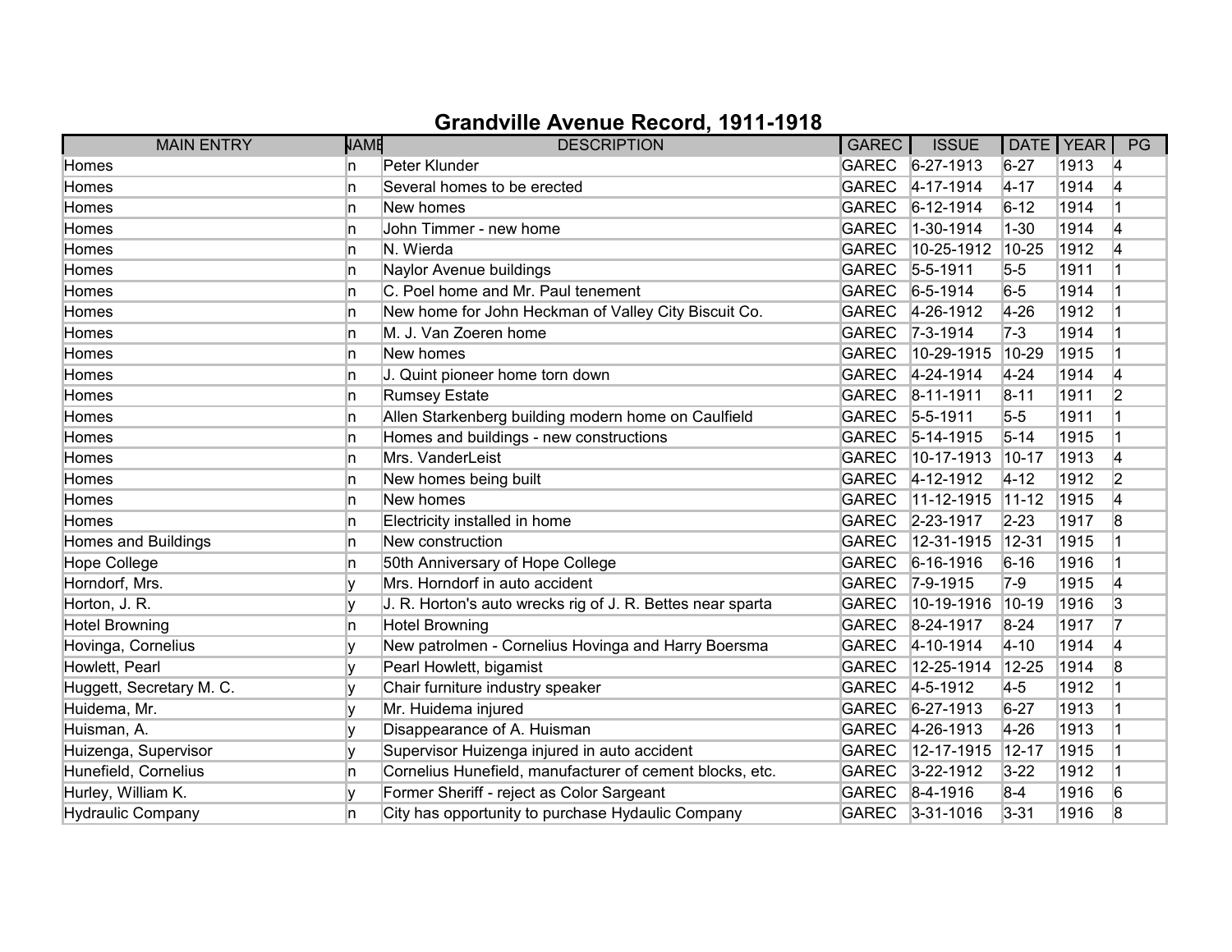# Grandville Avenue Record, 1911-1918

| MAIN ENTRY | NAME | DESCRIPTION | GAREC | ISSUE | DATE | YEAR | PG |
|---|---|---|---|---|---|---|---|
| Homes | n | Peter Klunder | GAREC | 6-27-1913 | 6-27 | 1913 | 4 |
| Homes | n | Several homes to be erected | GAREC | 4-17-1914 | 4-17 | 1914 | 4 |
| Homes | n | New homes | GAREC | 6-12-1914 | 6-12 | 1914 | 1 |
| Homes | n | John Timmer - new home | GAREC | 1-30-1914 | 1-30 | 1914 | 4 |
| Homes | n | N. Wierda | GAREC | 10-25-1912 | 10-25 | 1912 | 4 |
| Homes | n | Naylor Avenue buildings | GAREC | 5-5-1911 | 5-5 | 1911 | 1 |
| Homes | n | C. Poel home and Mr. Paul tenement | GAREC | 6-5-1914 | 6-5 | 1914 | 1 |
| Homes | n | New home for John Heckman of Valley City Biscuit Co. | GAREC | 4-26-1912 | 4-26 | 1912 | 1 |
| Homes | n | M. J. Van Zoeren home | GAREC | 7-3-1914 | 7-3 | 1914 | 1 |
| Homes | n | New homes | GAREC | 10-29-1915 | 10-29 | 1915 | 1 |
| Homes | n | J. Quint pioneer home torn down | GAREC | 4-24-1914 | 4-24 | 1914 | 4 |
| Homes | n | Rumsey Estate | GAREC | 8-11-1911 | 8-11 | 1911 | 2 |
| Homes | n | Allen Starkenberg building modern home on Caulfield | GAREC | 5-5-1911 | 5-5 | 1911 | 1 |
| Homes | n | Homes and buildings - new constructions | GAREC | 5-14-1915 | 5-14 | 1915 | 1 |
| Homes | n | Mrs. VanderLeist | GAREC | 10-17-1913 | 10-17 | 1913 | 4 |
| Homes | n | New homes being built | GAREC | 4-12-1912 | 4-12 | 1912 | 2 |
| Homes | n | New homes | GAREC | 11-12-1915 | 11-12 | 1915 | 4 |
| Homes | n | Electricity installed in home | GAREC | 2-23-1917 | 2-23 | 1917 | 8 |
| Homes and Buildings | n | New construction | GAREC | 12-31-1915 | 12-31 | 1915 | 1 |
| Hope College | n | 50th Anniversary of Hope College | GAREC | 6-16-1916 | 6-16 | 1916 | 1 |
| Horndorf, Mrs. | y | Mrs. Horndorf in auto accident | GAREC | 7-9-1915 | 7-9 | 1915 | 4 |
| Horton, J. R. | y | J. R. Horton's auto wrecks rig of J. R. Bettes near sparta | GAREC | 10-19-1916 | 10-19 | 1916 | 3 |
| Hotel Browning | n | Hotel Browning | GAREC | 8-24-1917 | 8-24 | 1917 | 7 |
| Hovinga, Cornelius | y | New patrolmen - Cornelius Hovinga and Harry Boersma | GAREC | 4-10-1914 | 4-10 | 1914 | 4 |
| Howlett, Pearl | y | Pearl Howlett, bigamist | GAREC | 12-25-1914 | 12-25 | 1914 | 8 |
| Huggett, Secretary M. C. | y | Chair furniture industry speaker | GAREC | 4-5-1912 | 4-5 | 1912 | 1 |
| Huidema, Mr. | y | Mr. Huidema injured | GAREC | 6-27-1913 | 6-27 | 1913 | 1 |
| Huisman, A. | y | Disappearance of A. Huisman | GAREC | 4-26-1913 | 4-26 | 1913 | 1 |
| Huizenga, Supervisor | y | Supervisor Huizenga injured in auto accident | GAREC | 12-17-1915 | 12-17 | 1915 | 1 |
| Hunefield, Cornelius | n | Cornelius Hunefield, manufacturer of cement blocks, etc. | GAREC | 3-22-1912 | 3-22 | 1912 | 1 |
| Hurley, William K. | y | Former Sheriff - reject as Color Sargeant | GAREC | 8-4-1916 | 8-4 | 1916 | 6 |
| Hydraulic Company | n | City has opportunity to purchase Hydaulic Company | GAREC | 3-31-1016 | 3-31 | 1916 | 8 |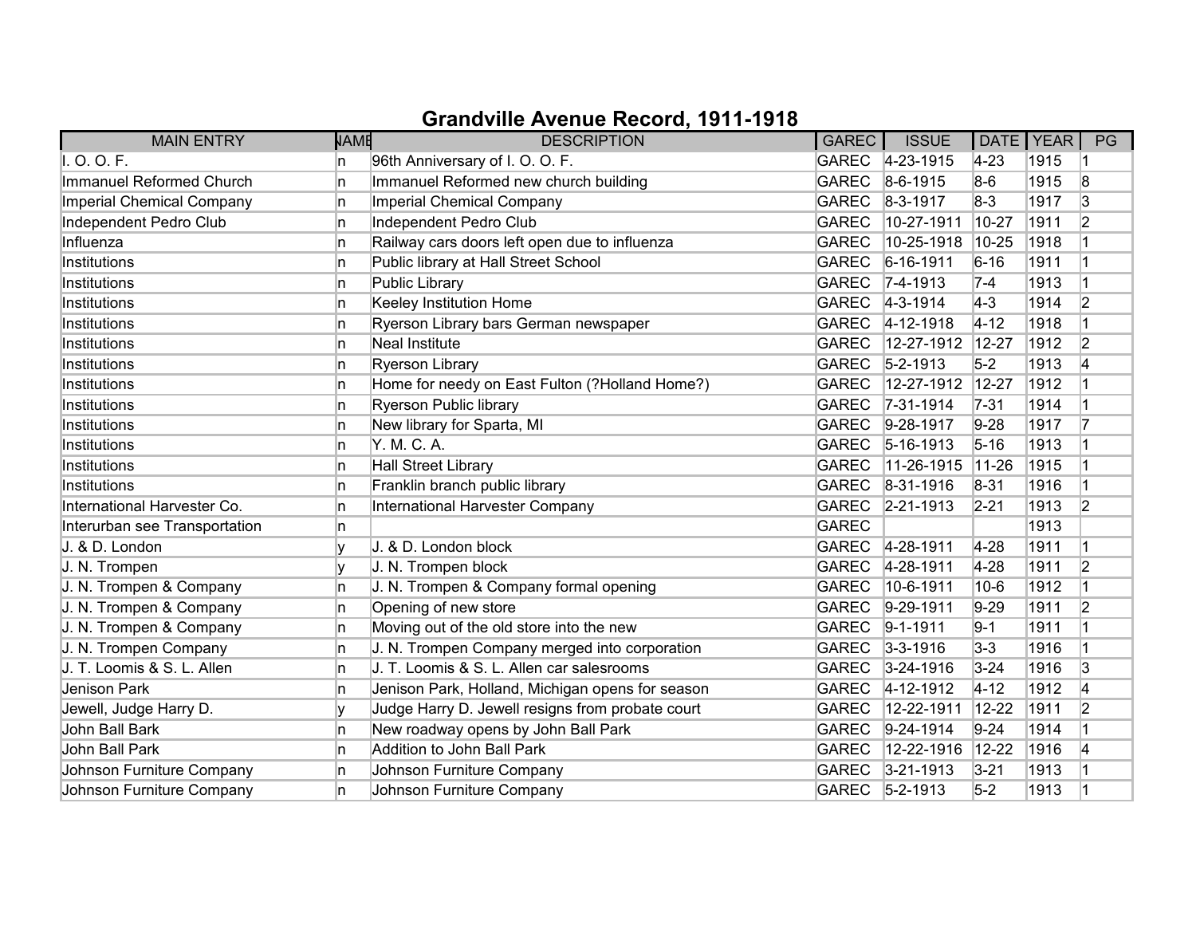# Grandville Avenue Record, 1911-1918

| MAIN ENTRY | NAME | DESCRIPTION | GAREC | ISSUE | DATE | YEAR | PG |
|---|---|---|---|---|---|---|---|
| I. O. O. F. | n | 96th Anniversary of I. O. O. F. | GAREC | 4-23-1915 | 4-23 | 1915 | 1 |
| Immanuel Reformed Church | n | Immanuel Reformed new church building | GAREC | 8-6-1915 | 8-6 | 1915 | 8 |
| Imperial Chemical Company | n | Imperial Chemical Company | GAREC | 8-3-1917 | 8-3 | 1917 | 3 |
| Independent Pedro Club | n | Independent Pedro Club | GAREC | 10-27-1911 | 10-27 | 1911 | 2 |
| Influenza | n | Railway cars doors left open due to influenza | GAREC | 10-25-1918 | 10-25 | 1918 | 1 |
| Institutions | n | Public library at Hall Street School | GAREC | 6-16-1911 | 6-16 | 1911 | 1 |
| Institutions | n | Public Library | GAREC | 7-4-1913 | 7-4 | 1913 | 1 |
| Institutions | n | Keeley Institution Home | GAREC | 4-3-1914 | 4-3 | 1914 | 2 |
| Institutions | n | Ryerson Library bars German newspaper | GAREC | 4-12-1918 | 4-12 | 1918 | 1 |
| Institutions | n | Neal Institute | GAREC | 12-27-1912 | 12-27 | 1912 | 2 |
| Institutions | n | Ryerson Library | GAREC | 5-2-1913 | 5-2 | 1913 | 4 |
| Institutions | n | Home for needy on East Fulton (?Holland Home?) | GAREC | 12-27-1912 | 12-27 | 1912 | 1 |
| Institutions | n | Ryerson Public library | GAREC | 7-31-1914 | 7-31 | 1914 | 1 |
| Institutions | n | New library for Sparta, MI | GAREC | 9-28-1917 | 9-28 | 1917 | 7 |
| Institutions | n | Y. M. C. A. | GAREC | 5-16-1913 | 5-16 | 1913 | 1 |
| Institutions | n | Hall Street Library | GAREC | 11-26-1915 | 11-26 | 1915 | 1 |
| Institutions | n | Franklin branch public library | GAREC | 8-31-1916 | 8-31 | 1916 | 1 |
| International Harvester Co. | n | International Harvester Company | GAREC | 2-21-1913 | 2-21 | 1913 | 2 |
| Interurban see Transportation | n | | GAREC | | | 1913 | |
| J. & D. London | y | J. & D. London block | GAREC | 4-28-1911 | 4-28 | 1911 | 1 |
| J. N. Trompen | y | J. N. Trompen block | GAREC | 4-28-1911 | 4-28 | 1911 | 2 |
| J. N. Trompen & Company | n | J. N. Trompen & Company formal opening | GAREC | 10-6-1911 | 10-6 | 1912 | 1 |
| J. N. Trompen & Company | n | Opening of new store | GAREC | 9-29-1911 | 9-29 | 1911 | 2 |
| J. N. Trompen & Company | n | Moving out of the old store into the new | GAREC | 9-1-1911 | 9-1 | 1911 | 1 |
| J. N. Trompen Company | n | J. N. Trompen Company merged into corporation | GAREC | 3-3-1916 | 3-3 | 1916 | 1 |
| J. T. Loomis & S. L. Allen | n | J. T. Loomis & S. L. Allen car salesrooms | GAREC | 3-24-1916 | 3-24 | 1916 | 3 |
| Jenison Park | n | Jenison Park, Holland, Michigan opens for season | GAREC | 4-12-1912 | 4-12 | 1912 | 4 |
| Jewell, Judge Harry D. | y | Judge Harry D. Jewell resigns from probate court | GAREC | 12-22-1911 | 12-22 | 1911 | 2 |
| John Ball Bark | n | New roadway opens by John Ball Park | GAREC | 9-24-1914 | 9-24 | 1914 | 1 |
| John Ball Park | n | Addition to John Ball Park | GAREC | 12-22-1916 | 12-22 | 1916 | 4 |
| Johnson Furniture Company | n | Johnson Furniture Company | GAREC | 3-21-1913 | 3-21 | 1913 | 1 |
| Johnson Furniture Company | n | Johnson Furniture Company | GAREC | 5-2-1913 | 5-2 | 1913 | 1 |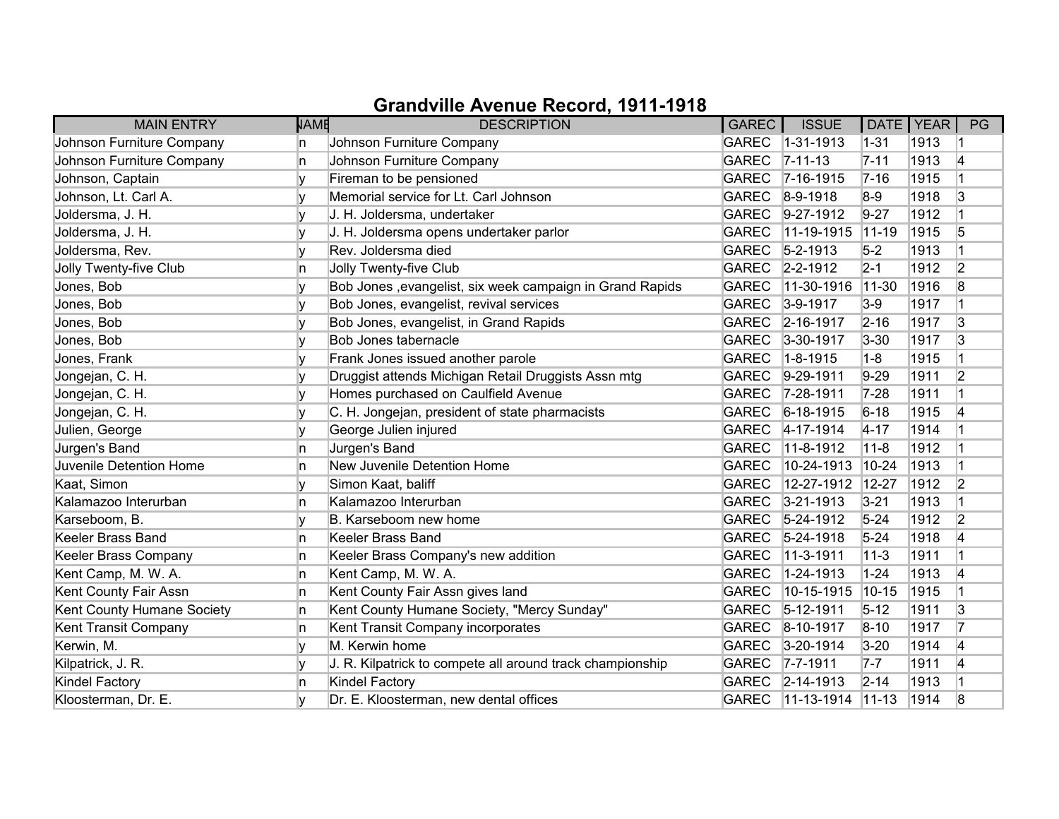# Grandville Avenue Record, 1911-1918

| MAIN ENTRY | NAME | DESCRIPTION | GAREC | ISSUE | DATE | YEAR | PG |
|---|---|---|---|---|---|---|---|
| Johnson Furniture Company | n | Johnson Furniture Company | GAREC | 1-31-1913 | 1-31 | 1913 | 1 |
| Johnson Furniture Company | n | Johnson Furniture Company | GAREC | 7-11-13 | 7-11 | 1913 | 4 |
| Johnson, Captain | y | Fireman to be pensioned | GAREC | 7-16-1915 | 7-16 | 1915 | 1 |
| Johnson, Lt. Carl A. | y | Memorial service for Lt. Carl Johnson | GAREC | 8-9-1918 | 8-9 | 1918 | 3 |
| Joldersma, J. H. | y | J. H. Joldersma, undertaker | GAREC | 9-27-1912 | 9-27 | 1912 | 1 |
| Joldersma, J. H. | y | J. H. Joldersma opens undertaker parlor | GAREC | 11-19-1915 | 11-19 | 1915 | 5 |
| Joldersma, Rev. | y | Rev. Joldersma died | GAREC | 5-2-1913 | 5-2 | 1913 | 1 |
| Jolly Twenty-five Club | n | Jolly Twenty-five Club | GAREC | 2-2-1912 | 2-1 | 1912 | 2 |
| Jones, Bob | y | Bob Jones ,evangelist, six week campaign in Grand Rapids | GAREC | 11-30-1916 | 11-30 | 1916 | 8 |
| Jones, Bob | y | Bob Jones, evangelist, revival services | GAREC | 3-9-1917 | 3-9 | 1917 | 1 |
| Jones, Bob | y | Bob Jones, evangelist, in Grand Rapids | GAREC | 2-16-1917 | 2-16 | 1917 | 3 |
| Jones, Bob | y | Bob Jones tabernacle | GAREC | 3-30-1917 | 3-30 | 1917 | 3 |
| Jones, Frank | y | Frank Jones issued another parole | GAREC | 1-8-1915 | 1-8 | 1915 | 1 |
| Jongejan, C. H. | y | Druggist attends Michigan Retail Druggists Assn mtg | GAREC | 9-29-1911 | 9-29 | 1911 | 2 |
| Jongejan, C. H. | y | Homes purchased on Caulfield Avenue | GAREC | 7-28-1911 | 7-28 | 1911 | 1 |
| Jongejan, C. H. | y | C. H. Jongejan, president of state pharmacists | GAREC | 6-18-1915 | 6-18 | 1915 | 4 |
| Julien, George | y | George Julien injured | GAREC | 4-17-1914 | 4-17 | 1914 | 1 |
| Jurgen's Band | n | Jurgen's Band | GAREC | 11-8-1912 | 11-8 | 1912 | 1 |
| Juvenile Detention Home | n | New Juvenile Detention Home | GAREC | 10-24-1913 | 10-24 | 1913 | 1 |
| Kaat, Simon | y | Simon Kaat, baliff | GAREC | 12-27-1912 | 12-27 | 1912 | 2 |
| Kalamazoo Interurban | n | Kalamazoo Interurban | GAREC | 3-21-1913 | 3-21 | 1913 | 1 |
| Karseboom, B. | y | B. Karseboom new home | GAREC | 5-24-1912 | 5-24 | 1912 | 2 |
| Keeler Brass Band | n | Keeler Brass Band | GAREC | 5-24-1918 | 5-24 | 1918 | 4 |
| Keeler Brass Company | n | Keeler Brass Company's new addition | GAREC | 11-3-1911 | 11-3 | 1911 | 1 |
| Kent Camp, M. W. A. | n | Kent Camp, M. W. A. | GAREC | 1-24-1913 | 1-24 | 1913 | 4 |
| Kent County Fair Assn | n | Kent County Fair Assn gives land | GAREC | 10-15-1915 | 10-15 | 1915 | 1 |
| Kent County Humane Society | n | Kent County Humane Society, "Mercy Sunday" | GAREC | 5-12-1911 | 5-12 | 1911 | 3 |
| Kent Transit Company | n | Kent Transit Company incorporates | GAREC | 8-10-1917 | 8-10 | 1917 | 7 |
| Kerwin, M. | y | M. Kerwin home | GAREC | 3-20-1914 | 3-20 | 1914 | 4 |
| Kilpatrick, J. R. | y | J. R. Kilpatrick to compete all around track championship | GAREC | 7-7-1911 | 7-7 | 1911 | 4 |
| Kindel Factory | n | Kindel Factory | GAREC | 2-14-1913 | 2-14 | 1913 | 1 |
| Kloosterman, Dr. E. | y | Dr. E. Kloosterman, new dental offices | GAREC | 11-13-1914 | 11-13 | 1914 | 8 |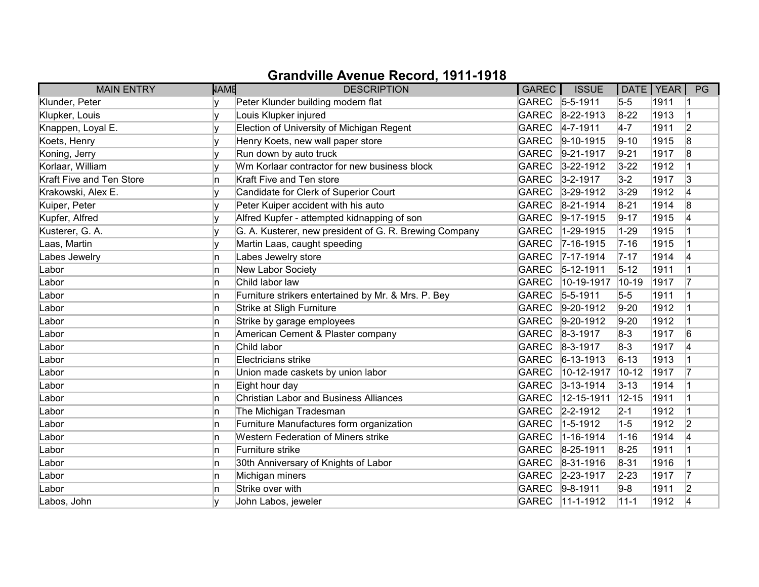# Grandville Avenue Record, 1911-1918

| MAIN ENTRY | NAME | DESCRIPTION | GAREC | ISSUE | DATE | YEAR | PG |
|---|---|---|---|---|---|---|---|
| Klunder, Peter | y | Peter Klunder building modern flat | GAREC | 5-5-1911 | 5-5 | 1911 | 1 |
| Klupker, Louis | y | Louis Klupker injured | GAREC | 8-22-1913 | 8-22 | 1913 | 1 |
| Knappen, Loyal E. | y | Election of University of Michigan Regent | GAREC | 4-7-1911 | 4-7 | 1911 | 2 |
| Koets, Henry | y | Henry Koets, new wall paper store | GAREC | 9-10-1915 | 9-10 | 1915 | 8 |
| Koning, Jerry | y | Run down by auto truck | GAREC | 9-21-1917 | 9-21 | 1917 | 8 |
| Korlaar, William | y | Wm Korlaar contractor for new business block | GAREC | 3-22-1912 | 3-22 | 1912 | 1 |
| Kraft Five and Ten Store | n | Kraft Five and Ten store | GAREC | 3-2-1917 | 3-2 | 1917 | 3 |
| Krakowski, Alex E. | y | Candidate for Clerk of Superior Court | GAREC | 3-29-1912 | 3-29 | 1912 | 4 |
| Kuiper, Peter | y | Peter Kuiper accident with his auto | GAREC | 8-21-1914 | 8-21 | 1914 | 8 |
| Kupfer, Alfred | y | Alfred Kupfer - attempted kidnapping of son | GAREC | 9-17-1915 | 9-17 | 1915 | 4 |
| Kusterer, G. A. | y | G. A. Kusterer, new president of G. R. Brewing Company | GAREC | 1-29-1915 | 1-29 | 1915 | 1 |
| Laas, Martin | y | Martin Laas, caught speeding | GAREC | 7-16-1915 | 7-16 | 1915 | 1 |
| Labes Jewelry | n | Labes Jewelry store | GAREC | 7-17-1914 | 7-17 | 1914 | 4 |
| Labor | n | New Labor Society | GAREC | 5-12-1911 | 5-12 | 1911 | 1 |
| Labor | n | Child labor law | GAREC | 10-19-1917 | 10-19 | 1917 | 7 |
| Labor | n | Furniture strikers entertained by Mr. & Mrs. P. Bey | GAREC | 5-5-1911 | 5-5 | 1911 | 1 |
| Labor | n | Strike at Sligh Furniture | GAREC | 9-20-1912 | 9-20 | 1912 | 1 |
| Labor | n | Strike by garage employees | GAREC | 9-20-1912 | 9-20 | 1912 | 1 |
| Labor | n | American Cement & Plaster company | GAREC | 8-3-1917 | 8-3 | 1917 | 6 |
| Labor | n | Child labor | GAREC | 8-3-1917 | 8-3 | 1917 | 4 |
| Labor | n | Electricians strike | GAREC | 6-13-1913 | 6-13 | 1913 | 1 |
| Labor | n | Union made caskets by union labor | GAREC | 10-12-1917 | 10-12 | 1917 | 7 |
| Labor | n | Eight hour day | GAREC | 3-13-1914 | 3-13 | 1914 | 1 |
| Labor | n | Christian Labor and Business Alliances | GAREC | 12-15-1911 | 12-15 | 1911 | 1 |
| Labor | n | The Michigan Tradesman | GAREC | 2-2-1912 | 2-1 | 1912 | 1 |
| Labor | n | Furniture Manufactures form organization | GAREC | 1-5-1912 | 1-5 | 1912 | 2 |
| Labor | n | Western Federation of Miners strike | GAREC | 1-16-1914 | 1-16 | 1914 | 4 |
| Labor | n | Furniture strike | GAREC | 8-25-1911 | 8-25 | 1911 | 1 |
| Labor | n | 30th Anniversary of Knights of Labor | GAREC | 8-31-1916 | 8-31 | 1916 | 1 |
| Labor | n | Michigan miners | GAREC | 2-23-1917 | 2-23 | 1917 | 7 |
| Labor | n | Strike over with | GAREC | 9-8-1911 | 9-8 | 1911 | 2 |
| Labos, John | y | John Labos, jeweler | GAREC | 11-1-1912 | 11-1 | 1912 | 4 |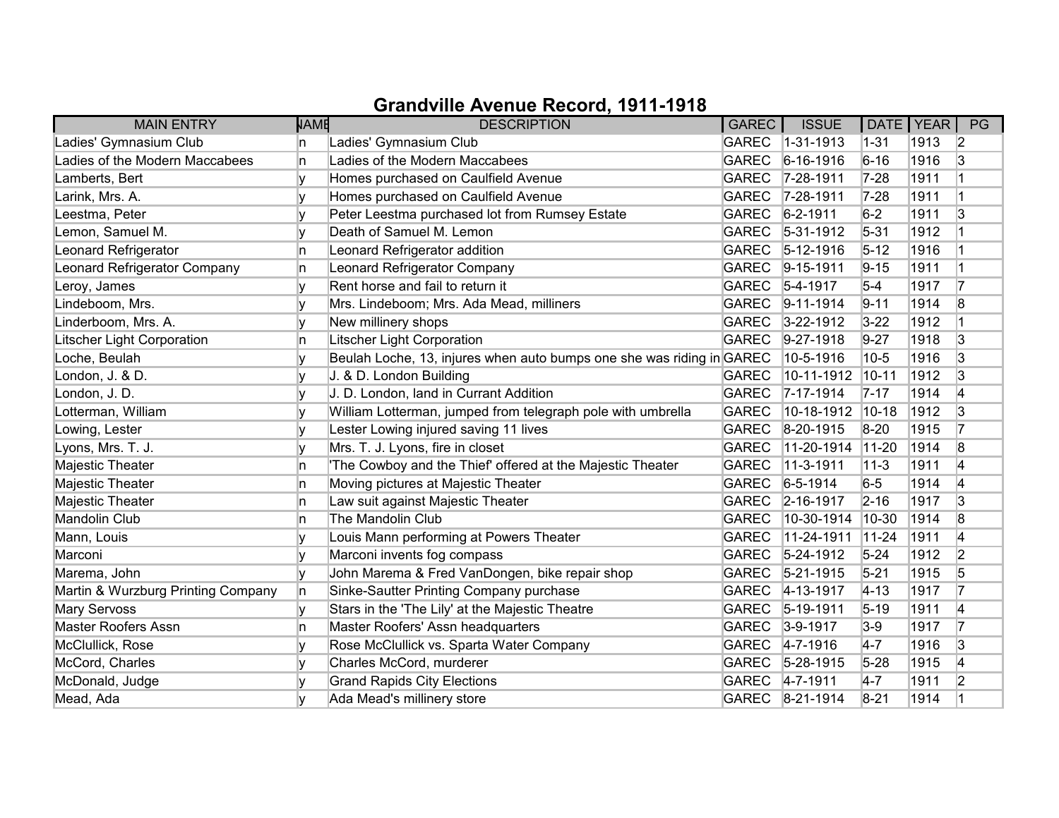# Grandville Avenue Record, 1911-1918

| MAIN ENTRY | NAME | DESCRIPTION | GAREC | ISSUE | DATE | YEAR | PG |
|---|---|---|---|---|---|---|---|
| Ladies' Gymnasium Club | n | Ladies' Gymnasium Club | GAREC | 1-31-1913 | 1-31 | 1913 | 2 |
| Ladies of the Modern Maccabees | n | Ladies of the Modern Maccabees | GAREC | 6-16-1916 | 6-16 | 1916 | 3 |
| Lamberts, Bert | y | Homes purchased on Caulfield Avenue | GAREC | 7-28-1911 | 7-28 | 1911 | 1 |
| Larink, Mrs. A. | y | Homes purchased on Caulfield Avenue | GAREC | 7-28-1911 | 7-28 | 1911 | 1 |
| Leestma, Peter | y | Peter Leestma purchased lot from Rumsey Estate | GAREC | 6-2-1911 | 6-2 | 1911 | 3 |
| Lemon, Samuel M. | y | Death of Samuel M. Lemon | GAREC | 5-31-1912 | 5-31 | 1912 | 1 |
| Leonard Refrigerator | n | Leonard Refrigerator addition | GAREC | 5-12-1916 | 5-12 | 1916 | 1 |
| Leonard Refrigerator Company | n | Leonard Refrigerator Company | GAREC | 9-15-1911 | 9-15 | 1911 | 1 |
| Leroy, James | y | Rent horse and fail to return it | GAREC | 5-4-1917 | 5-4 | 1917 | 7 |
| Lindeboom, Mrs. | y | Mrs. Lindeboom; Mrs. Ada Mead, milliners | GAREC | 9-11-1914 | 9-11 | 1914 | 8 |
| Linderboom, Mrs. A. | y | New millinery shops | GAREC | 3-22-1912 | 3-22 | 1912 | 1 |
| Litscher Light Corporation | n | Litscher Light Corporation | GAREC | 9-27-1918 | 9-27 | 1918 | 3 |
| Loche, Beulah | y | Beulah Loche, 13, injures when auto bumps one she was riding in | GAREC | 10-5-1916 | 10-5 | 1916 | 3 |
| London, J. & D. | y | J. & D. London Building | GAREC | 10-11-1912 | 10-11 | 1912 | 3 |
| London, J. D. | y | J. D. London, land in Currant Addition | GAREC | 7-17-1914 | 7-17 | 1914 | 4 |
| Lotterman, William | y | William Lotterman, jumped from telegraph pole with umbrella | GAREC | 10-18-1912 | 10-18 | 1912 | 3 |
| Lowing, Lester | y | Lester Lowing injured saving 11 lives | GAREC | 8-20-1915 | 8-20 | 1915 | 7 |
| Lyons, Mrs. T. J. | y | Mrs. T. J. Lyons, fire in closet | GAREC | 11-20-1914 | 11-20 | 1914 | 8 |
| Majestic Theater | n | 'The Cowboy and the Thief' offered at the Majestic Theater | GAREC | 11-3-1911 | 11-3 | 1911 | 4 |
| Majestic Theater | n | Moving pictures at Majestic Theater | GAREC | 6-5-1914 | 6-5 | 1914 | 4 |
| Majestic Theater | n | Law suit against Majestic Theater | GAREC | 2-16-1917 | 2-16 | 1917 | 3 |
| Mandolin Club | n | The Mandolin Club | GAREC | 10-30-1914 | 10-30 | 1914 | 8 |
| Mann, Louis | y | Louis Mann performing at Powers Theater | GAREC | 11-24-1911 | 11-24 | 1911 | 4 |
| Marconi | y | Marconi invents fog compass | GAREC | 5-24-1912 | 5-24 | 1912 | 2 |
| Marema, John | y | John Marema & Fred VanDongen, bike repair shop | GAREC | 5-21-1915 | 5-21 | 1915 | 5 |
| Martin & Wurzburg Printing Company | n | Sinke-Sautter Printing Company purchase | GAREC | 4-13-1917 | 4-13 | 1917 | 7 |
| Mary Servoss | y | Stars in the 'The Lily' at the Majestic Theatre | GAREC | 5-19-1911 | 5-19 | 1911 | 4 |
| Master Roofers Assn | n | Master Roofers' Assn headquarters | GAREC | 3-9-1917 | 3-9 | 1917 | 7 |
| McClullick, Rose | y | Rose McClullick vs. Sparta Water Company | GAREC | 4-7-1916 | 4-7 | 1916 | 3 |
| McCord, Charles | y | Charles McCord, murderer | GAREC | 5-28-1915 | 5-28 | 1915 | 4 |
| McDonald, Judge | y | Grand Rapids City Elections | GAREC | 4-7-1911 | 4-7 | 1911 | 2 |
| Mead, Ada | y | Ada Mead's millinery store | GAREC | 8-21-1914 | 8-21 | 1914 | 1 |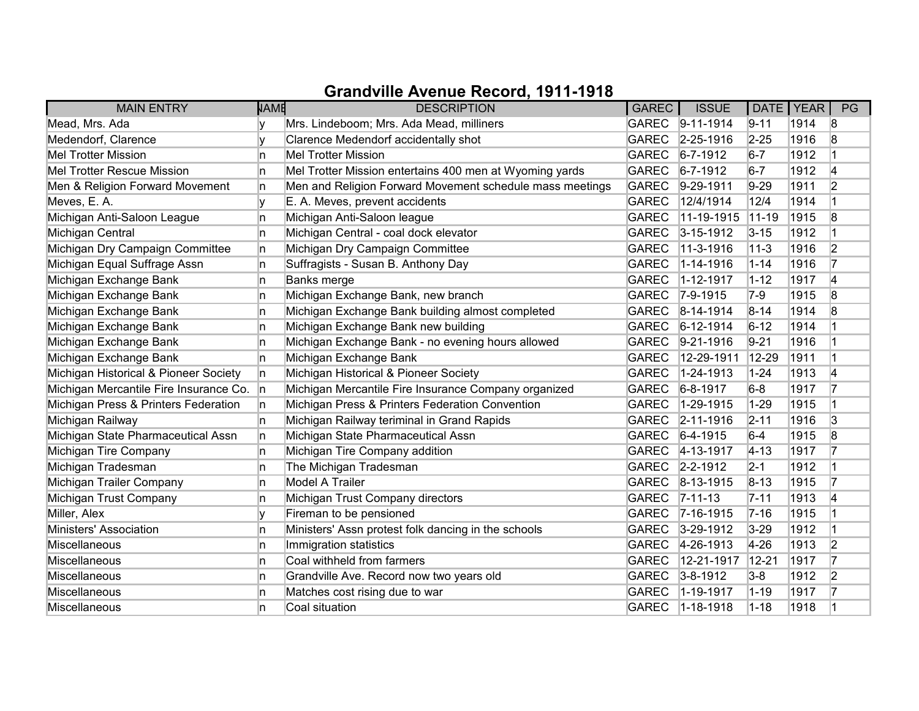# Grandville Avenue Record, 1911-1918

| MAIN ENTRY | NAME | DESCRIPTION | GAREC | ISSUE | DATE | YEAR | PG |
|---|---|---|---|---|---|---|---|
| Mead, Mrs. Ada | y | Mrs. Lindeboom; Mrs. Ada Mead, milliners | GAREC | 9-11-1914 | 9-11 | 1914 | 8 |
| Medendorf, Clarence | y | Clarence Medendorf accidentally shot | GAREC | 2-25-1916 | 2-25 | 1916 | 8 |
| Mel Trotter Mission | n | Mel Trotter Mission | GAREC | 6-7-1912 | 6-7 | 1912 | 1 |
| Mel Trotter Rescue Mission | n | Mel Trotter Mission entertains 400 men at Wyoming yards | GAREC | 6-7-1912 | 6-7 | 1912 | 4 |
| Men & Religion Forward Movement | n | Men and Religion Forward Movement schedule mass meetings | GAREC | 9-29-1911 | 9-29 | 1911 | 2 |
| Meves, E. A. | y | E. A. Meves, prevent accidents | GAREC | 12/4/1914 | 12/4 | 1914 | 1 |
| Michigan Anti-Saloon League | n | Michigan Anti-Saloon league | GAREC | 11-19-1915 | 11-19 | 1915 | 8 |
| Michigan Central | n | Michigan Central - coal dock elevator | GAREC | 3-15-1912 | 3-15 | 1912 | 1 |
| Michigan Dry Campaign Committee | n | Michigan Dry Campaign Committee | GAREC | 11-3-1916 | 11-3 | 1916 | 2 |
| Michigan Equal Suffrage Assn | n | Suffragists - Susan B. Anthony Day | GAREC | 1-14-1916 | 1-14 | 1916 | 7 |
| Michigan Exchange Bank | n | Banks merge | GAREC | 1-12-1917 | 1-12 | 1917 | 4 |
| Michigan Exchange Bank | n | Michigan Exchange Bank, new branch | GAREC | 7-9-1915 | 7-9 | 1915 | 8 |
| Michigan Exchange Bank | n | Michigan Exchange Bank building almost completed | GAREC | 8-14-1914 | 8-14 | 1914 | 8 |
| Michigan Exchange Bank | n | Michigan Exchange Bank new building | GAREC | 6-12-1914 | 6-12 | 1914 | 1 |
| Michigan Exchange Bank | n | Michigan Exchange Bank - no evening hours allowed | GAREC | 9-21-1916 | 9-21 | 1916 | 1 |
| Michigan Exchange Bank | n | Michigan Exchange Bank | GAREC | 12-29-1911 | 12-29 | 1911 | 1 |
| Michigan Historical & Pioneer Society | n | Michigan Historical & Pioneer Society | GAREC | 1-24-1913 | 1-24 | 1913 | 4 |
| Michigan Mercantile Fire Insurance Co. | n | Michigan Mercantile Fire Insurance Company organized | GAREC | 6-8-1917 | 6-8 | 1917 | 7 |
| Michigan Press & Printers Federation | n | Michigan Press & Printers Federation Convention | GAREC | 1-29-1915 | 1-29 | 1915 | 1 |
| Michigan Railway | n | Michigan Railway teriminal in Grand Rapids | GAREC | 2-11-1916 | 2-11 | 1916 | 3 |
| Michigan State Pharmaceutical Assn | n | Michigan State Pharmaceutical Assn | GAREC | 6-4-1915 | 6-4 | 1915 | 8 |
| Michigan Tire Company | n | Michigan Tire Company addition | GAREC | 4-13-1917 | 4-13 | 1917 | 7 |
| Michigan Tradesman | n | The Michigan Tradesman | GAREC | 2-2-1912 | 2-1 | 1912 | 1 |
| Michigan Trailer Company | n | Model A Trailer | GAREC | 8-13-1915 | 8-13 | 1915 | 7 |
| Michigan Trust Company | n | Michigan Trust Company directors | GAREC | 7-11-13 | 7-11 | 1913 | 4 |
| Miller, Alex | y | Fireman to be pensioned | GAREC | 7-16-1915 | 7-16 | 1915 | 1 |
| Ministers' Association | n | Ministers' Assn protest folk dancing in the schools | GAREC | 3-29-1912 | 3-29 | 1912 | 1 |
| Miscellaneous | n | Immigration statistics | GAREC | 4-26-1913 | 4-26 | 1913 | 2 |
| Miscellaneous | n | Coal withheld from farmers | GAREC | 12-21-1917 | 12-21 | 1917 | 7 |
| Miscellaneous | n | Grandville Ave. Record now two years old | GAREC | 3-8-1912 | 3-8 | 1912 | 2 |
| Miscellaneous | n | Matches cost rising due to war | GAREC | 1-19-1917 | 1-19 | 1917 | 7 |
| Miscellaneous | n | Coal situation | GAREC | 1-18-1918 | 1-18 | 1918 | 1 |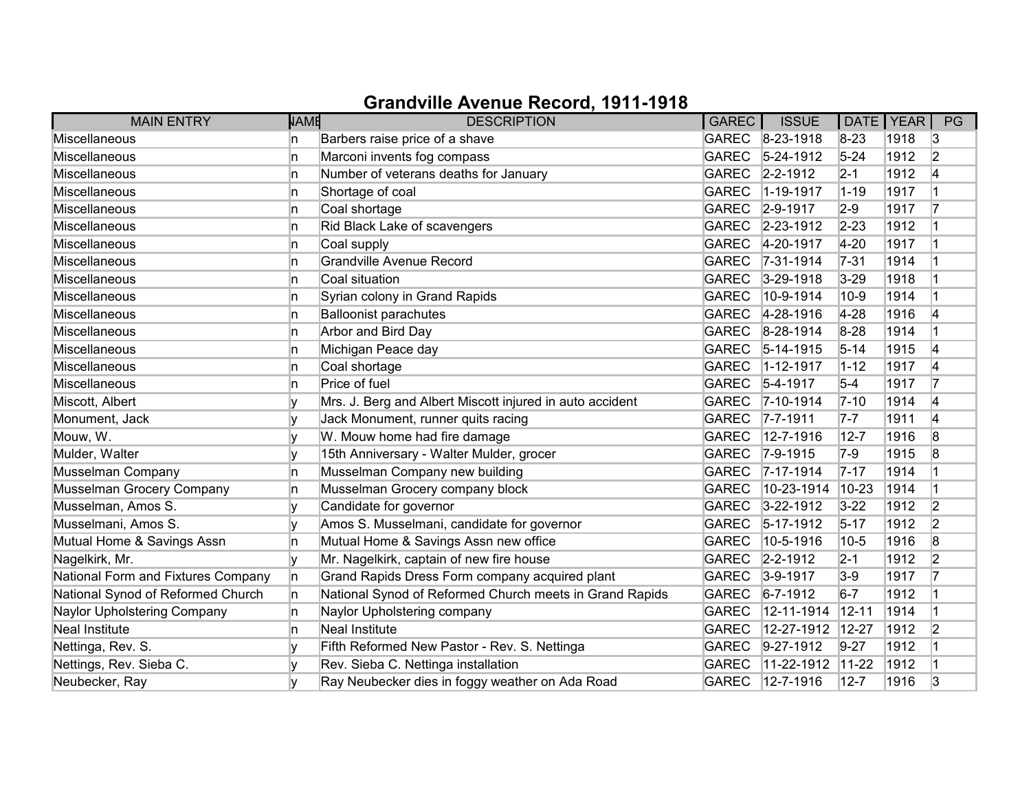# Grandville Avenue Record, 1911-1918

| MAIN ENTRY | NAME | DESCRIPTION | GAREC | ISSUE | DATE | YEAR | PG |
|---|---|---|---|---|---|---|---|
| Miscellaneous | n | Barbers raise price of a shave | GAREC | 8-23-1918 | 8-23 | 1918 | 3 |
| Miscellaneous | n | Marconi invents fog compass | GAREC | 5-24-1912 | 5-24 | 1912 | 2 |
| Miscellaneous | n | Number of veterans deaths for January | GAREC | 2-2-1912 | 2-1 | 1912 | 4 |
| Miscellaneous | n | Shortage of coal | GAREC | 1-19-1917 | 1-19 | 1917 | 1 |
| Miscellaneous | n | Coal shortage | GAREC | 2-9-1917 | 2-9 | 1917 | 7 |
| Miscellaneous | n | Rid Black Lake of scavengers | GAREC | 2-23-1912 | 2-23 | 1912 | 1 |
| Miscellaneous | n | Coal supply | GAREC | 4-20-1917 | 4-20 | 1917 | 1 |
| Miscellaneous | n | Grandville Avenue Record | GAREC | 7-31-1914 | 7-31 | 1914 | 1 |
| Miscellaneous | n | Coal situation | GAREC | 3-29-1918 | 3-29 | 1918 | 1 |
| Miscellaneous | n | Syrian colony in Grand Rapids | GAREC | 10-9-1914 | 10-9 | 1914 | 1 |
| Miscellaneous | n | Balloonist parachutes | GAREC | 4-28-1916 | 4-28 | 1916 | 4 |
| Miscellaneous | n | Arbor and Bird Day | GAREC | 8-28-1914 | 8-28 | 1914 | 1 |
| Miscellaneous | n | Michigan Peace day | GAREC | 5-14-1915 | 5-14 | 1915 | 4 |
| Miscellaneous | n | Coal shortage | GAREC | 1-12-1917 | 1-12 | 1917 | 4 |
| Miscellaneous | n | Price of fuel | GAREC | 5-4-1917 | 5-4 | 1917 | 7 |
| Miscott, Albert | y | Mrs. J. Berg and Albert Miscott injured in auto accident | GAREC | 7-10-1914 | 7-10 | 1914 | 4 |
| Monument, Jack | y | Jack Monument, runner quits racing | GAREC | 7-7-1911 | 7-7 | 1911 | 4 |
| Mouw, W. | y | W. Mouw home had fire damage | GAREC | 12-7-1916 | 12-7 | 1916 | 8 |
| Mulder, Walter | y | 15th Anniversary - Walter Mulder, grocer | GAREC | 7-9-1915 | 7-9 | 1915 | 8 |
| Musselman Company | n | Musselman Company new building | GAREC | 7-17-1914 | 7-17 | 1914 | 1 |
| Musselman Grocery Company | n | Musselman Grocery company block | GAREC | 10-23-1914 | 10-23 | 1914 | 1 |
| Musselman, Amos S. | y | Candidate for governor | GAREC | 3-22-1912 | 3-22 | 1912 | 2 |
| Musselmani, Amos S. | y | Amos S. Musselmani, candidate for governor | GAREC | 5-17-1912 | 5-17 | 1912 | 2 |
| Mutual Home & Savings Assn | n | Mutual Home & Savings Assn new office | GAREC | 10-5-1916 | 10-5 | 1916 | 8 |
| Nagelkirk, Mr. | y | Mr. Nagelkirk, captain of new fire house | GAREC | 2-2-1912 | 2-1 | 1912 | 2 |
| National Form and Fixtures Company | n | Grand Rapids Dress Form company acquired plant | GAREC | 3-9-1917 | 3-9 | 1917 | 7 |
| National Synod of Reformed Church | n | National Synod of Reformed Church meets in Grand Rapids | GAREC | 6-7-1912 | 6-7 | 1912 | 1 |
| Naylor Upholstering Company | n | Naylor Upholstering company | GAREC | 12-11-1914 | 12-11 | 1914 | 1 |
| Neal Institute | n | Neal Institute | GAREC | 12-27-1912 | 12-27 | 1912 | 2 |
| Nettinga, Rev. S. | y | Fifth Reformed New Pastor - Rev. S. Nettinga | GAREC | 9-27-1912 | 9-27 | 1912 | 1 |
| Nettings, Rev. Sieba C. | y | Rev. Sieba C. Nettinga installation | GAREC | 11-22-1912 | 11-22 | 1912 | 1 |
| Neubecker, Ray | y | Ray Neubecker dies in foggy weather on Ada Road | GAREC | 12-7-1916 | 12-7 | 1916 | 3 |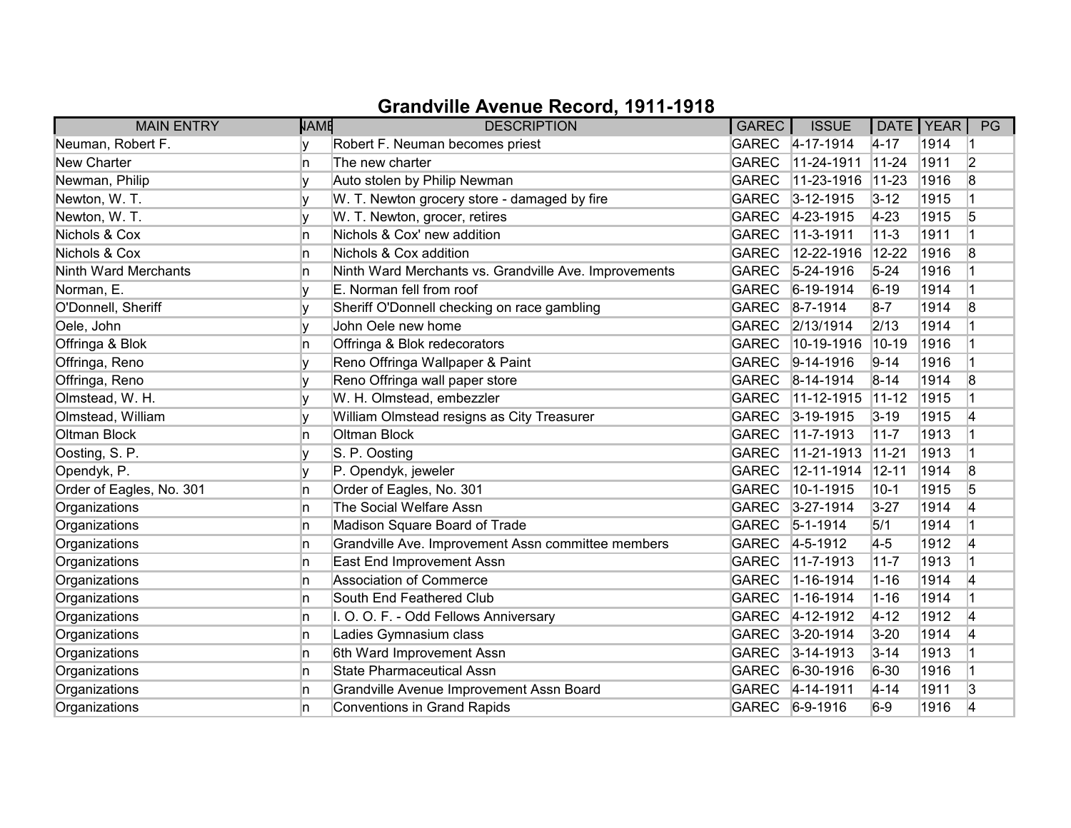# Grandville Avenue Record, 1911-1918

| MAIN ENTRY | NAME | DESCRIPTION | GAREC | ISSUE | DATE | YEAR | PG |
|---|---|---|---|---|---|---|---|
| Neuman, Robert F. | y | Robert F. Neuman becomes priest | GAREC | 4-17-1914 | 4-17 | 1914 | 1 |
| New Charter | n | The new charter | GAREC | 11-24-1911 | 11-24 | 1911 | 2 |
| Newman, Philip | y | Auto stolen by Philip Newman | GAREC | 11-23-1916 | 11-23 | 1916 | 8 |
| Newton, W. T. | y | W. T. Newton grocery store - damaged by fire | GAREC | 3-12-1915 | 3-12 | 1915 | 1 |
| Newton, W. T. | y | W. T. Newton, grocer, retires | GAREC | 4-23-1915 | 4-23 | 1915 | 5 |
| Nichols & Cox | n | Nichols & Cox' new addition | GAREC | 11-3-1911 | 11-3 | 1911 | 1 |
| Nichols & Cox | n | Nichols & Cox addition | GAREC | 12-22-1916 | 12-22 | 1916 | 8 |
| Ninth Ward Merchants | n | Ninth Ward Merchants vs. Grandville Ave. Improvements | GAREC | 5-24-1916 | 5-24 | 1916 | 1 |
| Norman, E. | y | E. Norman fell from roof | GAREC | 6-19-1914 | 6-19 | 1914 | 1 |
| O'Donnell, Sheriff | y | Sheriff O'Donnell checking on race gambling | GAREC | 8-7-1914 | 8-7 | 1914 | 8 |
| Oele, John | y | John Oele new home | GAREC | 2/13/1914 | 2/13 | 1914 | 1 |
| Offringa & Blok | n | Offringa & Blok redecorators | GAREC | 10-19-1916 | 10-19 | 1916 | 1 |
| Offringa, Reno | y | Reno Offringa Wallpaper & Paint | GAREC | 9-14-1916 | 9-14 | 1916 | 1 |
| Offringa, Reno | y | Reno Offringa wall paper store | GAREC | 8-14-1914 | 8-14 | 1914 | 8 |
| Olmstead, W. H. | y | W. H. Olmstead, embezzler | GAREC | 11-12-1915 | 11-12 | 1915 | 1 |
| Olmstead, William | y | William Olmstead resigns as City Treasurer | GAREC | 3-19-1915 | 3-19 | 1915 | 4 |
| Oltman Block | n | Oltman Block | GAREC | 11-7-1913 | 11-7 | 1913 | 1 |
| Oosting, S. P. | y | S. P. Oosting | GAREC | 11-21-1913 | 11-21 | 1913 | 1 |
| Opendyk, P. | y | P. Opendyk, jeweler | GAREC | 12-11-1914 | 12-11 | 1914 | 8 |
| Order of Eagles, No. 301 | n | Order of Eagles, No. 301 | GAREC | 10-1-1915 | 10-1 | 1915 | 5 |
| Organizations | n | The Social Welfare Assn | GAREC | 3-27-1914 | 3-27 | 1914 | 4 |
| Organizations | n | Madison Square Board of Trade | GAREC | 5-1-1914 | 5/1 | 1914 | 1 |
| Organizations | n | Grandville Ave. Improvement Assn committee members | GAREC | 4-5-1912 | 4-5 | 1912 | 4 |
| Organizations | n | East End Improvement Assn | GAREC | 11-7-1913 | 11-7 | 1913 | 1 |
| Organizations | n | Association of Commerce | GAREC | 1-16-1914 | 1-16 | 1914 | 4 |
| Organizations | n | South End Feathered Club | GAREC | 1-16-1914 | 1-16 | 1914 | 1 |
| Organizations | n | I. O. O. F. - Odd Fellows Anniversary | GAREC | 4-12-1912 | 4-12 | 1912 | 4 |
| Organizations | n | Ladies Gymnasium class | GAREC | 3-20-1914 | 3-20 | 1914 | 4 |
| Organizations | n | 6th Ward Improvement Assn | GAREC | 3-14-1913 | 3-14 | 1913 | 1 |
| Organizations | n | State Pharmaceutical Assn | GAREC | 6-30-1916 | 6-30 | 1916 | 1 |
| Organizations | n | Grandville Avenue Improvement Assn Board | GAREC | 4-14-1911 | 4-14 | 1911 | 3 |
| Organizations | n | Conventions in Grand Rapids | GAREC | 6-9-1916 | 6-9 | 1916 | 4 |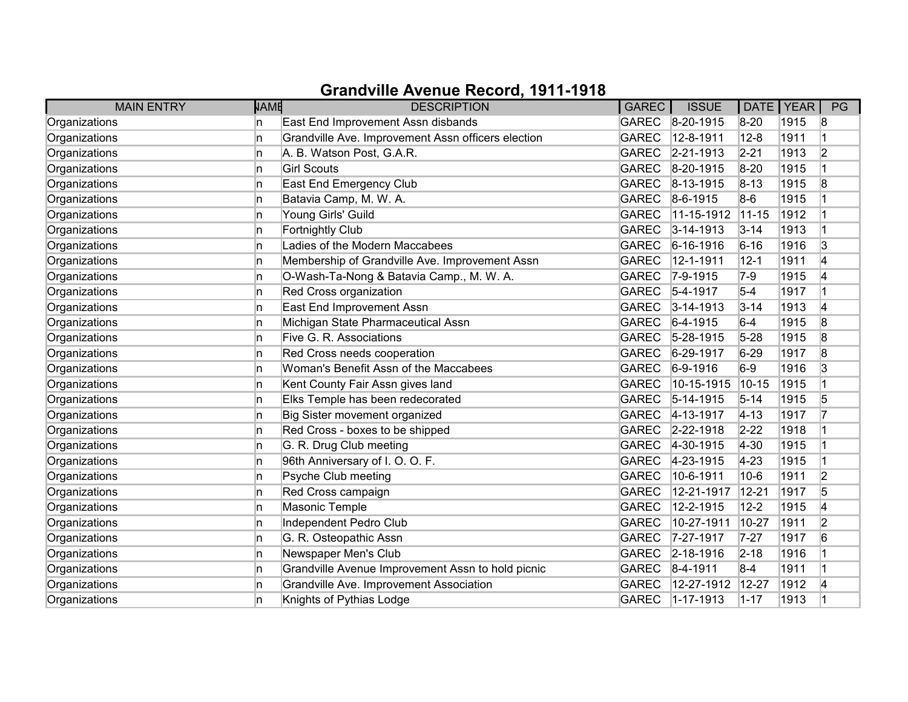# Grandville Avenue Record, 1911-1918

| MAIN ENTRY | NAME | DESCRIPTION | GAREC | ISSUE | DATE | YEAR | PG |
|---|---|---|---|---|---|---|---|
| Organizations | n | East End Improvement Assn disbands | GAREC | 8-20-1915 | 8-20 | 1915 | 8 |
| Organizations | n | Grandville Ave. Improvement Assn officers election | GAREC | 12-8-1911 | 12-8 | 1911 | 1 |
| Organizations | n | A. B. Watson Post, G.A.R. | GAREC | 2-21-1913 | 2-21 | 1913 | 2 |
| Organizations | n | Girl Scouts | GAREC | 8-20-1915 | 8-20 | 1915 | 1 |
| Organizations | n | East End Emergency Club | GAREC | 8-13-1915 | 8-13 | 1915 | 8 |
| Organizations | n | Batavia Camp, M. W. A. | GAREC | 8-6-1915 | 8-6 | 1915 | 1 |
| Organizations | n | Young Girls' Guild | GAREC | 11-15-1912 | 11-15 | 1912 | 1 |
| Organizations | n | Fortnightly Club | GAREC | 3-14-1913 | 3-14 | 1913 | 1 |
| Organizations | n | Ladies of the Modern Maccabees | GAREC | 6-16-1916 | 6-16 | 1916 | 3 |
| Organizations | n | Membership of Grandville Ave. Improvement Assn | GAREC | 12-1-1911 | 12-1 | 1911 | 4 |
| Organizations | n | O-Wash-Ta-Nong & Batavia Camp., M. W. A. | GAREC | 7-9-1915 | 7-9 | 1915 | 4 |
| Organizations | n | Red Cross organization | GAREC | 5-4-1917 | 5-4 | 1917 | 1 |
| Organizations | n | East End Improvement Assn | GAREC | 3-14-1913 | 3-14 | 1913 | 4 |
| Organizations | n | Michigan State Pharmaceutical Assn | GAREC | 6-4-1915 | 6-4 | 1915 | 8 |
| Organizations | n | Five G. R. Associations | GAREC | 5-28-1915 | 5-28 | 1915 | 8 |
| Organizations | n | Red Cross needs cooperation | GAREC | 6-29-1917 | 6-29 | 1917 | 8 |
| Organizations | n | Woman's Benefit Assn of the Maccabees | GAREC | 6-9-1916 | 6-9 | 1916 | 3 |
| Organizations | n | Kent County Fair Assn gives land | GAREC | 10-15-1915 | 10-15 | 1915 | 1 |
| Organizations | n | Elks Temple has been redecorated | GAREC | 5-14-1915 | 5-14 | 1915 | 5 |
| Organizations | n | Big Sister movement organized | GAREC | 4-13-1917 | 4-13 | 1917 | 7 |
| Organizations | n | Red Cross - boxes to be shipped | GAREC | 2-22-1918 | 2-22 | 1918 | 1 |
| Organizations | n | G. R. Drug Club meeting | GAREC | 4-30-1915 | 4-30 | 1915 | 1 |
| Organizations | n | 96th Anniversary of I. O. O. F. | GAREC | 4-23-1915 | 4-23 | 1915 | 1 |
| Organizations | n | Psyche Club meeting | GAREC | 10-6-1911 | 10-6 | 1911 | 2 |
| Organizations | n | Red Cross campaign | GAREC | 12-21-1917 | 12-21 | 1917 | 5 |
| Organizations | n | Masonic Temple | GAREC | 12-2-1915 | 12-2 | 1915 | 4 |
| Organizations | n | Independent Pedro Club | GAREC | 10-27-1911 | 10-27 | 1911 | 2 |
| Organizations | n | G. R. Osteopathic Assn | GAREC | 7-27-1917 | 7-27 | 1917 | 6 |
| Organizations | n | Newspaper Men's Club | GAREC | 2-18-1916 | 2-18 | 1916 | 1 |
| Organizations | n | Grandville Avenue Improvement Assn to hold picnic | GAREC | 8-4-1911 | 8-4 | 1911 | 1 |
| Organizations | n | Grandville Ave. Improvement Association | GAREC | 12-27-1912 | 12-27 | 1912 | 4 |
| Organizations | n | Knights of Pythias Lodge | GAREC | 1-17-1913 | 1-17 | 1913 | 1 |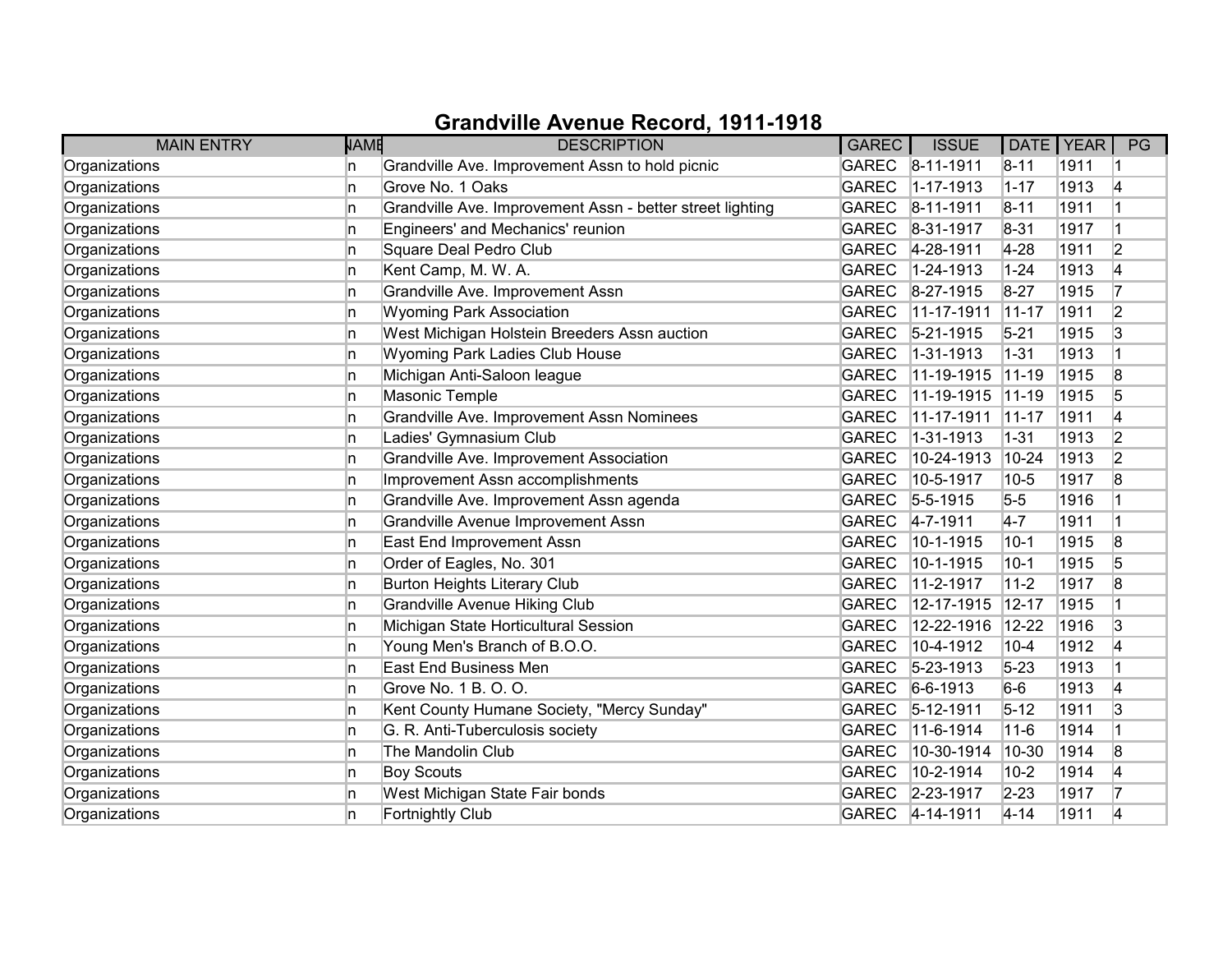# Grandville Avenue Record, 1911-1918

| MAIN ENTRY | NAME | DESCRIPTION | GAREC | ISSUE | DATE | YEAR | PG |
|---|---|---|---|---|---|---|---|
| Organizations | n | Grandville Ave. Improvement Assn to hold picnic | GAREC | 8-11-1911 | 8-11 | 1911 | 1 |
| Organizations | n | Grove No. 1 Oaks | GAREC | 1-17-1913 | 1-17 | 1913 | 4 |
| Organizations | n | Grandville Ave. Improvement Assn - better street lighting | GAREC | 8-11-1911 | 8-11 | 1911 | 1 |
| Organizations | n | Engineers' and Mechanics' reunion | GAREC | 8-31-1917 | 8-31 | 1917 | 1 |
| Organizations | n | Square Deal Pedro Club | GAREC | 4-28-1911 | 4-28 | 1911 | 2 |
| Organizations | n | Kent Camp, M. W. A. | GAREC | 1-24-1913 | 1-24 | 1913 | 4 |
| Organizations | n | Grandville Ave. Improvement Assn | GAREC | 8-27-1915 | 8-27 | 1915 | 7 |
| Organizations | n | Wyoming Park Association | GAREC | 11-17-1911 | 11-17 | 1911 | 2 |
| Organizations | n | West Michigan Holstein Breeders Assn auction | GAREC | 5-21-1915 | 5-21 | 1915 | 3 |
| Organizations | n | Wyoming Park Ladies Club House | GAREC | 1-31-1913 | 1-31 | 1913 | 1 |
| Organizations | n | Michigan Anti-Saloon league | GAREC | 11-19-1915 | 11-19 | 1915 | 8 |
| Organizations | n | Masonic Temple | GAREC | 11-19-1915 | 11-19 | 1915 | 5 |
| Organizations | n | Grandville Ave. Improvement Assn Nominees | GAREC | 11-17-1911 | 11-17 | 1911 | 4 |
| Organizations | n | Ladies' Gymnasium Club | GAREC | 1-31-1913 | 1-31 | 1913 | 2 |
| Organizations | n | Grandville Ave. Improvement Association | GAREC | 10-24-1913 | 10-24 | 1913 | 2 |
| Organizations | n | Improvement Assn accomplishments | GAREC | 10-5-1917 | 10-5 | 1917 | 8 |
| Organizations | n | Grandville Ave. Improvement Assn agenda | GAREC | 5-5-1915 | 5-5 | 1916 | 1 |
| Organizations | n | Grandville Avenue Improvement Assn | GAREC | 4-7-1911 | 4-7 | 1911 | 1 |
| Organizations | n | East End Improvement Assn | GAREC | 10-1-1915 | 10-1 | 1915 | 8 |
| Organizations | n | Order of Eagles, No. 301 | GAREC | 10-1-1915 | 10-1 | 1915 | 5 |
| Organizations | n | Burton Heights Literary Club | GAREC | 11-2-1917 | 11-2 | 1917 | 8 |
| Organizations | n | Grandville Avenue Hiking Club | GAREC | 12-17-1915 | 12-17 | 1915 | 1 |
| Organizations | n | Michigan State Horticultural Session | GAREC | 12-22-1916 | 12-22 | 1916 | 3 |
| Organizations | n | Young Men's Branch of B.O.O. | GAREC | 10-4-1912 | 10-4 | 1912 | 4 |
| Organizations | n | East End Business Men | GAREC | 5-23-1913 | 5-23 | 1913 | 1 |
| Organizations | n | Grove No. 1 B. O. O. | GAREC | 6-6-1913 | 6-6 | 1913 | 4 |
| Organizations | n | Kent County Humane Society, "Mercy Sunday" | GAREC | 5-12-1911 | 5-12 | 1911 | 3 |
| Organizations | n | G. R. Anti-Tuberculosis society | GAREC | 11-6-1914 | 11-6 | 1914 | 1 |
| Organizations | n | The Mandolin Club | GAREC | 10-30-1914 | 10-30 | 1914 | 8 |
| Organizations | n | Boy Scouts | GAREC | 10-2-1914 | 10-2 | 1914 | 4 |
| Organizations | n | West Michigan State Fair bonds | GAREC | 2-23-1917 | 2-23 | 1917 | 7 |
| Organizations | n | Fortnightly Club | GAREC | 4-14-1911 | 4-14 | 1911 | 4 |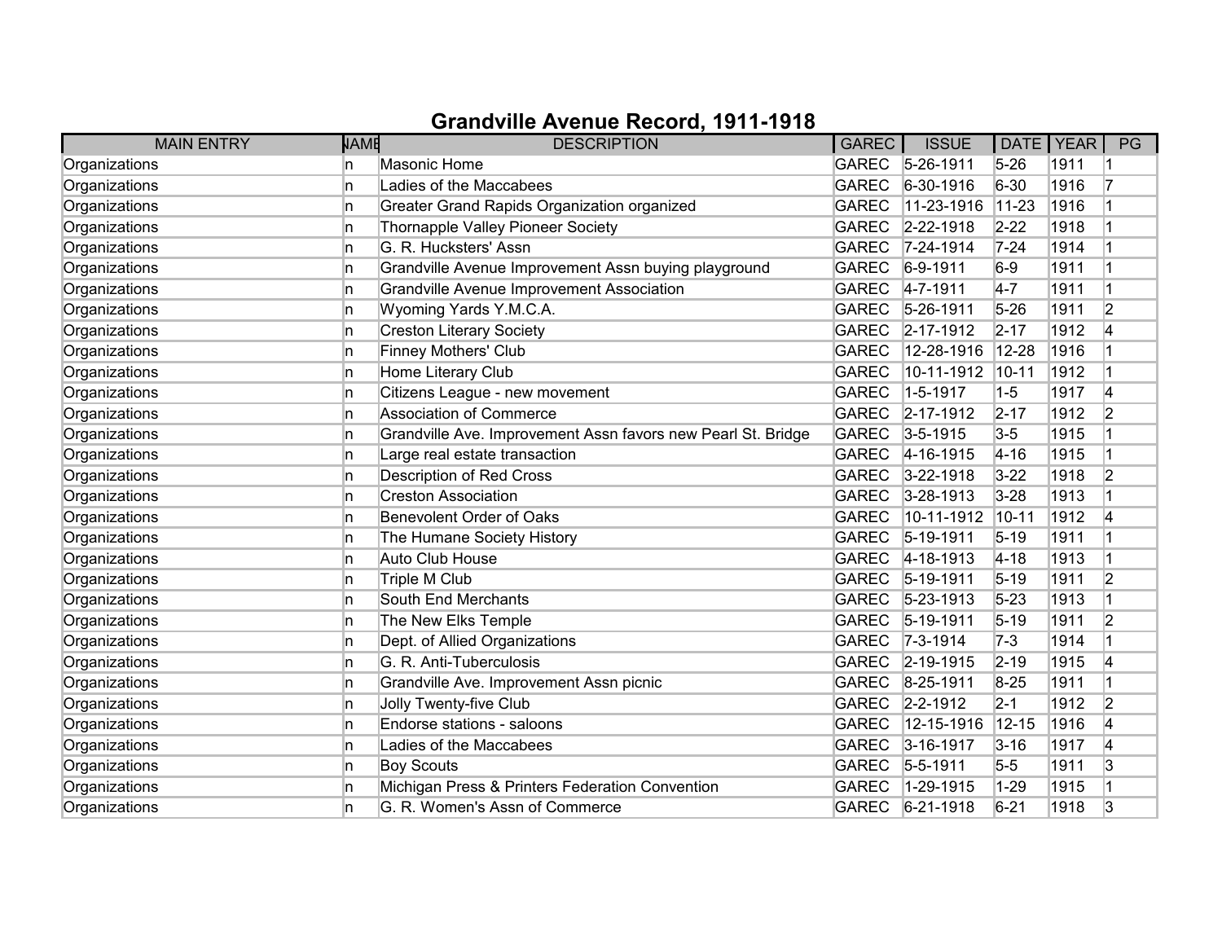# Grandville Avenue Record, 1911-1918

| MAIN ENTRY | NAME | DESCRIPTION | GAREC | ISSUE | DATE | YEAR | PG |
|---|---|---|---|---|---|---|---|
| Organizations | n | Masonic Home | GAREC | 5-26-1911 | 5-26 | 1911 | 1 |
| Organizations | n | Ladies of the Maccabees | GAREC | 6-30-1916 | 6-30 | 1916 | 7 |
| Organizations | n | Greater Grand Rapids Organization organized | GAREC | 11-23-1916 | 11-23 | 1916 | 1 |
| Organizations | n | Thornapple Valley Pioneer Society | GAREC | 2-22-1918 | 2-22 | 1918 | 1 |
| Organizations | n | G. R. Hucksters' Assn | GAREC | 7-24-1914 | 7-24 | 1914 | 1 |
| Organizations | n | Grandville Avenue Improvement Assn buying playground | GAREC | 6-9-1911 | 6-9 | 1911 | 1 |
| Organizations | n | Grandville Avenue Improvement Association | GAREC | 4-7-1911 | 4-7 | 1911 | 1 |
| Organizations | n | Wyoming Yards Y.M.C.A. | GAREC | 5-26-1911 | 5-26 | 1911 | 2 |
| Organizations | n | Creston Literary Society | GAREC | 2-17-1912 | 2-17 | 1912 | 4 |
| Organizations | n | Finney Mothers' Club | GAREC | 12-28-1916 | 12-28 | 1916 | 1 |
| Organizations | n | Home Literary Club | GAREC | 10-11-1912 | 10-11 | 1912 | 1 |
| Organizations | n | Citizens League - new movement | GAREC | 1-5-1917 | 1-5 | 1917 | 4 |
| Organizations | n | Association of Commerce | GAREC | 2-17-1912 | 2-17 | 1912 | 2 |
| Organizations | n | Grandville Ave. Improvement Assn favors new Pearl St. Bridge | GAREC | 3-5-1915 | 3-5 | 1915 | 1 |
| Organizations | n | Large real estate transaction | GAREC | 4-16-1915 | 4-16 | 1915 | 1 |
| Organizations | n | Description of Red Cross | GAREC | 3-22-1918 | 3-22 | 1918 | 2 |
| Organizations | n | Creston Association | GAREC | 3-28-1913 | 3-28 | 1913 | 1 |
| Organizations | n | Benevolent Order of Oaks | GAREC | 10-11-1912 | 10-11 | 1912 | 4 |
| Organizations | n | The Humane Society History | GAREC | 5-19-1911 | 5-19 | 1911 | 1 |
| Organizations | n | Auto Club House | GAREC | 4-18-1913 | 4-18 | 1913 | 1 |
| Organizations | n | Triple M Club | GAREC | 5-19-1911 | 5-19 | 1911 | 2 |
| Organizations | n | South End Merchants | GAREC | 5-23-1913 | 5-23 | 1913 | 1 |
| Organizations | n | The New Elks Temple | GAREC | 5-19-1911 | 5-19 | 1911 | 2 |
| Organizations | n | Dept. of Allied Organizations | GAREC | 7-3-1914 | 7-3 | 1914 | 1 |
| Organizations | n | G. R. Anti-Tuberculosis | GAREC | 2-19-1915 | 2-19 | 1915 | 4 |
| Organizations | n | Grandville Ave. Improvement Assn picnic | GAREC | 8-25-1911 | 8-25 | 1911 | 1 |
| Organizations | n | Jolly Twenty-five Club | GAREC | 2-2-1912 | 2-1 | 1912 | 2 |
| Organizations | n | Endorse stations - saloons | GAREC | 12-15-1916 | 12-15 | 1916 | 4 |
| Organizations | n | Ladies of the Maccabees | GAREC | 3-16-1917 | 3-16 | 1917 | 4 |
| Organizations | n | Boy Scouts | GAREC | 5-5-1911 | 5-5 | 1911 | 3 |
| Organizations | n | Michigan Press & Printers Federation Convention | GAREC | 1-29-1915 | 1-29 | 1915 | 1 |
| Organizations | n | G. R. Women's Assn of Commerce | GAREC | 6-21-1918 | 6-21 | 1918 | 3 |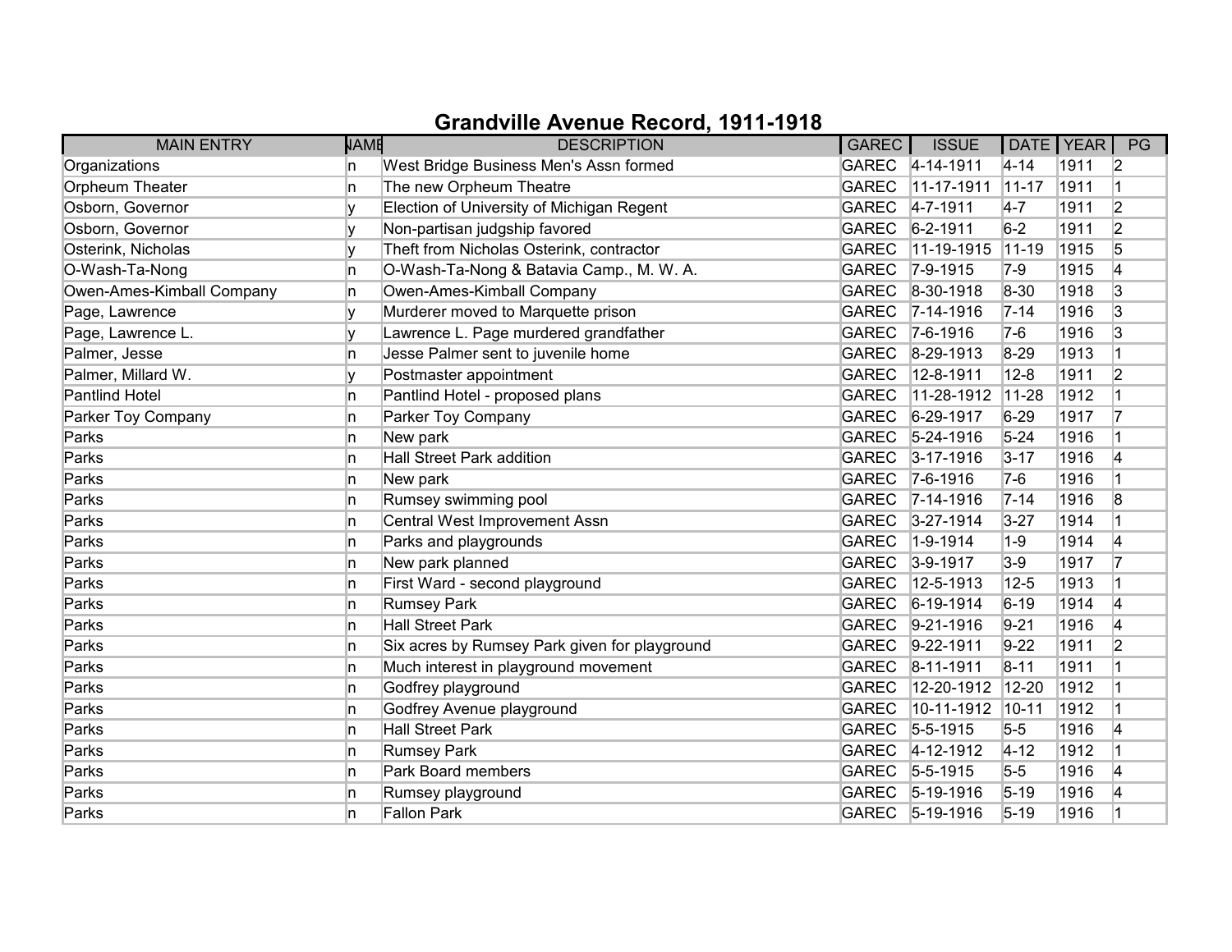# Grandville Avenue Record, 1911-1918

| MAIN ENTRY | NAME | DESCRIPTION | GAREC | ISSUE | DATE | YEAR | PG |
|---|---|---|---|---|---|---|---|
| Organizations | n | West Bridge Business Men's Assn formed | GAREC | 4-14-1911 | 4-14 | 1911 | 2 |
| Orpheum Theater | n | The new Orpheum Theatre | GAREC | 11-17-1911 | 11-17 | 1911 | 1 |
| Osborn, Governor | y | Election of University of Michigan Regent | GAREC | 4-7-1911 | 4-7 | 1911 | 2 |
| Osborn, Governor | y | Non-partisan judgship favored | GAREC | 6-2-1911 | 6-2 | 1911 | 2 |
| Osterink, Nicholas | y | Theft from Nicholas Osterink, contractor | GAREC | 11-19-1915 | 11-19 | 1915 | 5 |
| O-Wash-Ta-Nong | n | O-Wash-Ta-Nong & Batavia Camp., M. W. A. | GAREC | 7-9-1915 | 7-9 | 1915 | 4 |
| Owen-Ames-Kimball Company | n | Owen-Ames-Kimball Company | GAREC | 8-30-1918 | 8-30 | 1918 | 3 |
| Page, Lawrence | y | Murderer moved to Marquette prison | GAREC | 7-14-1916 | 7-14 | 1916 | 3 |
| Page, Lawrence L. | y | Lawrence L. Page murdered grandfather | GAREC | 7-6-1916 | 7-6 | 1916 | 3 |
| Palmer, Jesse | n | Jesse Palmer sent to juvenile home | GAREC | 8-29-1913 | 8-29 | 1913 | 1 |
| Palmer, Millard W. | y | Postmaster appointment | GAREC | 12-8-1911 | 12-8 | 1911 | 2 |
| Pantlind Hotel | n | Pantlind Hotel - proposed plans | GAREC | 11-28-1912 | 11-28 | 1912 | 1 |
| Parker Toy Company | n | Parker Toy Company | GAREC | 6-29-1917 | 6-29 | 1917 | 7 |
| Parks | n | New park | GAREC | 5-24-1916 | 5-24 | 1916 | 1 |
| Parks | n | Hall Street Park addition | GAREC | 3-17-1916 | 3-17 | 1916 | 4 |
| Parks | n | New park | GAREC | 7-6-1916 | 7-6 | 1916 | 1 |
| Parks | n | Rumsey swimming pool | GAREC | 7-14-1916 | 7-14 | 1916 | 8 |
| Parks | n | Central West Improvement Assn | GAREC | 3-27-1914 | 3-27 | 1914 | 1 |
| Parks | n | Parks and playgrounds | GAREC | 1-9-1914 | 1-9 | 1914 | 4 |
| Parks | n | New park planned | GAREC | 3-9-1917 | 3-9 | 1917 | 7 |
| Parks | n | First Ward - second playground | GAREC | 12-5-1913 | 12-5 | 1913 | 1 |
| Parks | n | Rumsey Park | GAREC | 6-19-1914 | 6-19 | 1914 | 4 |
| Parks | n | Hall Street Park | GAREC | 9-21-1916 | 9-21 | 1916 | 4 |
| Parks | n | Six acres by Rumsey Park given for playground | GAREC | 9-22-1911 | 9-22 | 1911 | 2 |
| Parks | n | Much interest in playground movement | GAREC | 8-11-1911 | 8-11 | 1911 | 1 |
| Parks | n | Godfrey playground | GAREC | 12-20-1912 | 12-20 | 1912 | 1 |
| Parks | n | Godfrey Avenue playground | GAREC | 10-11-1912 | 10-11 | 1912 | 1 |
| Parks | n | Hall Street Park | GAREC | 5-5-1915 | 5-5 | 1916 | 4 |
| Parks | n | Rumsey Park | GAREC | 4-12-1912 | 4-12 | 1912 | 1 |
| Parks | n | Park Board members | GAREC | 5-5-1915 | 5-5 | 1916 | 4 |
| Parks | n | Rumsey playground | GAREC | 5-19-1916 | 5-19 | 1916 | 4 |
| Parks | n | Fallon Park | GAREC | 5-19-1916 | 5-19 | 1916 | 1 |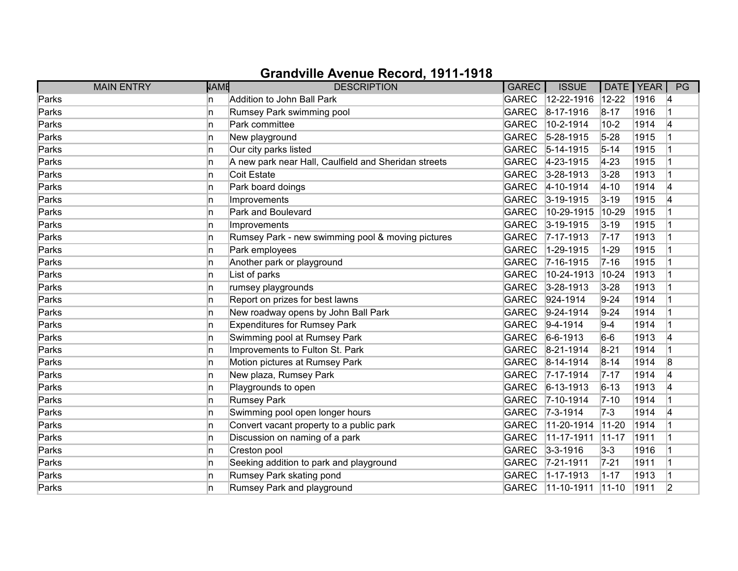# Grandville Avenue Record, 1911-1918

| MAIN ENTRY | NAME | DESCRIPTION | GAREC | ISSUE | DATE | YEAR | PG |
|---|---|---|---|---|---|---|---|
| Parks | n | Addition to John Ball Park | GAREC | 12-22-1916 | 12-22 | 1916 | 4 |
| Parks | n | Rumsey Park swimming pool | GAREC | 8-17-1916 | 8-17 | 1916 | 1 |
| Parks | n | Park committee | GAREC | 10-2-1914 | 10-2 | 1914 | 4 |
| Parks | n | New playground | GAREC | 5-28-1915 | 5-28 | 1915 | 1 |
| Parks | n | Our city parks listed | GAREC | 5-14-1915 | 5-14 | 1915 | 1 |
| Parks | n | A new park near Hall, Caulfield and Sheridan streets | GAREC | 4-23-1915 | 4-23 | 1915 | 1 |
| Parks | n | Coit Estate | GAREC | 3-28-1913 | 3-28 | 1913 | 1 |
| Parks | n | Park board doings | GAREC | 4-10-1914 | 4-10 | 1914 | 4 |
| Parks | n | Improvements | GAREC | 3-19-1915 | 3-19 | 1915 | 4 |
| Parks | n | Park and Boulevard | GAREC | 10-29-1915 | 10-29 | 1915 | 1 |
| Parks | n | Improvements | GAREC | 3-19-1915 | 3-19 | 1915 | 1 |
| Parks | n | Rumsey Park - new swimming pool & moving pictures | GAREC | 7-17-1913 | 7-17 | 1913 | 1 |
| Parks | n | Park employees | GAREC | 1-29-1915 | 1-29 | 1915 | 1 |
| Parks | n | Another park or playground | GAREC | 7-16-1915 | 7-16 | 1915 | 1 |
| Parks | n | List of parks | GAREC | 10-24-1913 | 10-24 | 1913 | 1 |
| Parks | n | rumsey playgrounds | GAREC | 3-28-1913 | 3-28 | 1913 | 1 |
| Parks | n | Report on prizes for best lawns | GAREC | 924-1914 | 9-24 | 1914 | 1 |
| Parks | n | New roadway opens by John Ball Park | GAREC | 9-24-1914 | 9-24 | 1914 | 1 |
| Parks | n | Expenditures for Rumsey Park | GAREC | 9-4-1914 | 9-4 | 1914 | 1 |
| Parks | n | Swimming pool at Rumsey Park | GAREC | 6-6-1913 | 6-6 | 1913 | 4 |
| Parks | n | Improvements to Fulton St. Park | GAREC | 8-21-1914 | 8-21 | 1914 | 1 |
| Parks | n | Motion pictures at Rumsey Park | GAREC | 8-14-1914 | 8-14 | 1914 | 8 |
| Parks | n | New plaza, Rumsey Park | GAREC | 7-17-1914 | 7-17 | 1914 | 4 |
| Parks | n | Playgrounds to open | GAREC | 6-13-1913 | 6-13 | 1913 | 4 |
| Parks | n | Rumsey Park | GAREC | 7-10-1914 | 7-10 | 1914 | 1 |
| Parks | n | Swimming pool open longer hours | GAREC | 7-3-1914 | 7-3 | 1914 | 4 |
| Parks | n | Convert vacant property to a public park | GAREC | 11-20-1914 | 11-20 | 1914 | 1 |
| Parks | n | Discussion on naming of a park | GAREC | 11-17-1911 | 11-17 | 1911 | 1 |
| Parks | n | Creston pool | GAREC | 3-3-1916 | 3-3 | 1916 | 1 |
| Parks | n | Seeking addition to park and playground | GAREC | 7-21-1911 | 7-21 | 1911 | 1 |
| Parks | n | Rumsey Park skating pond | GAREC | 1-17-1913 | 1-17 | 1913 | 1 |
| Parks | n | Rumsey Park and playground | GAREC | 11-10-1911 | 11-10 | 1911 | 2 |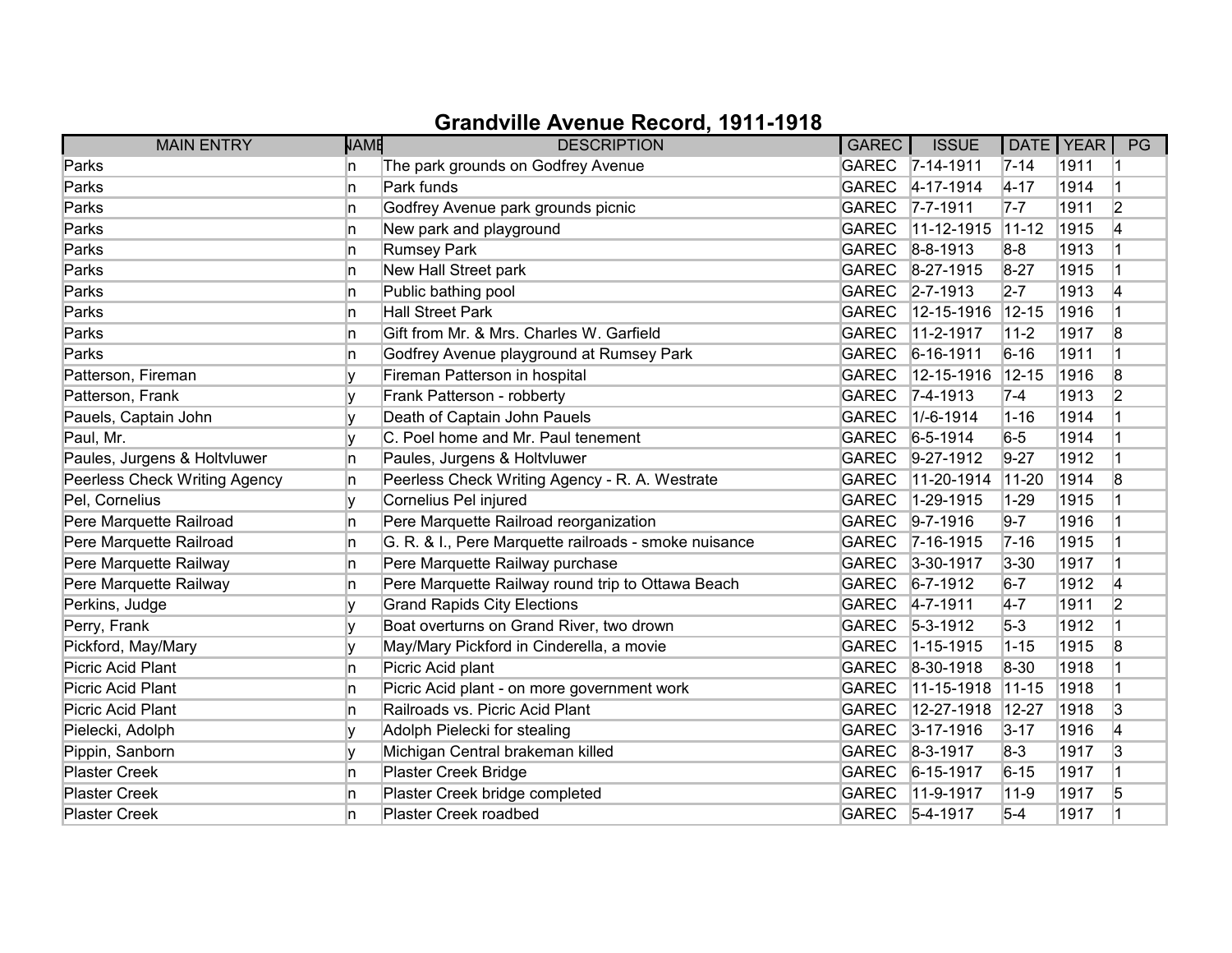# Grandville Avenue Record, 1911-1918

| MAIN ENTRY | NAME | DESCRIPTION | GAREC | ISSUE | DATE | YEAR | PG |
|---|---|---|---|---|---|---|---|
| Parks | n | The park grounds on Godfrey Avenue | GAREC | 7-14-1911 | 7-14 | 1911 | 1 |
| Parks | n | Park funds | GAREC | 4-17-1914 | 4-17 | 1914 | 1 |
| Parks | n | Godfrey Avenue park grounds picnic | GAREC | 7-7-1911 | 7-7 | 1911 | 2 |
| Parks | n | New park and playground | GAREC | 11-12-1915 | 11-12 | 1915 | 4 |
| Parks | n | Rumsey Park | GAREC | 8-8-1913 | 8-8 | 1913 | 1 |
| Parks | n | New Hall Street park | GAREC | 8-27-1915 | 8-27 | 1915 | 1 |
| Parks | n | Public bathing pool | GAREC | 2-7-1913 | 2-7 | 1913 | 4 |
| Parks | n | Hall Street Park | GAREC | 12-15-1916 | 12-15 | 1916 | 1 |
| Parks | n | Gift from Mr. & Mrs. Charles W. Garfield | GAREC | 11-2-1917 | 11-2 | 1917 | 8 |
| Parks | n | Godfrey Avenue playground at Rumsey Park | GAREC | 6-16-1911 | 6-16 | 1911 | 1 |
| Patterson, Fireman | y | Fireman Patterson in hospital | GAREC | 12-15-1916 | 12-15 | 1916 | 8 |
| Patterson, Frank | y | Frank Patterson - robberty | GAREC | 7-4-1913 | 7-4 | 1913 | 2 |
| Pauels, Captain John | y | Death of Captain John Pauels | GAREC | 1/-6-1914 | 1-16 | 1914 | 1 |
| Paul, Mr. | y | C. Poel home and Mr. Paul tenement | GAREC | 6-5-1914 | 6-5 | 1914 | 1 |
| Paules, Jurgens & Holtvluwer | n | Paules, Jurgens & Holtvluwer | GAREC | 9-27-1912 | 9-27 | 1912 | 1 |
| Peerless Check Writing Agency | n | Peerless Check Writing Agency - R. A. Westrate | GAREC | 11-20-1914 | 11-20 | 1914 | 8 |
| Pel, Cornelius | y | Cornelius Pel injured | GAREC | 1-29-1915 | 1-29 | 1915 | 1 |
| Pere Marquette Railroad | n | Pere Marquette Railroad reorganization | GAREC | 9-7-1916 | 9-7 | 1916 | 1 |
| Pere Marquette Railroad | n | G. R. & I., Pere Marquette railroads - smoke nuisance | GAREC | 7-16-1915 | 7-16 | 1915 | 1 |
| Pere Marquette Railway | n | Pere Marquette Railway purchase | GAREC | 3-30-1917 | 3-30 | 1917 | 1 |
| Pere Marquette Railway | n | Pere Marquette Railway round trip to Ottawa Beach | GAREC | 6-7-1912 | 6-7 | 1912 | 4 |
| Perkins, Judge | y | Grand Rapids City Elections | GAREC | 4-7-1911 | 4-7 | 1911 | 2 |
| Perry, Frank | y | Boat overturns on Grand River, two drown | GAREC | 5-3-1912 | 5-3 | 1912 | 1 |
| Pickford, May/Mary | y | May/Mary Pickford in Cinderella, a movie | GAREC | 1-15-1915 | 1-15 | 1915 | 8 |
| Picric Acid Plant | n | Picric Acid plant | GAREC | 8-30-1918 | 8-30 | 1918 | 1 |
| Picric Acid Plant | n | Picric Acid plant - on more government work | GAREC | 11-15-1918 | 11-15 | 1918 | 1 |
| Picric Acid Plant | n | Railroads vs. Picric Acid Plant | GAREC | 12-27-1918 | 12-27 | 1918 | 3 |
| Pielecki, Adolph | y | Adolph Pielecki for stealing | GAREC | 3-17-1916 | 3-17 | 1916 | 4 |
| Pippin, Sanborn | y | Michigan Central brakeman killed | GAREC | 8-3-1917 | 8-3 | 1917 | 3 |
| Plaster Creek | n | Plaster Creek Bridge | GAREC | 6-15-1917 | 6-15 | 1917 | 1 |
| Plaster Creek | n | Plaster Creek bridge completed | GAREC | 11-9-1917 | 11-9 | 1917 | 5 |
| Plaster Creek | n | Plaster Creek roadbed | GAREC | 5-4-1917 | 5-4 | 1917 | 1 |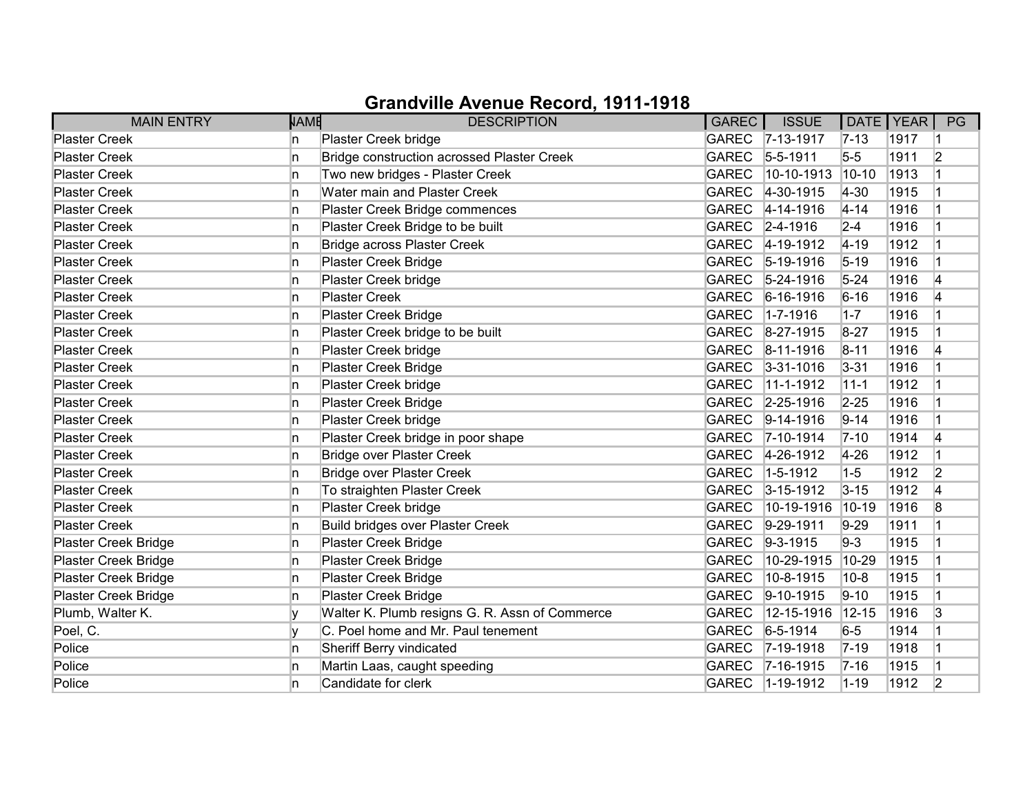# Grandville Avenue Record, 1911-1918

| MAIN ENTRY | NAME | DESCRIPTION | GAREC | ISSUE | DATE | YEAR | PG |
|---|---|---|---|---|---|---|---|
| Plaster Creek | n | Plaster Creek bridge | GAREC | 7-13-1917 | 7-13 | 1917 | 1 |
| Plaster Creek | n | Bridge construction acrossed Plaster Creek | GAREC | 5-5-1911 | 5-5 | 1911 | 2 |
| Plaster Creek | n | Two new bridges - Plaster Creek | GAREC | 10-10-1913 | 10-10 | 1913 | 1 |
| Plaster Creek | n | Water main and Plaster Creek | GAREC | 4-30-1915 | 4-30 | 1915 | 1 |
| Plaster Creek | n | Plaster Creek Bridge commences | GAREC | 4-14-1916 | 4-14 | 1916 | 1 |
| Plaster Creek | n | Plaster Creek Bridge to be built | GAREC | 2-4-1916 | 2-4 | 1916 | 1 |
| Plaster Creek | n | Bridge across Plaster Creek | GAREC | 4-19-1912 | 4-19 | 1912 | 1 |
| Plaster Creek | n | Plaster Creek Bridge | GAREC | 5-19-1916 | 5-19 | 1916 | 1 |
| Plaster Creek | n | Plaster Creek bridge | GAREC | 5-24-1916 | 5-24 | 1916 | 4 |
| Plaster Creek | n | Plaster Creek | GAREC | 6-16-1916 | 6-16 | 1916 | 4 |
| Plaster Creek | n | Plaster Creek Bridge | GAREC | 1-7-1916 | 1-7 | 1916 | 1 |
| Plaster Creek | n | Plaster Creek bridge to be built | GAREC | 8-27-1915 | 8-27 | 1915 | 1 |
| Plaster Creek | n | Plaster Creek bridge | GAREC | 8-11-1916 | 8-11 | 1916 | 4 |
| Plaster Creek | n | Plaster Creek Bridge | GAREC | 3-31-1016 | 3-31 | 1916 | 1 |
| Plaster Creek | n | Plaster Creek bridge | GAREC | 11-1-1912 | 11-1 | 1912 | 1 |
| Plaster Creek | n | Plaster Creek Bridge | GAREC | 2-25-1916 | 2-25 | 1916 | 1 |
| Plaster Creek | n | Plaster Creek bridge | GAREC | 9-14-1916 | 9-14 | 1916 | 1 |
| Plaster Creek | n | Plaster Creek bridge in poor shape | GAREC | 7-10-1914 | 7-10 | 1914 | 4 |
| Plaster Creek | n | Bridge over Plaster Creek | GAREC | 4-26-1912 | 4-26 | 1912 | 1 |
| Plaster Creek | n | Bridge over Plaster Creek | GAREC | 1-5-1912 | 1-5 | 1912 | 2 |
| Plaster Creek | n | To straighten Plaster Creek | GAREC | 3-15-1912 | 3-15 | 1912 | 4 |
| Plaster Creek | n | Plaster Creek bridge | GAREC | 10-19-1916 | 10-19 | 1916 | 8 |
| Plaster Creek | n | Build bridges over Plaster Creek | GAREC | 9-29-1911 | 9-29 | 1911 | 1 |
| Plaster Creek Bridge | n | Plaster Creek Bridge | GAREC | 9-3-1915 | 9-3 | 1915 | 1 |
| Plaster Creek Bridge | n | Plaster Creek Bridge | GAREC | 10-29-1915 | 10-29 | 1915 | 1 |
| Plaster Creek Bridge | n | Plaster Creek Bridge | GAREC | 10-8-1915 | 10-8 | 1915 | 1 |
| Plaster Creek Bridge | n | Plaster Creek Bridge | GAREC | 9-10-1915 | 9-10 | 1915 | 1 |
| Plumb, Walter K. | y | Walter K. Plumb resigns G. R. Assn of Commerce | GAREC | 12-15-1916 | 12-15 | 1916 | 3 |
| Poel, C. | y | C. Poel home and Mr. Paul tenement | GAREC | 6-5-1914 | 6-5 | 1914 | 1 |
| Police | n | Sheriff Berry vindicated | GAREC | 7-19-1918 | 7-19 | 1918 | 1 |
| Police | n | Martin Laas, caught speeding | GAREC | 7-16-1915 | 7-16 | 1915 | 1 |
| Police | n | Candidate for clerk | GAREC | 1-19-1912 | 1-19 | 1912 | 2 |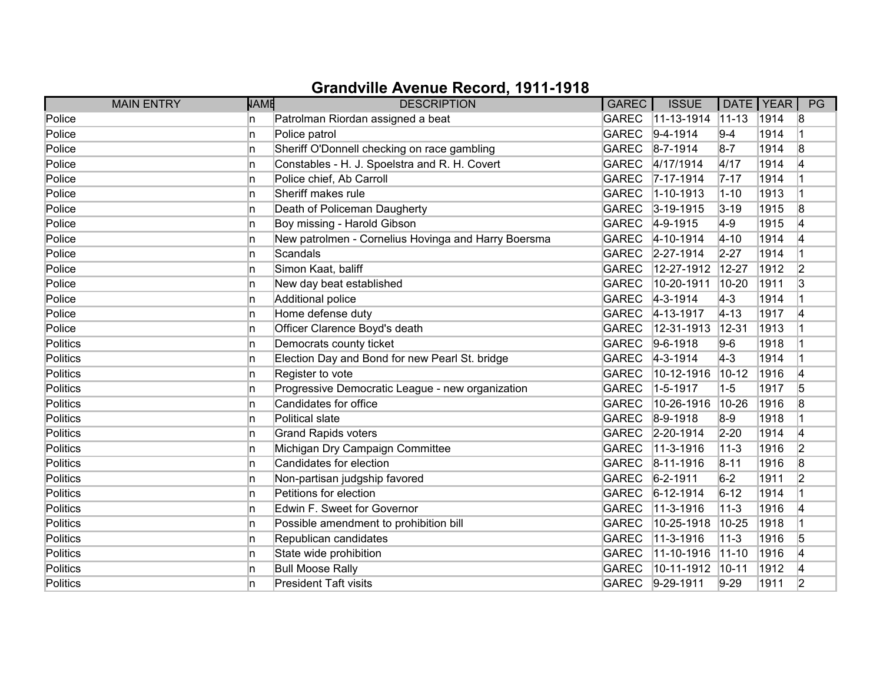# Grandville Avenue Record, 1911-1918

| MAIN ENTRY | NAME | DESCRIPTION | GAREC | ISSUE | DATE | YEAR | PG |
|---|---|---|---|---|---|---|---|
| Police | n | Patrolman Riordan assigned a beat | GAREC | 11-13-1914 | 11-13 | 1914 | 8 |
| Police | n | Police patrol | GAREC | 9-4-1914 | 9-4 | 1914 | 1 |
| Police | n | Sheriff O'Donnell checking on race gambling | GAREC | 8-7-1914 | 8-7 | 1914 | 8 |
| Police | n | Constables - H. J. Spoelstra and R. H. Covert | GAREC | 4/17/1914 | 4/17 | 1914 | 4 |
| Police | n | Police chief, Ab Carroll | GAREC | 7-17-1914 | 7-17 | 1914 | 1 |
| Police | n | Sheriff makes rule | GAREC | 1-10-1913 | 1-10 | 1913 | 1 |
| Police | n | Death of Policeman Daugherty | GAREC | 3-19-1915 | 3-19 | 1915 | 8 |
| Police | n | Boy missing - Harold Gibson | GAREC | 4-9-1915 | 4-9 | 1915 | 4 |
| Police | n | New patrolmen - Cornelius Hovinga and Harry Boersma | GAREC | 4-10-1914 | 4-10 | 1914 | 4 |
| Police | n | Scandals | GAREC | 2-27-1914 | 2-27 | 1914 | 1 |
| Police | n | Simon Kaat, baliff | GAREC | 12-27-1912 | 12-27 | 1912 | 2 |
| Police | n | New day beat established | GAREC | 10-20-1911 | 10-20 | 1911 | 3 |
| Police | n | Additional police | GAREC | 4-3-1914 | 4-3 | 1914 | 1 |
| Police | n | Home defense duty | GAREC | 4-13-1917 | 4-13 | 1917 | 4 |
| Police | n | Officer Clarence Boyd's death | GAREC | 12-31-1913 | 12-31 | 1913 | 1 |
| Politics | n | Democrats county ticket | GAREC | 9-6-1918 | 9-6 | 1918 | 1 |
| Politics | n | Election Day and Bond for new Pearl St. bridge | GAREC | 4-3-1914 | 4-3 | 1914 | 1 |
| Politics | n | Register to vote | GAREC | 10-12-1916 | 10-12 | 1916 | 4 |
| Politics | n | Progressive Democratic League - new organization | GAREC | 1-5-1917 | 1-5 | 1917 | 5 |
| Politics | n | Candidates for office | GAREC | 10-26-1916 | 10-26 | 1916 | 8 |
| Politics | n | Political slate | GAREC | 8-9-1918 | 8-9 | 1918 | 1 |
| Politics | n | Grand Rapids voters | GAREC | 2-20-1914 | 2-20 | 1914 | 4 |
| Politics | n | Michigan Dry Campaign Committee | GAREC | 11-3-1916 | 11-3 | 1916 | 2 |
| Politics | n | Candidates for election | GAREC | 8-11-1916 | 8-11 | 1916 | 8 |
| Politics | n | Non-partisan judgship favored | GAREC | 6-2-1911 | 6-2 | 1911 | 2 |
| Politics | n | Petitions for election | GAREC | 6-12-1914 | 6-12 | 1914 | 1 |
| Politics | n | Edwin F. Sweet for Governor | GAREC | 11-3-1916 | 11-3 | 1916 | 4 |
| Politics | n | Possible amendment to prohibition bill | GAREC | 10-25-1918 | 10-25 | 1918 | 1 |
| Politics | n | Republican candidates | GAREC | 11-3-1916 | 11-3 | 1916 | 5 |
| Politics | n | State wide prohibition | GAREC | 11-10-1916 | 11-10 | 1916 | 4 |
| Politics | n | Bull Moose Rally | GAREC | 10-11-1912 | 10-11 | 1912 | 4 |
| Politics | n | President Taft visits | GAREC | 9-29-1911 | 9-29 | 1911 | 2 |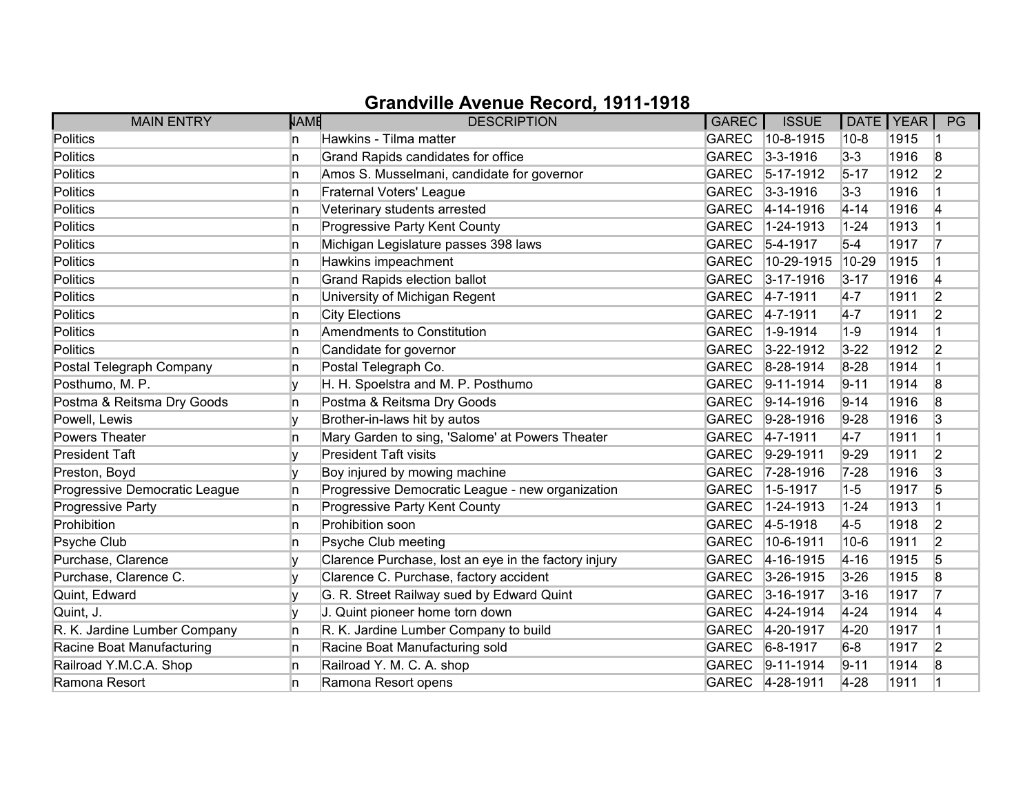# Grandville Avenue Record, 1911-1918

| MAIN ENTRY | NAME | DESCRIPTION | GAREC | ISSUE | DATE | YEAR | PG |
|---|---|---|---|---|---|---|---|
| Politics | n | Hawkins - Tilma matter | GAREC | 10-8-1915 | 10-8 | 1915 | 1 |
| Politics | n | Grand Rapids candidates for office | GAREC | 3-3-1916 | 3-3 | 1916 | 8 |
| Politics | n | Amos S. Musselmani, candidate for governor | GAREC | 5-17-1912 | 5-17 | 1912 | 2 |
| Politics | n | Fraternal Voters' League | GAREC | 3-3-1916 | 3-3 | 1916 | 1 |
| Politics | n | Veterinary students arrested | GAREC | 4-14-1916 | 4-14 | 1916 | 4 |
| Politics | n | Progressive Party Kent County | GAREC | 1-24-1913 | 1-24 | 1913 | 1 |
| Politics | n | Michigan Legislature passes 398 laws | GAREC | 5-4-1917 | 5-4 | 1917 | 7 |
| Politics | n | Hawkins impeachment | GAREC | 10-29-1915 | 10-29 | 1915 | 1 |
| Politics | n | Grand Rapids election ballot | GAREC | 3-17-1916 | 3-17 | 1916 | 4 |
| Politics | n | University of Michigan Regent | GAREC | 4-7-1911 | 4-7 | 1911 | 2 |
| Politics | n | City Elections | GAREC | 4-7-1911 | 4-7 | 1911 | 2 |
| Politics | n | Amendments to Constitution | GAREC | 1-9-1914 | 1-9 | 1914 | 1 |
| Politics | n | Candidate for governor | GAREC | 3-22-1912 | 3-22 | 1912 | 2 |
| Postal Telegraph Company | n | Postal Telegraph Co. | GAREC | 8-28-1914 | 8-28 | 1914 | 1 |
| Posthumo, M. P. | y | H. H. Spoelstra and M. P. Posthumo | GAREC | 9-11-1914 | 9-11 | 1914 | 8 |
| Postma & Reitsma Dry Goods | n | Postma & Reitsma Dry Goods | GAREC | 9-14-1916 | 9-14 | 1916 | 8 |
| Powell, Lewis | y | Brother-in-laws hit by autos | GAREC | 9-28-1916 | 9-28 | 1916 | 3 |
| Powers Theater | n | Mary Garden to sing, 'Salome' at Powers Theater | GAREC | 4-7-1911 | 4-7 | 1911 | 1 |
| President Taft | y | President Taft visits | GAREC | 9-29-1911 | 9-29 | 1911 | 2 |
| Preston, Boyd | y | Boy injured by mowing machine | GAREC | 7-28-1916 | 7-28 | 1916 | 3 |
| Progressive Democratic League | n | Progressive Democratic League - new organization | GAREC | 1-5-1917 | 1-5 | 1917 | 5 |
| Progressive Party | n | Progressive Party Kent County | GAREC | 1-24-1913 | 1-24 | 1913 | 1 |
| Prohibition | n | Prohibition soon | GAREC | 4-5-1918 | 4-5 | 1918 | 2 |
| Psyche Club | n | Psyche Club meeting | GAREC | 10-6-1911 | 10-6 | 1911 | 2 |
| Purchase, Clarence | y | Clarence Purchase, lost an eye in the factory injury | GAREC | 4-16-1915 | 4-16 | 1915 | 5 |
| Purchase, Clarence C. | y | Clarence C. Purchase, factory accident | GAREC | 3-26-1915 | 3-26 | 1915 | 8 |
| Quint, Edward | y | G. R. Street Railway sued by Edward Quint | GAREC | 3-16-1917 | 3-16 | 1917 | 7 |
| Quint, J. | y | J. Quint pioneer home torn down | GAREC | 4-24-1914 | 4-24 | 1914 | 4 |
| R. K. Jardine Lumber Company | n | R. K. Jardine Lumber Company to build | GAREC | 4-20-1917 | 4-20 | 1917 | 1 |
| Racine Boat Manufacturing | n | Racine Boat Manufacturing sold | GAREC | 6-8-1917 | 6-8 | 1917 | 2 |
| Railroad Y.M.C.A. Shop | n | Railroad Y. M. C. A. shop | GAREC | 9-11-1914 | 9-11 | 1914 | 8 |
| Ramona Resort | n | Ramona Resort opens | GAREC | 4-28-1911 | 4-28 | 1911 | 1 |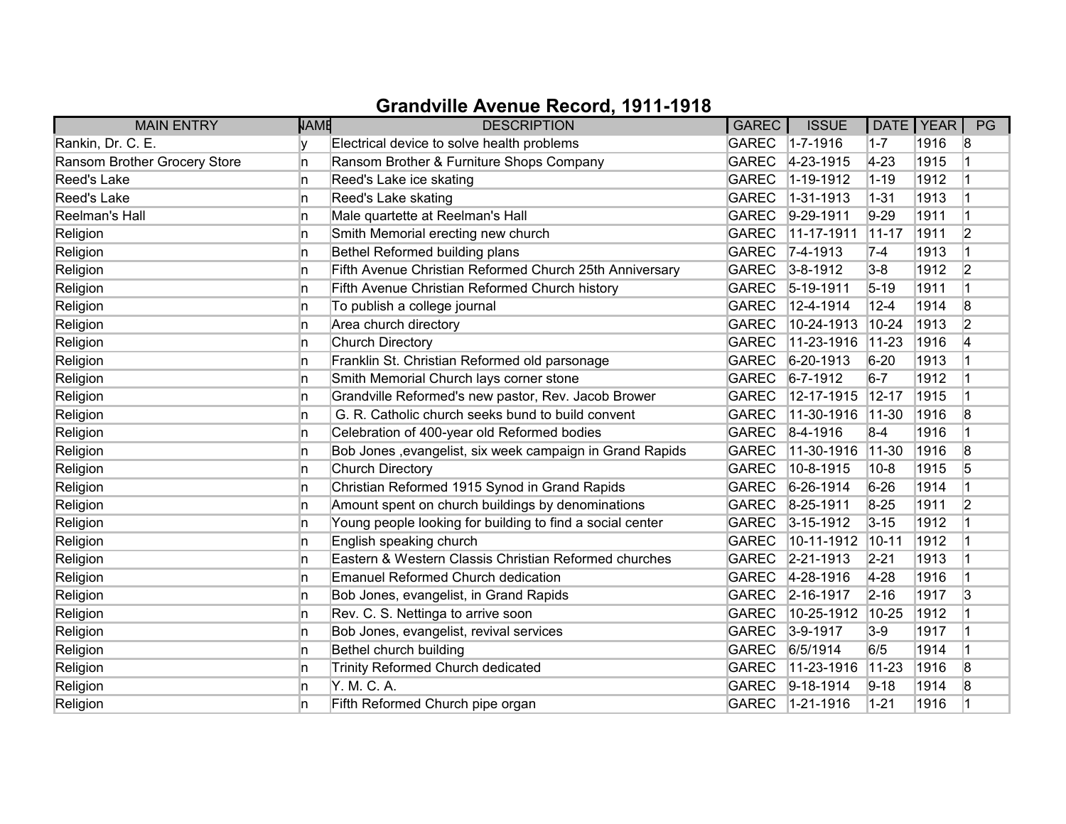# Grandville Avenue Record, 1911-1918

| MAIN ENTRY | NAME | DESCRIPTION | GAREC | ISSUE | DATE | YEAR | PG |
|---|---|---|---|---|---|---|---|
| Rankin, Dr. C. E. | y | Electrical device to solve health problems | GAREC | 1-7-1916 | 1-7 | 1916 | 8 |
| Ransom Brother Grocery Store | n | Ransom Brother & Furniture Shops Company | GAREC | 4-23-1915 | 4-23 | 1915 | 1 |
| Reed's Lake | n | Reed's Lake ice skating | GAREC | 1-19-1912 | 1-19 | 1912 | 1 |
| Reed's Lake | n | Reed's Lake skating | GAREC | 1-31-1913 | 1-31 | 1913 | 1 |
| Reelman's Hall | n | Male quartette at Reelman's Hall | GAREC | 9-29-1911 | 9-29 | 1911 | 1 |
| Religion | n | Smith Memorial erecting new church | GAREC | 11-17-1911 | 11-17 | 1911 | 2 |
| Religion | n | Bethel Reformed building plans | GAREC | 7-4-1913 | 7-4 | 1913 | 1 |
| Religion | n | Fifth Avenue Christian Reformed Church 25th Anniversary | GAREC | 3-8-1912 | 3-8 | 1912 | 2 |
| Religion | n | Fifth Avenue Christian Reformed Church history | GAREC | 5-19-1911 | 5-19 | 1911 | 1 |
| Religion | n | To publish a college journal | GAREC | 12-4-1914 | 12-4 | 1914 | 8 |
| Religion | n | Area church directory | GAREC | 10-24-1913 | 10-24 | 1913 | 2 |
| Religion | n | Church Directory | GAREC | 11-23-1916 | 11-23 | 1916 | 4 |
| Religion | n | Franklin St. Christian Reformed old parsonage | GAREC | 6-20-1913 | 6-20 | 1913 | 1 |
| Religion | n | Smith Memorial Church lays corner stone | GAREC | 6-7-1912 | 6-7 | 1912 | 1 |
| Religion | n | Grandville Reformed's new pastor, Rev. Jacob Brower | GAREC | 12-17-1915 | 12-17 | 1915 | 1 |
| Religion | n | G. R. Catholic church seeks bund to build convent | GAREC | 11-30-1916 | 11-30 | 1916 | 8 |
| Religion | n | Celebration of 400-year old Reformed bodies | GAREC | 8-4-1916 | 8-4 | 1916 | 1 |
| Religion | n | Bob Jones ,evangelist, six week campaign in Grand Rapids | GAREC | 11-30-1916 | 11-30 | 1916 | 8 |
| Religion | n | Church Directory | GAREC | 10-8-1915 | 10-8 | 1915 | 5 |
| Religion | n | Christian Reformed 1915 Synod in Grand Rapids | GAREC | 6-26-1914 | 6-26 | 1914 | 1 |
| Religion | n | Amount spent on church buildings by denominations | GAREC | 8-25-1911 | 8-25 | 1911 | 2 |
| Religion | n | Young people looking for building to find a social center | GAREC | 3-15-1912 | 3-15 | 1912 | 1 |
| Religion | n | English speaking church | GAREC | 10-11-1912 | 10-11 | 1912 | 1 |
| Religion | n | Eastern & Western Classis Christian Reformed churches | GAREC | 2-21-1913 | 2-21 | 1913 | 1 |
| Religion | n | Emanuel Reformed Church dedication | GAREC | 4-28-1916 | 4-28 | 1916 | 1 |
| Religion | n | Bob Jones, evangelist, in Grand Rapids | GAREC | 2-16-1917 | 2-16 | 1917 | 3 |
| Religion | n | Rev. C. S. Nettinga to arrive soon | GAREC | 10-25-1912 | 10-25 | 1912 | 1 |
| Religion | n | Bob Jones, evangelist, revival services | GAREC | 3-9-1917 | 3-9 | 1917 | 1 |
| Religion | n | Bethel church building | GAREC | 6/5/1914 | 6/5 | 1914 | 1 |
| Religion | n | Trinity Reformed Church dedicated | GAREC | 11-23-1916 | 11-23 | 1916 | 8 |
| Religion | n | Y. M. C. A. | GAREC | 9-18-1914 | 9-18 | 1914 | 8 |
| Religion | n | Fifth Reformed Church pipe organ | GAREC | 1-21-1916 | 1-21 | 1916 | 1 |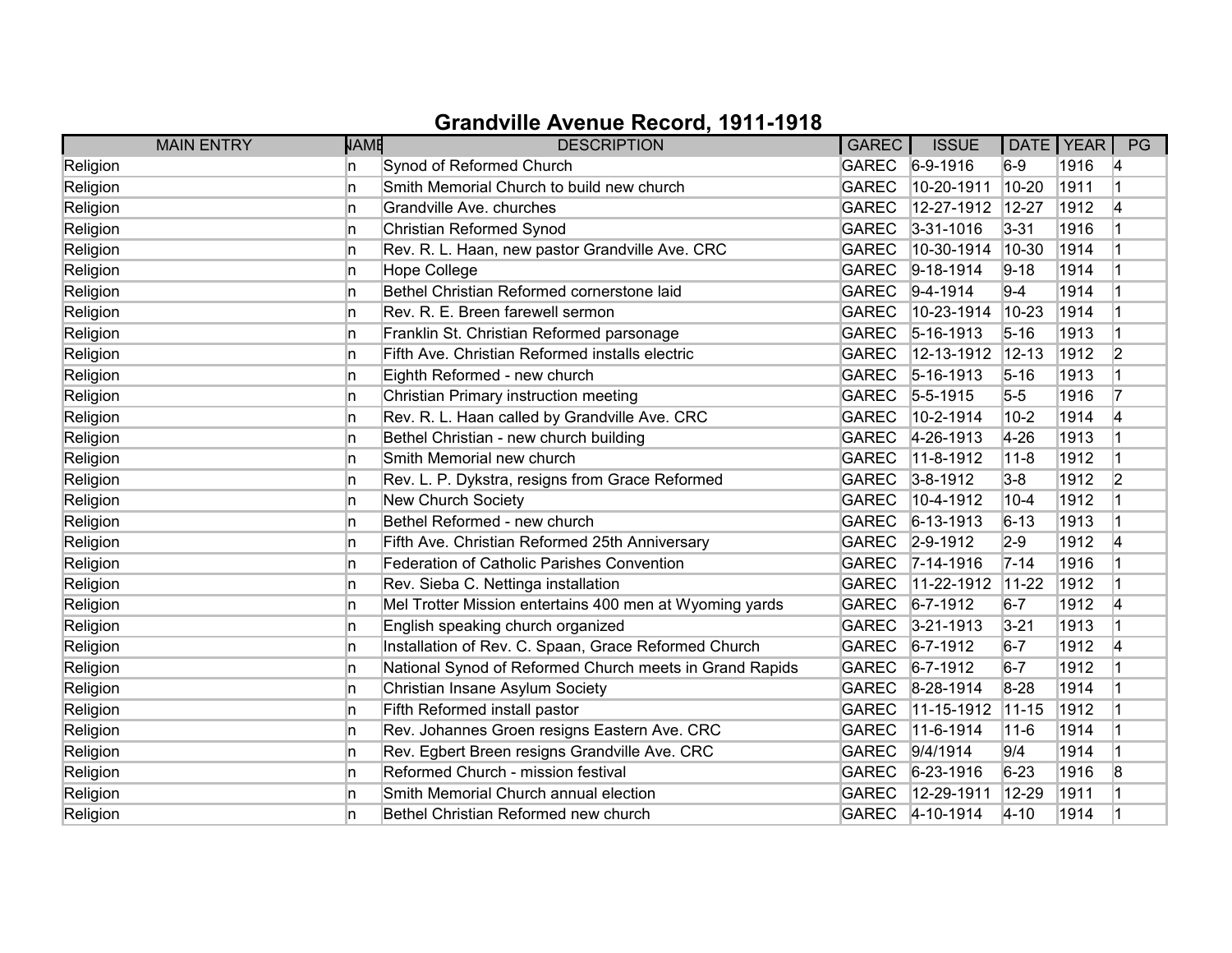# Grandville Avenue Record, 1911-1918

| MAIN ENTRY | NAME | DESCRIPTION | GAREC | ISSUE | DATE | YEAR | PG |
|---|---|---|---|---|---|---|---|
| Religion | n | Synod of Reformed Church | GAREC | 6-9-1916 | 6-9 | 1916 | 4 |
| Religion | n | Smith Memorial Church to build new church | GAREC | 10-20-1911 | 10-20 | 1911 | 1 |
| Religion | n | Grandville Ave. churches | GAREC | 12-27-1912 | 12-27 | 1912 | 4 |
| Religion | n | Christian Reformed Synod | GAREC | 3-31-1016 | 3-31 | 1916 | 1 |
| Religion | n | Rev. R. L. Haan, new pastor Grandville Ave. CRC | GAREC | 10-30-1914 | 10-30 | 1914 | 1 |
| Religion | n | Hope College | GAREC | 9-18-1914 | 9-18 | 1914 | 1 |
| Religion | n | Bethel Christian Reformed cornerstone laid | GAREC | 9-4-1914 | 9-4 | 1914 | 1 |
| Religion | n | Rev. R. E. Breen farewell sermon | GAREC | 10-23-1914 | 10-23 | 1914 | 1 |
| Religion | n | Franklin St. Christian Reformed parsonage | GAREC | 5-16-1913 | 5-16 | 1913 | 1 |
| Religion | n | Fifth Ave. Christian Reformed installs electric | GAREC | 12-13-1912 | 12-13 | 1912 | 2 |
| Religion | n | Eighth Reformed - new church | GAREC | 5-16-1913 | 5-16 | 1913 | 1 |
| Religion | n | Christian Primary instruction meeting | GAREC | 5-5-1915 | 5-5 | 1916 | 7 |
| Religion | n | Rev. R. L. Haan called by Grandville Ave. CRC | GAREC | 10-2-1914 | 10-2 | 1914 | 4 |
| Religion | n | Bethel Christian - new church building | GAREC | 4-26-1913 | 4-26 | 1913 | 1 |
| Religion | n | Smith Memorial new church | GAREC | 11-8-1912 | 11-8 | 1912 | 1 |
| Religion | n | Rev. L. P. Dykstra, resigns from Grace Reformed | GAREC | 3-8-1912 | 3-8 | 1912 | 2 |
| Religion | n | New Church Society | GAREC | 10-4-1912 | 10-4 | 1912 | 1 |
| Religion | n | Bethel Reformed - new church | GAREC | 6-13-1913 | 6-13 | 1913 | 1 |
| Religion | n | Fifth Ave. Christian Reformed 25th Anniversary | GAREC | 2-9-1912 | 2-9 | 1912 | 4 |
| Religion | n | Federation of Catholic Parishes Convention | GAREC | 7-14-1916 | 7-14 | 1916 | 1 |
| Religion | n | Rev. Sieba C. Nettinga installation | GAREC | 11-22-1912 | 11-22 | 1912 | 1 |
| Religion | n | Mel Trotter Mission entertains 400 men at Wyoming yards | GAREC | 6-7-1912 | 6-7 | 1912 | 4 |
| Religion | n | English speaking church organized | GAREC | 3-21-1913 | 3-21 | 1913 | 1 |
| Religion | n | Installation of Rev. C. Spaan, Grace Reformed Church | GAREC | 6-7-1912 | 6-7 | 1912 | 4 |
| Religion | n | National Synod of Reformed Church meets in Grand Rapids | GAREC | 6-7-1912 | 6-7 | 1912 | 1 |
| Religion | n | Christian Insane Asylum Society | GAREC | 8-28-1914 | 8-28 | 1914 | 1 |
| Religion | n | Fifth Reformed install pastor | GAREC | 11-15-1912 | 11-15 | 1912 | 1 |
| Religion | n | Rev. Johannes Groen resigns Eastern Ave. CRC | GAREC | 11-6-1914 | 11-6 | 1914 | 1 |
| Religion | n | Rev. Egbert Breen resigns Grandville Ave. CRC | GAREC | 9/4/1914 | 9/4 | 1914 | 1 |
| Religion | n | Reformed Church - mission festival | GAREC | 6-23-1916 | 6-23 | 1916 | 8 |
| Religion | n | Smith Memorial Church annual election | GAREC | 12-29-1911 | 12-29 | 1911 | 1 |
| Religion | n | Bethel Christian Reformed new church | GAREC | 4-10-1914 | 4-10 | 1914 | 1 |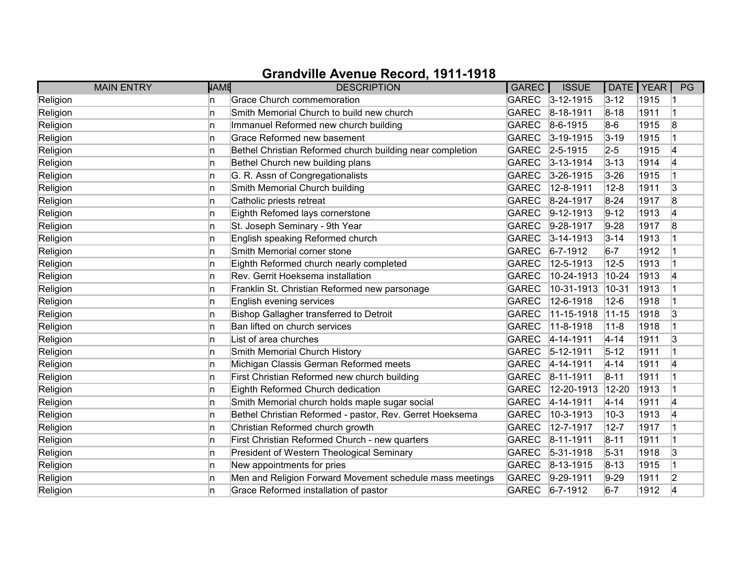# Grandville Avenue Record, 1911-1918

| MAIN ENTRY | NAME | DESCRIPTION | GAREC | ISSUE | DATE | YEAR | PG |
|---|---|---|---|---|---|---|---|
| Religion | n | Grace Church commemoration | GAREC | 3-12-1915 | 3-12 | 1915 | 1 |
| Religion | n | Smith Memorial Church to build new church | GAREC | 8-18-1911 | 8-18 | 1911 | 1 |
| Religion | n | Immanuel Reformed new church building | GAREC | 8-6-1915 | 8-6 | 1915 | 8 |
| Religion | n | Grace Reformed new basement | GAREC | 3-19-1915 | 3-19 | 1915 | 1 |
| Religion | n | Bethel Christian Reformed church building near completion | GAREC | 2-5-1915 | 2-5 | 1915 | 4 |
| Religion | n | Bethel Church new building plans | GAREC | 3-13-1914 | 3-13 | 1914 | 4 |
| Religion | n | G. R. Assn of Congregationalists | GAREC | 3-26-1915 | 3-26 | 1915 | 1 |
| Religion | n | Smith Memorial Church building | GAREC | 12-8-1911 | 12-8 | 1911 | 3 |
| Religion | n | Catholic priests retreat | GAREC | 8-24-1917 | 8-24 | 1917 | 8 |
| Religion | n | Eighth Refomed lays cornerstone | GAREC | 9-12-1913 | 9-12 | 1913 | 4 |
| Religion | n | St. Joseph Seminary - 9th Year | GAREC | 9-28-1917 | 9-28 | 1917 | 8 |
| Religion | n | English speaking Reformed church | GAREC | 3-14-1913 | 3-14 | 1913 | 1 |
| Religion | n | Smith Memorial corner stone | GAREC | 6-7-1912 | 6-7 | 1912 | 1 |
| Religion | n | Eighth Reformed church nearly completed | GAREC | 12-5-1913 | 12-5 | 1913 | 1 |
| Religion | n | Rev. Gerrit Hoeksema installation | GAREC | 10-24-1913 | 10-24 | 1913 | 4 |
| Religion | n | Franklin St. Christian Reformed new parsonage | GAREC | 10-31-1913 | 10-31 | 1913 | 1 |
| Religion | n | English evening services | GAREC | 12-6-1918 | 12-6 | 1918 | 1 |
| Religion | n | Bishop Gallagher transferred to Detroit | GAREC | 11-15-1918 | 11-15 | 1918 | 3 |
| Religion | n | Ban lifted on church services | GAREC | 11-8-1918 | 11-8 | 1918 | 1 |
| Religion | n | List of area churches | GAREC | 4-14-1911 | 4-14 | 1911 | 3 |
| Religion | n | Smith Memorial Church History | GAREC | 5-12-1911 | 5-12 | 1911 | 1 |
| Religion | n | Michigan Classis German Reformed meets | GAREC | 4-14-1911 | 4-14 | 1911 | 4 |
| Religion | n | First Christian Reformed new church building | GAREC | 8-11-1911 | 8-11 | 1911 | 1 |
| Religion | n | Eighth Reformed Church dedication | GAREC | 12-20-1913 | 12-20 | 1913 | 1 |
| Religion | n | Smith Memorial church holds maple sugar social | GAREC | 4-14-1911 | 4-14 | 1911 | 4 |
| Religion | n | Bethel Christian Reformed - pastor, Rev. Gerret Hoeksema | GAREC | 10-3-1913 | 10-3 | 1913 | 4 |
| Religion | n | Christian Reformed church growth | GAREC | 12-7-1917 | 12-7 | 1917 | 1 |
| Religion | n | First Christian Reformed Church - new quarters | GAREC | 8-11-1911 | 8-11 | 1911 | 1 |
| Religion | n | President of Western Theological Seminary | GAREC | 5-31-1918 | 5-31 | 1918 | 3 |
| Religion | n | New appointments for pries | GAREC | 8-13-1915 | 8-13 | 1915 | 1 |
| Religion | n | Men and Religion Forward Movement schedule mass meetings | GAREC | 9-29-1911 | 9-29 | 1911 | 2 |
| Religion | n | Grace Reformed installation of pastor | GAREC | 6-7-1912 | 6-7 | 1912 | 4 |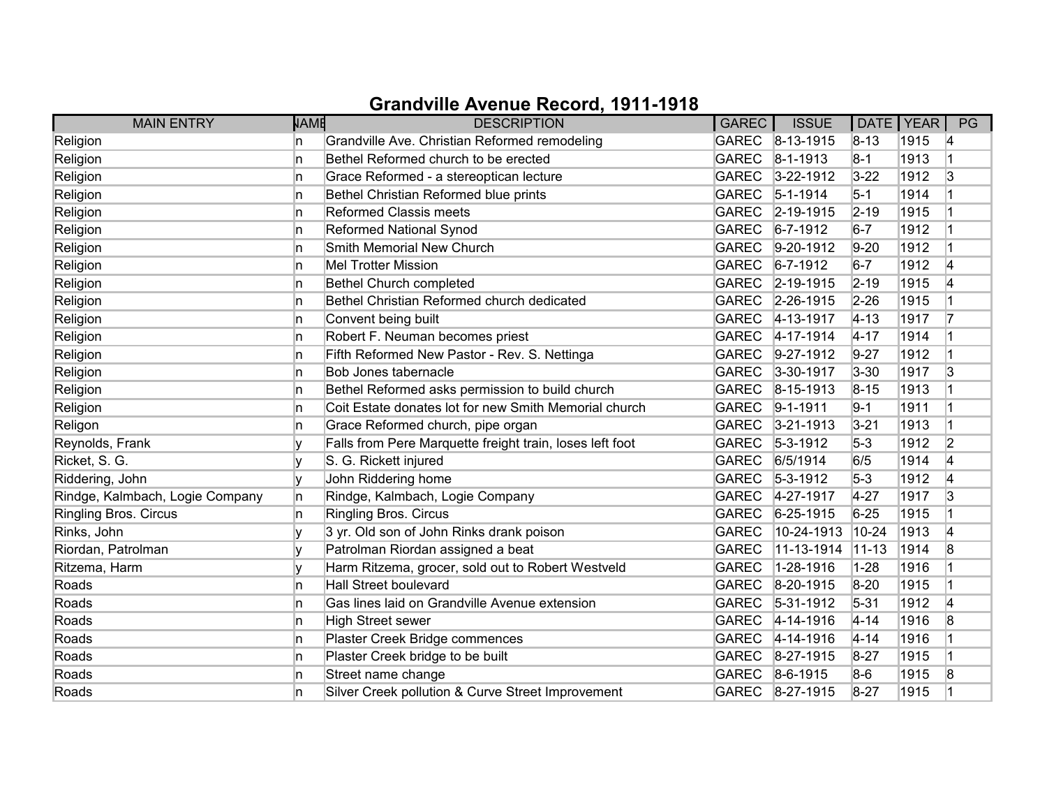# Grandville Avenue Record, 1911-1918

| MAIN ENTRY | NAME | DESCRIPTION | GAREC | ISSUE | DATE | YEAR | PG |
|---|---|---|---|---|---|---|---|
| Religion | n | Grandville Ave. Christian Reformed remodeling | GAREC | 8-13-1915 | 8-13 | 1915 | 4 |
| Religion | n | Bethel Reformed church to be erected | GAREC | 8-1-1913 | 8-1 | 1913 | 1 |
| Religion | n | Grace Reformed - a stereoptican lecture | GAREC | 3-22-1912 | 3-22 | 1912 | 3 |
| Religion | n | Bethel Christian Reformed blue prints | GAREC | 5-1-1914 | 5-1 | 1914 | 1 |
| Religion | n | Reformed Classis meets | GAREC | 2-19-1915 | 2-19 | 1915 | 1 |
| Religion | n | Reformed National Synod | GAREC | 6-7-1912 | 6-7 | 1912 | 1 |
| Religion | n | Smith Memorial New Church | GAREC | 9-20-1912 | 9-20 | 1912 | 1 |
| Religion | n | Mel Trotter Mission | GAREC | 6-7-1912 | 6-7 | 1912 | 4 |
| Religion | n | Bethel Church completed | GAREC | 2-19-1915 | 2-19 | 1915 | 4 |
| Religion | n | Bethel Christian Reformed church dedicated | GAREC | 2-26-1915 | 2-26 | 1915 | 1 |
| Religion | n | Convent being built | GAREC | 4-13-1917 | 4-13 | 1917 | 7 |
| Religion | n | Robert F. Neuman becomes priest | GAREC | 4-17-1914 | 4-17 | 1914 | 1 |
| Religion | n | Fifth Reformed New Pastor - Rev. S. Nettinga | GAREC | 9-27-1912 | 9-27 | 1912 | 1 |
| Religion | n | Bob Jones tabernacle | GAREC | 3-30-1917 | 3-30 | 1917 | 3 |
| Religion | n | Bethel Reformed asks permission to build church | GAREC | 8-15-1913 | 8-15 | 1913 | 1 |
| Religion | n | Coit Estate donates lot for new Smith Memorial church | GAREC | 9-1-1911 | 9-1 | 1911 | 1 |
| Religon | n | Grace Reformed church, pipe organ | GAREC | 3-21-1913 | 3-21 | 1913 | 1 |
| Reynolds, Frank | y | Falls from Pere Marquette freight train, loses left foot | GAREC | 5-3-1912 | 5-3 | 1912 | 2 |
| Ricket, S. G. | y | S. G. Rickett injured | GAREC | 6/5/1914 | 6/5 | 1914 | 4 |
| Riddering, John | y | John Riddering home | GAREC | 5-3-1912 | 5-3 | 1912 | 4 |
| Rindge, Kalmbach, Logie Company | n | Rindge, Kalmbach, Logie Company | GAREC | 4-27-1917 | 4-27 | 1917 | 3 |
| Ringling Bros. Circus | n | Ringling Bros. Circus | GAREC | 6-25-1915 | 6-25 | 1915 | 1 |
| Rinks, John | y | 3 yr. Old son of John Rinks drank poison | GAREC | 10-24-1913 | 10-24 | 1913 | 4 |
| Riordan, Patrolman | y | Patrolman Riordan assigned a beat | GAREC | 11-13-1914 | 11-13 | 1914 | 8 |
| Ritzema, Harm | y | Harm Ritzema, grocer, sold out to Robert Westveld | GAREC | 1-28-1916 | 1-28 | 1916 | 1 |
| Roads | n | Hall Street boulevard | GAREC | 8-20-1915 | 8-20 | 1915 | 1 |
| Roads | n | Gas lines laid on Grandville Avenue extension | GAREC | 5-31-1912 | 5-31 | 1912 | 4 |
| Roads | n | High Street sewer | GAREC | 4-14-1916 | 4-14 | 1916 | 8 |
| Roads | n | Plaster Creek Bridge commences | GAREC | 4-14-1916 | 4-14 | 1916 | 1 |
| Roads | n | Plaster Creek bridge to be built | GAREC | 8-27-1915 | 8-27 | 1915 | 1 |
| Roads | n | Street name change | GAREC | 8-6-1915 | 8-6 | 1915 | 8 |
| Roads | n | Silver Creek pollution & Curve Street Improvement | GAREC | 8-27-1915 | 8-27 | 1915 | 1 |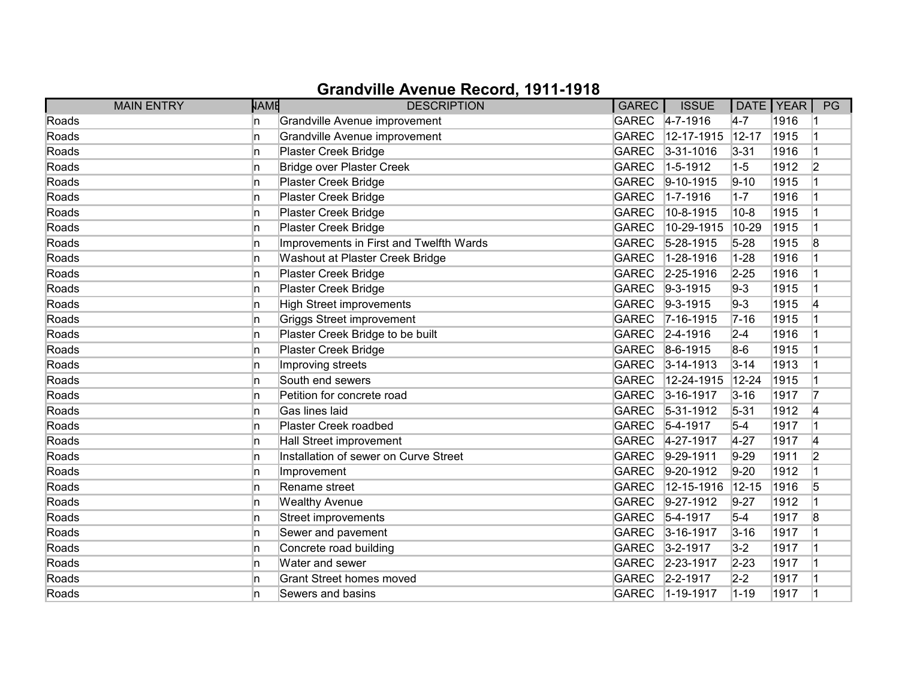# Grandville Avenue Record, 1911-1918

| MAIN ENTRY | NAME | DESCRIPTION | GAREC | ISSUE | DATE | YEAR | PG |
|---|---|---|---|---|---|---|---|
| Roads | n | Grandville Avenue improvement | GAREC | 4-7-1916 | 4-7 | 1916 | 1 |
| Roads | n | Grandville Avenue improvement | GAREC | 12-17-1915 | 12-17 | 1915 | 1 |
| Roads | n | Plaster Creek Bridge | GAREC | 3-31-1016 | 3-31 | 1916 | 1 |
| Roads | n | Bridge over Plaster Creek | GAREC | 1-5-1912 | 1-5 | 1912 | 2 |
| Roads | n | Plaster Creek Bridge | GAREC | 9-10-1915 | 9-10 | 1915 | 1 |
| Roads | n | Plaster Creek Bridge | GAREC | 1-7-1916 | 1-7 | 1916 | 1 |
| Roads | n | Plaster Creek Bridge | GAREC | 10-8-1915 | 10-8 | 1915 | 1 |
| Roads | n | Plaster Creek Bridge | GAREC | 10-29-1915 | 10-29 | 1915 | 1 |
| Roads | n | Improvements in First and Twelfth Wards | GAREC | 5-28-1915 | 5-28 | 1915 | 8 |
| Roads | n | Washout at Plaster Creek Bridge | GAREC | 1-28-1916 | 1-28 | 1916 | 1 |
| Roads | n | Plaster Creek Bridge | GAREC | 2-25-1916 | 2-25 | 1916 | 1 |
| Roads | n | Plaster Creek Bridge | GAREC | 9-3-1915 | 9-3 | 1915 | 1 |
| Roads | n | High Street improvements | GAREC | 9-3-1915 | 9-3 | 1915 | 4 |
| Roads | n | Griggs Street improvement | GAREC | 7-16-1915 | 7-16 | 1915 | 1 |
| Roads | n | Plaster Creek Bridge to be built | GAREC | 2-4-1916 | 2-4 | 1916 | 1 |
| Roads | n | Plaster Creek Bridge | GAREC | 8-6-1915 | 8-6 | 1915 | 1 |
| Roads | n | Improving streets | GAREC | 3-14-1913 | 3-14 | 1913 | 1 |
| Roads | n | South end sewers | GAREC | 12-24-1915 | 12-24 | 1915 | 1 |
| Roads | n | Petition for concrete road | GAREC | 3-16-1917 | 3-16 | 1917 | 7 |
| Roads | n | Gas lines laid | GAREC | 5-31-1912 | 5-31 | 1912 | 4 |
| Roads | n | Plaster Creek roadbed | GAREC | 5-4-1917 | 5-4 | 1917 | 1 |
| Roads | n | Hall Street improvement | GAREC | 4-27-1917 | 4-27 | 1917 | 4 |
| Roads | n | Installation of sewer on Curve Street | GAREC | 9-29-1911 | 9-29 | 1911 | 2 |
| Roads | n | Improvement | GAREC | 9-20-1912 | 9-20 | 1912 | 1 |
| Roads | n | Rename street | GAREC | 12-15-1916 | 12-15 | 1916 | 5 |
| Roads | n | Wealthy Avenue | GAREC | 9-27-1912 | 9-27 | 1912 | 1 |
| Roads | n | Street improvements | GAREC | 5-4-1917 | 5-4 | 1917 | 8 |
| Roads | n | Sewer and pavement | GAREC | 3-16-1917 | 3-16 | 1917 | 1 |
| Roads | n | Concrete road building | GAREC | 3-2-1917 | 3-2 | 1917 | 1 |
| Roads | n | Water and sewer | GAREC | 2-23-1917 | 2-23 | 1917 | 1 |
| Roads | n | Grant Street homes moved | GAREC | 2-2-1917 | 2-2 | 1917 | 1 |
| Roads | n | Sewers and basins | GAREC | 1-19-1917 | 1-19 | 1917 | 1 |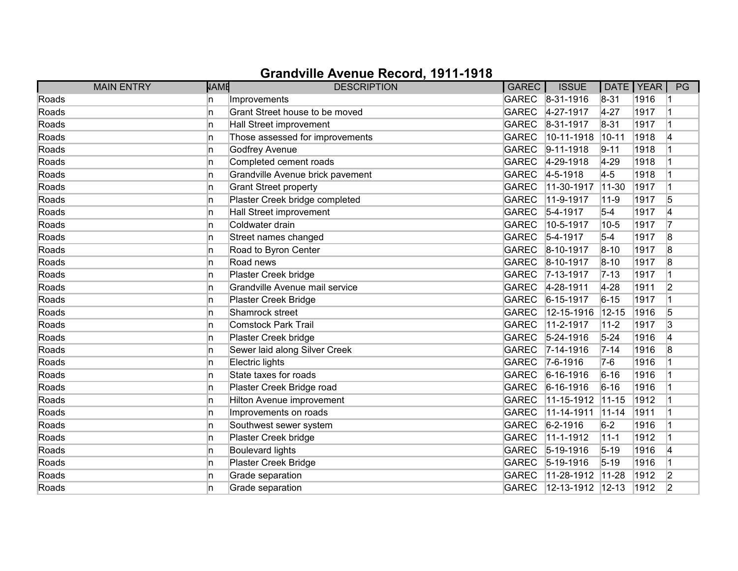# Grandville Avenue Record, 1911-1918

| MAIN ENTRY | NAME | DESCRIPTION | GAREC | ISSUE | DATE | YEAR | PG |
|---|---|---|---|---|---|---|---|
| Roads | n | Improvements | GAREC | 8-31-1916 | 8-31 | 1916 | 1 |
| Roads | n | Grant Street house to be moved | GAREC | 4-27-1917 | 4-27 | 1917 | 1 |
| Roads | n | Hall Street improvement | GAREC | 8-31-1917 | 8-31 | 1917 | 1 |
| Roads | n | Those assessed for improvements | GAREC | 10-11-1918 | 10-11 | 1918 | 4 |
| Roads | n | Godfrey Avenue | GAREC | 9-11-1918 | 9-11 | 1918 | 1 |
| Roads | n | Completed cement roads | GAREC | 4-29-1918 | 4-29 | 1918 | 1 |
| Roads | n | Grandville Avenue brick pavement | GAREC | 4-5-1918 | 4-5 | 1918 | 1 |
| Roads | n | Grant Street property | GAREC | 11-30-1917 | 11-30 | 1917 | 1 |
| Roads | n | Plaster Creek bridge completed | GAREC | 11-9-1917 | 11-9 | 1917 | 5 |
| Roads | n | Hall Street improvement | GAREC | 5-4-1917 | 5-4 | 1917 | 4 |
| Roads | n | Coldwater drain | GAREC | 10-5-1917 | 10-5 | 1917 | 7 |
| Roads | n | Street names changed | GAREC | 5-4-1917 | 5-4 | 1917 | 8 |
| Roads | n | Road to Byron Center | GAREC | 8-10-1917 | 8-10 | 1917 | 8 |
| Roads | n | Road news | GAREC | 8-10-1917 | 8-10 | 1917 | 8 |
| Roads | n | Plaster Creek bridge | GAREC | 7-13-1917 | 7-13 | 1917 | 1 |
| Roads | n | Grandville Avenue mail service | GAREC | 4-28-1911 | 4-28 | 1911 | 2 |
| Roads | n | Plaster Creek Bridge | GAREC | 6-15-1917 | 6-15 | 1917 | 1 |
| Roads | n | Shamrock street | GAREC | 12-15-1916 | 12-15 | 1916 | 5 |
| Roads | n | Comstock Park Trail | GAREC | 11-2-1917 | 11-2 | 1917 | 3 |
| Roads | n | Plaster Creek bridge | GAREC | 5-24-1916 | 5-24 | 1916 | 4 |
| Roads | n | Sewer laid along Silver Creek | GAREC | 7-14-1916 | 7-14 | 1916 | 8 |
| Roads | n | Electric lights | GAREC | 7-6-1916 | 7-6 | 1916 | 1 |
| Roads | n | State taxes for roads | GAREC | 6-16-1916 | 6-16 | 1916 | 1 |
| Roads | n | Plaster Creek Bridge road | GAREC | 6-16-1916 | 6-16 | 1916 | 1 |
| Roads | n | Hilton Avenue improvement | GAREC | 11-15-1912 | 11-15 | 1912 | 1 |
| Roads | n | Improvements on roads | GAREC | 11-14-1911 | 11-14 | 1911 | 1 |
| Roads | n | Southwest sewer system | GAREC | 6-2-1916 | 6-2 | 1916 | 1 |
| Roads | n | Plaster Creek bridge | GAREC | 11-1-1912 | 11-1 | 1912 | 1 |
| Roads | n | Boulevard lights | GAREC | 5-19-1916 | 5-19 | 1916 | 4 |
| Roads | n | Plaster Creek Bridge | GAREC | 5-19-1916 | 5-19 | 1916 | 1 |
| Roads | n | Grade separation | GAREC | 11-28-1912 | 11-28 | 1912 | 2 |
| Roads | n | Grade separation | GAREC | 12-13-1912 | 12-13 | 1912 | 2 |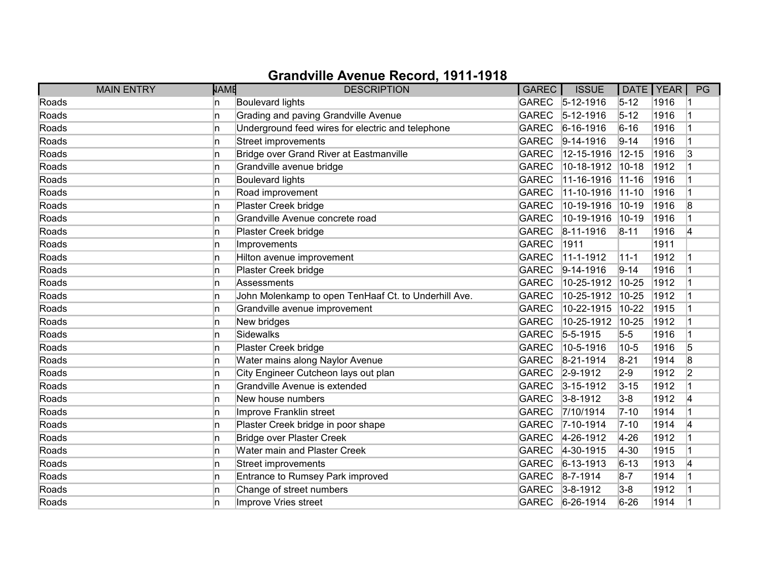# Grandville Avenue Record, 1911-1918

| MAIN ENTRY | NAME | DESCRIPTION | GAREC | ISSUE | DATE | YEAR | PG |
|---|---|---|---|---|---|---|---|
| Roads | n | Boulevard lights | GAREC | 5-12-1916 | 5-12 | 1916 | 1 |
| Roads | n | Grading and paving Grandville Avenue | GAREC | 5-12-1916 | 5-12 | 1916 | 1 |
| Roads | n | Underground feed wires for electric and telephone | GAREC | 6-16-1916 | 6-16 | 1916 | 1 |
| Roads | n | Street improvements | GAREC | 9-14-1916 | 9-14 | 1916 | 1 |
| Roads | n | Bridge over Grand River at Eastmanville | GAREC | 12-15-1916 | 12-15 | 1916 | 3 |
| Roads | n | Grandville avenue bridge | GAREC | 10-18-1912 | 10-18 | 1912 | 1 |
| Roads | n | Boulevard lights | GAREC | 11-16-1916 | 11-16 | 1916 | 1 |
| Roads | n | Road improvement | GAREC | 11-10-1916 | 11-10 | 1916 | 1 |
| Roads | n | Plaster Creek bridge | GAREC | 10-19-1916 | 10-19 | 1916 | 8 |
| Roads | n | Grandville Avenue concrete road | GAREC | 10-19-1916 | 10-19 | 1916 | 1 |
| Roads | n | Plaster Creek bridge | GAREC | 8-11-1916 | 8-11 | 1916 | 4 |
| Roads | n | Improvements | GAREC | 1911 | | 1911 | |
| Roads | n | Hilton avenue improvement | GAREC | 11-1-1912 | 11-1 | 1912 | 1 |
| Roads | n | Plaster Creek bridge | GAREC | 9-14-1916 | 9-14 | 1916 | 1 |
| Roads | n | Assessments | GAREC | 10-25-1912 | 10-25 | 1912 | 1 |
| Roads | n | John Molenkamp to open TenHaaf Ct. to Underhill Ave. | GAREC | 10-25-1912 | 10-25 | 1912 | 1 |
| Roads | n | Grandville avenue improvement | GAREC | 10-22-1915 | 10-22 | 1915 | 1 |
| Roads | n | New bridges | GAREC | 10-25-1912 | 10-25 | 1912 | 1 |
| Roads | n | Sidewalks | GAREC | 5-5-1915 | 5-5 | 1916 | 1 |
| Roads | n | Plaster Creek bridge | GAREC | 10-5-1916 | 10-5 | 1916 | 5 |
| Roads | n | Water mains along Naylor Avenue | GAREC | 8-21-1914 | 8-21 | 1914 | 8 |
| Roads | n | City Engineer Cutcheon lays out plan | GAREC | 2-9-1912 | 2-9 | 1912 | 2 |
| Roads | n | Grandville Avenue is extended | GAREC | 3-15-1912 | 3-15 | 1912 | 1 |
| Roads | n | New house numbers | GAREC | 3-8-1912 | 3-8 | 1912 | 4 |
| Roads | n | Improve Franklin street | GAREC | 7/10/1914 | 7-10 | 1914 | 1 |
| Roads | n | Plaster Creek bridge in poor shape | GAREC | 7-10-1914 | 7-10 | 1914 | 4 |
| Roads | n | Bridge over Plaster Creek | GAREC | 4-26-1912 | 4-26 | 1912 | 1 |
| Roads | n | Water main and Plaster Creek | GAREC | 4-30-1915 | 4-30 | 1915 | 1 |
| Roads | n | Street improvements | GAREC | 6-13-1913 | 6-13 | 1913 | 4 |
| Roads | n | Entrance to Rumsey Park improved | GAREC | 8-7-1914 | 8-7 | 1914 | 1 |
| Roads | n | Change of street numbers | GAREC | 3-8-1912 | 3-8 | 1912 | 1 |
| Roads | n | Improve Vries street | GAREC | 6-26-1914 | 6-26 | 1914 | 1 |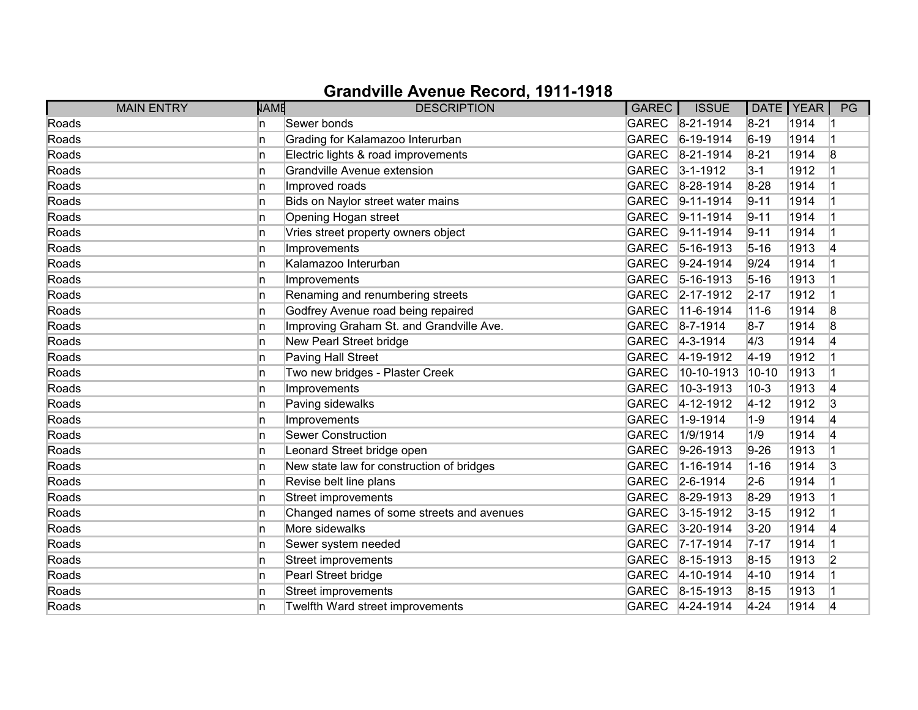# Grandville Avenue Record, 1911-1918

| MAIN ENTRY | NAME | DESCRIPTION | GAREC | ISSUE | DATE | YEAR | PG |
|---|---|---|---|---|---|---|---|
| Roads | n | Sewer bonds | GAREC | 8-21-1914 | 8-21 | 1914 | 1 |
| Roads | n | Grading for Kalamazoo Interurban | GAREC | 6-19-1914 | 6-19 | 1914 | 1 |
| Roads | n | Electric lights & road improvements | GAREC | 8-21-1914 | 8-21 | 1914 | 8 |
| Roads | n | Grandville Avenue extension | GAREC | 3-1-1912 | 3-1 | 1912 | 1 |
| Roads | n | Improved roads | GAREC | 8-28-1914 | 8-28 | 1914 | 1 |
| Roads | n | Bids on Naylor street water mains | GAREC | 9-11-1914 | 9-11 | 1914 | 1 |
| Roads | n | Opening Hogan street | GAREC | 9-11-1914 | 9-11 | 1914 | 1 |
| Roads | n | Vries street property owners object | GAREC | 9-11-1914 | 9-11 | 1914 | 1 |
| Roads | n | Improvements | GAREC | 5-16-1913 | 5-16 | 1913 | 4 |
| Roads | n | Kalamazoo Interurban | GAREC | 9-24-1914 | 9/24 | 1914 | 1 |
| Roads | n | Improvements | GAREC | 5-16-1913 | 5-16 | 1913 | 1 |
| Roads | n | Renaming and renumbering streets | GAREC | 2-17-1912 | 2-17 | 1912 | 1 |
| Roads | n | Godfrey Avenue road being repaired | GAREC | 11-6-1914 | 11-6 | 1914 | 8 |
| Roads | n | Improving Graham St. and Grandville Ave. | GAREC | 8-7-1914 | 8-7 | 1914 | 8 |
| Roads | n | New Pearl Street bridge | GAREC | 4-3-1914 | 4/3 | 1914 | 4 |
| Roads | n | Paving Hall Street | GAREC | 4-19-1912 | 4-19 | 1912 | 1 |
| Roads | n | Two new bridges - Plaster Creek | GAREC | 10-10-1913 | 10-10 | 1913 | 1 |
| Roads | n | Improvements | GAREC | 10-3-1913 | 10-3 | 1913 | 4 |
| Roads | n | Paving sidewalks | GAREC | 4-12-1912 | 4-12 | 1912 | 3 |
| Roads | n | Improvements | GAREC | 1-9-1914 | 1-9 | 1914 | 4 |
| Roads | n | Sewer Construction | GAREC | 1/9/1914 | 1/9 | 1914 | 4 |
| Roads | n | Leonard Street bridge open | GAREC | 9-26-1913 | 9-26 | 1913 | 1 |
| Roads | n | New state law for construction of bridges | GAREC | 1-16-1914 | 1-16 | 1914 | 3 |
| Roads | n | Revise belt line plans | GAREC | 2-6-1914 | 2-6 | 1914 | 1 |
| Roads | n | Street improvements | GAREC | 8-29-1913 | 8-29 | 1913 | 1 |
| Roads | n | Changed names of some streets and avenues | GAREC | 3-15-1912 | 3-15 | 1912 | 1 |
| Roads | n | More sidewalks | GAREC | 3-20-1914 | 3-20 | 1914 | 4 |
| Roads | n | Sewer system needed | GAREC | 7-17-1914 | 7-17 | 1914 | 1 |
| Roads | n | Street improvements | GAREC | 8-15-1913 | 8-15 | 1913 | 2 |
| Roads | n | Pearl Street bridge | GAREC | 4-10-1914 | 4-10 | 1914 | 1 |
| Roads | n | Street improvements | GAREC | 8-15-1913 | 8-15 | 1913 | 1 |
| Roads | n | Twelfth Ward street improvements | GAREC | 4-24-1914 | 4-24 | 1914 | 4 |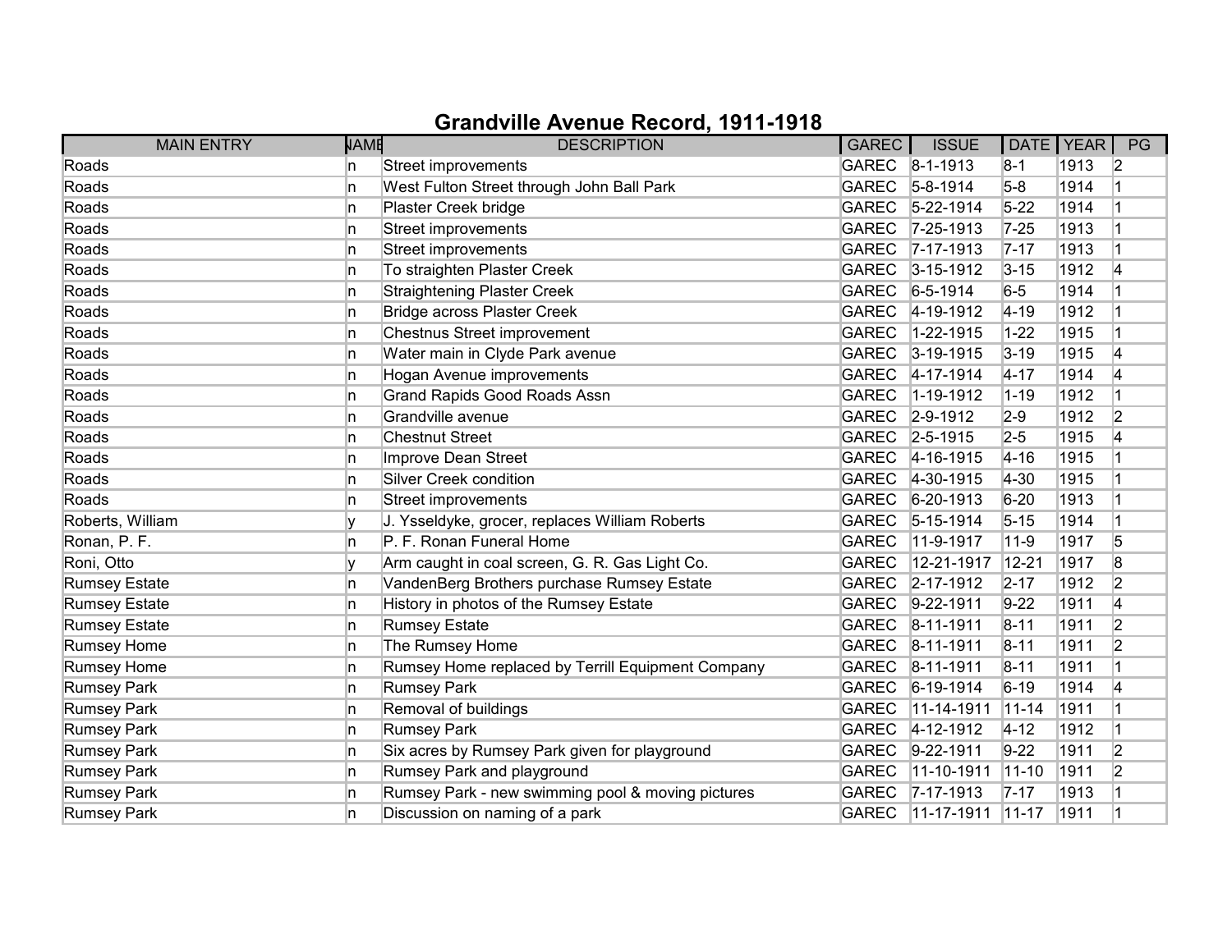# Grandville Avenue Record, 1911-1918

| MAIN ENTRY | NAME | DESCRIPTION | GAREC | ISSUE | DATE | YEAR | PG |
|---|---|---|---|---|---|---|---|
| Roads | n | Street improvements | GAREC | 8-1-1913 | 8-1 | 1913 | 2 |
| Roads | n | West Fulton Street through John Ball Park | GAREC | 5-8-1914 | 5-8 | 1914 | 1 |
| Roads | n | Plaster Creek bridge | GAREC | 5-22-1914 | 5-22 | 1914 | 1 |
| Roads | n | Street improvements | GAREC | 7-25-1913 | 7-25 | 1913 | 1 |
| Roads | n | Street improvements | GAREC | 7-17-1913 | 7-17 | 1913 | 1 |
| Roads | n | To straighten Plaster Creek | GAREC | 3-15-1912 | 3-15 | 1912 | 4 |
| Roads | n | Straightening Plaster Creek | GAREC | 6-5-1914 | 6-5 | 1914 | 1 |
| Roads | n | Bridge across Plaster Creek | GAREC | 4-19-1912 | 4-19 | 1912 | 1 |
| Roads | n | Chestnus Street improvement | GAREC | 1-22-1915 | 1-22 | 1915 | 1 |
| Roads | n | Water main in Clyde Park avenue | GAREC | 3-19-1915 | 3-19 | 1915 | 4 |
| Roads | n | Hogan Avenue improvements | GAREC | 4-17-1914 | 4-17 | 1914 | 4 |
| Roads | n | Grand Rapids Good Roads Assn | GAREC | 1-19-1912 | 1-19 | 1912 | 1 |
| Roads | n | Grandville avenue | GAREC | 2-9-1912 | 2-9 | 1912 | 2 |
| Roads | n | Chestnut Street | GAREC | 2-5-1915 | 2-5 | 1915 | 4 |
| Roads | n | Improve Dean Street | GAREC | 4-16-1915 | 4-16 | 1915 | 1 |
| Roads | n | Silver Creek condition | GAREC | 4-30-1915 | 4-30 | 1915 | 1 |
| Roads | n | Street improvements | GAREC | 6-20-1913 | 6-20 | 1913 | 1 |
| Roberts, William | y | J. Ysseldyke, grocer, replaces William Roberts | GAREC | 5-15-1914 | 5-15 | 1914 | 1 |
| Ronan, P. F. | n | P. F. Ronan Funeral Home | GAREC | 11-9-1917 | 11-9 | 1917 | 5 |
| Roni, Otto | y | Arm caught in coal screen, G. R. Gas Light Co. | GAREC | 12-21-1917 | 12-21 | 1917 | 8 |
| Rumsey Estate | n | VandenBerg Brothers purchase Rumsey Estate | GAREC | 2-17-1912 | 2-17 | 1912 | 2 |
| Rumsey Estate | n | History in photos of the Rumsey Estate | GAREC | 9-22-1911 | 9-22 | 1911 | 4 |
| Rumsey Estate | n | Rumsey Estate | GAREC | 8-11-1911 | 8-11 | 1911 | 2 |
| Rumsey Home | n | The Rumsey Home | GAREC | 8-11-1911 | 8-11 | 1911 | 2 |
| Rumsey Home | n | Rumsey Home replaced by Terrill Equipment Company | GAREC | 8-11-1911 | 8-11 | 1911 | 1 |
| Rumsey Park | n | Rumsey Park | GAREC | 6-19-1914 | 6-19 | 1914 | 4 |
| Rumsey Park | n | Removal of buildings | GAREC | 11-14-1911 | 11-14 | 1911 | 1 |
| Rumsey Park | n | Rumsey Park | GAREC | 4-12-1912 | 4-12 | 1912 | 1 |
| Rumsey Park | n | Six acres by Rumsey Park given for playground | GAREC | 9-22-1911 | 9-22 | 1911 | 2 |
| Rumsey Park | n | Rumsey Park and playground | GAREC | 11-10-1911 | 11-10 | 1911 | 2 |
| Rumsey Park | n | Rumsey Park - new swimming pool & moving pictures | GAREC | 7-17-1913 | 7-17 | 1913 | 1 |
| Rumsey Park | n | Discussion on naming of a park | GAREC | 11-17-1911 | 11-17 | 1911 | 1 |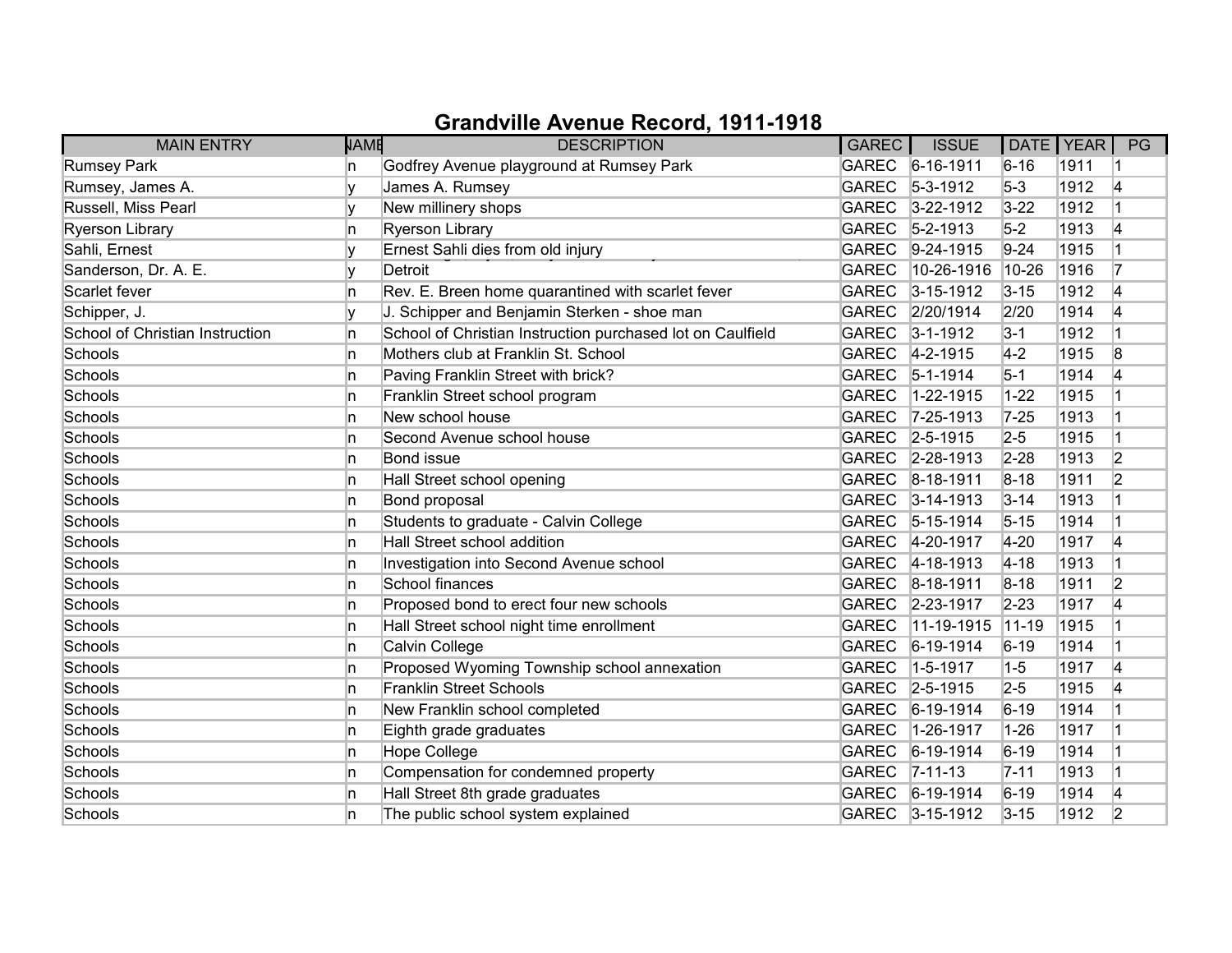# Grandville Avenue Record, 1911-1918

| MAIN ENTRY | NAME | DESCRIPTION | GAREC | ISSUE | DATE | YEAR | PG |
|---|---|---|---|---|---|---|---|
| Rumsey Park | n | Godfrey Avenue playground at Rumsey Park | GAREC | 6-16-1911 | 6-16 | 1911 | 1 |
| Rumsey, James A. | y | James A. Rumsey | GAREC | 5-3-1912 | 5-3 | 1912 | 4 |
| Russell, Miss Pearl | y | New millinery shops | GAREC | 3-22-1912 | 3-22 | 1912 | 1 |
| Ryerson Library | n | Ryerson Library | GAREC | 5-2-1913 | 5-2 | 1913 | 4 |
| Sahli, Ernest | y | Ernest Sahli dies from old injury | GAREC | 9-24-1915 | 9-24 | 1915 | 1 |
| Sanderson, Dr. A. E. | y | Detroit | GAREC | 10-26-1916 | 10-26 | 1916 | 7 |
| Scarlet fever | n | Rev. E. Breen home quarantined with scarlet fever | GAREC | 3-15-1912 | 3-15 | 1912 | 4 |
| Schipper, J. | y | J. Schipper and Benjamin Sterken - shoe man | GAREC | 2/20/1914 | 2/20 | 1914 | 4 |
| School of Christian Instruction | n | School of Christian Instruction purchased lot on Caulfield | GAREC | 3-1-1912 | 3-1 | 1912 | 1 |
| Schools | n | Mothers club at Franklin St. School | GAREC | 4-2-1915 | 4-2 | 1915 | 8 |
| Schools | n | Paving Franklin Street with brick? | GAREC | 5-1-1914 | 5-1 | 1914 | 4 |
| Schools | n | Franklin Street school program | GAREC | 1-22-1915 | 1-22 | 1915 | 1 |
| Schools | n | New school house | GAREC | 7-25-1913 | 7-25 | 1913 | 1 |
| Schools | n | Second Avenue school house | GAREC | 2-5-1915 | 2-5 | 1915 | 1 |
| Schools | n | Bond issue | GAREC | 2-28-1913 | 2-28 | 1913 | 2 |
| Schools | n | Hall Street school opening | GAREC | 8-18-1911 | 8-18 | 1911 | 2 |
| Schools | n | Bond proposal | GAREC | 3-14-1913 | 3-14 | 1913 | 1 |
| Schools | n | Students to graduate - Calvin College | GAREC | 5-15-1914 | 5-15 | 1914 | 1 |
| Schools | n | Hall Street school addition | GAREC | 4-20-1917 | 4-20 | 1917 | 4 |
| Schools | n | Investigation into Second Avenue school | GAREC | 4-18-1913 | 4-18 | 1913 | 1 |
| Schools | n | School finances | GAREC | 8-18-1911 | 8-18 | 1911 | 2 |
| Schools | n | Proposed bond to erect four new schools | GAREC | 2-23-1917 | 2-23 | 1917 | 4 |
| Schools | n | Hall Street school night time enrollment | GAREC | 11-19-1915 | 11-19 | 1915 | 1 |
| Schools | n | Calvin College | GAREC | 6-19-1914 | 6-19 | 1914 | 1 |
| Schools | n | Proposed Wyoming Township school annexation | GAREC | 1-5-1917 | 1-5 | 1917 | 4 |
| Schools | n | Franklin Street Schools | GAREC | 2-5-1915 | 2-5 | 1915 | 4 |
| Schools | n | New Franklin school completed | GAREC | 6-19-1914 | 6-19 | 1914 | 1 |
| Schools | n | Eighth grade graduates | GAREC | 1-26-1917 | 1-26 | 1917 | 1 |
| Schools | n | Hope College | GAREC | 6-19-1914 | 6-19 | 1914 | 1 |
| Schools | n | Compensation for condemned property | GAREC | 7-11-13 | 7-11 | 1913 | 1 |
| Schools | n | Hall Street 8th grade graduates | GAREC | 6-19-1914 | 6-19 | 1914 | 4 |
| Schools | n | The public school system explained | GAREC | 3-15-1912 | 3-15 | 1912 | 2 |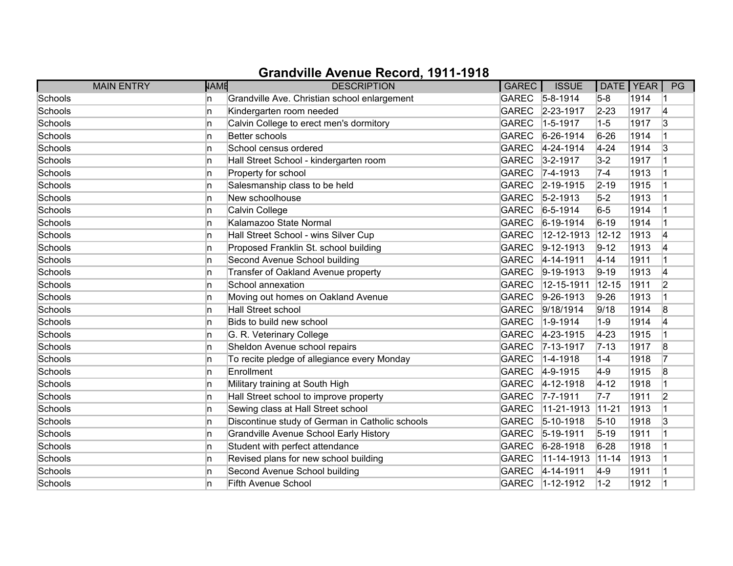# Grandville Avenue Record, 1911-1918

| MAIN ENTRY | NAME | DESCRIPTION | GAREC | ISSUE | DATE | YEAR | PG |
|---|---|---|---|---|---|---|---|
| Schools | n | Grandville Ave. Christian school enlargement | GAREC | 5-8-1914 | 5-8 | 1914 | 1 |
| Schools | n | Kindergarten room needed | GAREC | 2-23-1917 | 2-23 | 1917 | 4 |
| Schools | n | Calvin College to erect men's dormitory | GAREC | 1-5-1917 | 1-5 | 1917 | 3 |
| Schools | n | Better schools | GAREC | 6-26-1914 | 6-26 | 1914 | 1 |
| Schools | n | School census ordered | GAREC | 4-24-1914 | 4-24 | 1914 | 3 |
| Schools | n | Hall Street School - kindergarten room | GAREC | 3-2-1917 | 3-2 | 1917 | 1 |
| Schools | n | Property for school | GAREC | 7-4-1913 | 7-4 | 1913 | 1 |
| Schools | n | Salesmanship class to be held | GAREC | 2-19-1915 | 2-19 | 1915 | 1 |
| Schools | n | New schoolhouse | GAREC | 5-2-1913 | 5-2 | 1913 | 1 |
| Schools | n | Calvin College | GAREC | 6-5-1914 | 6-5 | 1914 | 1 |
| Schools | n | Kalamazoo State Normal | GAREC | 6-19-1914 | 6-19 | 1914 | 1 |
| Schools | n | Hall Street School - wins Silver Cup | GAREC | 12-12-1913 | 12-12 | 1913 | 4 |
| Schools | n | Proposed Franklin St. school building | GAREC | 9-12-1913 | 9-12 | 1913 | 4 |
| Schools | n | Second Avenue School building | GAREC | 4-14-1911 | 4-14 | 1911 | 1 |
| Schools | n | Transfer of Oakland Avenue property | GAREC | 9-19-1913 | 9-19 | 1913 | 4 |
| Schools | n | School annexation | GAREC | 12-15-1911 | 12-15 | 1911 | 2 |
| Schools | n | Moving out homes on Oakland Avenue | GAREC | 9-26-1913 | 9-26 | 1913 | 1 |
| Schools | n | Hall Street school | GAREC | 9/18/1914 | 9/18 | 1914 | 8 |
| Schools | n | Bids to build new school | GAREC | 1-9-1914 | 1-9 | 1914 | 4 |
| Schools | n | G. R. Veterinary College | GAREC | 4-23-1915 | 4-23 | 1915 | 1 |
| Schools | n | Sheldon Avenue school repairs | GAREC | 7-13-1917 | 7-13 | 1917 | 8 |
| Schools | n | To recite pledge of allegiance every Monday | GAREC | 1-4-1918 | 1-4 | 1918 | 7 |
| Schools | n | Enrollment | GAREC | 4-9-1915 | 4-9 | 1915 | 8 |
| Schools | n | Military training at South High | GAREC | 4-12-1918 | 4-12 | 1918 | 1 |
| Schools | n | Hall Street school to improve property | GAREC | 7-7-1911 | 7-7 | 1911 | 2 |
| Schools | n | Sewing class at Hall Street school | GAREC | 11-21-1913 | 11-21 | 1913 | 1 |
| Schools | n | Discontinue study of German in Catholic schools | GAREC | 5-10-1918 | 5-10 | 1918 | 3 |
| Schools | n | Grandville Avenue School Early History | GAREC | 5-19-1911 | 5-19 | 1911 | 1 |
| Schools | n | Student with perfect attendance | GAREC | 6-28-1918 | 6-28 | 1918 | 1 |
| Schools | n | Revised plans for new school building | GAREC | 11-14-1913 | 11-14 | 1913 | 1 |
| Schools | n | Second Avenue School building | GAREC | 4-14-1911 | 4-9 | 1911 | 1 |
| Schools | n | Fifth Avenue School | GAREC | 1-12-1912 | 1-2 | 1912 | 1 |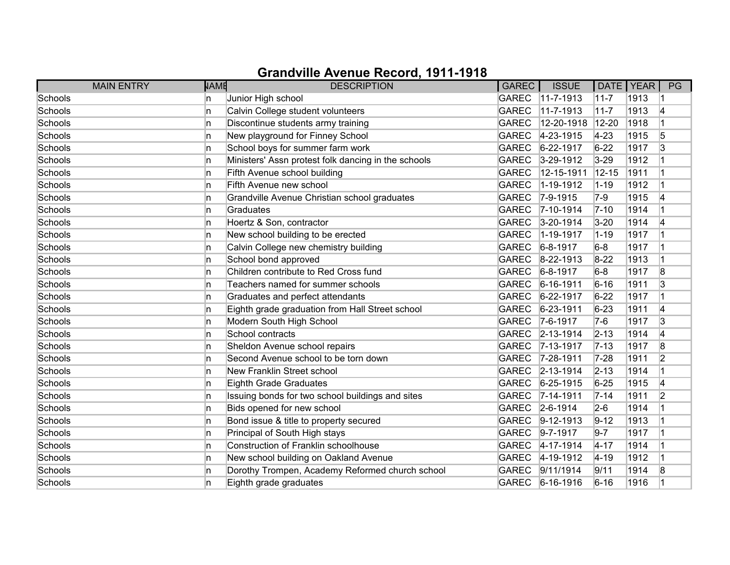# Grandville Avenue Record, 1911-1918

| MAIN ENTRY | NAME | DESCRIPTION | GAREC | ISSUE | DATE | YEAR | PG |
|---|---|---|---|---|---|---|---|
| Schools | n | Junior High school | GAREC | 11-7-1913 | 11-7 | 1913 | 1 |
| Schools | n | Calvin College student volunteers | GAREC | 11-7-1913 | 11-7 | 1913 | 4 |
| Schools | n | Discontinue students army training | GAREC | 12-20-1918 | 12-20 | 1918 | 1 |
| Schools | n | New playground for Finney School | GAREC | 4-23-1915 | 4-23 | 1915 | 5 |
| Schools | n | School boys for summer farm work | GAREC | 6-22-1917 | 6-22 | 1917 | 3 |
| Schools | n | Ministers' Assn protest folk dancing in the schools | GAREC | 3-29-1912 | 3-29 | 1912 | 1 |
| Schools | n | Fifth Avenue school building | GAREC | 12-15-1911 | 12-15 | 1911 | 1 |
| Schools | n | Fifth Avenue new school | GAREC | 1-19-1912 | 1-19 | 1912 | 1 |
| Schools | n | Grandville Avenue Christian school graduates | GAREC | 7-9-1915 | 7-9 | 1915 | 4 |
| Schools | n | Graduates | GAREC | 7-10-1914 | 7-10 | 1914 | 1 |
| Schools | n | Hoertz & Son, contractor | GAREC | 3-20-1914 | 3-20 | 1914 | 4 |
| Schools | n | New school building to be erected | GAREC | 1-19-1917 | 1-19 | 1917 | 1 |
| Schools | n | Calvin College new chemistry building | GAREC | 6-8-1917 | 6-8 | 1917 | 1 |
| Schools | n | School bond approved | GAREC | 8-22-1913 | 8-22 | 1913 | 1 |
| Schools | n | Children contribute to Red Cross fund | GAREC | 6-8-1917 | 6-8 | 1917 | 8 |
| Schools | n | Teachers named for summer schools | GAREC | 6-16-1911 | 6-16 | 1911 | 3 |
| Schools | n | Graduates and perfect attendants | GAREC | 6-22-1917 | 6-22 | 1917 | 1 |
| Schools | n | Eighth grade graduation from Hall Street school | GAREC | 6-23-1911 | 6-23 | 1911 | 4 |
| Schools | n | Modern South High School | GAREC | 7-6-1917 | 7-6 | 1917 | 3 |
| Schools | n | School contracts | GAREC | 2-13-1914 | 2-13 | 1914 | 4 |
| Schools | n | Sheldon Avenue school repairs | GAREC | 7-13-1917 | 7-13 | 1917 | 8 |
| Schools | n | Second Avenue school to be torn down | GAREC | 7-28-1911 | 7-28 | 1911 | 2 |
| Schools | n | New Franklin Street school | GAREC | 2-13-1914 | 2-13 | 1914 | 1 |
| Schools | n | Eighth Grade Graduates | GAREC | 6-25-1915 | 6-25 | 1915 | 4 |
| Schools | n | Issuing bonds for two school buildings and sites | GAREC | 7-14-1911 | 7-14 | 1911 | 2 |
| Schools | n | Bids opened for new school | GAREC | 2-6-1914 | 2-6 | 1914 | 1 |
| Schools | n | Bond issue & title to property secured | GAREC | 9-12-1913 | 9-12 | 1913 | 1 |
| Schools | n | Principal of South High stays | GAREC | 9-7-1917 | 9-7 | 1917 | 1 |
| Schools | n | Construction of Franklin schoolhouse | GAREC | 4-17-1914 | 4-17 | 1914 | 1 |
| Schools | n | New school building on Oakland Avenue | GAREC | 4-19-1912 | 4-19 | 1912 | 1 |
| Schools | n | Dorothy Trompen, Academy Reformed church school | GAREC | 9/11/1914 | 9/11 | 1914 | 8 |
| Schools | n | Eighth grade graduates | GAREC | 6-16-1916 | 6-16 | 1916 | 1 |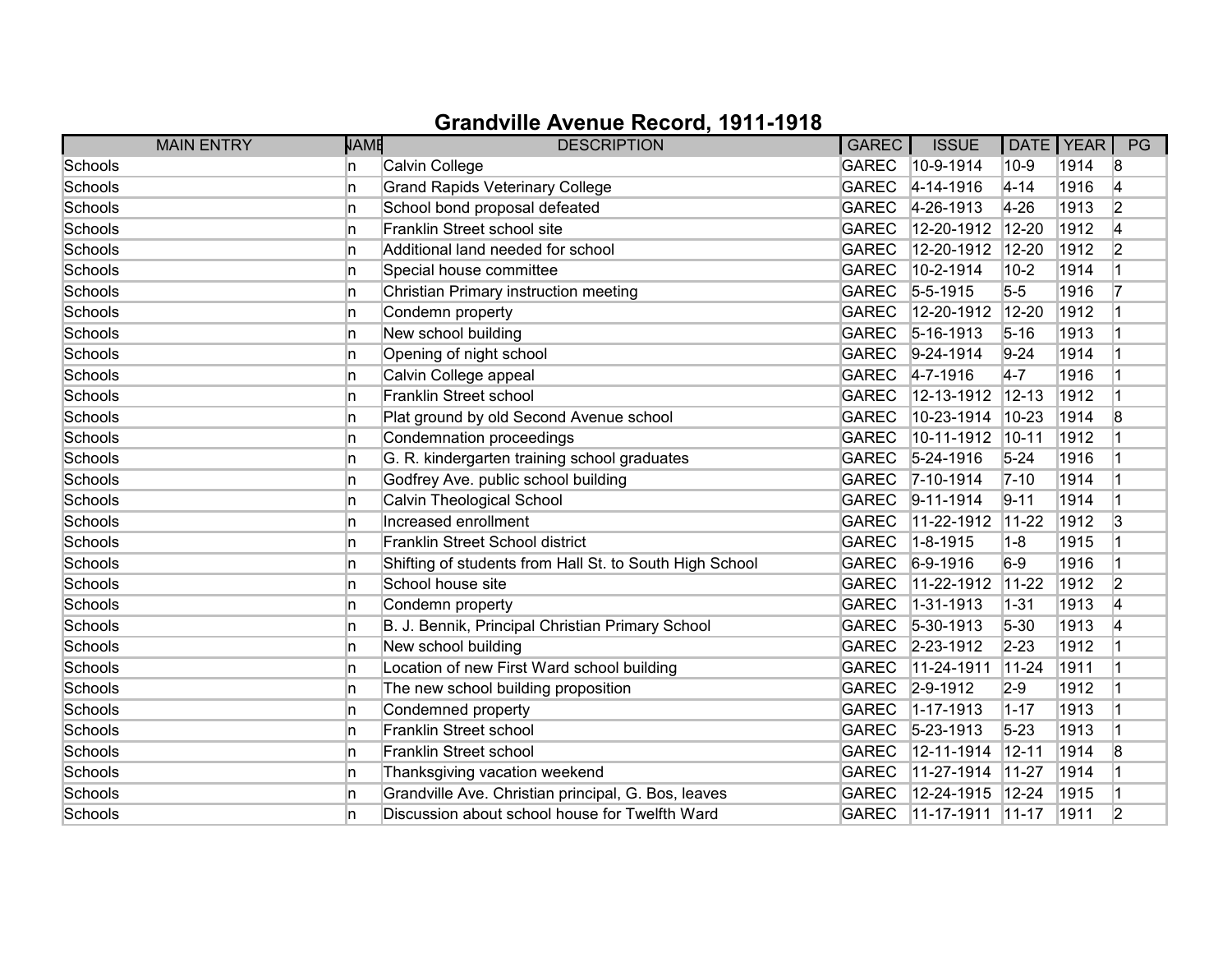# Grandville Avenue Record, 1911-1918

| MAIN ENTRY | NAME | DESCRIPTION | GAREC | ISSUE | DATE | YEAR | PG |
|---|---|---|---|---|---|---|---|
| Schools | n | Calvin College | GAREC | 10-9-1914 | 10-9 | 1914 | 8 |
| Schools | n | Grand Rapids Veterinary College | GAREC | 4-14-1916 | 4-14 | 1916 | 4 |
| Schools | n | School bond proposal defeated | GAREC | 4-26-1913 | 4-26 | 1913 | 2 |
| Schools | n | Franklin Street school site | GAREC | 12-20-1912 | 12-20 | 1912 | 4 |
| Schools | n | Additional land needed for school | GAREC | 12-20-1912 | 12-20 | 1912 | 2 |
| Schools | n | Special house committee | GAREC | 10-2-1914 | 10-2 | 1914 | 1 |
| Schools | n | Christian Primary instruction meeting | GAREC | 5-5-1915 | 5-5 | 1916 | 7 |
| Schools | n | Condemn property | GAREC | 12-20-1912 | 12-20 | 1912 | 1 |
| Schools | n | New school building | GAREC | 5-16-1913 | 5-16 | 1913 | 1 |
| Schools | n | Opening of night school | GAREC | 9-24-1914 | 9-24 | 1914 | 1 |
| Schools | n | Calvin College appeal | GAREC | 4-7-1916 | 4-7 | 1916 | 1 |
| Schools | n | Franklin Street school | GAREC | 12-13-1912 | 12-13 | 1912 | 1 |
| Schools | n | Plat ground by old Second Avenue school | GAREC | 10-23-1914 | 10-23 | 1914 | 8 |
| Schools | n | Condemnation proceedings | GAREC | 10-11-1912 | 10-11 | 1912 | 1 |
| Schools | n | G. R. kindergarten training school graduates | GAREC | 5-24-1916 | 5-24 | 1916 | 1 |
| Schools | n | Godfrey Ave. public school building | GAREC | 7-10-1914 | 7-10 | 1914 | 1 |
| Schools | n | Calvin Theological School | GAREC | 9-11-1914 | 9-11 | 1914 | 1 |
| Schools | n | Increased enrollment | GAREC | 11-22-1912 | 11-22 | 1912 | 3 |
| Schools | n | Franklin Street School district | GAREC | 1-8-1915 | 1-8 | 1915 | 1 |
| Schools | n | Shifting of students from Hall St. to South High School | GAREC | 6-9-1916 | 6-9 | 1916 | 1 |
| Schools | n | School house site | GAREC | 11-22-1912 | 11-22 | 1912 | 2 |
| Schools | n | Condemn property | GAREC | 1-31-1913 | 1-31 | 1913 | 4 |
| Schools | n | B. J. Bennik, Principal Christian Primary School | GAREC | 5-30-1913 | 5-30 | 1913 | 4 |
| Schools | n | New school building | GAREC | 2-23-1912 | 2-23 | 1912 | 1 |
| Schools | n | Location of new First Ward school building | GAREC | 11-24-1911 | 11-24 | 1911 | 1 |
| Schools | n | The new school building proposition | GAREC | 2-9-1912 | 2-9 | 1912 | 1 |
| Schools | n | Condemned property | GAREC | 1-17-1913 | 1-17 | 1913 | 1 |
| Schools | n | Franklin Street school | GAREC | 5-23-1913 | 5-23 | 1913 | 1 |
| Schools | n | Franklin Street school | GAREC | 12-11-1914 | 12-11 | 1914 | 8 |
| Schools | n | Thanksgiving vacation weekend | GAREC | 11-27-1914 | 11-27 | 1914 | 1 |
| Schools | n | Grandville Ave. Christian principal, G. Bos, leaves | GAREC | 12-24-1915 | 12-24 | 1915 | 1 |
| Schools | n | Discussion about school house for Twelfth Ward | GAREC | 11-17-1911 | 11-17 | 1911 | 2 |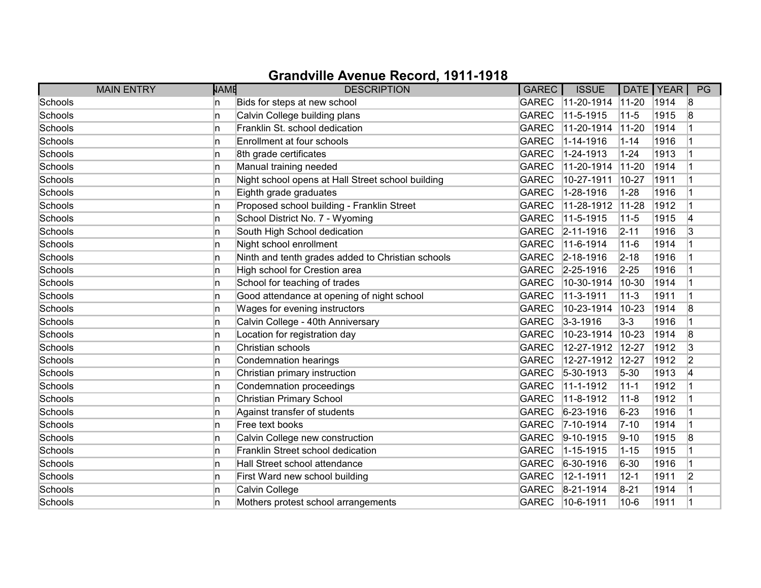# Grandville Avenue Record, 1911-1918

| MAIN ENTRY | NAME | DESCRIPTION | GAREC | ISSUE | DATE | YEAR | PG |
|---|---|---|---|---|---|---|---|
| Schools | n | Bids for steps at new school | GAREC | 11-20-1914 | 11-20 | 1914 | 8 |
| Schools | n | Calvin College building plans | GAREC | 11-5-1915 | 11-5 | 1915 | 8 |
| Schools | n | Franklin St. school dedication | GAREC | 11-20-1914 | 11-20 | 1914 | 1 |
| Schools | n | Enrollment at four schools | GAREC | 1-14-1916 | 1-14 | 1916 | 1 |
| Schools | n | 8th grade certificates | GAREC | 1-24-1913 | 1-24 | 1913 | 1 |
| Schools | n | Manual training needed | GAREC | 11-20-1914 | 11-20 | 1914 | 1 |
| Schools | n | Night school opens at Hall Street school building | GAREC | 10-27-1911 | 10-27 | 1911 | 1 |
| Schools | n | Eighth grade graduates | GAREC | 1-28-1916 | 1-28 | 1916 | 1 |
| Schools | n | Proposed school building - Franklin Street | GAREC | 11-28-1912 | 11-28 | 1912 | 1 |
| Schools | n | School District No. 7 - Wyoming | GAREC | 11-5-1915 | 11-5 | 1915 | 4 |
| Schools | n | South High School dedication | GAREC | 2-11-1916 | 2-11 | 1916 | 3 |
| Schools | n | Night school enrollment | GAREC | 11-6-1914 | 11-6 | 1914 | 1 |
| Schools | n | Ninth and tenth grades added to Christian schools | GAREC | 2-18-1916 | 2-18 | 1916 | 1 |
| Schools | n | High school for Crestion area | GAREC | 2-25-1916 | 2-25 | 1916 | 1 |
| Schools | n | School for teaching of trades | GAREC | 10-30-1914 | 10-30 | 1914 | 1 |
| Schools | n | Good attendance at opening of night school | GAREC | 11-3-1911 | 11-3 | 1911 | 1 |
| Schools | n | Wages for evening instructors | GAREC | 10-23-1914 | 10-23 | 1914 | 8 |
| Schools | n | Calvin College - 40th Anniversary | GAREC | 3-3-1916 | 3-3 | 1916 | 1 |
| Schools | n | Location for registration day | GAREC | 10-23-1914 | 10-23 | 1914 | 8 |
| Schools | n | Christian schools | GAREC | 12-27-1912 | 12-27 | 1912 | 3 |
| Schools | n | Condemnation hearings | GAREC | 12-27-1912 | 12-27 | 1912 | 2 |
| Schools | n | Christian primary instruction | GAREC | 5-30-1913 | 5-30 | 1913 | 4 |
| Schools | n | Condemnation proceedings | GAREC | 11-1-1912 | 11-1 | 1912 | 1 |
| Schools | n | Christian Primary School | GAREC | 11-8-1912 | 11-8 | 1912 | 1 |
| Schools | n | Against transfer of students | GAREC | 6-23-1916 | 6-23 | 1916 | 1 |
| Schools | n | Free text books | GAREC | 7-10-1914 | 7-10 | 1914 | 1 |
| Schools | n | Calvin College new construction | GAREC | 9-10-1915 | 9-10 | 1915 | 8 |
| Schools | n | Franklin Street school dedication | GAREC | 1-15-1915 | 1-15 | 1915 | 1 |
| Schools | n | Hall Street school attendance | GAREC | 6-30-1916 | 6-30 | 1916 | 1 |
| Schools | n | First Ward new school building | GAREC | 12-1-1911 | 12-1 | 1911 | 2 |
| Schools | n | Calvin College | GAREC | 8-21-1914 | 8-21 | 1914 | 1 |
| Schools | n | Mothers protest school arrangements | GAREC | 10-6-1911 | 10-6 | 1911 | 1 |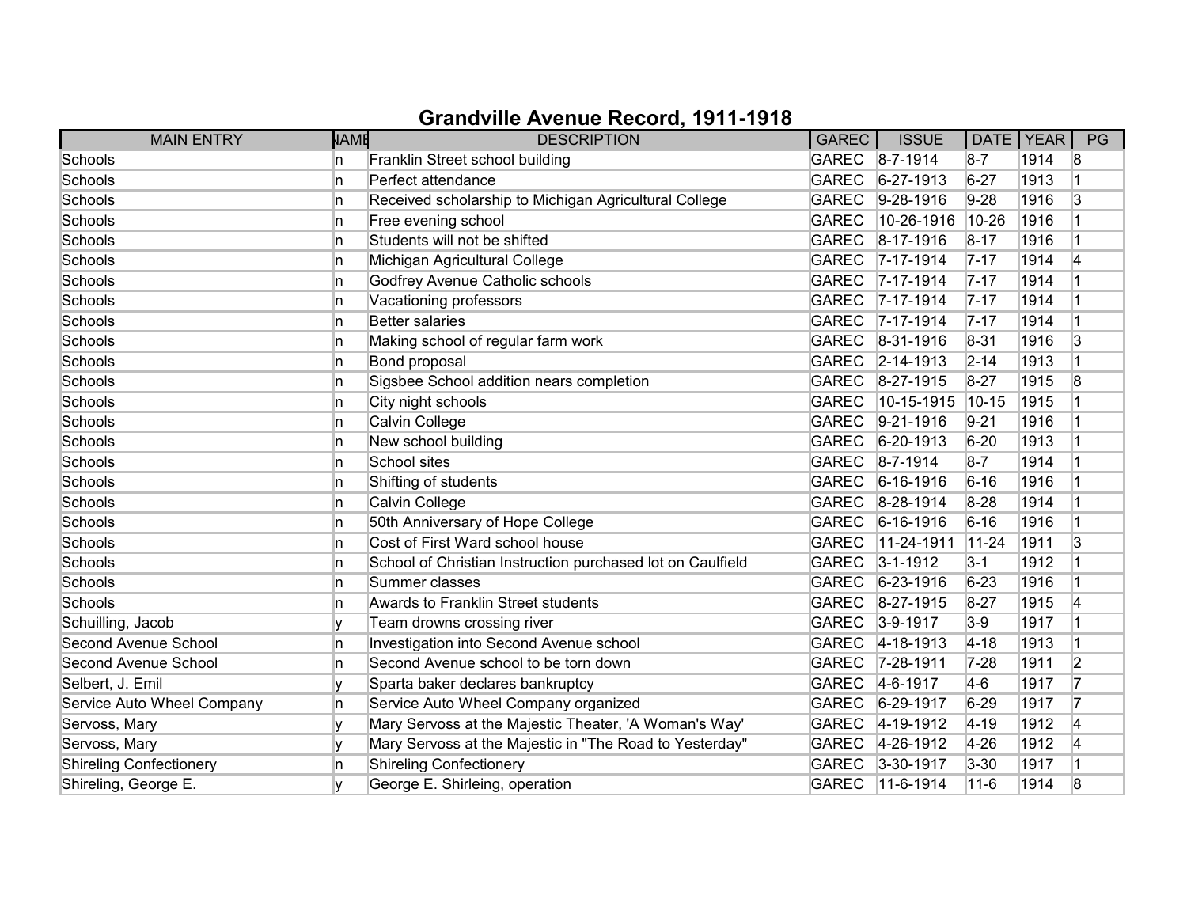# Grandville Avenue Record, 1911-1918

| MAIN ENTRY | NAME | DESCRIPTION | GAREC | ISSUE | DATE | YEAR | PG |
|---|---|---|---|---|---|---|---|
| Schools | n | Franklin Street school building | GAREC | 8-7-1914 | 8-7 | 1914 | 8 |
| Schools | n | Perfect attendance | GAREC | 6-27-1913 | 6-27 | 1913 | 1 |
| Schools | n | Received scholarship to Michigan Agricultural College | GAREC | 9-28-1916 | 9-28 | 1916 | 3 |
| Schools | n | Free evening school | GAREC | 10-26-1916 | 10-26 | 1916 | 1 |
| Schools | n | Students will not be shifted | GAREC | 8-17-1916 | 8-17 | 1916 | 1 |
| Schools | n | Michigan Agricultural College | GAREC | 7-17-1914 | 7-17 | 1914 | 4 |
| Schools | n | Godfrey Avenue Catholic schools | GAREC | 7-17-1914 | 7-17 | 1914 | 1 |
| Schools | n | Vacationing professors | GAREC | 7-17-1914 | 7-17 | 1914 | 1 |
| Schools | n | Better salaries | GAREC | 7-17-1914 | 7-17 | 1914 | 1 |
| Schools | n | Making school of regular farm work | GAREC | 8-31-1916 | 8-31 | 1916 | 3 |
| Schools | n | Bond proposal | GAREC | 2-14-1913 | 2-14 | 1913 | 1 |
| Schools | n | Sigsbee School addition nears completion | GAREC | 8-27-1915 | 8-27 | 1915 | 8 |
| Schools | n | City night schools | GAREC | 10-15-1915 | 10-15 | 1915 | 1 |
| Schools | n | Calvin College | GAREC | 9-21-1916 | 9-21 | 1916 | 1 |
| Schools | n | New school building | GAREC | 6-20-1913 | 6-20 | 1913 | 1 |
| Schools | n | School sites | GAREC | 8-7-1914 | 8-7 | 1914 | 1 |
| Schools | n | Shifting of students | GAREC | 6-16-1916 | 6-16 | 1916 | 1 |
| Schools | n | Calvin College | GAREC | 8-28-1914 | 8-28 | 1914 | 1 |
| Schools | n | 50th Anniversary of Hope College | GAREC | 6-16-1916 | 6-16 | 1916 | 1 |
| Schools | n | Cost of First Ward school house | GAREC | 11-24-1911 | 11-24 | 1911 | 3 |
| Schools | n | School of Christian Instruction purchased lot on Caulfield | GAREC | 3-1-1912 | 3-1 | 1912 | 1 |
| Schools | n | Summer classes | GAREC | 6-23-1916 | 6-23 | 1916 | 1 |
| Schools | n | Awards to Franklin Street students | GAREC | 8-27-1915 | 8-27 | 1915 | 4 |
| Schuilling, Jacob | y | Team drowns crossing river | GAREC | 3-9-1917 | 3-9 | 1917 | 1 |
| Second Avenue School | n | Investigation into Second Avenue school | GAREC | 4-18-1913 | 4-18 | 1913 | 1 |
| Second Avenue School | n | Second Avenue school to be torn down | GAREC | 7-28-1911 | 7-28 | 1911 | 2 |
| Selbert, J. Emil | y | Sparta baker declares bankruptcy | GAREC | 4-6-1917 | 4-6 | 1917 | 7 |
| Service Auto Wheel Company | n | Service Auto Wheel Company organized | GAREC | 6-29-1917 | 6-29 | 1917 | 7 |
| Servoss, Mary | y | Mary Servoss at the Majestic Theater, 'A Woman's Way' | GAREC | 4-19-1912 | 4-19 | 1912 | 4 |
| Servoss, Mary | y | Mary Servoss at the Majestic in "The Road to Yesterday" | GAREC | 4-26-1912 | 4-26 | 1912 | 4 |
| Shireling Confectionery | n | Shireling Confectionery | GAREC | 3-30-1917 | 3-30 | 1917 | 1 |
| Shireling, George E. | y | George E. Shirleing, operation | GAREC | 11-6-1914 | 11-6 | 1914 | 8 |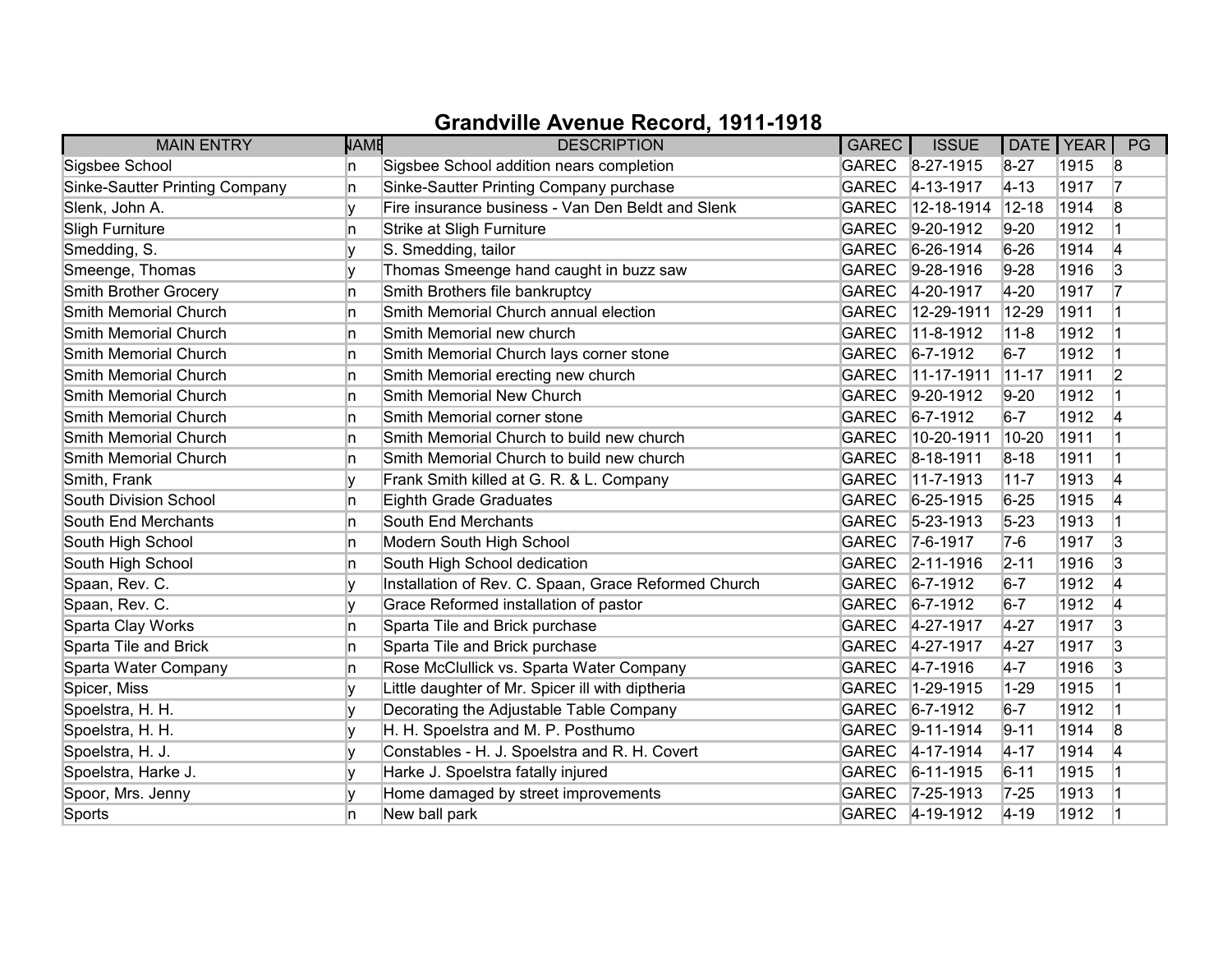# Grandville Avenue Record, 1911-1918

| MAIN ENTRY | NAME | DESCRIPTION | GAREC | ISSUE | DATE | YEAR | PG |
|---|---|---|---|---|---|---|---|
| Sigsbee School | n | Sigsbee School addition nears completion | GAREC | 8-27-1915 | 8-27 | 1915 | 8 |
| Sinke-Sautter Printing Company | n | Sinke-Sautter Printing Company purchase | GAREC | 4-13-1917 | 4-13 | 1917 | 7 |
| Slenk, John A. | y | Fire insurance business - Van Den Beldt and Slenk | GAREC | 12-18-1914 | 12-18 | 1914 | 8 |
| Sligh Furniture | n | Strike at Sligh Furniture | GAREC | 9-20-1912 | 9-20 | 1912 | 1 |
| Smedding, S. | y | S. Smedding, tailor | GAREC | 6-26-1914 | 6-26 | 1914 | 4 |
| Smeenge, Thomas | y | Thomas Smeenge hand caught in buzz saw | GAREC | 9-28-1916 | 9-28 | 1916 | 3 |
| Smith Brother Grocery | n | Smith Brothers file bankruptcy | GAREC | 4-20-1917 | 4-20 | 1917 | 7 |
| Smith Memorial Church | n | Smith Memorial Church annual election | GAREC | 12-29-1911 | 12-29 | 1911 | 1 |
| Smith Memorial Church | n | Smith Memorial new church | GAREC | 11-8-1912 | 11-8 | 1912 | 1 |
| Smith Memorial Church | n | Smith Memorial Church lays corner stone | GAREC | 6-7-1912 | 6-7 | 1912 | 1 |
| Smith Memorial Church | n | Smith Memorial erecting new church | GAREC | 11-17-1911 | 11-17 | 1911 | 2 |
| Smith Memorial Church | n | Smith Memorial New Church | GAREC | 9-20-1912 | 9-20 | 1912 | 1 |
| Smith Memorial Church | n | Smith Memorial corner stone | GAREC | 6-7-1912 | 6-7 | 1912 | 4 |
| Smith Memorial Church | n | Smith Memorial Church to build new church | GAREC | 10-20-1911 | 10-20 | 1911 | 1 |
| Smith Memorial Church | n | Smith Memorial Church to build new church | GAREC | 8-18-1911 | 8-18 | 1911 | 1 |
| Smith, Frank | y | Frank Smith killed at G. R. & L. Company | GAREC | 11-7-1913 | 11-7 | 1913 | 4 |
| South Division School | n | Eighth Grade Graduates | GAREC | 6-25-1915 | 6-25 | 1915 | 4 |
| South End Merchants | n | South End Merchants | GAREC | 5-23-1913 | 5-23 | 1913 | 1 |
| South High School | n | Modern South High School | GAREC | 7-6-1917 | 7-6 | 1917 | 3 |
| South High School | n | South High School dedication | GAREC | 2-11-1916 | 2-11 | 1916 | 3 |
| Spaan, Rev. C. | y | Installation of Rev. C. Spaan, Grace Reformed Church | GAREC | 6-7-1912 | 6-7 | 1912 | 4 |
| Spaan, Rev. C. | y | Grace Reformed installation of pastor | GAREC | 6-7-1912 | 6-7 | 1912 | 4 |
| Sparta Clay Works | n | Sparta Tile and Brick purchase | GAREC | 4-27-1917 | 4-27 | 1917 | 3 |
| Sparta Tile and Brick | n | Sparta Tile and Brick purchase | GAREC | 4-27-1917 | 4-27 | 1917 | 3 |
| Sparta Water Company | n | Rose McClullick vs. Sparta Water Company | GAREC | 4-7-1916 | 4-7 | 1916 | 3 |
| Spicer, Miss | y | Little daughter of Mr. Spicer ill with diptheria | GAREC | 1-29-1915 | 1-29 | 1915 | 1 |
| Spoelstra, H. H. | y | Decorating the Adjustable Table Company | GAREC | 6-7-1912 | 6-7 | 1912 | 1 |
| Spoelstra, H. H. | y | H. H. Spoelstra and M. P. Posthumo | GAREC | 9-11-1914 | 9-11 | 1914 | 8 |
| Spoelstra, H. J. | y | Constables - H. J. Spoelstra and R. H. Covert | GAREC | 4-17-1914 | 4-17 | 1914 | 4 |
| Spoelstra, Harke J. | y | Harke J. Spoelstra fatally injured | GAREC | 6-11-1915 | 6-11 | 1915 | 1 |
| Spoor, Mrs. Jenny | y | Home damaged by street improvements | GAREC | 7-25-1913 | 7-25 | 1913 | 1 |
| Sports | n | New ball park | GAREC | 4-19-1912 | 4-19 | 1912 | 1 |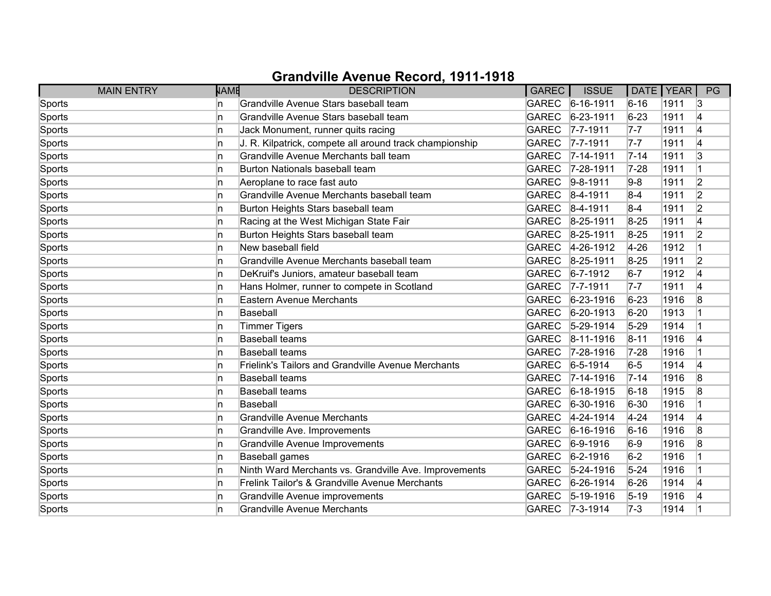# Grandville Avenue Record, 1911-1918

| MAIN ENTRY | NAME | DESCRIPTION | GAREC | ISSUE | DATE | YEAR | PG |
|---|---|---|---|---|---|---|---|
| Sports | n | Grandville Avenue Stars baseball team | GAREC | 6-16-1911 | 6-16 | 1911 | 3 |
| Sports | n | Grandville Avenue Stars baseball team | GAREC | 6-23-1911 | 6-23 | 1911 | 4 |
| Sports | n | Jack Monument, runner quits racing | GAREC | 7-7-1911 | 7-7 | 1911 | 4 |
| Sports | n | J. R. Kilpatrick, compete all around track championship | GAREC | 7-7-1911 | 7-7 | 1911 | 4 |
| Sports | n | Grandville Avenue Merchants ball team | GAREC | 7-14-1911 | 7-14 | 1911 | 3 |
| Sports | n | Burton Nationals baseball team | GAREC | 7-28-1911 | 7-28 | 1911 | 1 |
| Sports | n | Aeroplane to race fast auto | GAREC | 9-8-1911 | 9-8 | 1911 | 2 |
| Sports | n | Grandville Avenue Merchants baseball team | GAREC | 8-4-1911 | 8-4 | 1911 | 2 |
| Sports | n | Burton Heights Stars baseball team | GAREC | 8-4-1911 | 8-4 | 1911 | 2 |
| Sports | n | Racing at the West Michigan State Fair | GAREC | 8-25-1911 | 8-25 | 1911 | 4 |
| Sports | n | Burton Heights Stars baseball team | GAREC | 8-25-1911 | 8-25 | 1911 | 2 |
| Sports | n | New baseball field | GAREC | 4-26-1912 | 4-26 | 1912 | 1 |
| Sports | n | Grandville Avenue Merchants baseball team | GAREC | 8-25-1911 | 8-25 | 1911 | 2 |
| Sports | n | DeKruif's Juniors, amateur baseball team | GAREC | 6-7-1912 | 6-7 | 1912 | 4 |
| Sports | n | Hans Holmer, runner to compete in Scotland | GAREC | 7-7-1911 | 7-7 | 1911 | 4 |
| Sports | n | Eastern Avenue Merchants | GAREC | 6-23-1916 | 6-23 | 1916 | 8 |
| Sports | n | Baseball | GAREC | 6-20-1913 | 6-20 | 1913 | 1 |
| Sports | n | Timmer Tigers | GAREC | 5-29-1914 | 5-29 | 1914 | 1 |
| Sports | n | Baseball teams | GAREC | 8-11-1916 | 8-11 | 1916 | 4 |
| Sports | n | Baseball teams | GAREC | 7-28-1916 | 7-28 | 1916 | 1 |
| Sports | n | Frielink's Tailors and Grandville Avenue Merchants | GAREC | 6-5-1914 | 6-5 | 1914 | 4 |
| Sports | n | Baseball teams | GAREC | 7-14-1916 | 7-14 | 1916 | 8 |
| Sports | n | Baseball teams | GAREC | 6-18-1915 | 6-18 | 1915 | 8 |
| Sports | n | Baseball | GAREC | 6-30-1916 | 6-30 | 1916 | 1 |
| Sports | n | Grandville Avenue Merchants | GAREC | 4-24-1914 | 4-24 | 1914 | 4 |
| Sports | n | Grandville Ave. Improvements | GAREC | 6-16-1916 | 6-16 | 1916 | 8 |
| Sports | n | Grandville Avenue Improvements | GAREC | 6-9-1916 | 6-9 | 1916 | 8 |
| Sports | n | Baseball games | GAREC | 6-2-1916 | 6-2 | 1916 | 1 |
| Sports | n | Ninth Ward Merchants vs. Grandville Ave. Improvements | GAREC | 5-24-1916 | 5-24 | 1916 | 1 |
| Sports | n | Frelink Tailor's & Grandville Avenue Merchants | GAREC | 6-26-1914 | 6-26 | 1914 | 4 |
| Sports | n | Grandville Avenue improvements | GAREC | 5-19-1916 | 5-19 | 1916 | 4 |
| Sports | n | Grandville Avenue Merchants | GAREC | 7-3-1914 | 7-3 | 1914 | 1 |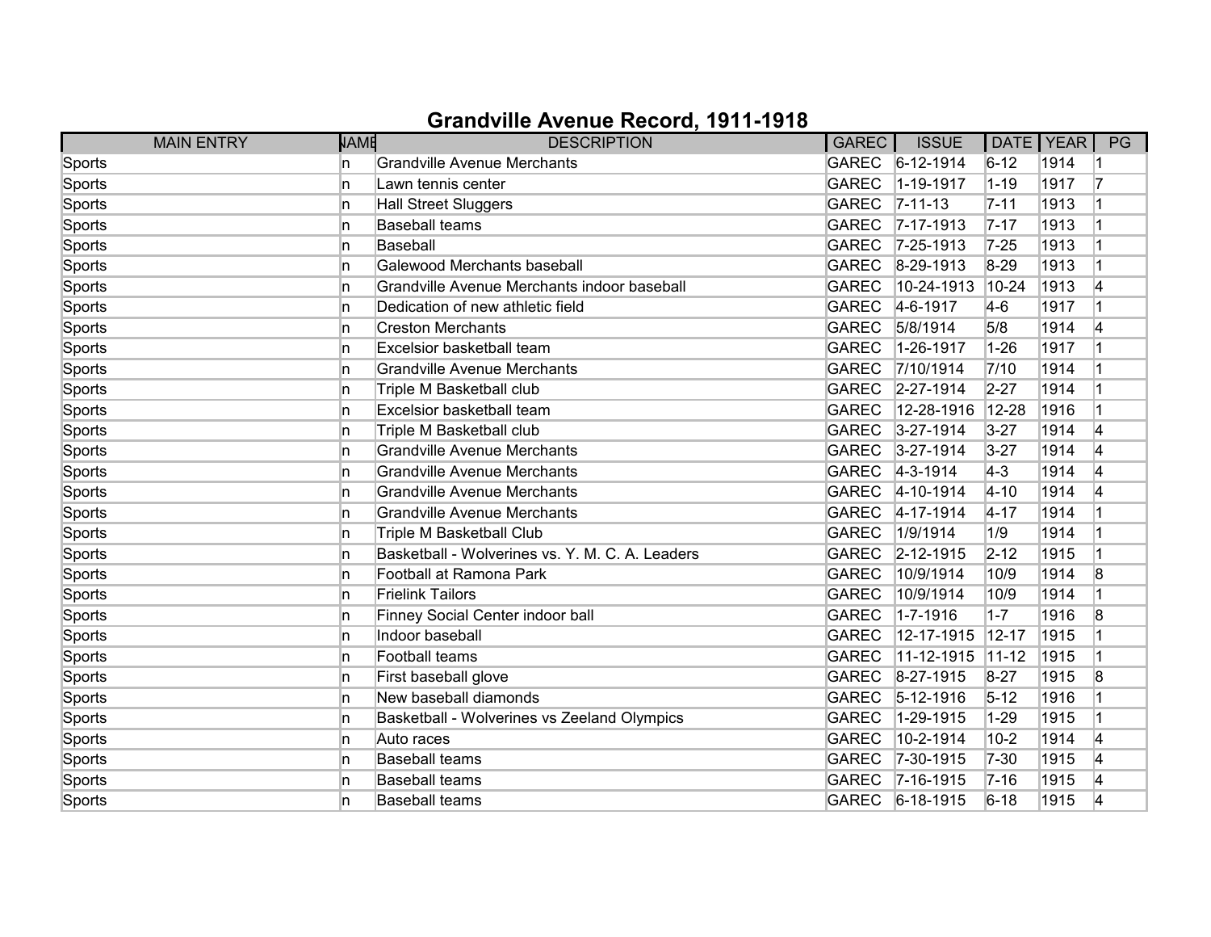## Grandville Avenue Record, 1911-1918

| MAIN ENTRY | NAME | DESCRIPTION | GAREC | ISSUE | DATE | YEAR | PG |
|---|---|---|---|---|---|---|---|
| Sports | n | Grandville Avenue Merchants | GAREC | 6-12-1914 | 6-12 | 1914 | 1 |
| Sports | n | Lawn tennis center | GAREC | 1-19-1917 | 1-19 | 1917 | 7 |
| Sports | n | Hall Street Sluggers | GAREC | 7-11-13 | 7-11 | 1913 | 1 |
| Sports | n | Baseball teams | GAREC | 7-17-1913 | 7-17 | 1913 | 1 |
| Sports | n | Baseball | GAREC | 7-25-1913 | 7-25 | 1913 | 1 |
| Sports | n | Galewood Merchants baseball | GAREC | 8-29-1913 | 8-29 | 1913 | 1 |
| Sports | n | Grandville Avenue Merchants indoor baseball | GAREC | 10-24-1913 | 10-24 | 1913 | 4 |
| Sports | n | Dedication of new athletic field | GAREC | 4-6-1917 | 4-6 | 1917 | 1 |
| Sports | n | Creston Merchants | GAREC | 5/8/1914 | 5/8 | 1914 | 4 |
| Sports | n | Excelsior basketball team | GAREC | 1-26-1917 | 1-26 | 1917 | 1 |
| Sports | n | Grandville Avenue Merchants | GAREC | 7/10/1914 | 7/10 | 1914 | 1 |
| Sports | n | Triple M Basketball club | GAREC | 2-27-1914 | 2-27 | 1914 | 1 |
| Sports | n | Excelsior basketball team | GAREC | 12-28-1916 | 12-28 | 1916 | 1 |
| Sports | n | Triple M Basketball club | GAREC | 3-27-1914 | 3-27 | 1914 | 4 |
| Sports | n | Grandville Avenue Merchants | GAREC | 3-27-1914 | 3-27 | 1914 | 4 |
| Sports | n | Grandville Avenue Merchants | GAREC | 4-3-1914 | 4-3 | 1914 | 4 |
| Sports | n | Grandville Avenue Merchants | GAREC | 4-10-1914 | 4-10 | 1914 | 4 |
| Sports | n | Grandville Avenue Merchants | GAREC | 4-17-1914 | 4-17 | 1914 | 1 |
| Sports | n | Triple M Basketball Club | GAREC | 1/9/1914 | 1/9 | 1914 | 1 |
| Sports | n | Basketball - Wolverines vs. Y. M. C. A. Leaders | GAREC | 2-12-1915 | 2-12 | 1915 | 1 |
| Sports | n | Football at Ramona Park | GAREC | 10/9/1914 | 10/9 | 1914 | 8 |
| Sports | n | Frielink Tailors | GAREC | 10/9/1914 | 10/9 | 1914 | 1 |
| Sports | n | Finney Social Center indoor ball | GAREC | 1-7-1916 | 1-7 | 1916 | 8 |
| Sports | n | Indoor baseball | GAREC | 12-17-1915 | 12-17 | 1915 | 1 |
| Sports | n | Football teams | GAREC | 11-12-1915 | 11-12 | 1915 | 1 |
| Sports | n | First baseball glove | GAREC | 8-27-1915 | 8-27 | 1915 | 8 |
| Sports | n | New baseball diamonds | GAREC | 5-12-1916 | 5-12 | 1916 | 1 |
| Sports | n | Basketball - Wolverines vs Zeeland Olympics | GAREC | 1-29-1915 | 1-29 | 1915 | 1 |
| Sports | n | Auto races | GAREC | 10-2-1914 | 10-2 | 1914 | 4 |
| Sports | n | Baseball teams | GAREC | 7-30-1915 | 7-30 | 1915 | 4 |
| Sports | n | Baseball teams | GAREC | 7-16-1915 | 7-16 | 1915 | 4 |
| Sports | n | Baseball teams | GAREC | 6-18-1915 | 6-18 | 1915 | 4 |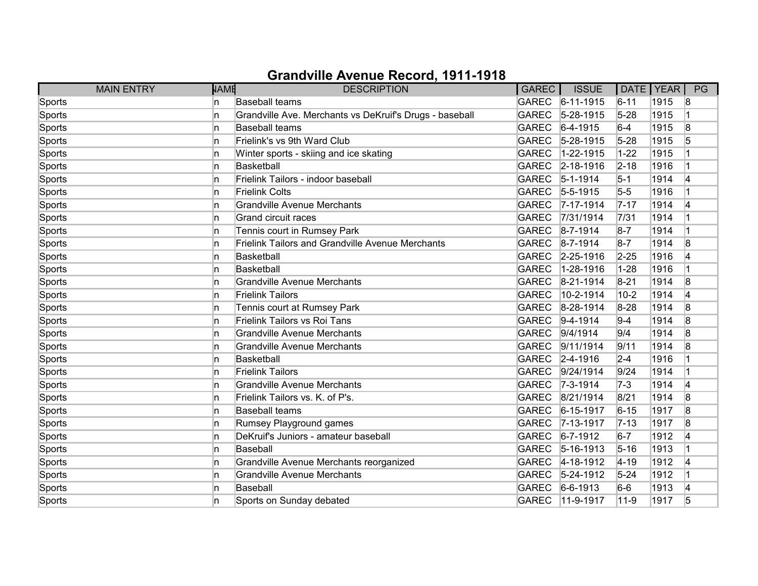# Grandville Avenue Record, 1911-1918

| MAIN ENTRY | NAME | DESCRIPTION | GAREC | ISSUE | DATE | YEAR | PG |
|---|---|---|---|---|---|---|---|
| Sports | n | Baseball teams | GAREC | 6-11-1915 | 6-11 | 1915 | 8 |
| Sports | n | Grandville Ave. Merchants vs DeKruif's Drugs - baseball | GAREC | 5-28-1915 | 5-28 | 1915 | 1 |
| Sports | n | Baseball teams | GAREC | 6-4-1915 | 6-4 | 1915 | 8 |
| Sports | n | Frielink's vs 9th Ward Club | GAREC | 5-28-1915 | 5-28 | 1915 | 5 |
| Sports | n | Winter sports - skiing and ice skating | GAREC | 1-22-1915 | 1-22 | 1915 | 1 |
| Sports | n | Basketball | GAREC | 2-18-1916 | 2-18 | 1916 | 1 |
| Sports | n | Frielink Tailors - indoor baseball | GAREC | 5-1-1914 | 5-1 | 1914 | 4 |
| Sports | n | Frielink Colts | GAREC | 5-5-1915 | 5-5 | 1916 | 1 |
| Sports | n | Grandville Avenue Merchants | GAREC | 7-17-1914 | 7-17 | 1914 | 4 |
| Sports | n | Grand circuit races | GAREC | 7/31/1914 | 7/31 | 1914 | 1 |
| Sports | n | Tennis court in Rumsey Park | GAREC | 8-7-1914 | 8-7 | 1914 | 1 |
| Sports | n | Frielink Tailors and Grandville Avenue Merchants | GAREC | 8-7-1914 | 8-7 | 1914 | 8 |
| Sports | n | Basketball | GAREC | 2-25-1916 | 2-25 | 1916 | 4 |
| Sports | n | Basketball | GAREC | 1-28-1916 | 1-28 | 1916 | 1 |
| Sports | n | Grandville Avenue Merchants | GAREC | 8-21-1914 | 8-21 | 1914 | 8 |
| Sports | n | Frielink Tailors | GAREC | 10-2-1914 | 10-2 | 1914 | 4 |
| Sports | n | Tennis court at Rumsey Park | GAREC | 8-28-1914 | 8-28 | 1914 | 8 |
| Sports | n | Frielink Tailors vs Roi Tans | GAREC | 9-4-1914 | 9-4 | 1914 | 8 |
| Sports | n | Grandville Avenue Merchants | GAREC | 9/4/1914 | 9/4 | 1914 | 8 |
| Sports | n | Grandville Avenue Merchants | GAREC | 9/11/1914 | 9/11 | 1914 | 8 |
| Sports | n | Basketball | GAREC | 2-4-1916 | 2-4 | 1916 | 1 |
| Sports | n | Frielink Tailors | GAREC | 9/24/1914 | 9/24 | 1914 | 1 |
| Sports | n | Grandville Avenue Merchants | GAREC | 7-3-1914 | 7-3 | 1914 | 4 |
| Sports | n | Frielink Tailors vs. K. of P's. | GAREC | 8/21/1914 | 8/21 | 1914 | 8 |
| Sports | n | Baseball teams | GAREC | 6-15-1917 | 6-15 | 1917 | 8 |
| Sports | n | Rumsey Playground games | GAREC | 7-13-1917 | 7-13 | 1917 | 8 |
| Sports | n | DeKruif's Juniors - amateur baseball | GAREC | 6-7-1912 | 6-7 | 1912 | 4 |
| Sports | n | Baseball | GAREC | 5-16-1913 | 5-16 | 1913 | 1 |
| Sports | n | Grandville Avenue Merchants reorganized | GAREC | 4-18-1912 | 4-19 | 1912 | 4 |
| Sports | n | Grandville Avenue Merchants | GAREC | 5-24-1912 | 5-24 | 1912 | 1 |
| Sports | n | Baseball | GAREC | 6-6-1913 | 6-6 | 1913 | 4 |
| Sports | n | Sports on Sunday debated | GAREC | 11-9-1917 | 11-9 | 1917 | 5 |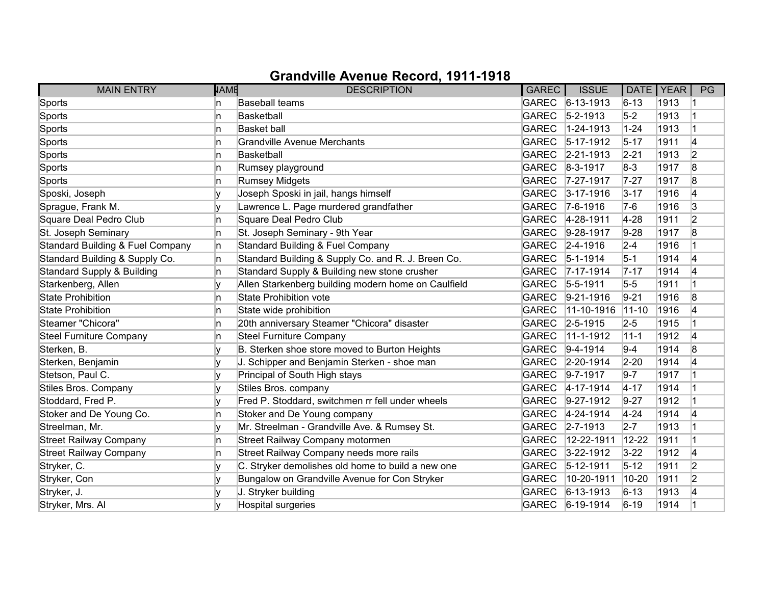# Grandville Avenue Record, 1911-1918

| MAIN ENTRY | NAME | DESCRIPTION | GAREC | ISSUE | DATE | YEAR | PG |
|---|---|---|---|---|---|---|---|
| Sports | n | Baseball teams | GAREC | 6-13-1913 | 6-13 | 1913 | 1 |
| Sports | n | Basketball | GAREC | 5-2-1913 | 5-2 | 1913 | 1 |
| Sports | n | Basket ball | GAREC | 1-24-1913 | 1-24 | 1913 | 1 |
| Sports | n | Grandville Avenue Merchants | GAREC | 5-17-1912 | 5-17 | 1911 | 4 |
| Sports | n | Basketball | GAREC | 2-21-1913 | 2-21 | 1913 | 2 |
| Sports | n | Rumsey playground | GAREC | 8-3-1917 | 8-3 | 1917 | 8 |
| Sports | n | Rumsey Midgets | GAREC | 7-27-1917 | 7-27 | 1917 | 8 |
| Sposki, Joseph | y | Joseph Sposki in jail, hangs himself | GAREC | 3-17-1916 | 3-17 | 1916 | 4 |
| Sprague, Frank M. | y | Lawrence L. Page murdered grandfather | GAREC | 7-6-1916 | 7-6 | 1916 | 3 |
| Square Deal Pedro Club | n | Square Deal Pedro Club | GAREC | 4-28-1911 | 4-28 | 1911 | 2 |
| St. Joseph Seminary | n | St. Joseph Seminary - 9th Year | GAREC | 9-28-1917 | 9-28 | 1917 | 8 |
| Standard Building & Fuel Company | n | Standard Building & Fuel Company | GAREC | 2-4-1916 | 2-4 | 1916 | 1 |
| Standard Building & Supply Co. | n | Standard Building & Supply Co. and R. J. Breen Co. | GAREC | 5-1-1914 | 5-1 | 1914 | 4 |
| Standard Supply & Building | n | Standard Supply & Building new stone crusher | GAREC | 7-17-1914 | 7-17 | 1914 | 4 |
| Starkenberg, Allen | y | Allen Starkenberg building modern home on Caulfield | GAREC | 5-5-1911 | 5-5 | 1911 | 1 |
| State Prohibition | n | State Prohibition vote | GAREC | 9-21-1916 | 9-21 | 1916 | 8 |
| State Prohibition | n | State wide prohibition | GAREC | 11-10-1916 | 11-10 | 1916 | 4 |
| Steamer "Chicora" | n | 20th anniversary Steamer "Chicora" disaster | GAREC | 2-5-1915 | 2-5 | 1915 | 1 |
| Steel Furniture Company | n | Steel Furniture Company | GAREC | 11-1-1912 | 11-1 | 1912 | 4 |
| Sterken, B. | y | B. Sterken shoe store moved to Burton Heights | GAREC | 9-4-1914 | 9-4 | 1914 | 8 |
| Sterken, Benjamin | y | J. Schipper and Benjamin Sterken - shoe man | GAREC | 2-20-1914 | 2-20 | 1914 | 4 |
| Stetson, Paul C. | y | Principal of South High stays | GAREC | 9-7-1917 | 9-7 | 1917 | 1 |
| Stiles Bros. Company | y | Stiles Bros. company | GAREC | 4-17-1914 | 4-17 | 1914 | 1 |
| Stoddard, Fred P. | y | Fred P. Stoddard, switchmen rr fell under wheels | GAREC | 9-27-1912 | 9-27 | 1912 | 1 |
| Stoker and De Young Co. | n | Stoker and De Young company | GAREC | 4-24-1914 | 4-24 | 1914 | 4 |
| Streelman, Mr. | y | Mr. Streelman - Grandville Ave. & Rumsey St. | GAREC | 2-7-1913 | 2-7 | 1913 | 1 |
| Street Railway Company | n | Street Railway Company motormen | GAREC | 12-22-1911 | 12-22 | 1911 | 1 |
| Street Railway Company | n | Street Railway Company needs more rails | GAREC | 3-22-1912 | 3-22 | 1912 | 4 |
| Stryker, C. | y | C. Stryker demolishes old home to build a new one | GAREC | 5-12-1911 | 5-12 | 1911 | 2 |
| Stryker, Con | y | Bungalow on Grandville Avenue for Con Stryker | GAREC | 10-20-1911 | 10-20 | 1911 | 2 |
| Stryker, J. | y | J. Stryker building | GAREC | 6-13-1913 | 6-13 | 1913 | 4 |
| Stryker, Mrs. Al | y | Hospital surgeries | GAREC | 6-19-1914 | 6-19 | 1914 | 1 |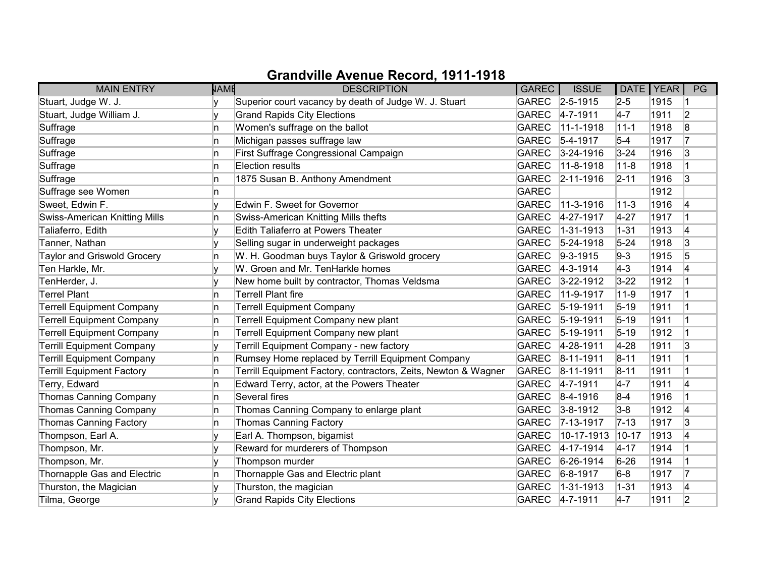# Grandville Avenue Record, 1911-1918

| MAIN ENTRY | NAME | DESCRIPTION | GAREC | ISSUE | DATE | YEAR | PG |
|---|---|---|---|---|---|---|---|
| Stuart, Judge W. J. | y | Superior court vacancy by death of Judge W. J. Stuart | GAREC | 2-5-1915 | 2-5 | 1915 | 1 |
| Stuart, Judge William J. | y | Grand Rapids City Elections | GAREC | 4-7-1911 | 4-7 | 1911 | 2 |
| Suffrage | n | Women's suffrage on the ballot | GAREC | 11-1-1918 | 11-1 | 1918 | 8 |
| Suffrage | n | Michigan passes suffrage law | GAREC | 5-4-1917 | 5-4 | 1917 | 7 |
| Suffrage | n | First Suffrage Congressional Campaign | GAREC | 3-24-1916 | 3-24 | 1916 | 3 |
| Suffrage | n | Election results | GAREC | 11-8-1918 | 11-8 | 1918 | 1 |
| Suffrage | n | 1875 Susan B. Anthony Amendment | GAREC | 2-11-1916 | 2-11 | 1916 | 3 |
| Suffrage see Women | n | | GAREC | | | 1912 | |
| Sweet, Edwin F. | y | Edwin F. Sweet for Governor | GAREC | 11-3-1916 | 11-3 | 1916 | 4 |
| Swiss-American Knitting Mills | n | Swiss-American Knitting Mills thefts | GAREC | 4-27-1917 | 4-27 | 1917 | 1 |
| Taliaferro, Edith | y | Edith Taliaferro at Powers Theater | GAREC | 1-31-1913 | 1-31 | 1913 | 4 |
| Tanner, Nathan | y | Selling sugar in underweight packages | GAREC | 5-24-1918 | 5-24 | 1918 | 3 |
| Taylor and Griswold Grocery | n | W. H. Goodman buys Taylor & Griswold grocery | GAREC | 9-3-1915 | 9-3 | 1915 | 5 |
| Ten Harkle, Mr. | y | W. Groen and Mr. TenHarkle homes | GAREC | 4-3-1914 | 4-3 | 1914 | 4 |
| TenHerder, J. | y | New home built by contractor, Thomas Veldsma | GAREC | 3-22-1912 | 3-22 | 1912 | 1 |
| Terrel Plant | n | Terrell Plant fire | GAREC | 11-9-1917 | 11-9 | 1917 | 1 |
| Terrell Equipment Company | n | Terrell Equipment Company | GAREC | 5-19-1911 | 5-19 | 1911 | 1 |
| Terrell Equipment Company | n | Terrell Equipment Company new plant | GAREC | 5-19-1911 | 5-19 | 1911 | 1 |
| Terrell Equipment Company | n | Terrell Equipment Company new plant | GAREC | 5-19-1911 | 5-19 | 1912 | 1 |
| Terrill Equipment Company | y | Terrill Equipment Company - new factory | GAREC | 4-28-1911 | 4-28 | 1911 | 3 |
| Terrill Equipment Company | n | Rumsey Home replaced by Terrill Equipment Company | GAREC | 8-11-1911 | 8-11 | 1911 | 1 |
| Terrill Equipment Factory | n | Terrill Equipment Factory, contractors, Zeits, Newton & Wagner | GAREC | 8-11-1911 | 8-11 | 1911 | 1 |
| Terry, Edward | n | Edward Terry, actor, at the Powers Theater | GAREC | 4-7-1911 | 4-7 | 1911 | 4 |
| Thomas Canning Company | n | Several fires | GAREC | 8-4-1916 | 8-4 | 1916 | 1 |
| Thomas Canning Company | n | Thomas Canning Company to enlarge plant | GAREC | 3-8-1912 | 3-8 | 1912 | 4 |
| Thomas Canning Factory | n | Thomas Canning Factory | GAREC | 7-13-1917 | 7-13 | 1917 | 3 |
| Thompson, Earl A. | y | Earl A. Thompson, bigamist | GAREC | 10-17-1913 | 10-17 | 1913 | 4 |
| Thompson, Mr. | y | Reward for murderers of Thompson | GAREC | 4-17-1914 | 4-17 | 1914 | 1 |
| Thompson, Mr. | y | Thompson murder | GAREC | 6-26-1914 | 6-26 | 1914 | 1 |
| Thornapple Gas and Electric | n | Thornapple Gas and Electric plant | GAREC | 6-8-1917 | 6-8 | 1917 | 7 |
| Thurston, the Magician | y | Thurston, the magician | GAREC | 1-31-1913 | 1-31 | 1913 | 4 |
| Tilma, George | y | Grand Rapids City Elections | GAREC | 4-7-1911 | 4-7 | 1911 | 2 |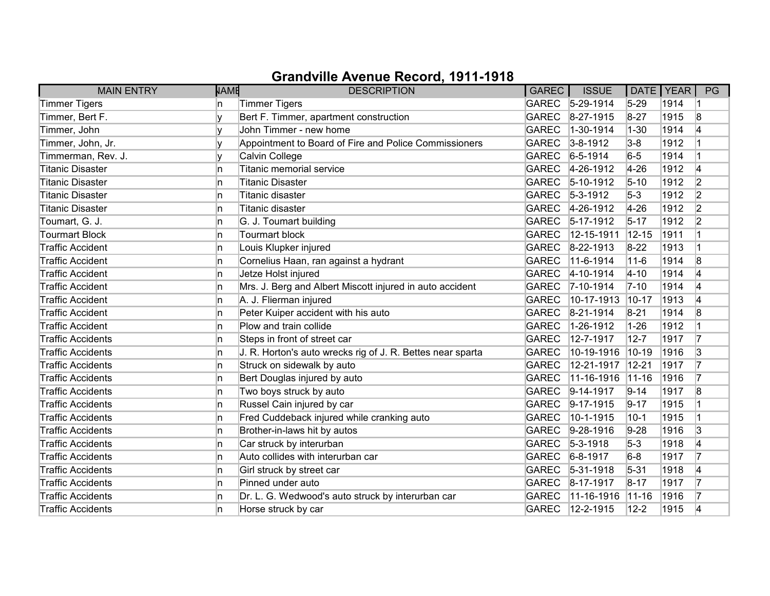# Grandville Avenue Record, 1911-1918

| MAIN ENTRY | NAME | DESCRIPTION | GAREC | ISSUE | DATE | YEAR | PG |
|---|---|---|---|---|---|---|---|
| Timmer Tigers | n | Timmer Tigers | GAREC | 5-29-1914 | 5-29 | 1914 | 1 |
| Timmer, Bert F. | y | Bert F. Timmer, apartment construction | GAREC | 8-27-1915 | 8-27 | 1915 | 8 |
| Timmer, John | y | John Timmer - new home | GAREC | 1-30-1914 | 1-30 | 1914 | 4 |
| Timmer, John, Jr. | y | Appointment to Board of Fire and Police Commissioners | GAREC | 3-8-1912 | 3-8 | 1912 | 1 |
| Timmerman, Rev. J. | y | Calvin College | GAREC | 6-5-1914 | 6-5 | 1914 | 1 |
| Titanic Disaster | n | Titanic memorial service | GAREC | 4-26-1912 | 4-26 | 1912 | 4 |
| Titanic Disaster | n | Titanic Disaster | GAREC | 5-10-1912 | 5-10 | 1912 | 2 |
| Titanic Disaster | n | Titanic disaster | GAREC | 5-3-1912 | 5-3 | 1912 | 2 |
| Titanic Disaster | n | Titanic disaster | GAREC | 4-26-1912 | 4-26 | 1912 | 2 |
| Toumart, G. J. | n | G. J. Toumart building | GAREC | 5-17-1912 | 5-17 | 1912 | 2 |
| Tourmart Block | n | Tourmart block | GAREC | 12-15-1911 | 12-15 | 1911 | 1 |
| Traffic Accident | n | Louis Klupker injured | GAREC | 8-22-1913 | 8-22 | 1913 | 1 |
| Traffic Accident | n | Cornelius Haan, ran against a hydrant | GAREC | 11-6-1914 | 11-6 | 1914 | 8 |
| Traffic Accident | n | Jetze Holst injured | GAREC | 4-10-1914 | 4-10 | 1914 | 4 |
| Traffic Accident | n | Mrs. J. Berg and Albert Miscott injured in auto accident | GAREC | 7-10-1914 | 7-10 | 1914 | 4 |
| Traffic Accident | n | A. J. Flierman injured | GAREC | 10-17-1913 | 10-17 | 1913 | 4 |
| Traffic Accident | n | Peter Kuiper accident with his auto | GAREC | 8-21-1914 | 8-21 | 1914 | 8 |
| Traffic Accident | n | Plow and train collide | GAREC | 1-26-1912 | 1-26 | 1912 | 1 |
| Traffic Accidents | n | Steps in front of street car | GAREC | 12-7-1917 | 12-7 | 1917 | 7 |
| Traffic Accidents | n | J. R. Horton's auto wrecks rig of J. R. Bettes near sparta | GAREC | 10-19-1916 | 10-19 | 1916 | 3 |
| Traffic Accidents | n | Struck on sidewalk by auto | GAREC | 12-21-1917 | 12-21 | 1917 | 7 |
| Traffic Accidents | n | Bert Douglas injured by auto | GAREC | 11-16-1916 | 11-16 | 1916 | 7 |
| Traffic Accidents | n | Two boys struck by auto | GAREC | 9-14-1917 | 9-14 | 1917 | 8 |
| Traffic Accidents | n | Russel Cain injured by car | GAREC | 9-17-1915 | 9-17 | 1915 | 1 |
| Traffic Accidents | n | Fred Cuddeback injured while cranking auto | GAREC | 10-1-1915 | 10-1 | 1915 | 1 |
| Traffic Accidents | n | Brother-in-laws hit by autos | GAREC | 9-28-1916 | 9-28 | 1916 | 3 |
| Traffic Accidents | n | Car struck by interurban | GAREC | 5-3-1918 | 5-3 | 1918 | 4 |
| Traffic Accidents | n | Auto collides with interurban car | GAREC | 6-8-1917 | 6-8 | 1917 | 7 |
| Traffic Accidents | n | Girl struck by street car | GAREC | 5-31-1918 | 5-31 | 1918 | 4 |
| Traffic Accidents | n | Pinned under auto | GAREC | 8-17-1917 | 8-17 | 1917 | 7 |
| Traffic Accidents | n | Dr. L. G. Wedwood's auto struck by interurban car | GAREC | 11-16-1916 | 11-16 | 1916 | 7 |
| Traffic Accidents | n | Horse struck by car | GAREC | 12-2-1915 | 12-2 | 1915 | 4 |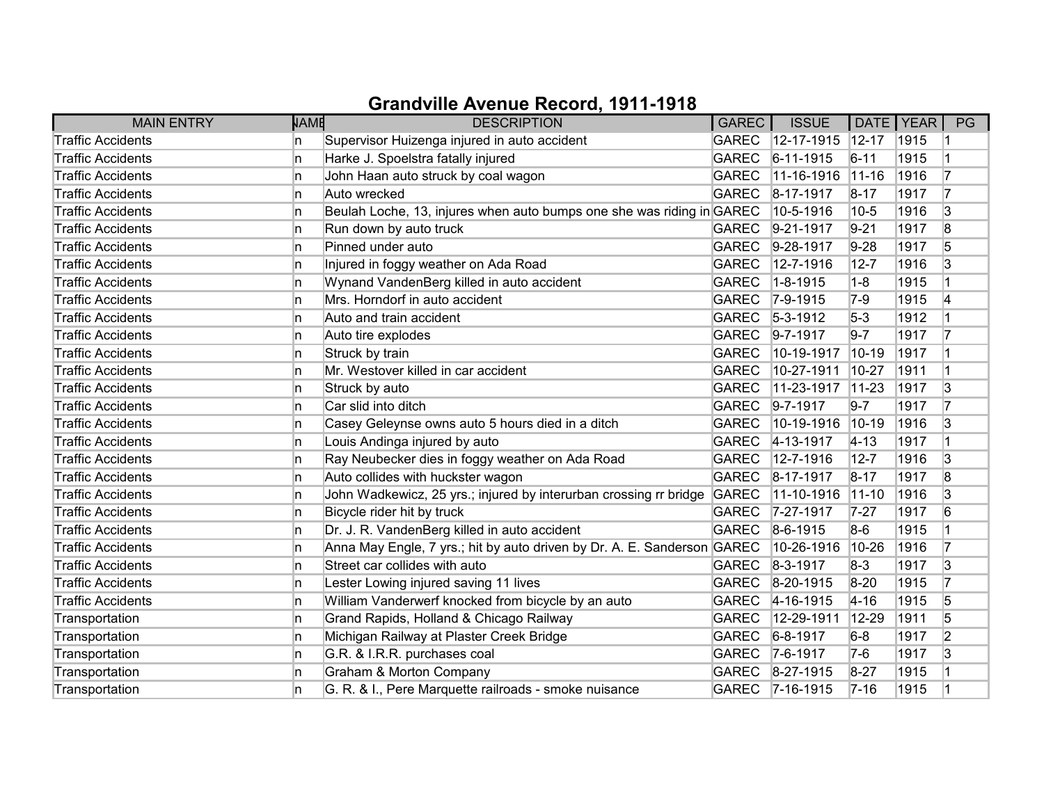# Grandville Avenue Record, 1911-1918

| MAIN ENTRY | NAME | DESCRIPTION | GAREC | ISSUE | DATE | YEAR | PG |
|---|---|---|---|---|---|---|---|
| Traffic Accidents | n | Supervisor Huizenga injured in auto accident | GAREC | 12-17-1915 | 12-17 | 1915 | 1 |
| Traffic Accidents | n | Harke J. Spoelstra fatally injured | GAREC | 6-11-1915 | 6-11 | 1915 | 1 |
| Traffic Accidents | n | John Haan auto struck by coal wagon | GAREC | 11-16-1916 | 11-16 | 1916 | 7 |
| Traffic Accidents | n | Auto wrecked | GAREC | 8-17-1917 | 8-17 | 1917 | 7 |
| Traffic Accidents | n | Beulah Loche, 13, injures when auto bumps one she was riding in | GAREC | 10-5-1916 | 10-5 | 1916 | 3 |
| Traffic Accidents | n | Run down by auto truck | GAREC | 9-21-1917 | 9-21 | 1917 | 8 |
| Traffic Accidents | n | Pinned under auto | GAREC | 9-28-1917 | 9-28 | 1917 | 5 |
| Traffic Accidents | n | Injured in foggy weather on Ada Road | GAREC | 12-7-1916 | 12-7 | 1916 | 3 |
| Traffic Accidents | n | Wynand VandenBerg killed in auto accident | GAREC | 1-8-1915 | 1-8 | 1915 | 1 |
| Traffic Accidents | n | Mrs. Horndorf in auto accident | GAREC | 7-9-1915 | 7-9 | 1915 | 4 |
| Traffic Accidents | n | Auto and train accident | GAREC | 5-3-1912 | 5-3 | 1912 | 1 |
| Traffic Accidents | n | Auto tire explodes | GAREC | 9-7-1917 | 9-7 | 1917 | 7 |
| Traffic Accidents | n | Struck by train | GAREC | 10-19-1917 | 10-19 | 1917 | 1 |
| Traffic Accidents | n | Mr. Westover killed in car accident | GAREC | 10-27-1911 | 10-27 | 1911 | 1 |
| Traffic Accidents | n | Struck by auto | GAREC | 11-23-1917 | 11-23 | 1917 | 3 |
| Traffic Accidents | n | Car slid into ditch | GAREC | 9-7-1917 | 9-7 | 1917 | 7 |
| Traffic Accidents | n | Casey Geleynse owns auto 5 hours died in a ditch | GAREC | 10-19-1916 | 10-19 | 1916 | 3 |
| Traffic Accidents | n | Louis Andinga injured by auto | GAREC | 4-13-1917 | 4-13 | 1917 | 1 |
| Traffic Accidents | n | Ray Neubecker dies in foggy weather on Ada Road | GAREC | 12-7-1916 | 12-7 | 1916 | 3 |
| Traffic Accidents | n | Auto collides with huckster wagon | GAREC | 8-17-1917 | 8-17 | 1917 | 8 |
| Traffic Accidents | n | John Wadkewicz, 25 yrs.; injured by interurban crossing rr bridge | GAREC | 11-10-1916 | 11-10 | 1916 | 3 |
| Traffic Accidents | n | Bicycle rider hit by truck | GAREC | 7-27-1917 | 7-27 | 1917 | 6 |
| Traffic Accidents | n | Dr. J. R. VandenBerg killed in auto accident | GAREC | 8-6-1915 | 8-6 | 1915 | 1 |
| Traffic Accidents | n | Anna May Engle, 7 yrs.; hit by auto driven by Dr. A. E. Sanderson | GAREC | 10-26-1916 | 10-26 | 1916 | 7 |
| Traffic Accidents | n | Street car collides with auto | GAREC | 8-3-1917 | 8-3 | 1917 | 3 |
| Traffic Accidents | n | Lester Lowing injured saving 11 lives | GAREC | 8-20-1915 | 8-20 | 1915 | 7 |
| Traffic Accidents | n | William Vanderwerf knocked from bicycle by an auto | GAREC | 4-16-1915 | 4-16 | 1915 | 5 |
| Transportation | n | Grand Rapids, Holland & Chicago Railway | GAREC | 12-29-1911 | 12-29 | 1911 | 5 |
| Transportation | n | Michigan Railway at Plaster Creek Bridge | GAREC | 6-8-1917 | 6-8 | 1917 | 2 |
| Transportation | n | G.R. & I.R.R. purchases coal | GAREC | 7-6-1917 | 7-6 | 1917 | 3 |
| Transportation | n | Graham & Morton Company | GAREC | 8-27-1915 | 8-27 | 1915 | 1 |
| Transportation | n | G. R. & I., Pere Marquette railroads - smoke nuisance | GAREC | 7-16-1915 | 7-16 | 1915 | 1 |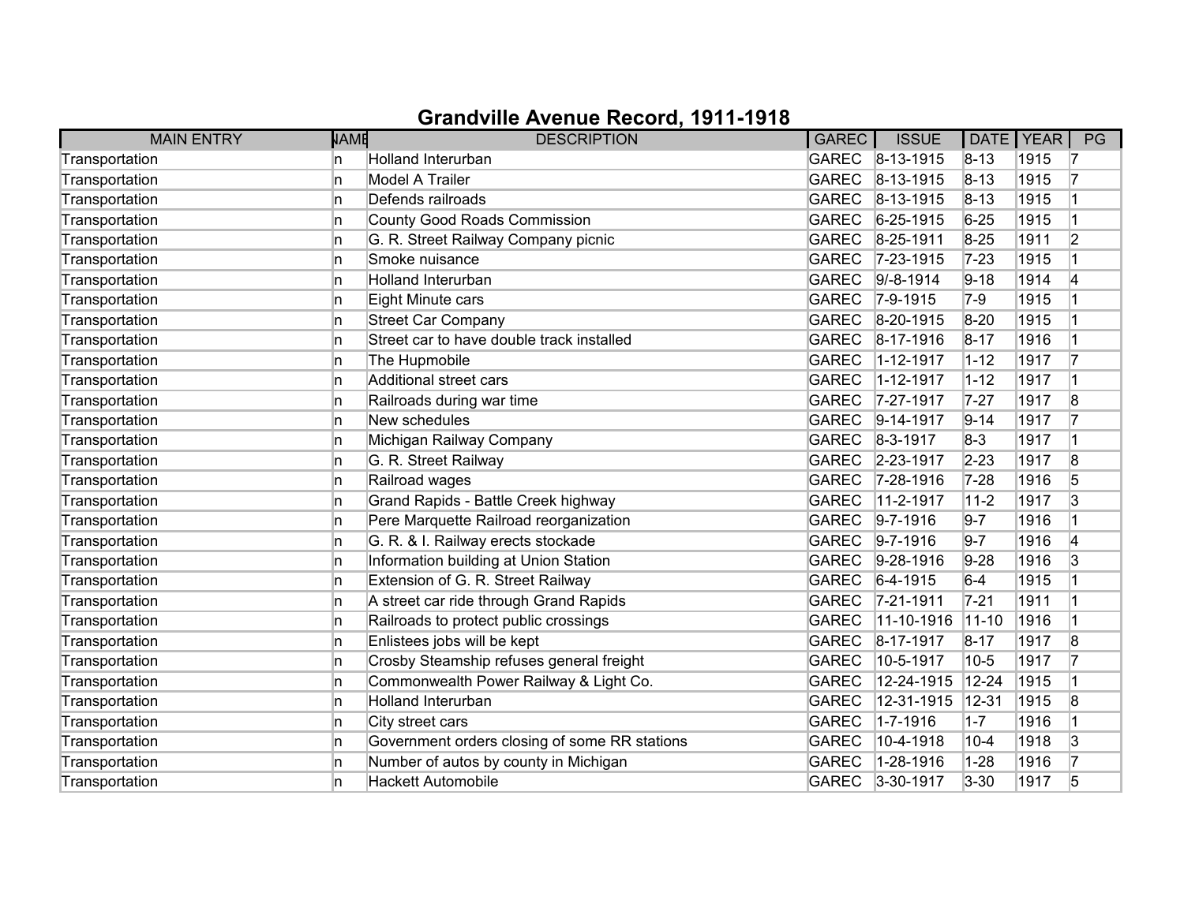# Grandville Avenue Record, 1911-1918

| MAIN ENTRY | NAME | DESCRIPTION | GAREC | ISSUE | DATE | YEAR | PG |
|---|---|---|---|---|---|---|---|
| Transportation | n | Holland Interurban | GAREC | 8-13-1915 | 8-13 | 1915 | 7 |
| Transportation | n | Model A Trailer | GAREC | 8-13-1915 | 8-13 | 1915 | 7 |
| Transportation | n | Defends railroads | GAREC | 8-13-1915 | 8-13 | 1915 | 1 |
| Transportation | n | County Good Roads Commission | GAREC | 6-25-1915 | 6-25 | 1915 | 1 |
| Transportation | n | G. R. Street Railway Company picnic | GAREC | 8-25-1911 | 8-25 | 1911 | 2 |
| Transportation | n | Smoke nuisance | GAREC | 7-23-1915 | 7-23 | 1915 | 1 |
| Transportation | n | Holland Interurban | GAREC | 9/-8-1914 | 9-18 | 1914 | 4 |
| Transportation | n | Eight Minute cars | GAREC | 7-9-1915 | 7-9 | 1915 | 1 |
| Transportation | n | Street Car Company | GAREC | 8-20-1915 | 8-20 | 1915 | 1 |
| Transportation | n | Street car to have double track installed | GAREC | 8-17-1916 | 8-17 | 1916 | 1 |
| Transportation | n | The Hupmobile | GAREC | 1-12-1917 | 1-12 | 1917 | 7 |
| Transportation | n | Additional street cars | GAREC | 1-12-1917 | 1-12 | 1917 | 1 |
| Transportation | n | Railroads during war time | GAREC | 7-27-1917 | 7-27 | 1917 | 8 |
| Transportation | n | New schedules | GAREC | 9-14-1917 | 9-14 | 1917 | 7 |
| Transportation | n | Michigan Railway Company | GAREC | 8-3-1917 | 8-3 | 1917 | 1 |
| Transportation | n | G. R. Street Railway | GAREC | 2-23-1917 | 2-23 | 1917 | 8 |
| Transportation | n | Railroad wages | GAREC | 7-28-1916 | 7-28 | 1916 | 5 |
| Transportation | n | Grand Rapids - Battle Creek highway | GAREC | 11-2-1917 | 11-2 | 1917 | 3 |
| Transportation | n | Pere Marquette Railroad reorganization | GAREC | 9-7-1916 | 9-7 | 1916 | 1 |
| Transportation | n | G. R. & I. Railway erects stockade | GAREC | 9-7-1916 | 9-7 | 1916 | 4 |
| Transportation | n | Information building at Union Station | GAREC | 9-28-1916 | 9-28 | 1916 | 3 |
| Transportation | n | Extension of G. R. Street Railway | GAREC | 6-4-1915 | 6-4 | 1915 | 1 |
| Transportation | n | A street car ride through Grand Rapids | GAREC | 7-21-1911 | 7-21 | 1911 | 1 |
| Transportation | n | Railroads to protect public crossings | GAREC | 11-10-1916 | 11-10 | 1916 | 1 |
| Transportation | n | Enlistees jobs will be kept | GAREC | 8-17-1917 | 8-17 | 1917 | 8 |
| Transportation | n | Crosby Steamship refuses general freight | GAREC | 10-5-1917 | 10-5 | 1917 | 7 |
| Transportation | n | Commonwealth Power Railway & Light Co. | GAREC | 12-24-1915 | 12-24 | 1915 | 1 |
| Transportation | n | Holland Interurban | GAREC | 12-31-1915 | 12-31 | 1915 | 8 |
| Transportation | n | City street cars | GAREC | 1-7-1916 | 1-7 | 1916 | 1 |
| Transportation | n | Government orders closing of some RR stations | GAREC | 10-4-1918 | 10-4 | 1918 | 3 |
| Transportation | n | Number of autos by county in Michigan | GAREC | 1-28-1916 | 1-28 | 1916 | 7 |
| Transportation | n | Hackett Automobile | GAREC | 3-30-1917 | 3-30 | 1917 | 5 |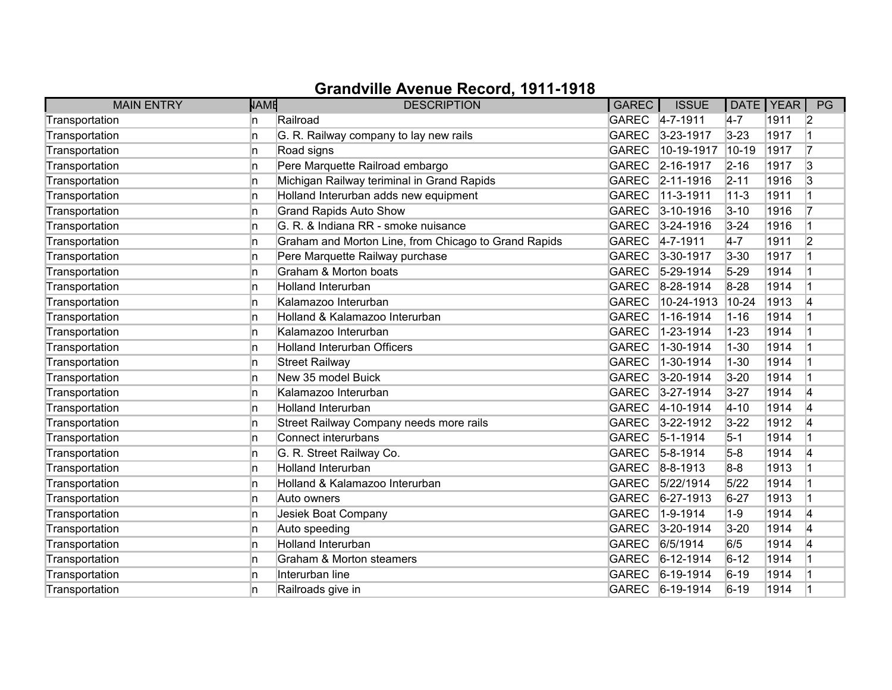# Grandville Avenue Record, 1911-1918

| MAIN ENTRY | NAME | DESCRIPTION | GAREC | ISSUE | DATE | YEAR | PG |
|---|---|---|---|---|---|---|---|
| Transportation | n | Railroad | GAREC | 4-7-1911 | 4-7 | 1911 | 2 |
| Transportation | n | G. R. Railway company to lay new rails | GAREC | 3-23-1917 | 3-23 | 1917 | 1 |
| Transportation | n | Road signs | GAREC | 10-19-1917 | 10-19 | 1917 | 7 |
| Transportation | n | Pere Marquette Railroad embargo | GAREC | 2-16-1917 | 2-16 | 1917 | 3 |
| Transportation | n | Michigan Railway teriminal in Grand Rapids | GAREC | 2-11-1916 | 2-11 | 1916 | 3 |
| Transportation | n | Holland Interurban adds new equipment | GAREC | 11-3-1911 | 11-3 | 1911 | 1 |
| Transportation | n | Grand Rapids Auto Show | GAREC | 3-10-1916 | 3-10 | 1916 | 7 |
| Transportation | n | G. R. & Indiana RR - smoke nuisance | GAREC | 3-24-1916 | 3-24 | 1916 | 1 |
| Transportation | n | Graham and Morton Line, from Chicago to Grand Rapids | GAREC | 4-7-1911 | 4-7 | 1911 | 2 |
| Transportation | n | Pere Marquette Railway purchase | GAREC | 3-30-1917 | 3-30 | 1917 | 1 |
| Transportation | n | Graham & Morton boats | GAREC | 5-29-1914 | 5-29 | 1914 | 1 |
| Transportation | n | Holland Interurban | GAREC | 8-28-1914 | 8-28 | 1914 | 1 |
| Transportation | n | Kalamazoo Interurban | GAREC | 10-24-1913 | 10-24 | 1913 | 4 |
| Transportation | n | Holland & Kalamazoo Interurban | GAREC | 1-16-1914 | 1-16 | 1914 | 1 |
| Transportation | n | Kalamazoo Interurban | GAREC | 1-23-1914 | 1-23 | 1914 | 1 |
| Transportation | n | Holland Interurban Officers | GAREC | 1-30-1914 | 1-30 | 1914 | 1 |
| Transportation | n | Street Railway | GAREC | 1-30-1914 | 1-30 | 1914 | 1 |
| Transportation | n | New 35 model Buick | GAREC | 3-20-1914 | 3-20 | 1914 | 1 |
| Transportation | n | Kalamazoo Interurban | GAREC | 3-27-1914 | 3-27 | 1914 | 4 |
| Transportation | n | Holland Interurban | GAREC | 4-10-1914 | 4-10 | 1914 | 4 |
| Transportation | n | Street Railway Company needs more rails | GAREC | 3-22-1912 | 3-22 | 1912 | 4 |
| Transportation | n | Connect interurbans | GAREC | 5-1-1914 | 5-1 | 1914 | 1 |
| Transportation | n | G. R. Street Railway Co. | GAREC | 5-8-1914 | 5-8 | 1914 | 4 |
| Transportation | n | Holland Interurban | GAREC | 8-8-1913 | 8-8 | 1913 | 1 |
| Transportation | n | Holland & Kalamazoo Interurban | GAREC | 5/22/1914 | 5/22 | 1914 | 1 |
| Transportation | n | Auto owners | GAREC | 6-27-1913 | 6-27 | 1913 | 1 |
| Transportation | n | Jesiek Boat Company | GAREC | 1-9-1914 | 1-9 | 1914 | 4 |
| Transportation | n | Auto speeding | GAREC | 3-20-1914 | 3-20 | 1914 | 4 |
| Transportation | n | Holland Interurban | GAREC | 6/5/1914 | 6/5 | 1914 | 4 |
| Transportation | n | Graham & Morton steamers | GAREC | 6-12-1914 | 6-12 | 1914 | 1 |
| Transportation | n | Interurban line | GAREC | 6-19-1914 | 6-19 | 1914 | 1 |
| Transportation | n | Railroads give in | GAREC | 6-19-1914 | 6-19 | 1914 | 1 |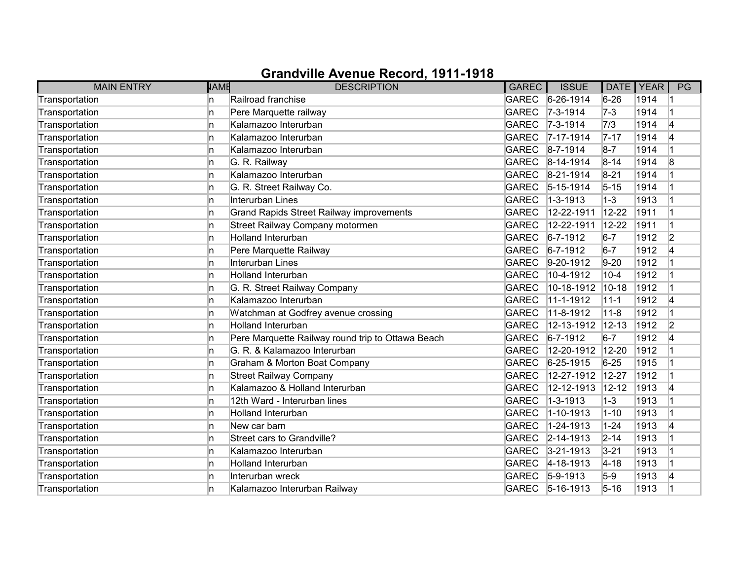# Grandville Avenue Record, 1911-1918

| MAIN ENTRY | NAME | DESCRIPTION | GAREC | ISSUE | DATE | YEAR | PG |
|---|---|---|---|---|---|---|---|
| Transportation | n | Railroad franchise | GAREC | 6-26-1914 | 6-26 | 1914 | 1 |
| Transportation | n | Pere Marquette railway | GAREC | 7-3-1914 | 7-3 | 1914 | 1 |
| Transportation | n | Kalamazoo Interurban | GAREC | 7-3-1914 | 7/3 | 1914 | 4 |
| Transportation | n | Kalamazoo Interurban | GAREC | 7-17-1914 | 7-17 | 1914 | 4 |
| Transportation | n | Kalamazoo Interurban | GAREC | 8-7-1914 | 8-7 | 1914 | 1 |
| Transportation | n | G. R. Railway | GAREC | 8-14-1914 | 8-14 | 1914 | 8 |
| Transportation | n | Kalamazoo Interurban | GAREC | 8-21-1914 | 8-21 | 1914 | 1 |
| Transportation | n | G. R. Street Railway Co. | GAREC | 5-15-1914 | 5-15 | 1914 | 1 |
| Transportation | n | Interurban Lines | GAREC | 1-3-1913 | 1-3 | 1913 | 1 |
| Transportation | n | Grand Rapids Street Railway improvements | GAREC | 12-22-1911 | 12-22 | 1911 | 1 |
| Transportation | n | Street Railway Company motormen | GAREC | 12-22-1911 | 12-22 | 1911 | 1 |
| Transportation | n | Holland Interurban | GAREC | 6-7-1912 | 6-7 | 1912 | 2 |
| Transportation | n | Pere Marquette Railway | GAREC | 6-7-1912 | 6-7 | 1912 | 4 |
| Transportation | n | Interurban Lines | GAREC | 9-20-1912 | 9-20 | 1912 | 1 |
| Transportation | n | Holland Interurban | GAREC | 10-4-1912 | 10-4 | 1912 | 1 |
| Transportation | n | G. R. Street Railway Company | GAREC | 10-18-1912 | 10-18 | 1912 | 1 |
| Transportation | n | Kalamazoo Interurban | GAREC | 11-1-1912 | 11-1 | 1912 | 4 |
| Transportation | n | Watchman at Godfrey avenue crossing | GAREC | 11-8-1912 | 11-8 | 1912 | 1 |
| Transportation | n | Holland Interurban | GAREC | 12-13-1912 | 12-13 | 1912 | 2 |
| Transportation | n | Pere Marquette Railway round trip to Ottawa Beach | GAREC | 6-7-1912 | 6-7 | 1912 | 4 |
| Transportation | n | G. R. & Kalamazoo Interurban | GAREC | 12-20-1912 | 12-20 | 1912 | 1 |
| Transportation | n | Graham & Morton Boat Company | GAREC | 6-25-1915 | 6-25 | 1915 | 1 |
| Transportation | n | Street Railway Company | GAREC | 12-27-1912 | 12-27 | 1912 | 1 |
| Transportation | n | Kalamazoo & Holland Interurban | GAREC | 12-12-1913 | 12-12 | 1913 | 4 |
| Transportation | n | 12th Ward - Interurban lines | GAREC | 1-3-1913 | 1-3 | 1913 | 1 |
| Transportation | n | Holland Interurban | GAREC | 1-10-1913 | 1-10 | 1913 | 1 |
| Transportation | n | New car barn | GAREC | 1-24-1913 | 1-24 | 1913 | 4 |
| Transportation | n | Street cars to Grandville? | GAREC | 2-14-1913 | 2-14 | 1913 | 1 |
| Transportation | n | Kalamazoo Interurban | GAREC | 3-21-1913 | 3-21 | 1913 | 1 |
| Transportation | n | Holland Interurban | GAREC | 4-18-1913 | 4-18 | 1913 | 1 |
| Transportation | n | Interurban wreck | GAREC | 5-9-1913 | 5-9 | 1913 | 4 |
| Transportation | n | Kalamazoo Interurban Railway | GAREC | 5-16-1913 | 5-16 | 1913 | 1 |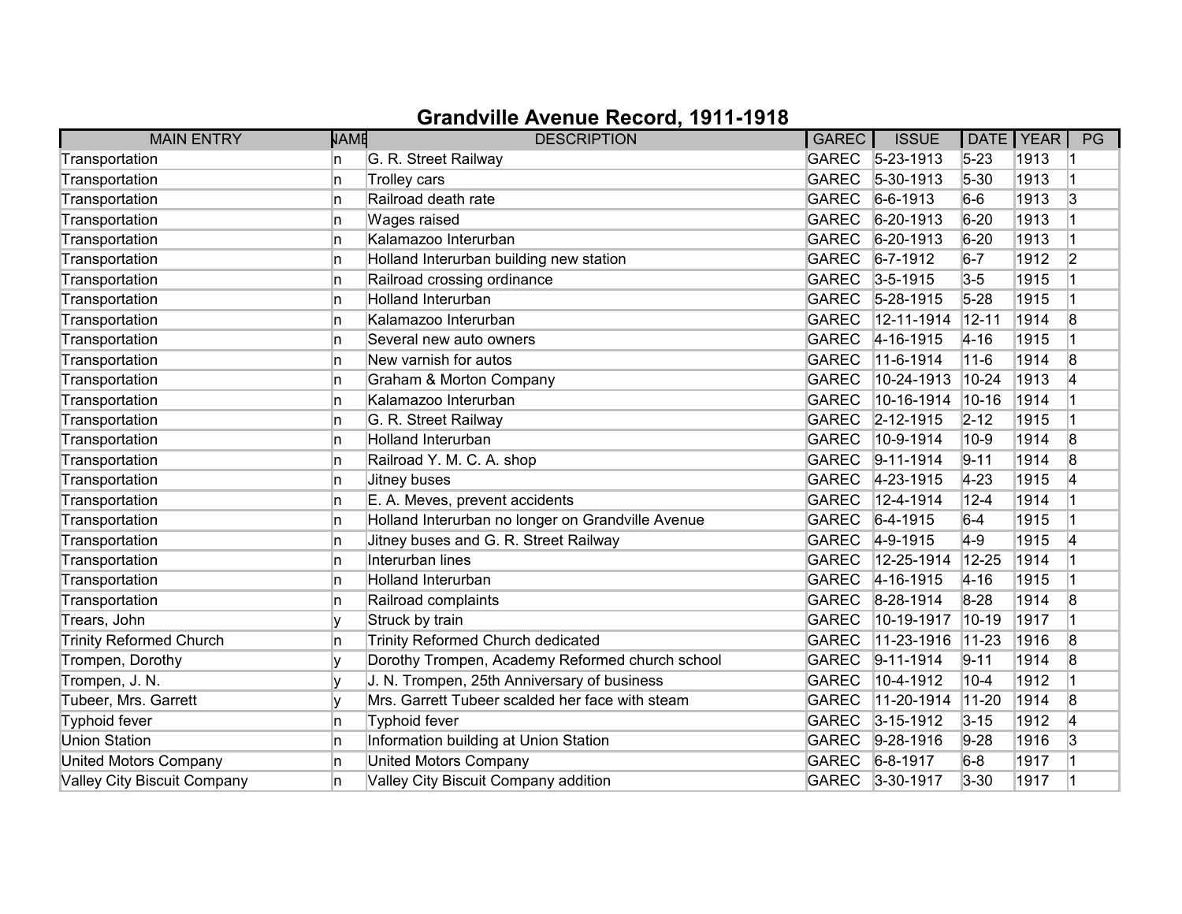# Grandville Avenue Record, 1911-1918

| MAIN ENTRY | NAME | DESCRIPTION | GAREC | ISSUE | DATE | YEAR | PG |
|---|---|---|---|---|---|---|---|
| Transportation | n | G. R. Street Railway | GAREC | 5-23-1913 | 5-23 | 1913 | 1 |
| Transportation | n | Trolley cars | GAREC | 5-30-1913 | 5-30 | 1913 | 1 |
| Transportation | n | Railroad death rate | GAREC | 6-6-1913 | 6-6 | 1913 | 3 |
| Transportation | n | Wages raised | GAREC | 6-20-1913 | 6-20 | 1913 | 1 |
| Transportation | n | Kalamazoo Interurban | GAREC | 6-20-1913 | 6-20 | 1913 | 1 |
| Transportation | n | Holland Interurban building new station | GAREC | 6-7-1912 | 6-7 | 1912 | 2 |
| Transportation | n | Railroad crossing ordinance | GAREC | 3-5-1915 | 3-5 | 1915 | 1 |
| Transportation | n | Holland Interurban | GAREC | 5-28-1915 | 5-28 | 1915 | 1 |
| Transportation | n | Kalamazoo Interurban | GAREC | 12-11-1914 | 12-11 | 1914 | 8 |
| Transportation | n | Several new auto owners | GAREC | 4-16-1915 | 4-16 | 1915 | 1 |
| Transportation | n | New varnish for autos | GAREC | 11-6-1914 | 11-6 | 1914 | 8 |
| Transportation | n | Graham & Morton Company | GAREC | 10-24-1913 | 10-24 | 1913 | 4 |
| Transportation | n | Kalamazoo Interurban | GAREC | 10-16-1914 | 10-16 | 1914 | 1 |
| Transportation | n | G. R. Street Railway | GAREC | 2-12-1915 | 2-12 | 1915 | 1 |
| Transportation | n | Holland Interurban | GAREC | 10-9-1914 | 10-9 | 1914 | 8 |
| Transportation | n | Railroad Y. M. C. A. shop | GAREC | 9-11-1914 | 9-11 | 1914 | 8 |
| Transportation | n | Jitney buses | GAREC | 4-23-1915 | 4-23 | 1915 | 4 |
| Transportation | n | E. A. Meves, prevent accidents | GAREC | 12-4-1914 | 12-4 | 1914 | 1 |
| Transportation | n | Holland Interurban no longer on Grandville Avenue | GAREC | 6-4-1915 | 6-4 | 1915 | 1 |
| Transportation | n | Jitney buses and G. R. Street Railway | GAREC | 4-9-1915 | 4-9 | 1915 | 4 |
| Transportation | n | Interurban lines | GAREC | 12-25-1914 | 12-25 | 1914 | 1 |
| Transportation | n | Holland Interurban | GAREC | 4-16-1915 | 4-16 | 1915 | 1 |
| Transportation | n | Railroad complaints | GAREC | 8-28-1914 | 8-28 | 1914 | 8 |
| Trears, John | y | Struck by train | GAREC | 10-19-1917 | 10-19 | 1917 | 1 |
| Trinity Reformed Church | n | Trinity Reformed Church dedicated | GAREC | 11-23-1916 | 11-23 | 1916 | 8 |
| Trompen, Dorothy | y | Dorothy Trompen, Academy Reformed church school | GAREC | 9-11-1914 | 9-11 | 1914 | 8 |
| Trompen, J. N. | y | J. N. Trompen, 25th Anniversary of business | GAREC | 10-4-1912 | 10-4 | 1912 | 1 |
| Tubeer, Mrs. Garrett | y | Mrs. Garrett Tubeer scalded her face with steam | GAREC | 11-20-1914 | 11-20 | 1914 | 8 |
| Typhoid fever | n | Typhoid fever | GAREC | 3-15-1912 | 3-15 | 1912 | 4 |
| Union Station | n | Information building at Union Station | GAREC | 9-28-1916 | 9-28 | 1916 | 3 |
| United Motors Company | n | United Motors Company | GAREC | 6-8-1917 | 6-8 | 1917 | 1 |
| Valley City Biscuit Company | n | Valley City Biscuit Company addition | GAREC | 3-30-1917 | 3-30 | 1917 | 1 |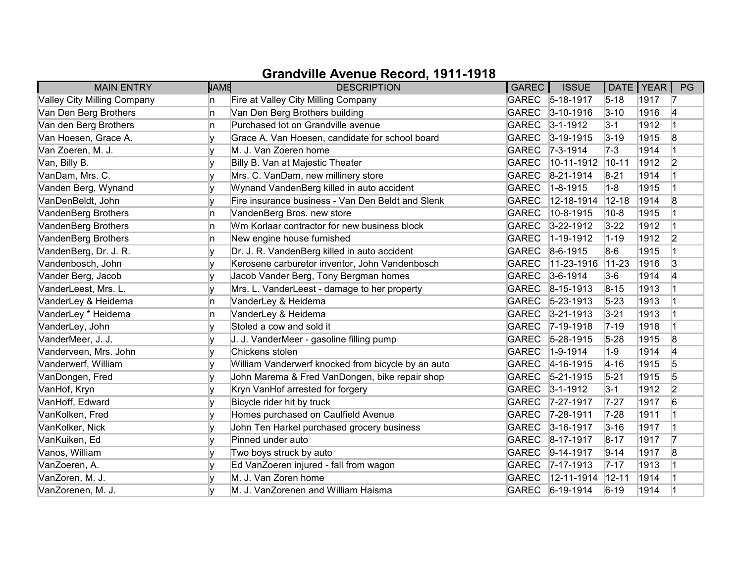# Grandville Avenue Record, 1911-1918

| MAIN ENTRY | NAME | DESCRIPTION | GAREC | ISSUE | DATE | YEAR | PG |
|---|---|---|---|---|---|---|---|
| Valley City Milling Company | n | Fire at Valley City Milling Company | GAREC | 5-18-1917 | 5-18 | 1917 | 7 |
| Van Den Berg Brothers | n | Van Den Berg Brothers building | GAREC | 3-10-1916 | 3-10 | 1916 | 4 |
| Van den Berg Brothers | n | Purchased lot on Grandville avenue | GAREC | 3-1-1912 | 3-1 | 1912 | 1 |
| Van Hoesen, Grace A. | y | Grace A. Van Hoesen, candidate for school board | GAREC | 3-19-1915 | 3-19 | 1915 | 8 |
| Van Zoeren, M. J. | y | M. J. Van Zoeren home | GAREC | 7-3-1914 | 7-3 | 1914 | 1 |
| Van, Billy B. | y | Billy B. Van at Majestic Theater | GAREC | 10-11-1912 | 10-11 | 1912 | 2 |
| VanDam, Mrs. C. | y | Mrs. C. VanDam, new millinery store | GAREC | 8-21-1914 | 8-21 | 1914 | 1 |
| Vanden Berg, Wynand | y | Wynand VandenBerg killed in auto accident | GAREC | 1-8-1915 | 1-8 | 1915 | 1 |
| VanDenBeldt, John | y | Fire insurance business - Van Den Beldt and Slenk | GAREC | 12-18-1914 | 12-18 | 1914 | 8 |
| VandenBerg Brothers | n | VandenBerg Bros. new store | GAREC | 10-8-1915 | 10-8 | 1915 | 1 |
| VandenBerg Brothers | n | Wm Korlaar contractor for new business block | GAREC | 3-22-1912 | 3-22 | 1912 | 1 |
| VandenBerg Brothers | n | New engine house furnished | GAREC | 1-19-1912 | 1-19 | 1912 | 2 |
| VandenBerg, Dr. J. R. | y | Dr. J. R. VandenBerg killed in auto accident | GAREC | 8-6-1915 | 8-6 | 1915 | 1 |
| Vandenbosch, John | y | Kerosene carburetor inventor, John Vandenbosch | GAREC | 11-23-1916 | 11-23 | 1916 | 3 |
| Vander Berg, Jacob | y | Jacob Vander Berg, Tony Bergman homes | GAREC | 3-6-1914 | 3-6 | 1914 | 4 |
| VanderLeest, Mrs. L. | y | Mrs. L. VanderLeest - damage to her property | GAREC | 8-15-1913 | 8-15 | 1913 | 1 |
| VanderLey & Heidema | n | VanderLey & Heidema | GAREC | 5-23-1913 | 5-23 | 1913 | 1 |
| VanderLey * Heidema | n | VanderLey & Heidema | GAREC | 3-21-1913 | 3-21 | 1913 | 1 |
| VanderLey, John | y | Stoled a cow and sold it | GAREC | 7-19-1918 | 7-19 | 1918 | 1 |
| VanderMeer, J. J. | y | J. J. VanderMeer - gasoline filling pump | GAREC | 5-28-1915 | 5-28 | 1915 | 8 |
| Vanderveen, Mrs. John | y | Chickens stolen | GAREC | 1-9-1914 | 1-9 | 1914 | 4 |
| Vanderwerf, William | y | William Vanderwerf knocked from bicycle by an auto | GAREC | 4-16-1915 | 4-16 | 1915 | 5 |
| VanDongen, Fred | y | John Marema & Fred VanDongen, bike repair shop | GAREC | 5-21-1915 | 5-21 | 1915 | 5 |
| VanHof, Kryn | y | Kryn VanHof arrested for forgery | GAREC | 3-1-1912 | 3-1 | 1912 | 2 |
| VanHoff, Edward | y | Bicycle rider hit by truck | GAREC | 7-27-1917 | 7-27 | 1917 | 6 |
| VanKolken, Fred | y | Homes purchased on Caulfield Avenue | GAREC | 7-28-1911 | 7-28 | 1911 | 1 |
| VanKolker, Nick | y | John Ten Harkel purchased grocery business | GAREC | 3-16-1917 | 3-16 | 1917 | 1 |
| VanKuiken, Ed | y | Pinned under auto | GAREC | 8-17-1917 | 8-17 | 1917 | 7 |
| Vanos, William | y | Two boys struck by auto | GAREC | 9-14-1917 | 9-14 | 1917 | 8 |
| VanZoeren, A. | y | Ed VanZoeren injured - fall from wagon | GAREC | 7-17-1913 | 7-17 | 1913 | 1 |
| VanZoren, M. J. | y | M. J. Van Zoren home | GAREC | 12-11-1914 | 12-11 | 1914 | 1 |
| VanZorenen, M. J. | y | M. J. VanZorenen and William Haisma | GAREC | 6-19-1914 | 6-19 | 1914 | 1 |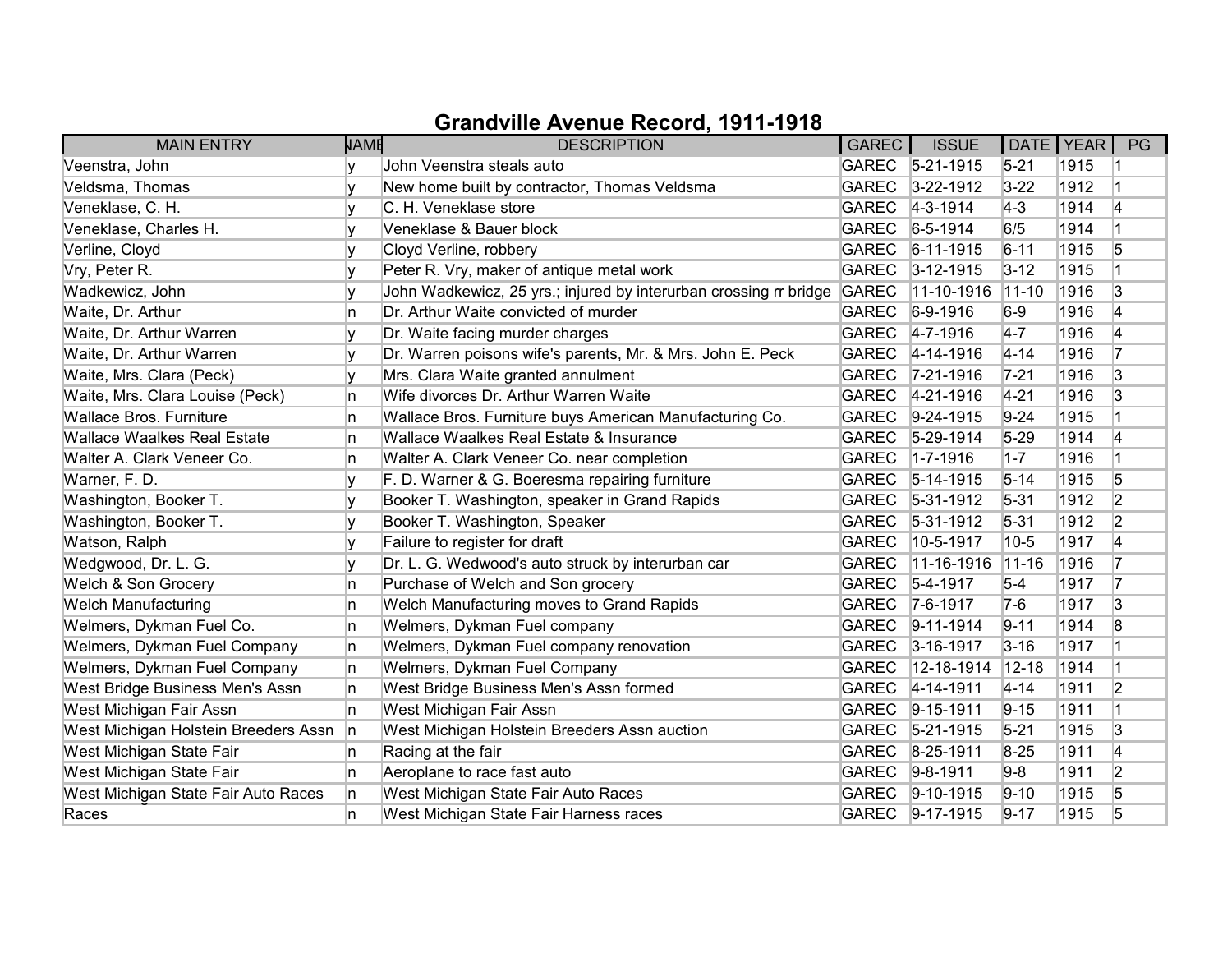# Grandville Avenue Record, 1911-1918

| MAIN ENTRY | NAME | DESCRIPTION | GAREC | ISSUE | DATE | YEAR | PG |
|---|---|---|---|---|---|---|---|
| Veenstra, John | y | John Veenstra steals auto | GAREC | 5-21-1915 | 5-21 | 1915 | 1 |
| Veldsma, Thomas | y | New home built by contractor, Thomas Veldsma | GAREC | 3-22-1912 | 3-22 | 1912 | 1 |
| Veneklase, C. H. | y | C. H. Veneklase store | GAREC | 4-3-1914 | 4-3 | 1914 | 4 |
| Veneklase, Charles H. | y | Veneklase & Bauer block | GAREC | 6-5-1914 | 6/5 | 1914 | 1 |
| Verline, Cloyd | y | Cloyd Verline, robbery | GAREC | 6-11-1915 | 6-11 | 1915 | 5 |
| Vry, Peter R. | y | Peter R. Vry, maker of antique metal work | GAREC | 3-12-1915 | 3-12 | 1915 | 1 |
| Wadkewicz, John | y | John Wadkewicz, 25 yrs.; injured by interurban crossing rr bridge | GAREC | 11-10-1916 | 11-10 | 1916 | 3 |
| Waite, Dr. Arthur | n | Dr. Arthur Waite convicted of murder | GAREC | 6-9-1916 | 6-9 | 1916 | 4 |
| Waite, Dr. Arthur Warren | y | Dr. Waite facing murder charges | GAREC | 4-7-1916 | 4-7 | 1916 | 4 |
| Waite, Dr. Arthur Warren | y | Dr. Warren poisons wife's parents, Mr. & Mrs. John E. Peck | GAREC | 4-14-1916 | 4-14 | 1916 | 7 |
| Waite, Mrs. Clara (Peck) | y | Mrs. Clara Waite granted annulment | GAREC | 7-21-1916 | 7-21 | 1916 | 3 |
| Waite, Mrs. Clara Louise (Peck) | n | Wife divorces Dr. Arthur Warren Waite | GAREC | 4-21-1916 | 4-21 | 1916 | 3 |
| Wallace Bros. Furniture | n | Wallace Bros. Furniture buys American Manufacturing Co. | GAREC | 9-24-1915 | 9-24 | 1915 | 1 |
| Wallace Waalkes Real Estate | n | Wallace Waalkes Real Estate & Insurance | GAREC | 5-29-1914 | 5-29 | 1914 | 4 |
| Walter A. Clark Veneer Co. | n | Walter A. Clark Veneer Co. near completion | GAREC | 1-7-1916 | 1-7 | 1916 | 1 |
| Warner, F. D. | y | F. D. Warner & G. Boeresma repairing furniture | GAREC | 5-14-1915 | 5-14 | 1915 | 5 |
| Washington, Booker T. | y | Booker T. Washington, speaker in Grand Rapids | GAREC | 5-31-1912 | 5-31 | 1912 | 2 |
| Washington, Booker T. | y | Booker T. Washington, Speaker | GAREC | 5-31-1912 | 5-31 | 1912 | 2 |
| Watson, Ralph | y | Failure to register for draft | GAREC | 10-5-1917 | 10-5 | 1917 | 4 |
| Wedgwood, Dr. L. G. | y | Dr. L. G. Wedwood's auto struck by interurban car | GAREC | 11-16-1916 | 11-16 | 1916 | 7 |
| Welch & Son Grocery | n | Purchase of Welch and Son grocery | GAREC | 5-4-1917 | 5-4 | 1917 | 7 |
| Welch Manufacturing | n | Welch Manufacturing moves to Grand Rapids | GAREC | 7-6-1917 | 7-6 | 1917 | 3 |
| Welmers, Dykman Fuel Co. | n | Welmers, Dykman Fuel company | GAREC | 9-11-1914 | 9-11 | 1914 | 8 |
| Welmers, Dykman Fuel Company | n | Welmers, Dykman Fuel company renovation | GAREC | 3-16-1917 | 3-16 | 1917 | 1 |
| Welmers, Dykman Fuel Company | n | Welmers, Dykman Fuel Company | GAREC | 12-18-1914 | 12-18 | 1914 | 1 |
| West Bridge Business Men's Assn | n | West Bridge Business Men's Assn formed | GAREC | 4-14-1911 | 4-14 | 1911 | 2 |
| West Michigan Fair Assn | n | West Michigan Fair Assn | GAREC | 9-15-1911 | 9-15 | 1911 | 1 |
| West Michigan Holstein Breeders Assn | n | West Michigan Holstein Breeders Assn auction | GAREC | 5-21-1915 | 5-21 | 1915 | 3 |
| West Michigan State Fair | n | Racing at the fair | GAREC | 8-25-1911 | 8-25 | 1911 | 4 |
| West Michigan State Fair | n | Aeroplane to race fast auto | GAREC | 9-8-1911 | 9-8 | 1911 | 2 |
| West Michigan State Fair Auto Races | n | West Michigan State Fair Auto Races | GAREC | 9-10-1915 | 9-10 | 1915 | 5 |
| Races | n | West Michigan State Fair Harness races | GAREC | 9-17-1915 | 9-17 | 1915 | 5 |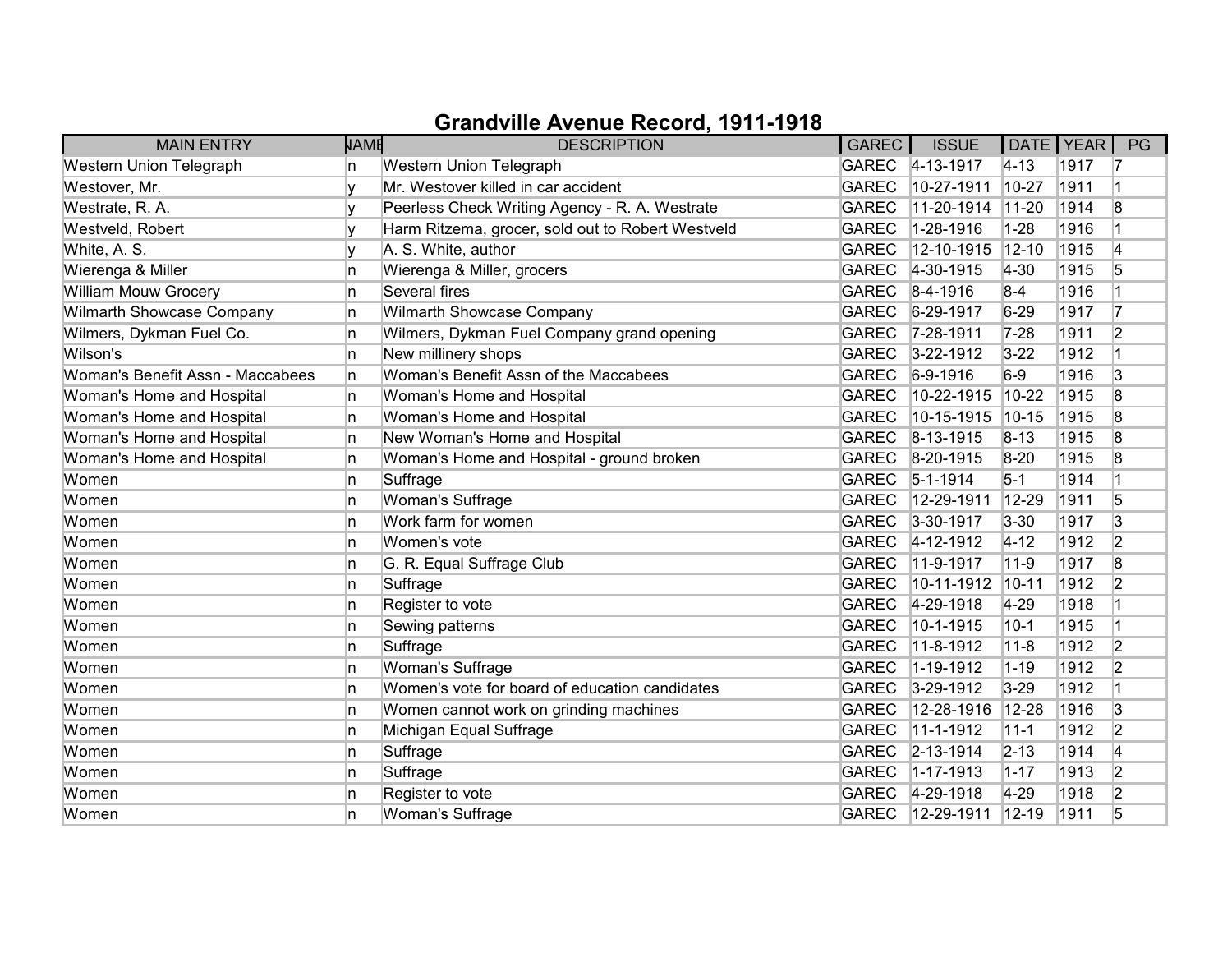# Grandville Avenue Record, 1911-1918

| MAIN ENTRY | NAME | DESCRIPTION | GAREC | ISSUE | DATE | YEAR | PG |
|---|---|---|---|---|---|---|---|
| Western Union Telegraph | n | Western Union Telegraph | GAREC | 4-13-1917 | 4-13 | 1917 | 7 |
| Westover, Mr. | y | Mr. Westover killed in car accident | GAREC | 10-27-1911 | 10-27 | 1911 | 1 |
| Westrate, R. A. | y | Peerless Check Writing Agency - R. A. Westrate | GAREC | 11-20-1914 | 11-20 | 1914 | 8 |
| Westveld, Robert | y | Harm Ritzema, grocer, sold out to Robert Westveld | GAREC | 1-28-1916 | 1-28 | 1916 | 1 |
| White, A. S. | y | A. S. White, author | GAREC | 12-10-1915 | 12-10 | 1915 | 4 |
| Wierenga & Miller | n | Wierenga & Miller, grocers | GAREC | 4-30-1915 | 4-30 | 1915 | 5 |
| William Mouw Grocery | n | Several fires | GAREC | 8-4-1916 | 8-4 | 1916 | 1 |
| Wilmarth Showcase Company | n | Wilmarth Showcase Company | GAREC | 6-29-1917 | 6-29 | 1917 | 7 |
| Wilmers, Dykman Fuel Co. | n | Wilmers, Dykman Fuel Company grand opening | GAREC | 7-28-1911 | 7-28 | 1911 | 2 |
| Wilson's | n | New millinery shops | GAREC | 3-22-1912 | 3-22 | 1912 | 1 |
| Woman's Benefit Assn - Maccabees | n | Woman's Benefit Assn of the Maccabees | GAREC | 6-9-1916 | 6-9 | 1916 | 3 |
| Woman's Home and Hospital | n | Woman's Home and Hospital | GAREC | 10-22-1915 | 10-22 | 1915 | 8 |
| Woman's Home and Hospital | n | Woman's Home and Hospital | GAREC | 10-15-1915 | 10-15 | 1915 | 8 |
| Woman's Home and Hospital | n | New Woman's Home and Hospital | GAREC | 8-13-1915 | 8-13 | 1915 | 8 |
| Woman's Home and Hospital | n | Woman's Home and Hospital - ground broken | GAREC | 8-20-1915 | 8-20 | 1915 | 8 |
| Women | n | Suffrage | GAREC | 5-1-1914 | 5-1 | 1914 | 1 |
| Women | n | Woman's Suffrage | GAREC | 12-29-1911 | 12-29 | 1911 | 5 |
| Women | n | Work farm for women | GAREC | 3-30-1917 | 3-30 | 1917 | 3 |
| Women | n | Women's vote | GAREC | 4-12-1912 | 4-12 | 1912 | 2 |
| Women | n | G. R. Equal Suffrage Club | GAREC | 11-9-1917 | 11-9 | 1917 | 8 |
| Women | n | Suffrage | GAREC | 10-11-1912 | 10-11 | 1912 | 2 |
| Women | n | Register to vote | GAREC | 4-29-1918 | 4-29 | 1918 | 1 |
| Women | n | Sewing patterns | GAREC | 10-1-1915 | 10-1 | 1915 | 1 |
| Women | n | Suffrage | GAREC | 11-8-1912 | 11-8 | 1912 | 2 |
| Women | n | Woman's Suffrage | GAREC | 1-19-1912 | 1-19 | 1912 | 2 |
| Women | n | Women's vote for board of education candidates | GAREC | 3-29-1912 | 3-29 | 1912 | 1 |
| Women | n | Women cannot work on grinding machines | GAREC | 12-28-1916 | 12-28 | 1916 | 3 |
| Women | n | Michigan Equal Suffrage | GAREC | 11-1-1912 | 11-1 | 1912 | 2 |
| Women | n | Suffrage | GAREC | 2-13-1914 | 2-13 | 1914 | 4 |
| Women | n | Suffrage | GAREC | 1-17-1913 | 1-17 | 1913 | 2 |
| Women | n | Register to vote | GAREC | 4-29-1918 | 4-29 | 1918 | 2 |
| Women | n | Woman's Suffrage | GAREC | 12-29-1911 | 12-19 | 1911 | 5 |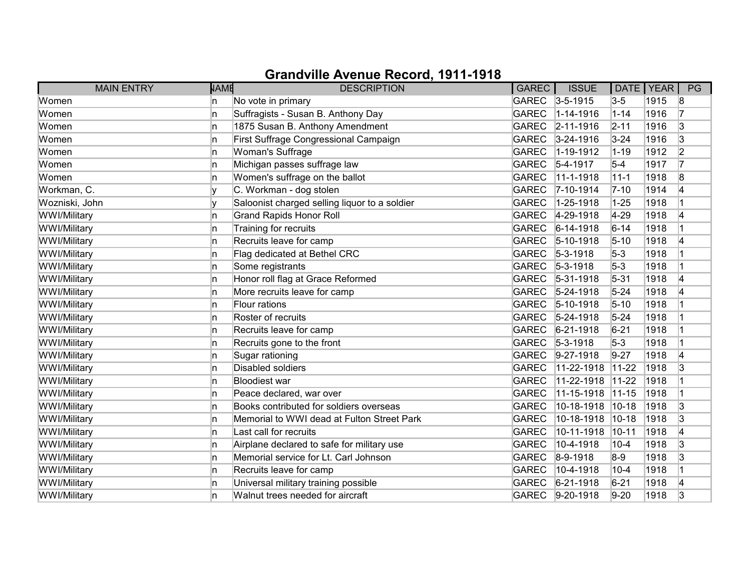# Grandville Avenue Record, 1911-1918

| MAIN ENTRY | NAME | DESCRIPTION | GAREC | ISSUE | DATE | YEAR | PG |
|---|---|---|---|---|---|---|---|
| Women | n | No vote in primary | GAREC | 3-5-1915 | 3-5 | 1915 | 8 |
| Women | n | Suffragists - Susan B. Anthony Day | GAREC | 1-14-1916 | 1-14 | 1916 | 7 |
| Women | n | 1875 Susan B. Anthony Amendment | GAREC | 2-11-1916 | 2-11 | 1916 | 3 |
| Women | n | First Suffrage Congressional Campaign | GAREC | 3-24-1916 | 3-24 | 1916 | 3 |
| Women | n | Woman's Suffrage | GAREC | 1-19-1912 | 1-19 | 1912 | 2 |
| Women | n | Michigan passes suffrage law | GAREC | 5-4-1917 | 5-4 | 1917 | 7 |
| Women | n | Women's suffrage on the ballot | GAREC | 11-1-1918 | 11-1 | 1918 | 8 |
| Workman, C. | y | C. Workman - dog stolen | GAREC | 7-10-1914 | 7-10 | 1914 | 4 |
| Wozniski, John | y | Saloonist charged selling liquor to a soldier | GAREC | 1-25-1918 | 1-25 | 1918 | 1 |
| WWI/Military | n | Grand Rapids Honor Roll | GAREC | 4-29-1918 | 4-29 | 1918 | 4 |
| WWI/Military | n | Training for recruits | GAREC | 6-14-1918 | 6-14 | 1918 | 1 |
| WWI/Military | n | Recruits leave for camp | GAREC | 5-10-1918 | 5-10 | 1918 | 4 |
| WWI/Military | n | Flag dedicated at Bethel CRC | GAREC | 5-3-1918 | 5-3 | 1918 | 1 |
| WWI/Military | n | Some registrants | GAREC | 5-3-1918 | 5-3 | 1918 | 1 |
| WWI/Military | n | Honor roll flag at Grace Reformed | GAREC | 5-31-1918 | 5-31 | 1918 | 4 |
| WWI/Military | n | More recruits leave for camp | GAREC | 5-24-1918 | 5-24 | 1918 | 4 |
| WWI/Military | n | Flour rations | GAREC | 5-10-1918 | 5-10 | 1918 | 1 |
| WWI/Military | n | Roster of recruits | GAREC | 5-24-1918 | 5-24 | 1918 | 1 |
| WWI/Military | n | Recruits leave for camp | GAREC | 6-21-1918 | 6-21 | 1918 | 1 |
| WWI/Military | n | Recruits gone to the front | GAREC | 5-3-1918 | 5-3 | 1918 | 1 |
| WWI/Military | n | Sugar rationing | GAREC | 9-27-1918 | 9-27 | 1918 | 4 |
| WWI/Military | n | Disabled soldiers | GAREC | 11-22-1918 | 11-22 | 1918 | 3 |
| WWI/Military | n | Bloodiest war | GAREC | 11-22-1918 | 11-22 | 1918 | 1 |
| WWI/Military | n | Peace declared, war over | GAREC | 11-15-1918 | 11-15 | 1918 | 1 |
| WWI/Military | n | Books contributed for soldiers overseas | GAREC | 10-18-1918 | 10-18 | 1918 | 3 |
| WWI/Military | n | Memorial to WWI dead at Fulton Street Park | GAREC | 10-18-1918 | 10-18 | 1918 | 3 |
| WWI/Military | n | Last call for recruits | GAREC | 10-11-1918 | 10-11 | 1918 | 4 |
| WWI/Military | n | Airplane declared to safe for military use | GAREC | 10-4-1918 | 10-4 | 1918 | 3 |
| WWI/Military | n | Memorial service for Lt. Carl Johnson | GAREC | 8-9-1918 | 8-9 | 1918 | 3 |
| WWI/Military | n | Recruits leave for camp | GAREC | 10-4-1918 | 10-4 | 1918 | 1 |
| WWI/Military | n | Universal military training possible | GAREC | 6-21-1918 | 6-21 | 1918 | 4 |
| WWI/Military | n | Walnut trees needed for aircraft | GAREC | 9-20-1918 | 9-20 | 1918 | 3 |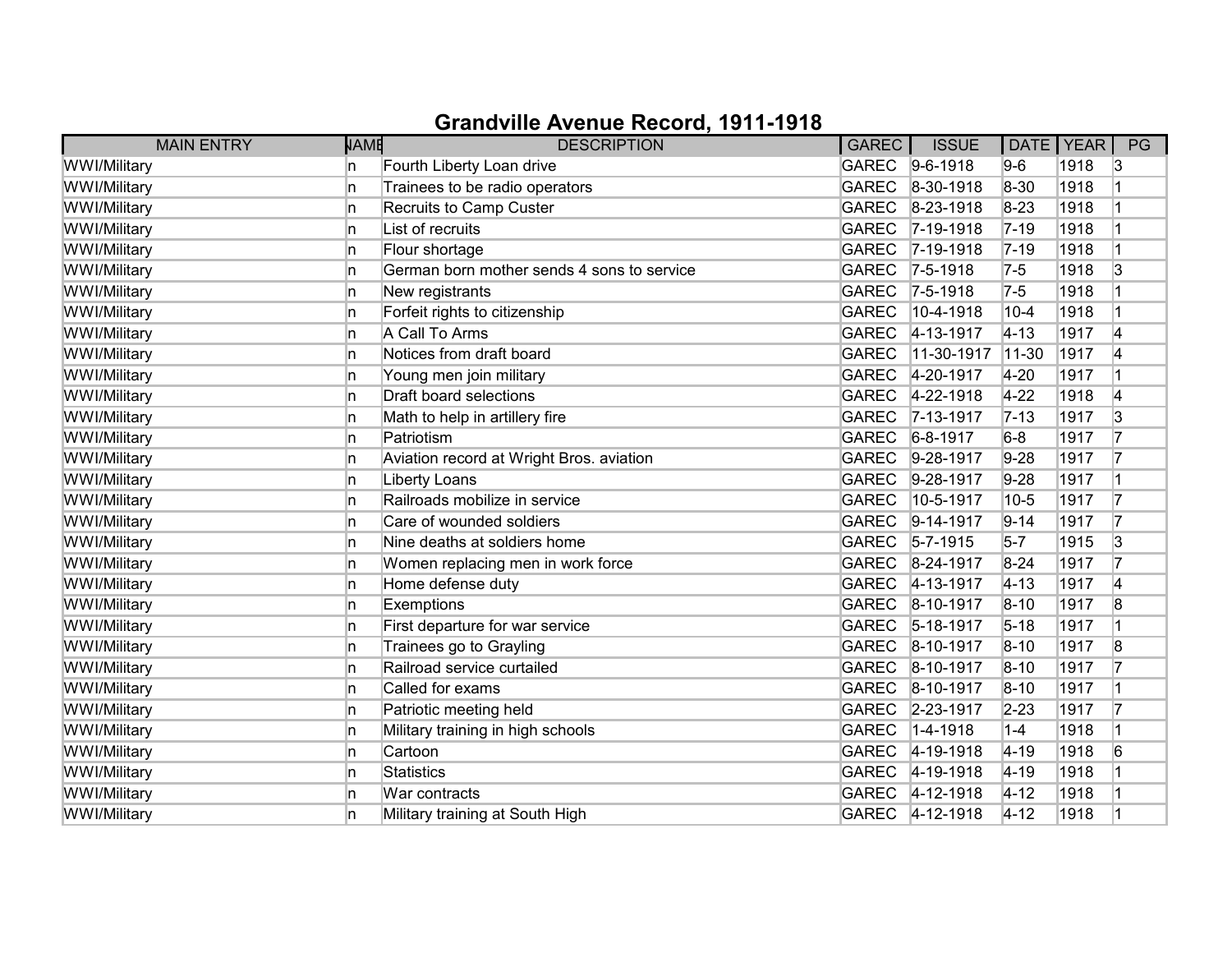# Grandville Avenue Record, 1911-1918

| MAIN ENTRY | NAME | DESCRIPTION | GAREC | ISSUE | DATE | YEAR | PG |
|---|---|---|---|---|---|---|---|
| WWI/Military | n | Fourth Liberty Loan drive | GAREC | 9-6-1918 | 9-6 | 1918 | 3 |
| WWI/Military | n | Trainees to be radio operators | GAREC | 8-30-1918 | 8-30 | 1918 | 1 |
| WWI/Military | n | Recruits to Camp Custer | GAREC | 8-23-1918 | 8-23 | 1918 | 1 |
| WWI/Military | n | List of recruits | GAREC | 7-19-1918 | 7-19 | 1918 | 1 |
| WWI/Military | n | Flour shortage | GAREC | 7-19-1918 | 7-19 | 1918 | 1 |
| WWI/Military | n | German born mother sends 4 sons to service | GAREC | 7-5-1918 | 7-5 | 1918 | 3 |
| WWI/Military | n | New registrants | GAREC | 7-5-1918 | 7-5 | 1918 | 1 |
| WWI/Military | n | Forfeit rights to citizenship | GAREC | 10-4-1918 | 10-4 | 1918 | 1 |
| WWI/Military | n | A Call To Arms | GAREC | 4-13-1917 | 4-13 | 1917 | 4 |
| WWI/Military | n | Notices from draft board | GAREC | 11-30-1917 | 11-30 | 1917 | 4 |
| WWI/Military | n | Young men join military | GAREC | 4-20-1917 | 4-20 | 1917 | 1 |
| WWI/Military | n | Draft board selections | GAREC | 4-22-1918 | 4-22 | 1918 | 4 |
| WWI/Military | n | Math to help in artillery fire | GAREC | 7-13-1917 | 7-13 | 1917 | 3 |
| WWI/Military | n | Patriotism | GAREC | 6-8-1917 | 6-8 | 1917 | 7 |
| WWI/Military | n | Aviation record at Wright Bros. aviation | GAREC | 9-28-1917 | 9-28 | 1917 | 7 |
| WWI/Military | n | Liberty Loans | GAREC | 9-28-1917 | 9-28 | 1917 | 1 |
| WWI/Military | n | Railroads mobilize in service | GAREC | 10-5-1917 | 10-5 | 1917 | 7 |
| WWI/Military | n | Care of wounded soldiers | GAREC | 9-14-1917 | 9-14 | 1917 | 7 |
| WWI/Military | n | Nine deaths at soldiers home | GAREC | 5-7-1915 | 5-7 | 1915 | 3 |
| WWI/Military | n | Women replacing men in work force | GAREC | 8-24-1917 | 8-24 | 1917 | 7 |
| WWI/Military | n | Home defense duty | GAREC | 4-13-1917 | 4-13 | 1917 | 4 |
| WWI/Military | n | Exemptions | GAREC | 8-10-1917 | 8-10 | 1917 | 8 |
| WWI/Military | n | First departure for war service | GAREC | 5-18-1917 | 5-18 | 1917 | 1 |
| WWI/Military | n | Trainees go to Grayling | GAREC | 8-10-1917 | 8-10 | 1917 | 8 |
| WWI/Military | n | Railroad service curtailed | GAREC | 8-10-1917 | 8-10 | 1917 | 7 |
| WWI/Military | n | Called for exams | GAREC | 8-10-1917 | 8-10 | 1917 | 1 |
| WWI/Military | n | Patriotic meeting held | GAREC | 2-23-1917 | 2-23 | 1917 | 7 |
| WWI/Military | n | Military training in high schools | GAREC | 1-4-1918 | 1-4 | 1918 | 1 |
| WWI/Military | n | Cartoon | GAREC | 4-19-1918 | 4-19 | 1918 | 6 |
| WWI/Military | n | Statistics | GAREC | 4-19-1918 | 4-19 | 1918 | 1 |
| WWI/Military | n | War contracts | GAREC | 4-12-1918 | 4-12 | 1918 | 1 |
| WWI/Military | n | Military training at South High | GAREC | 4-12-1918 | 4-12 | 1918 | 1 |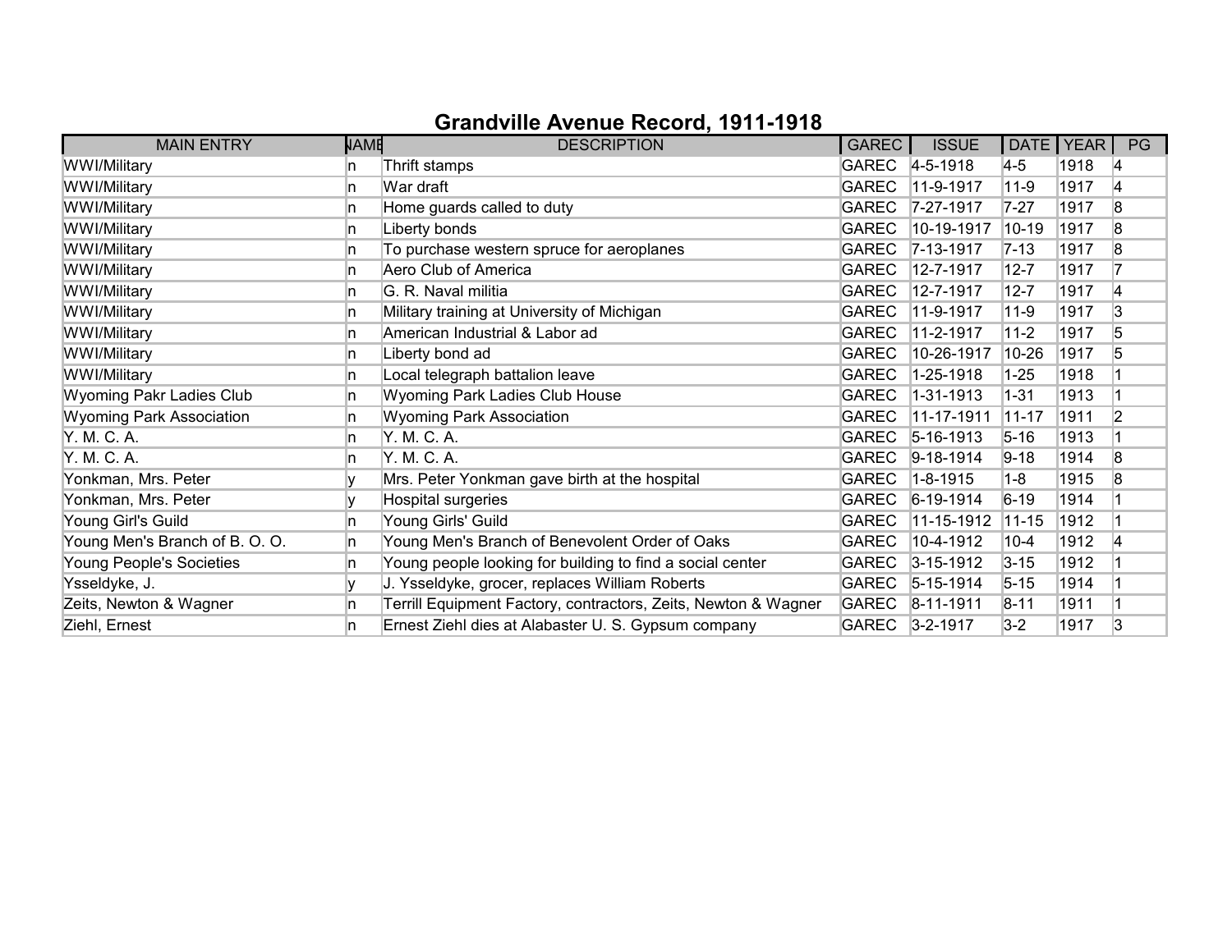# Grandville Avenue Record, 1911-1918

| MAIN ENTRY | NAME | DESCRIPTION | GAREC | ISSUE | DATE | YEAR | PG |
|---|---|---|---|---|---|---|---|
| WWI/Military | n | Thrift stamps | GAREC | 4-5-1918 | 4-5 | 1918 | 4 |
| WWI/Military | n | War draft | GAREC | 11-9-1917 | 11-9 | 1917 | 4 |
| WWI/Military | n | Home guards called to duty | GAREC | 7-27-1917 | 7-27 | 1917 | 8 |
| WWI/Military | n | Liberty bonds | GAREC | 10-19-1917 | 10-19 | 1917 | 8 |
| WWI/Military | n | To purchase western spruce for aeroplanes | GAREC | 7-13-1917 | 7-13 | 1917 | 8 |
| WWI/Military | n | Aero Club of America | GAREC | 12-7-1917 | 12-7 | 1917 | 7 |
| WWI/Military | n | G. R. Naval militia | GAREC | 12-7-1917 | 12-7 | 1917 | 4 |
| WWI/Military | n | Military training at University of Michigan | GAREC | 11-9-1917 | 11-9 | 1917 | 3 |
| WWI/Military | n | American Industrial & Labor ad | GAREC | 11-2-1917 | 11-2 | 1917 | 5 |
| WWI/Military | n | Liberty bond ad | GAREC | 10-26-1917 | 10-26 | 1917 | 5 |
| WWI/Military | n | Local telegraph battalion leave | GAREC | 1-25-1918 | 1-25 | 1918 | 1 |
| Wyoming Pakr Ladies Club | n | Wyoming Park Ladies Club House | GAREC | 1-31-1913 | 1-31 | 1913 | 1 |
| Wyoming Park Association | n | Wyoming Park Association | GAREC | 11-17-1911 | 11-17 | 1911 | 2 |
| Y. M. C. A. | n | Y. M. C. A. | GAREC | 5-16-1913 | 5-16 | 1913 | 1 |
| Y. M. C. A. | n | Y. M. C. A. | GAREC | 9-18-1914 | 9-18 | 1914 | 8 |
| Yonkman, Mrs. Peter | y | Mrs. Peter Yonkman gave birth at the hospital | GAREC | 1-8-1915 | 1-8 | 1915 | 8 |
| Yonkman, Mrs. Peter | y | Hospital surgeries | GAREC | 6-19-1914 | 6-19 | 1914 | 1 |
| Young Girl's Guild | n | Young Girls' Guild | GAREC | 11-15-1912 | 11-15 | 1912 | 1 |
| Young Men's Branch of B. O. O. | n | Young Men's Branch of Benevolent Order of Oaks | GAREC | 10-4-1912 | 10-4 | 1912 | 4 |
| Young People's Societies | n | Young people looking for building to find a social center | GAREC | 3-15-1912 | 3-15 | 1912 | 1 |
| Ysseldyke, J. | y | J. Ysseldyke, grocer, replaces William Roberts | GAREC | 5-15-1914 | 5-15 | 1914 | 1 |
| Zeits, Newton & Wagner | n | Terrill Equipment Factory, contractors, Zeits, Newton & Wagner | GAREC | 8-11-1911 | 8-11 | 1911 | 1 |
| Ziehl, Ernest | n | Ernest Ziehl dies at Alabaster U. S. Gypsum company | GAREC | 3-2-1917 | 3-2 | 1917 | 3 |